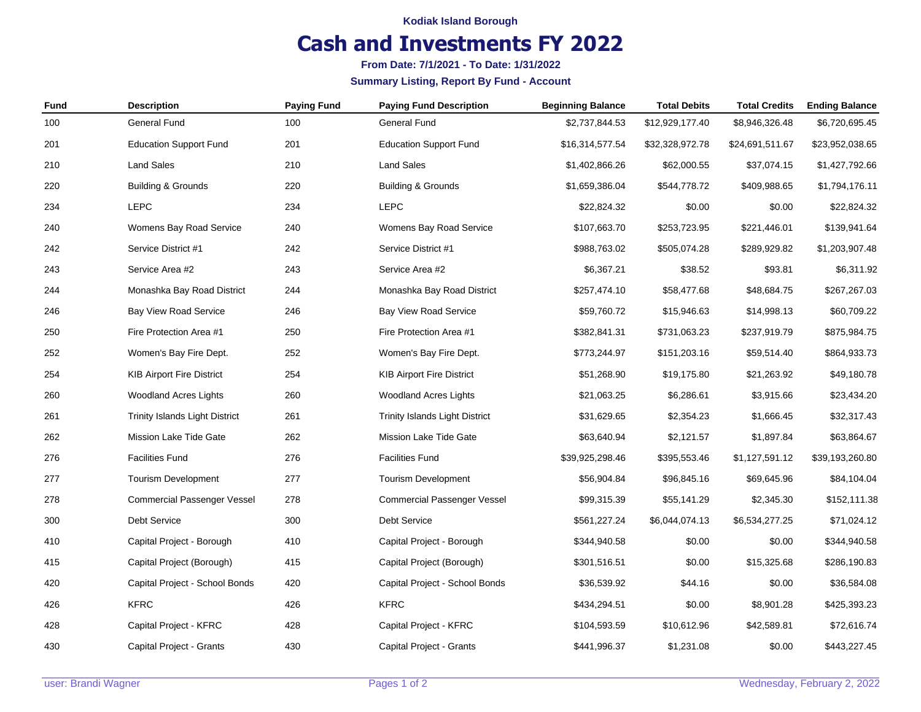**Kodiak Island Borough**

# Cash and Investments FY 2022

**From Date: 7/1/2021 - To Date: 1/31/2022**

**Summary Listing, Report By Fund - Account**

| Fund | Description | Paying Fund | Paying Fund Description | Beginning Balance | Total Debits | Total Credits | Ending Balance |
|---|---|---|---|---|---|---|---|
| 100 | General Fund | 100 | General Fund | $2,737,844.53 | $12,929,177.40 | $8,946,326.48 | $6,720,695.45 |
| 201 | Education Support Fund | 201 | Education Support Fund | $16,314,577.54 | $32,328,972.78 | $24,691,511.67 | $23,952,038.65 |
| 210 | Land Sales | 210 | Land Sales | $1,402,866.26 | $62,000.55 | $37,074.15 | $1,427,792.66 |
| 220 | Building & Grounds | 220 | Building & Grounds | $1,659,386.04 | $544,778.72 | $409,988.65 | $1,794,176.11 |
| 234 | LEPC | 234 | LEPC | $22,824.32 | $0.00 | $0.00 | $22,824.32 |
| 240 | Womens Bay Road Service | 240 | Womens Bay Road Service | $107,663.70 | $253,723.95 | $221,446.01 | $139,941.64 |
| 242 | Service District #1 | 242 | Service District #1 | $988,763.02 | $505,074.28 | $289,929.82 | $1,203,907.48 |
| 243 | Service Area #2 | 243 | Service Area #2 | $6,367.21 | $38.52 | $93.81 | $6,311.92 |
| 244 | Monashka Bay Road District | 244 | Monashka Bay Road District | $257,474.10 | $58,477.68 | $48,684.75 | $267,267.03 |
| 246 | Bay View Road Service | 246 | Bay View Road Service | $59,760.72 | $15,946.63 | $14,998.13 | $60,709.22 |
| 250 | Fire Protection Area #1 | 250 | Fire Protection Area #1 | $382,841.31 | $731,063.23 | $237,919.79 | $875,984.75 |
| 252 | Women's Bay Fire Dept. | 252 | Women's Bay Fire Dept. | $773,244.97 | $151,203.16 | $59,514.40 | $864,933.73 |
| 254 | KIB Airport Fire District | 254 | KIB Airport Fire District | $51,268.90 | $19,175.80 | $21,263.92 | $49,180.78 |
| 260 | Woodland Acres Lights | 260 | Woodland Acres Lights | $21,063.25 | $6,286.61 | $3,915.66 | $23,434.20 |
| 261 | Trinity Islands Light District | 261 | Trinity Islands Light District | $31,629.65 | $2,354.23 | $1,666.45 | $32,317.43 |
| 262 | Mission Lake Tide Gate | 262 | Mission Lake Tide Gate | $63,640.94 | $2,121.57 | $1,897.84 | $63,864.67 |
| 276 | Facilities Fund | 276 | Facilities Fund | $39,925,298.46 | $395,553.46 | $1,127,591.12 | $39,193,260.80 |
| 277 | Tourism Development | 277 | Tourism Development | $56,904.84 | $96,845.16 | $69,645.96 | $84,104.04 |
| 278 | Commercial Passenger Vessel | 278 | Commercial Passenger Vessel | $99,315.39 | $55,141.29 | $2,345.30 | $152,111.38 |
| 300 | Debt Service | 300 | Debt Service | $561,227.24 | $6,044,074.13 | $6,534,277.25 | $71,024.12 |
| 410 | Capital Project - Borough | 410 | Capital Project - Borough | $344,940.58 | $0.00 | $0.00 | $344,940.58 |
| 415 | Capital Project (Borough) | 415 | Capital Project (Borough) | $301,516.51 | $0.00 | $15,325.68 | $286,190.83 |
| 420 | Capital Project - School Bonds | 420 | Capital Project - School Bonds | $36,539.92 | $44.16 | $0.00 | $36,584.08 |
| 426 | KFRC | 426 | KFRC | $434,294.51 | $0.00 | $8,901.28 | $425,393.23 |
| 428 | Capital Project - KFRC | 428 | Capital Project - KFRC | $104,593.59 | $10,612.96 | $42,589.81 | $72,616.74 |
| 430 | Capital Project - Grants | 430 | Capital Project - Grants | $441,996.37 | $1,231.08 | $0.00 | $443,227.45 |

user: Brandi Wagner | Wednesday, February 2, 2022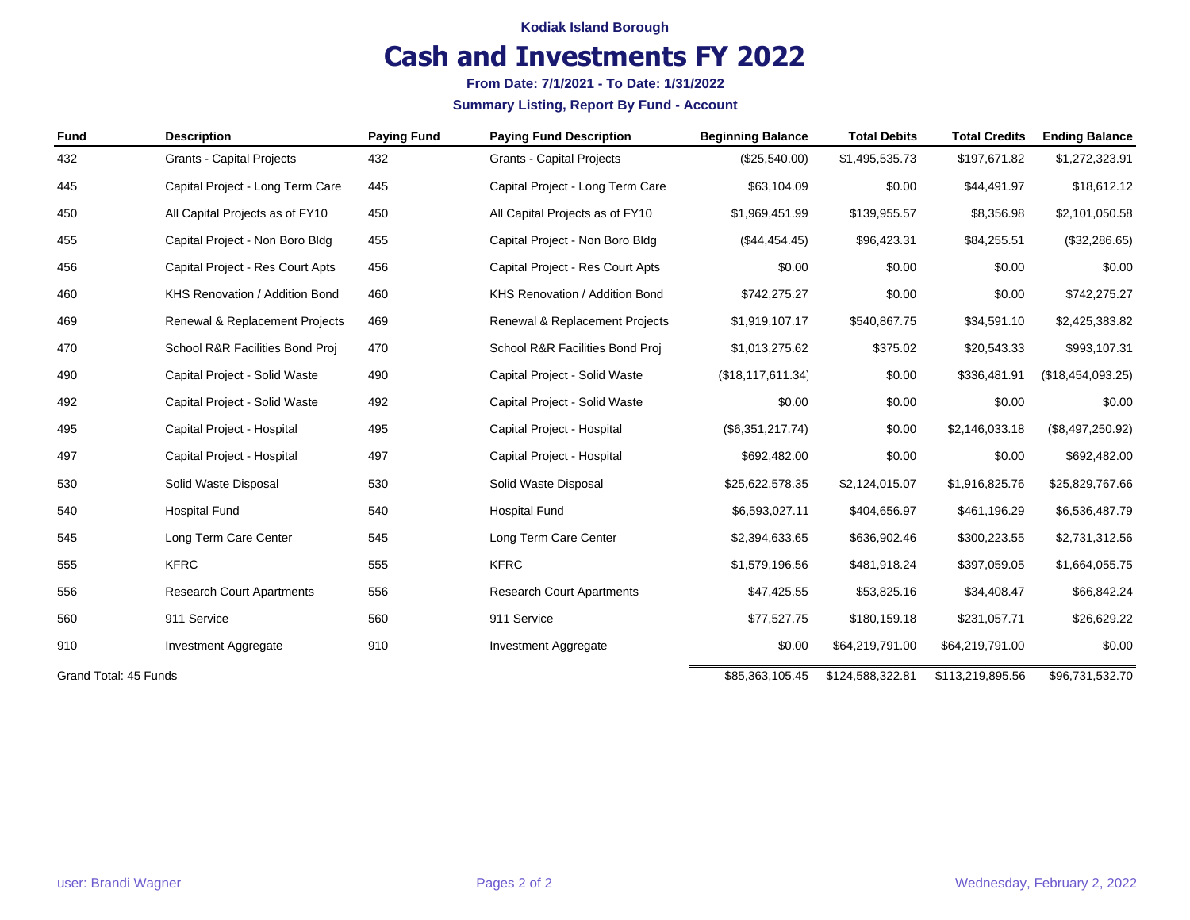**Kodiak Island Borough**

# Cash and Investments FY 2022

**From Date: 7/1/2021 - To Date: 1/31/2022**

**Summary Listing, Report By Fund - Account**

| Fund | Description | Paying Fund | Paying Fund Description | Beginning Balance | Total Debits | Total Credits | Ending Balance |
|---|---|---|---|---|---|---|---|
| 432 | Grants - Capital Projects | 432 | Grants - Capital Projects | ($25,540.00) | $1,495,535.73 | $197,671.82 | $1,272,323.91 |
| 445 | Capital Project - Long Term Care | 445 | Capital Project - Long Term Care | $63,104.09 | $0.00 | $44,491.97 | $18,612.12 |
| 450 | All Capital Projects as of FY10 | 450 | All Capital Projects as of FY10 | $1,969,451.99 | $139,955.57 | $8,356.98 | $2,101,050.58 |
| 455 | Capital Project - Non Boro Bldg | 455 | Capital Project - Non Boro Bldg | ($44,454.45) | $96,423.31 | $84,255.51 | ($32,286.65) |
| 456 | Capital Project - Res Court Apts | 456 | Capital Project - Res Court Apts | $0.00 | $0.00 | $0.00 | $0.00 |
| 460 | KHS Renovation / Addition Bond | 460 | KHS Renovation / Addition Bond | $742,275.27 | $0.00 | $0.00 | $742,275.27 |
| 469 | Renewal & Replacement Projects | 469 | Renewal & Replacement Projects | $1,919,107.17 | $540,867.75 | $34,591.10 | $2,425,383.82 |
| 470 | School R&R Facilities Bond Proj | 470 | School R&R Facilities Bond Proj | $1,013,275.62 | $375.02 | $20,543.33 | $993,107.31 |
| 490 | Capital Project - Solid Waste | 490 | Capital Project - Solid Waste | ($18,117,611.34) | $0.00 | $336,481.91 | ($18,454,093.25) |
| 492 | Capital Project - Solid Waste | 492 | Capital Project - Solid Waste | $0.00 | $0.00 | $0.00 | $0.00 |
| 495 | Capital Project - Hospital | 495 | Capital Project - Hospital | ($6,351,217.74) | $0.00 | $2,146,033.18 | ($8,497,250.92) |
| 497 | Capital Project - Hospital | 497 | Capital Project - Hospital | $692,482.00 | $0.00 | $0.00 | $692,482.00 |
| 530 | Solid Waste Disposal | 530 | Solid Waste Disposal | $25,622,578.35 | $2,124,015.07 | $1,916,825.76 | $25,829,767.66 |
| 540 | Hospital Fund | 540 | Hospital Fund | $6,593,027.11 | $404,656.97 | $461,196.29 | $6,536,487.79 |
| 545 | Long Term Care Center | 545 | Long Term Care Center | $2,394,633.65 | $636,902.46 | $300,223.55 | $2,731,312.56 |
| 555 | KFRC | 555 | KFRC | $1,579,196.56 | $481,918.24 | $397,059.05 | $1,664,055.75 |
| 556 | Research Court Apartments | 556 | Research Court Apartments | $47,425.55 | $53,825.16 | $34,408.47 | $66,842.24 |
| 560 | 911 Service | 560 | 911 Service | $77,527.75 | $180,159.18 | $231,057.71 | $26,629.22 |
| 910 | Investment Aggregate | 910 | Investment Aggregate | $0.00 | $64,219,791.00 | $64,219,791.00 | $0.00 |
| Grand Total: 45 Funds | | | | $85,363,105.45 | $124,588,322.81 | $113,219,895.56 | $96,731,532.70 |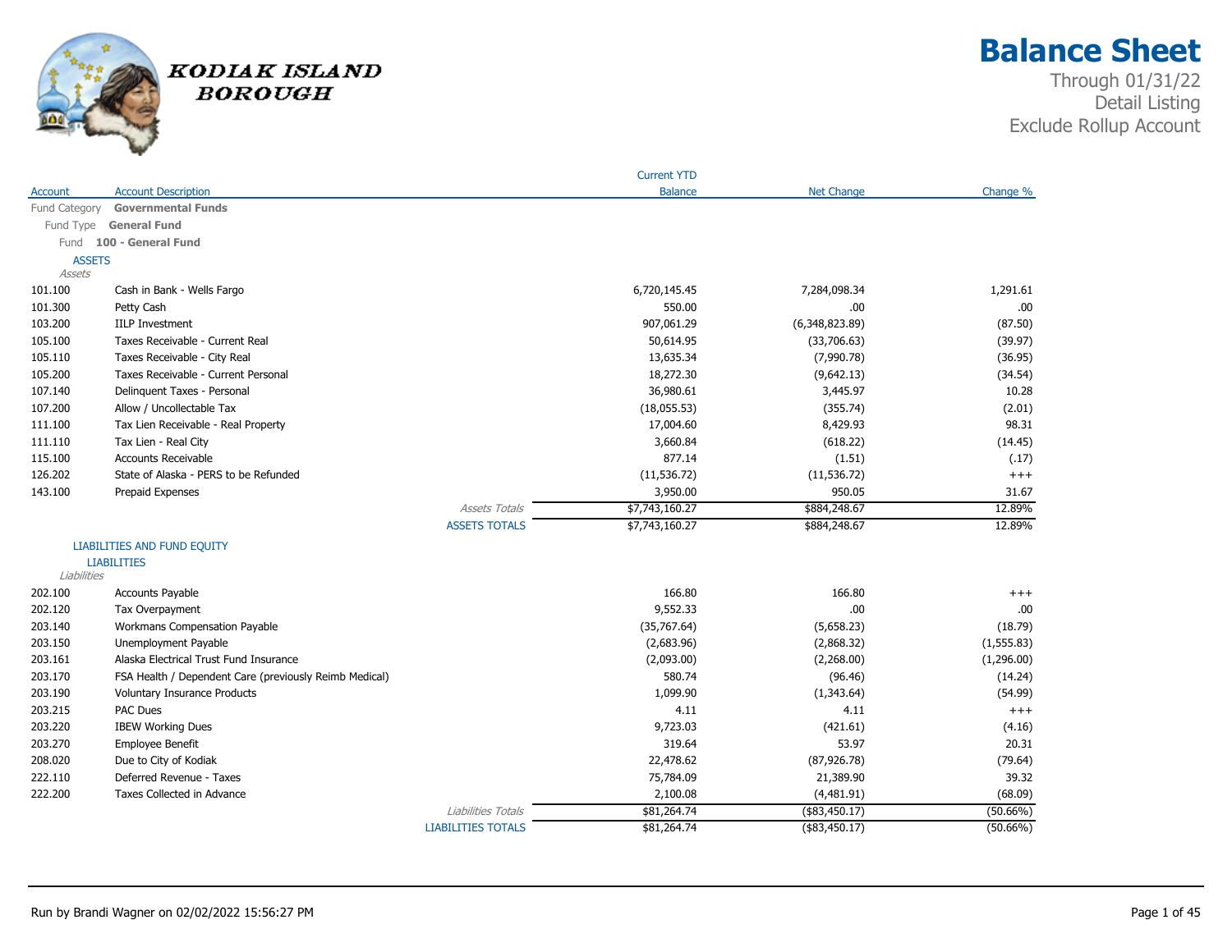# Balance Sheet

Through 01/31/22
Detail Listing
Exclude Rollup Account

KODIAK ISLAND BOROUGH

| Account | Account Description | | Current YTD Balance | Net Change | Change % |
|---|---|---|---|---|---|
| Fund Category | **Governmental Funds** | | | | |
| Fund Type | **General Fund** | | | | |
| Fund | **100 - General Fund** | | | | |
| ASSETS | | | | | |
| *Assets* | | | | | |
| 101.100 | Cash in Bank - Wells Fargo | | 6,720,145.45 | 7,284,098.34 | 1,291.61 |
| 101.300 | Petty Cash | | 550.00 | .00 | .00 |
| 103.200 | IILP Investment | | 907,061.29 | (6,348,823.89) | (87.50) |
| 105.100 | Taxes Receivable - Current Real | | 50,614.95 | (33,706.63) | (39.97) |
| 105.110 | Taxes Receivable - City Real | | 13,635.34 | (7,990.78) | (36.95) |
| 105.200 | Taxes Receivable - Current Personal | | 18,272.30 | (9,642.13) | (34.54) |
| 107.140 | Delinquent Taxes - Personal | | 36,980.61 | 3,445.97 | 10.28 |
| 107.200 | Allow / Uncollectable Tax | | (18,055.53) | (355.74) | (2.01) |
| 111.100 | Tax Lien Receivable - Real Property | | 17,004.60 | 8,429.93 | 98.31 |
| 111.110 | Tax Lien - Real City | | 3,660.84 | (618.22) | (14.45) |
| 115.100 | Accounts Receivable | | 877.14 | (1.51) | (.17) |
| 126.202 | State of Alaska - PERS to be Refunded | | (11,536.72) | (11,536.72) | +++ |
| 143.100 | Prepaid Expenses | | 3,950.00 | 950.05 | 31.67 |
| | | *Assets Totals* | $7,743,160.27 | $884,248.67 | 12.89% |
| | | ASSETS TOTALS | $7,743,160.27 | $884,248.67 | 12.89% |
| LIABILITIES AND FUND EQUITY | | | | | |
| LIABILITIES | | | | | |
| *Liabilities* | | | | | |
| 202.100 | Accounts Payable | | 166.80 | 166.80 | +++ |
| 202.120 | Tax Overpayment | | 9,552.33 | .00 | .00 |
| 203.140 | Workmans Compensation Payable | | (35,767.64) | (5,658.23) | (18.79) |
| 203.150 | Unemployment Payable | | (2,683.96) | (2,868.32) | (1,555.83) |
| 203.161 | Alaska Electrical Trust Fund Insurance | | (2,093.00) | (2,268.00) | (1,296.00) |
| 203.170 | FSA Health / Dependent Care (previously Reimb Medical) | | 580.74 | (96.46) | (14.24) |
| 203.190 | Voluntary Insurance Products | | 1,099.90 | (1,343.64) | (54.99) |
| 203.215 | PAC Dues | | 4.11 | 4.11 | +++ |
| 203.220 | IBEW Working Dues | | 9,723.03 | (421.61) | (4.16) |
| 203.270 | Employee Benefit | | 319.64 | 53.97 | 20.31 |
| 208.020 | Due to City of Kodiak | | 22,478.62 | (87,926.78) | (79.64) |
| 222.110 | Deferred Revenue - Taxes | | 75,784.09 | 21,389.90 | 39.32 |
| 222.200 | Taxes Collected in Advance | | 2,100.08 | (4,481.91) | (68.09) |
| | | *Liabilities Totals* | $81,264.74 | ($83,450.17) | (50.66%) |
| | | LIABILITIES TOTALS | $81,264.74 | ($83,450.17) | (50.66%) |

Run by Brandi Wagner on 02/02/2022 15:56:27 PM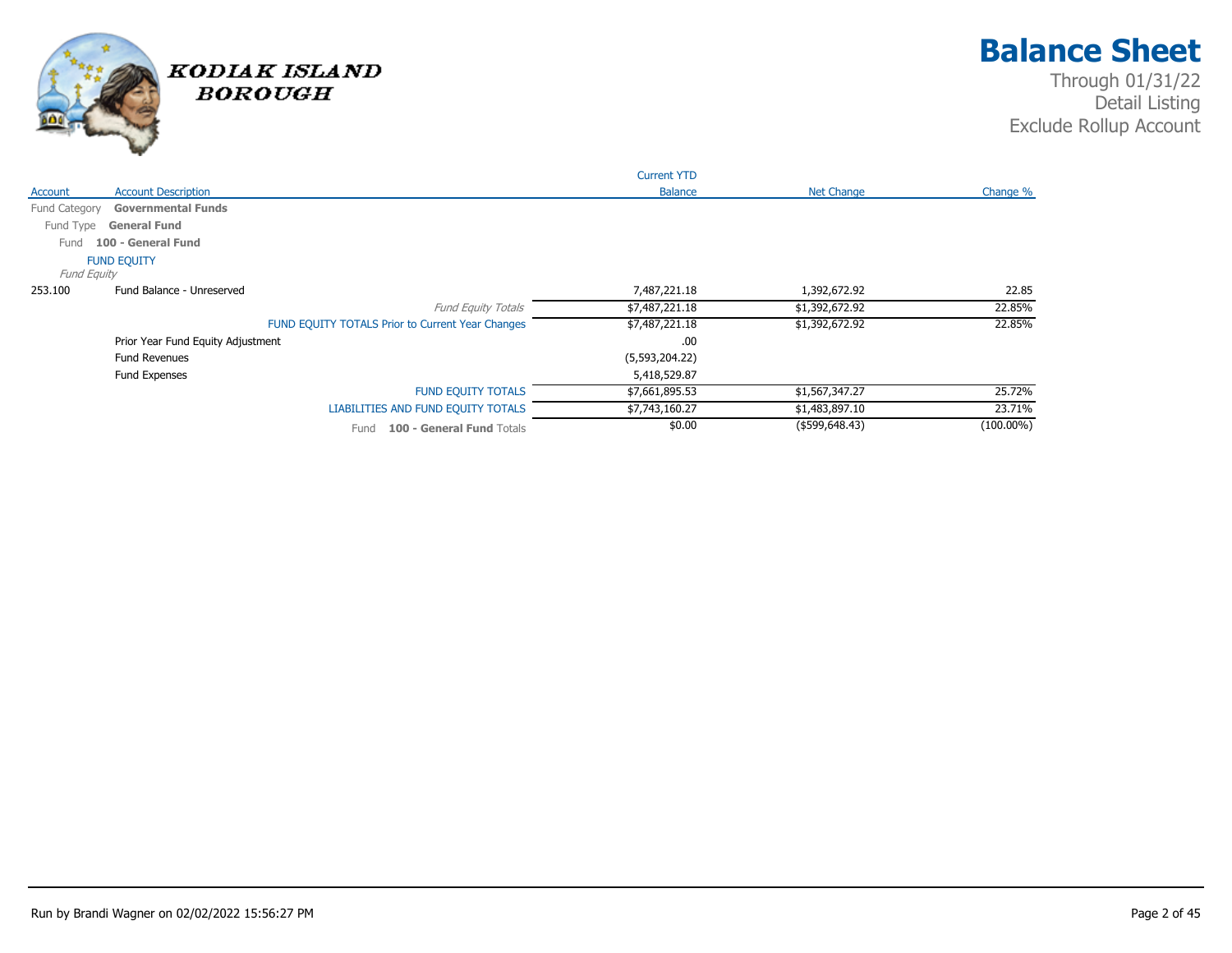# Balance Sheet

Through 01/31/22
Detail Listing
Exclude Rollup Account

KODIAK ISLAND BOROUGH

| Account | Account Description | Current YTD Balance | Net Change | Change % |
|---|---|---|---|---|
| Fund Category | **Governmental Funds** | | | |
| Fund Type | **General Fund** | | | |
| Fund | **100 - General Fund** | | | |
| | FUND EQUITY | | | |
| *Fund Equity* | | | | |
| 253.100 | Fund Balance - Unreserved | 7,487,221.18 | 1,392,672.92 | 22.85 |
| | *Fund Equity Totals* | $7,487,221.18 | $1,392,672.92 | 22.85% |
| | FUND EQUITY TOTALS Prior to Current Year Changes | $7,487,221.18 | $1,392,672.92 | 22.85% |
| | Prior Year Fund Equity Adjustment | .00 | | |
| | Fund Revenues | (5,593,204.22) | | |
| | Fund Expenses | 5,418,529.87 | | |
| | FUND EQUITY TOTALS | $7,661,895.53 | $1,567,347.27 | 25.72% |
| | LIABILITIES AND FUND EQUITY TOTALS | $7,743,160.27 | $1,483,897.10 | 23.71% |
| | Fund **100 - General Fund** Totals | $0.00 | ($599,648.43) | (100.00%) |

Run by Brandi Wagner on 02/02/2022 15:56:27 PM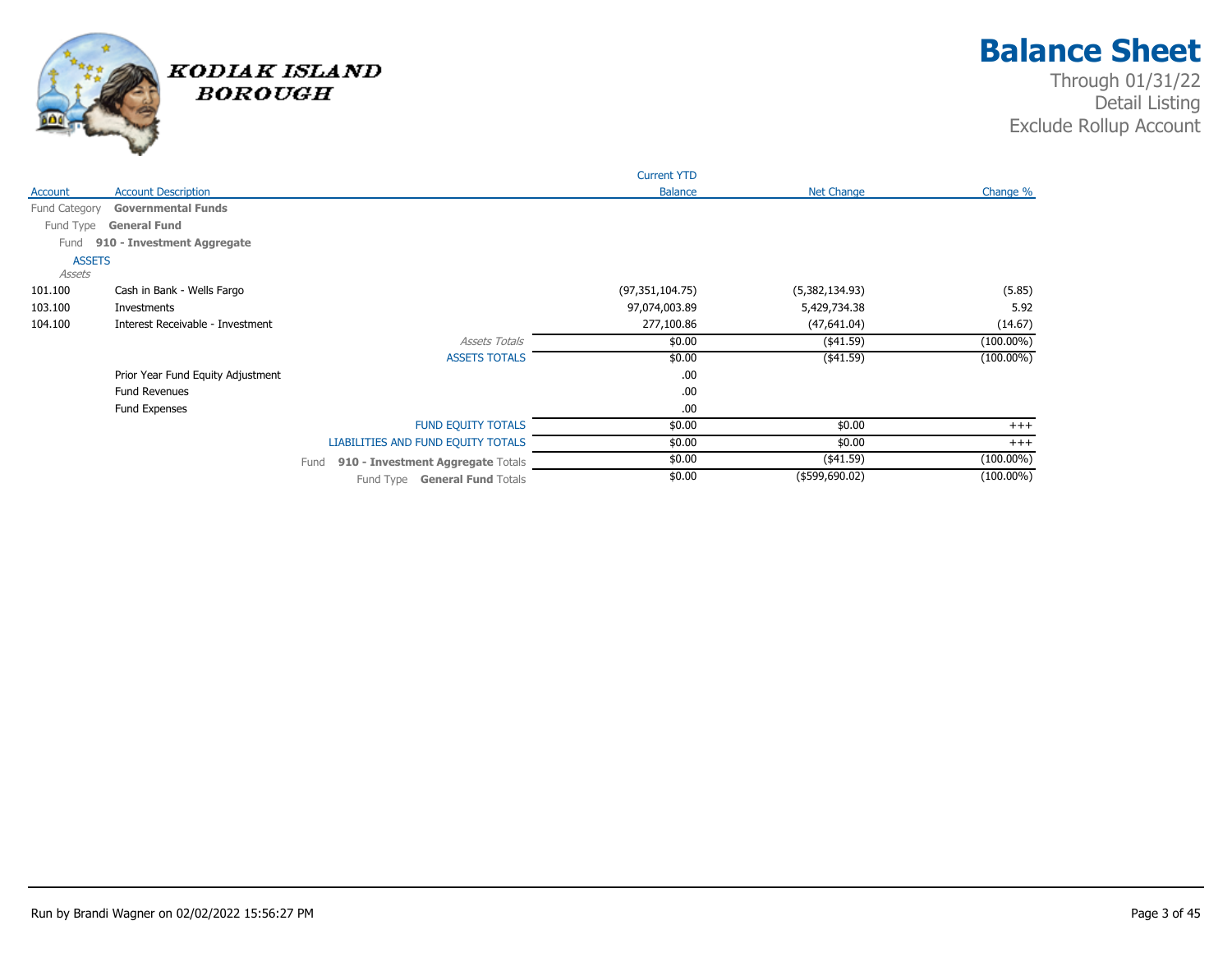# Balance Sheet

Through 01/31/22
Detail Listing
Exclude Rollup Account

KODIAK ISLAND BOROUGH

| Account | Account Description | Current YTD Balance | Net Change | Change % |
|---|---|---|---|---|
| Fund Category | **Governmental Funds** | | | |
| Fund Type | **General Fund** | | | |
| Fund | **910 - Investment Aggregate** | | | |
| ASSETS | | | | |
| *Assets* | | | | |
| 101.100 | Cash in Bank - Wells Fargo | (97,351,104.75) | (5,382,134.93) | (5.85) |
| 103.100 | Investments | 97,074,003.89 | 5,429,734.38 | 5.92 |
| 104.100 | Interest Receivable - Investment | 277,100.86 | (47,641.04) | (14.67) |
| | *Assets Totals* | $0.00 | ($41.59) | (100.00%) |
| | ASSETS TOTALS | $0.00 | ($41.59) | (100.00%) |
| | Prior Year Fund Equity Adjustment | .00 | | |
| | Fund Revenues | .00 | | |
| | Fund Expenses | .00 | | |
| | FUND EQUITY TOTALS | $0.00 | $0.00 | +++ |
| | LIABILITIES AND FUND EQUITY TOTALS | $0.00 | $0.00 | +++ |
| | Fund **910 - Investment Aggregate** Totals | $0.00 | ($41.59) | (100.00%) |
| | Fund Type **General Fund** Totals | $0.00 | ($599,690.02) | (100.00%) |

Run by Brandi Wagner on 02/02/2022 15:56:27 PM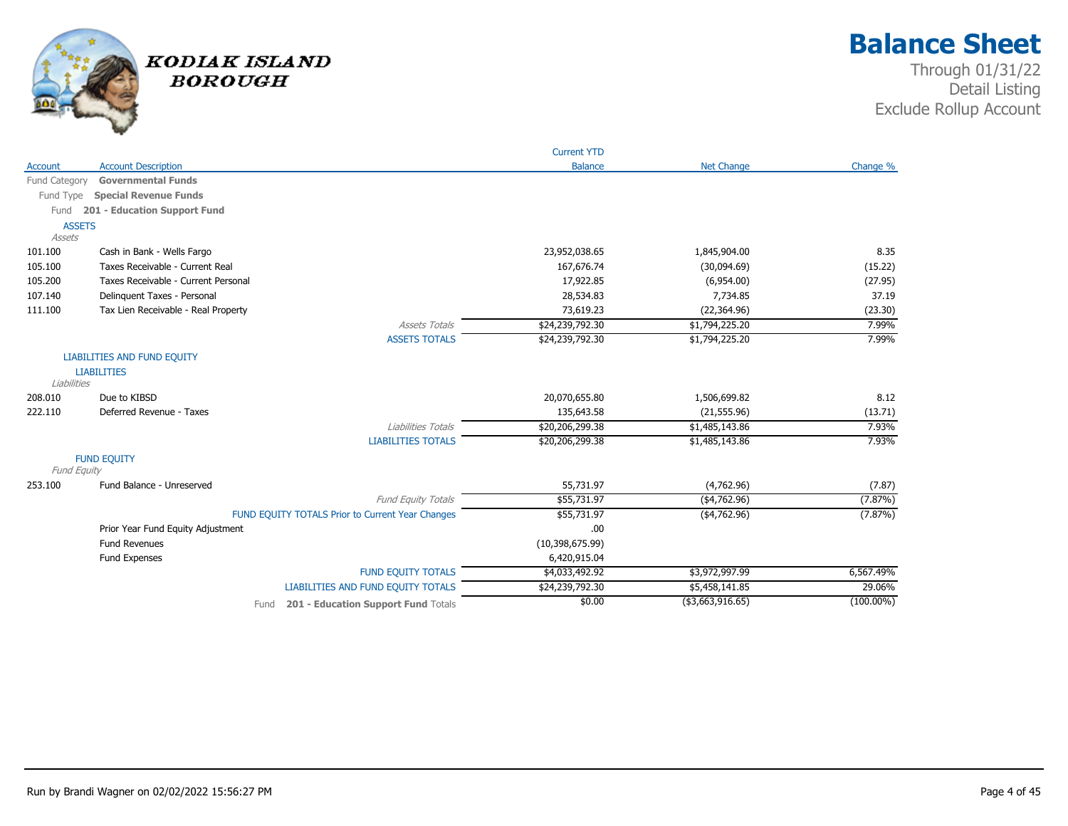# KODIAK ISLAND BOROUGH

# Balance Sheet

Through 01/31/22
Detail Listing
Exclude Rollup Account

| Account | Account Description | Current YTD Balance | Net Change | Change % |
|---|---|---|---|---|
| Fund Category | **Governmental Funds** | | | |
| Fund Type | **Special Revenue Funds** | | | |
| Fund | **201 - Education Support Fund** | | | |
| ASSETS | | | | |
| *Assets* | | | | |
| 101.100 | Cash in Bank - Wells Fargo | 23,952,038.65 | 1,845,904.00 | 8.35 |
| 105.100 | Taxes Receivable - Current Real | 167,676.74 | (30,094.69) | (15.22) |
| 105.200 | Taxes Receivable - Current Personal | 17,922.85 | (6,954.00) | (27.95) |
| 107.140 | Delinquent Taxes - Personal | 28,534.83 | 7,734.85 | 37.19 |
| 111.100 | Tax Lien Receivable - Real Property | 73,619.23 | (22,364.96) | (23.30) |
| | *Assets Totals* | $24,239,792.30 | $1,794,225.20 | 7.99% |
| | ASSETS TOTALS | $24,239,792.30 | $1,794,225.20 | 7.99% |
| LIABILITIES AND FUND EQUITY | | | | |
| LIABILITIES | | | | |
| *Liabilities* | | | | |
| 208.010 | Due to KIBSD | 20,070,655.80 | 1,506,699.82 | 8.12 |
| 222.110 | Deferred Revenue - Taxes | 135,643.58 | (21,555.96) | (13.71) |
| | *Liabilities Totals* | $20,206,299.38 | $1,485,143.86 | 7.93% |
| | LIABILITIES TOTALS | $20,206,299.38 | $1,485,143.86 | 7.93% |
| FUND EQUITY | | | | |
| *Fund Equity* | | | | |
| 253.100 | Fund Balance - Unreserved | 55,731.97 | (4,762.96) | (7.87) |
| | *Fund Equity Totals* | $55,731.97 | ($4,762.96) | (7.87%) |
| | FUND EQUITY TOTALS Prior to Current Year Changes | $55,731.97 | ($4,762.96) | (7.87%) |
| | Prior Year Fund Equity Adjustment | .00 | | |
| | Fund Revenues | (10,398,675.99) | | |
| | Fund Expenses | 6,420,915.04 | | |
| | FUND EQUITY TOTALS | $4,033,492.92 | $3,972,997.99 | 6,567.49% |
| | LIABILITIES AND FUND EQUITY TOTALS | $24,239,792.30 | $5,458,141.85 | 29.06% |
| | Fund **201 - Education Support Fund** Totals | $0.00 | ($3,663,916.65) | (100.00%) |

Run by Brandi Wagner on 02/02/2022 15:56:27 PM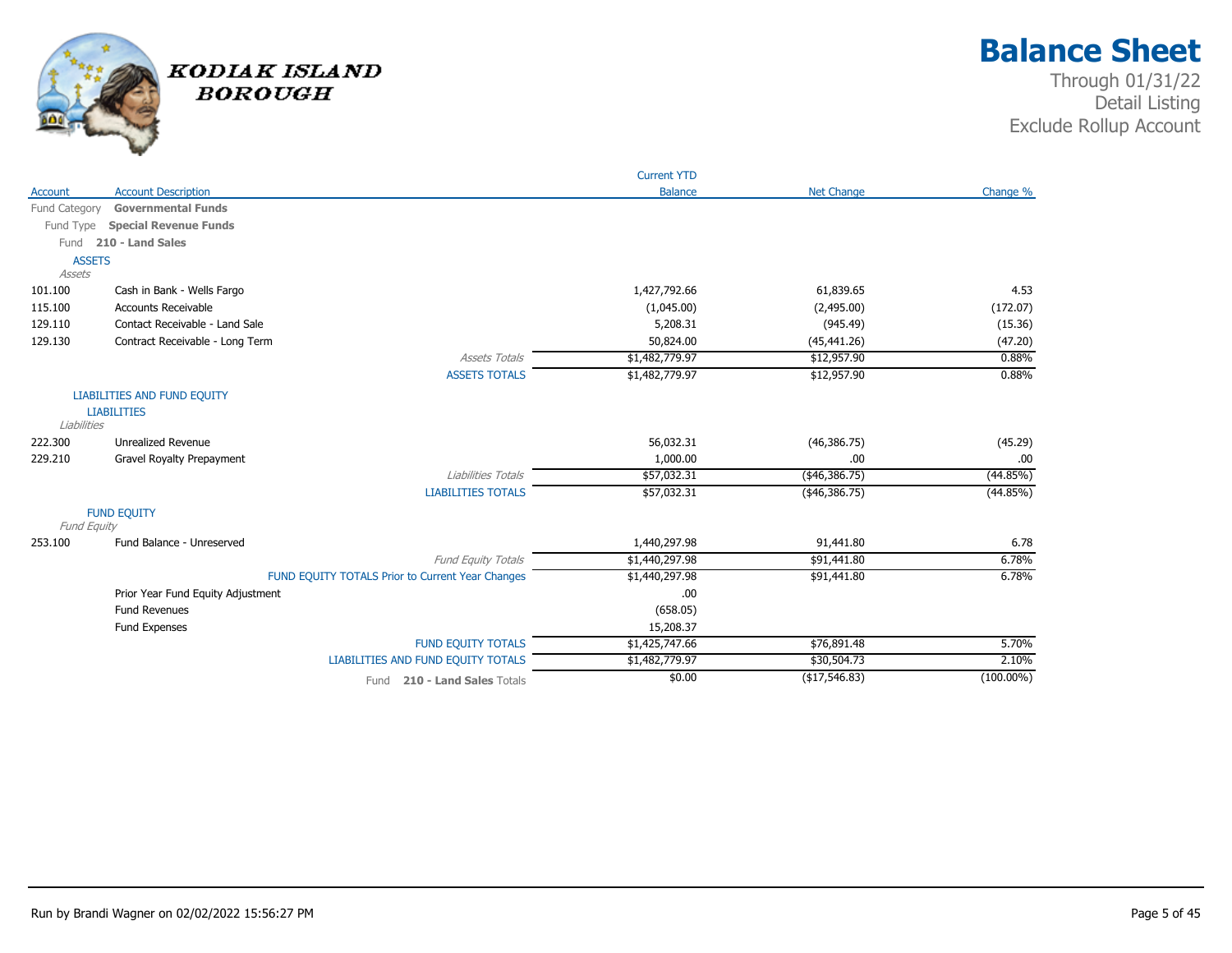# Balance Sheet

KODIAK ISLAND BOROUGH

Through 01/31/22
Detail Listing
Exclude Rollup Account

| Account | Account Description | Current YTD Balance | Net Change | Change % |
|---|---|---|---|---|
| Fund Category | **Governmental Funds** | | | |
| Fund Type | **Special Revenue Funds** | | | |
| Fund | **210 - Land Sales** | | | |
| **ASSETS** | | | | |
| *Assets* | | | | |
| 101.100 | Cash in Bank - Wells Fargo | 1,427,792.66 | 61,839.65 | 4.53 |
| 115.100 | Accounts Receivable | (1,045.00) | (2,495.00) | (172.07) |
| 129.110 | Contact Receivable - Land Sale | 5,208.31 | (945.49) | (15.36) |
| 129.130 | Contract Receivable - Long Term | 50,824.00 | (45,441.26) | (47.20) |
| | *Assets Totals* | $1,482,779.97 | $12,957.90 | 0.88% |
| | ASSETS TOTALS | $1,482,779.97 | $12,957.90 | 0.88% |
| **LIABILITIES AND FUND EQUITY** | | | | |
| **LIABILITIES** | | | | |
| *Liabilities* | | | | |
| 222.300 | Unrealized Revenue | 56,032.31 | (46,386.75) | (45.29) |
| 229.210 | Gravel Royalty Prepayment | 1,000.00 | .00 | .00 |
| | *Liabilities Totals* | $57,032.31 | ($46,386.75) | (44.85%) |
| | LIABILITIES TOTALS | $57,032.31 | ($46,386.75) | (44.85%) |
| **FUND EQUITY** | | | | |
| *Fund Equity* | | | | |
| 253.100 | Fund Balance - Unreserved | 1,440,297.98 | 91,441.80 | 6.78 |
| | *Fund Equity Totals* | $1,440,297.98 | $91,441.80 | 6.78% |
| | FUND EQUITY TOTALS Prior to Current Year Changes | $1,440,297.98 | $91,441.80 | 6.78% |
| | Prior Year Fund Equity Adjustment | .00 | | |
| | Fund Revenues | (658.05) | | |
| | Fund Expenses | 15,208.37 | | |
| | FUND EQUITY TOTALS | $1,425,747.66 | $76,891.48 | 5.70% |
| | LIABILITIES AND FUND EQUITY TOTALS | $1,482,779.97 | $30,504.73 | 2.10% |
| | Fund **210 - Land Sales** Totals | $0.00 | ($17,546.83) | (100.00%) |

Run by Brandi Wagner on 02/02/2022 15:56:27 PM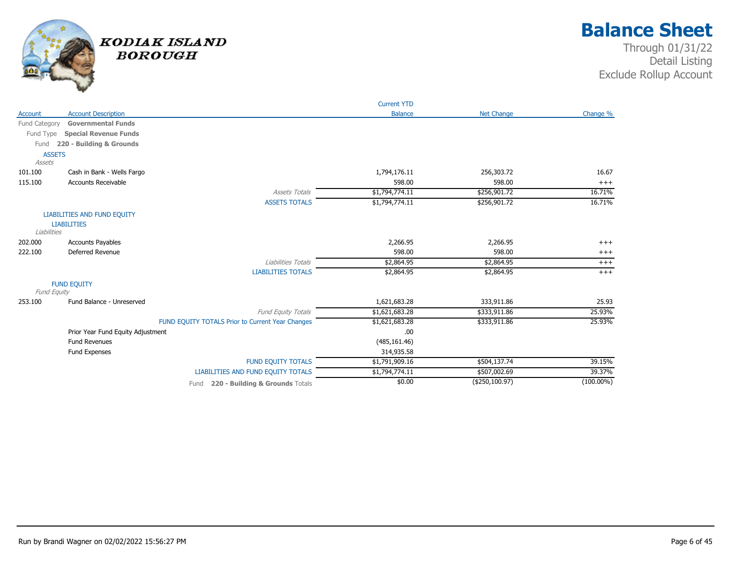# Balance Sheet

Through 01/31/22
Detail Listing
Exclude Rollup Account

KODIAK ISLAND BOROUGH

| Account | Account Description | Current YTD Balance | Net Change | Change % |
|---|---|---|---|---|
| Fund Category | **Governmental Funds** | | | |
| Fund Type | **Special Revenue Funds** | | | |
| Fund | **220 - Building & Grounds** | | | |
| | ASSETS | | | |
| | *Assets* | | | |
| 101.100 | Cash in Bank - Wells Fargo | 1,794,176.11 | 256,303.72 | 16.67 |
| 115.100 | Accounts Receivable | 598.00 | 598.00 | +++ |
| | *Assets Totals* | $1,794,774.11 | $256,901.72 | 16.71% |
| | ASSETS TOTALS | $1,794,774.11 | $256,901.72 | 16.71% |
| | LIABILITIES AND FUND EQUITY | | | |
| | LIABILITIES | | | |
| | *Liabilities* | | | |
| 202.000 | Accounts Payables | 2,266.95 | 2,266.95 | +++ |
| 222.100 | Deferred Revenue | 598.00 | 598.00 | +++ |
| | *Liabilities Totals* | $2,864.95 | $2,864.95 | +++ |
| | LIABILITIES TOTALS | $2,864.95 | $2,864.95 | +++ |
| | FUND EQUITY | | | |
| | *Fund Equity* | | | |
| 253.100 | Fund Balance - Unreserved | 1,621,683.28 | 333,911.86 | 25.93 |
| | *Fund Equity Totals* | $1,621,683.28 | $333,911.86 | 25.93% |
| | FUND EQUITY TOTALS Prior to Current Year Changes | $1,621,683.28 | $333,911.86 | 25.93% |
| | Prior Year Fund Equity Adjustment | .00 | | |
| | Fund Revenues | (485,161.46) | | |
| | Fund Expenses | 314,935.58 | | |
| | FUND EQUITY TOTALS | $1,791,909.16 | $504,137.74 | 39.15% |
| | LIABILITIES AND FUND EQUITY TOTALS | $1,794,774.11 | $507,002.69 | 39.37% |
| | Fund **220 - Building & Grounds** Totals | $0.00 | ($250,100.97) | (100.00%) |

Run by Brandi Wagner on 02/02/2022 15:56:27 PM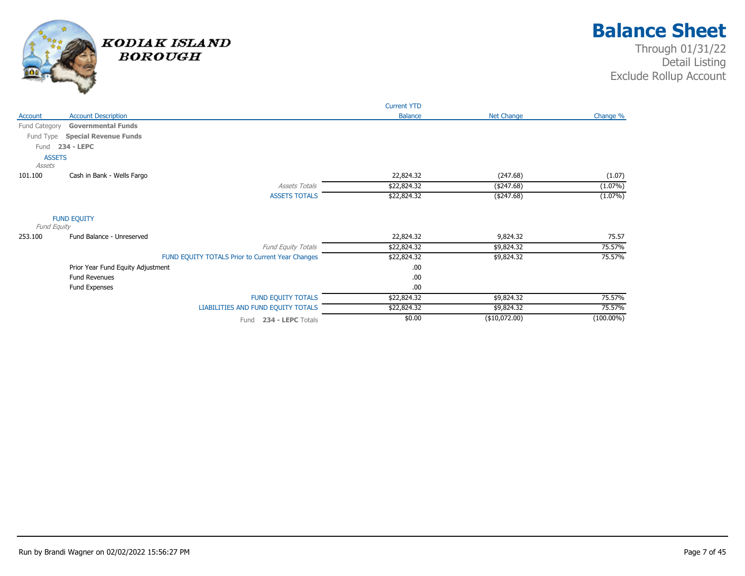# Balance Sheet

Through 01/31/22
Detail Listing
Exclude Rollup Account

KODIAK ISLAND BOROUGH

| Account | Account Description | Current YTD Balance | Net Change | Change % |
|---|---|---|---|---|
| Fund Category | **Governmental Funds** | | | |
| Fund Type | **Special Revenue Funds** | | | |
| Fund | **234 - LEPC** | | | |
| ASSETS | | | | |
| *Assets* | | | | |
| 101.100 | Cash in Bank - Wells Fargo | 22,824.32 | (247.68) | (1.07) |
| | *Assets Totals* | $22,824.32 | ($247.68) | (1.07%) |
| | ASSETS TOTALS | $22,824.32 | ($247.68) | (1.07%) |
| FUND EQUITY | | | | |
| *Fund Equity* | | | | |
| 253.100 | Fund Balance - Unreserved | 22,824.32 | 9,824.32 | 75.57 |
| | *Fund Equity Totals* | $22,824.32 | $9,824.32 | 75.57% |
| | FUND EQUITY TOTALS Prior to Current Year Changes | $22,824.32 | $9,824.32 | 75.57% |
| | Prior Year Fund Equity Adjustment | .00 | | |
| | Fund Revenues | .00 | | |
| | Fund Expenses | .00 | | |
| | FUND EQUITY TOTALS | $22,824.32 | $9,824.32 | 75.57% |
| | LIABILITIES AND FUND EQUITY TOTALS | $22,824.32 | $9,824.32 | 75.57% |
| | Fund **234 - LEPC** Totals | $0.00 | ($10,072.00) | (100.00%) |

Run by Brandi Wagner on 02/02/2022 15:56:27 PM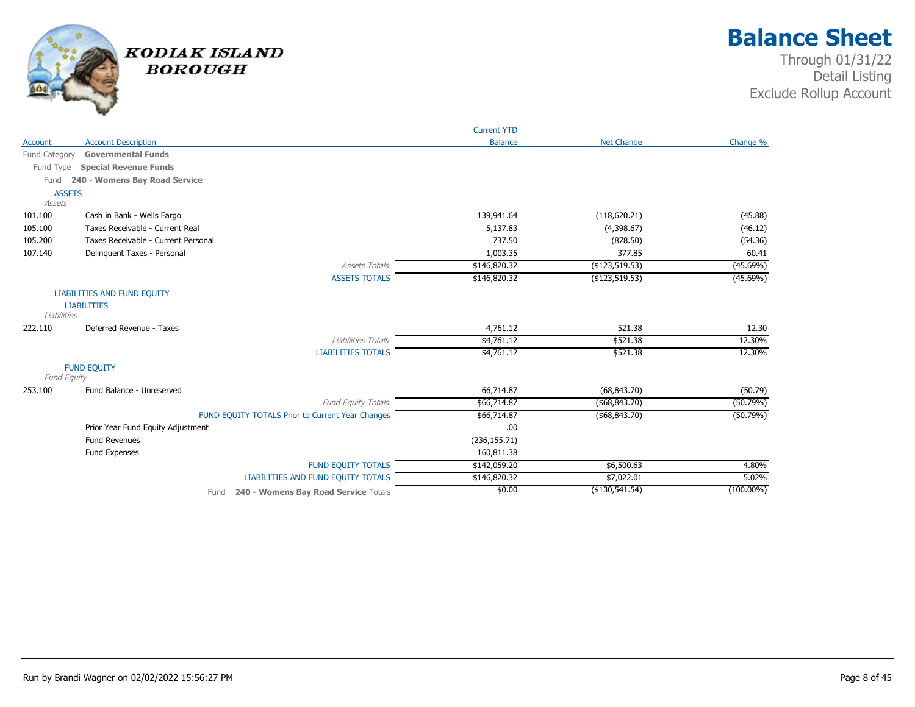# Balance Sheet

KODIAK ISLAND BOROUGH

Through 01/31/22
Detail Listing
Exclude Rollup Account

| Account | Account Description | Current YTD Balance | Net Change | Change % |
|---|---|---|---|---|
| Fund Category | **Governmental Funds** | | | |
| Fund Type | **Special Revenue Funds** | | | |
| Fund | **240 - Womens Bay Road Service** | | | |
| | **ASSETS** | | | |
| | *Assets* | | | |
| 101.100 | Cash in Bank - Wells Fargo | 139,941.64 | (118,620.21) | (45.88) |
| 105.100 | Taxes Receivable - Current Real | 5,137.83 | (4,398.67) | (46.12) |
| 105.200 | Taxes Receivable - Current Personal | 737.50 | (878.50) | (54.36) |
| 107.140 | Delinquent Taxes - Personal | 1,003.35 | 377.85 | 60.41 |
| | *Assets Totals* | $146,820.32 | ($123,519.53) | (45.69%) |
| | ASSETS TOTALS | $146,820.32 | ($123,519.53) | (45.69%) |
| | **LIABILITIES AND FUND EQUITY** | | | |
| | **LIABILITIES** | | | |
| | *Liabilities* | | | |
| 222.110 | Deferred Revenue - Taxes | 4,761.12 | 521.38 | 12.30 |
| | *Liabilities Totals* | $4,761.12 | $521.38 | 12.30% |
| | LIABILITIES TOTALS | $4,761.12 | $521.38 | 12.30% |
| | **FUND EQUITY** | | | |
| | *Fund Equity* | | | |
| 253.100 | Fund Balance - Unreserved | 66,714.87 | (68,843.70) | (50.79) |
| | *Fund Equity Totals* | $66,714.87 | ($68,843.70) | (50.79%) |
| | FUND EQUITY TOTALS Prior to Current Year Changes | $66,714.87 | ($68,843.70) | (50.79%) |
| | Prior Year Fund Equity Adjustment | .00 | | |
| | Fund Revenues | (236,155.71) | | |
| | Fund Expenses | 160,811.38 | | |
| | FUND EQUITY TOTALS | $142,059.20 | $6,500.63 | 4.80% |
| | LIABILITIES AND FUND EQUITY TOTALS | $146,820.32 | $7,022.01 | 5.02% |
| | Fund **240 - Womens Bay Road Service** Totals | $0.00 | ($130,541.54) | (100.00%) |

Run by Brandi Wagner on 02/02/2022 15:56:27 PM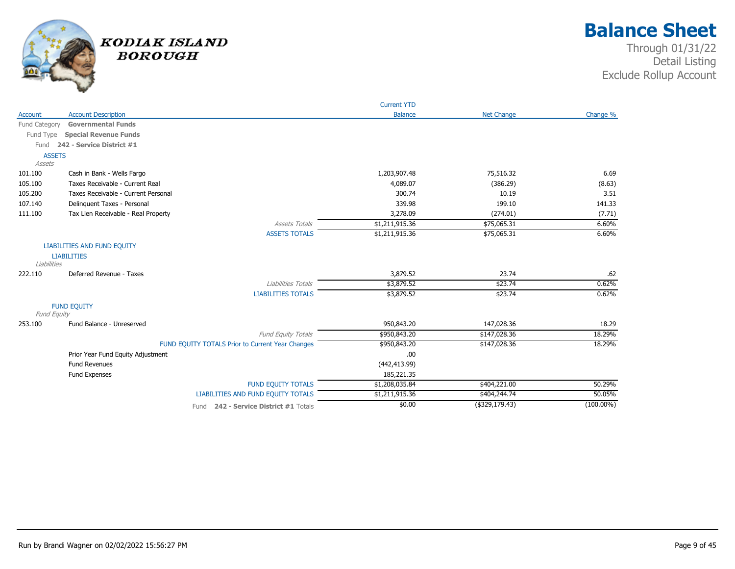KODIAK ISLAND BOROUGH

# Balance Sheet

Through 01/31/22
Detail Listing
Exclude Rollup Account

| Account | Account Description | Current YTD Balance | Net Change | Change % |
|---|---|---|---|---|
| Fund Category | **Governmental Funds** | | | |
| Fund Type | **Special Revenue Funds** | | | |
| Fund | **242 - Service District #1** | | | |
| ASSETS | | | | |
| *Assets* | | | | |
| 101.100 | Cash in Bank - Wells Fargo | 1,203,907.48 | 75,516.32 | 6.69 |
| 105.100 | Taxes Receivable - Current Real | 4,089.07 | (386.29) | (8.63) |
| 105.200 | Taxes Receivable - Current Personal | 300.74 | 10.19 | 3.51 |
| 107.140 | Delinquent Taxes - Personal | 339.98 | 199.10 | 141.33 |
| 111.100 | Tax Lien Receivable - Real Property | 3,278.09 | (274.01) | (7.71) |
| | *Assets Totals* | $1,211,915.36 | $75,065.31 | 6.60% |
| | ASSETS TOTALS | $1,211,915.36 | $75,065.31 | 6.60% |
| LIABILITIES AND FUND EQUITY | | | | |
| LIABILITIES | | | | |
| *Liabilities* | | | | |
| 222.110 | Deferred Revenue - Taxes | 3,879.52 | 23.74 | .62 |
| | *Liabilities Totals* | $3,879.52 | $23.74 | 0.62% |
| | LIABILITIES TOTALS | $3,879.52 | $23.74 | 0.62% |
| FUND EQUITY | | | | |
| *Fund Equity* | | | | |
| 253.100 | Fund Balance - Unreserved | 950,843.20 | 147,028.36 | 18.29 |
| | *Fund Equity Totals* | $950,843.20 | $147,028.36 | 18.29% |
| | FUND EQUITY TOTALS Prior to Current Year Changes | $950,843.20 | $147,028.36 | 18.29% |
| | Prior Year Fund Equity Adjustment | .00 | | |
| | Fund Revenues | (442,413.99) | | |
| | Fund Expenses | 185,221.35 | | |
| | FUND EQUITY TOTALS | $1,208,035.84 | $404,221.00 | 50.29% |
| | LIABILITIES AND FUND EQUITY TOTALS | $1,211,915.36 | $404,244.74 | 50.05% |
| | Fund **242 - Service District #1** Totals | $0.00 | ($329,179.43) | (100.00%) |

Run by Brandi Wagner on 02/02/2022 15:56:27 PM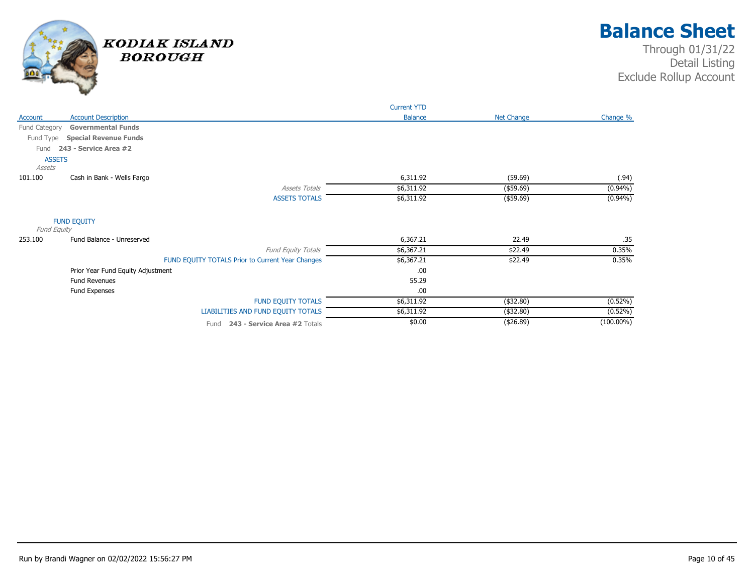# Balance Sheet

Through 01/31/22
Detail Listing
Exclude Rollup Account

KODIAK ISLAND BOROUGH

| Account | Account Description | Current YTD Balance | Net Change | Change % |
|---|---|---|---|---|
| Fund Category | **Governmental Funds** | | | |
| Fund Type | **Special Revenue Funds** | | | |
| Fund | **243 - Service Area #2** | | | |
| ASSETS | | | | |
| *Assets* | | | | |
| 101.100 | Cash in Bank - Wells Fargo | 6,311.92 | (59.69) | (.94) |
| | *Assets Totals* | $6,311.92 | ($59.69) | (0.94%) |
| | ASSETS TOTALS | $6,311.92 | ($59.69) | (0.94%) |
| FUND EQUITY | | | | |
| *Fund Equity* | | | | |
| 253.100 | Fund Balance - Unreserved | 6,367.21 | 22.49 | .35 |
| | *Fund Equity Totals* | $6,367.21 | $22.49 | 0.35% |
| | FUND EQUITY TOTALS Prior to Current Year Changes | $6,367.21 | $22.49 | 0.35% |
| | Prior Year Fund Equity Adjustment | .00 | | |
| | Fund Revenues | 55.29 | | |
| | Fund Expenses | .00 | | |
| | FUND EQUITY TOTALS | $6,311.92 | ($32.80) | (0.52%) |
| | LIABILITIES AND FUND EQUITY TOTALS | $6,311.92 | ($32.80) | (0.52%) |
| | Fund **243 - Service Area #2** Totals | $0.00 | ($26.89) | (100.00%) |

Run by Brandi Wagner on 02/02/2022 15:56:27 PM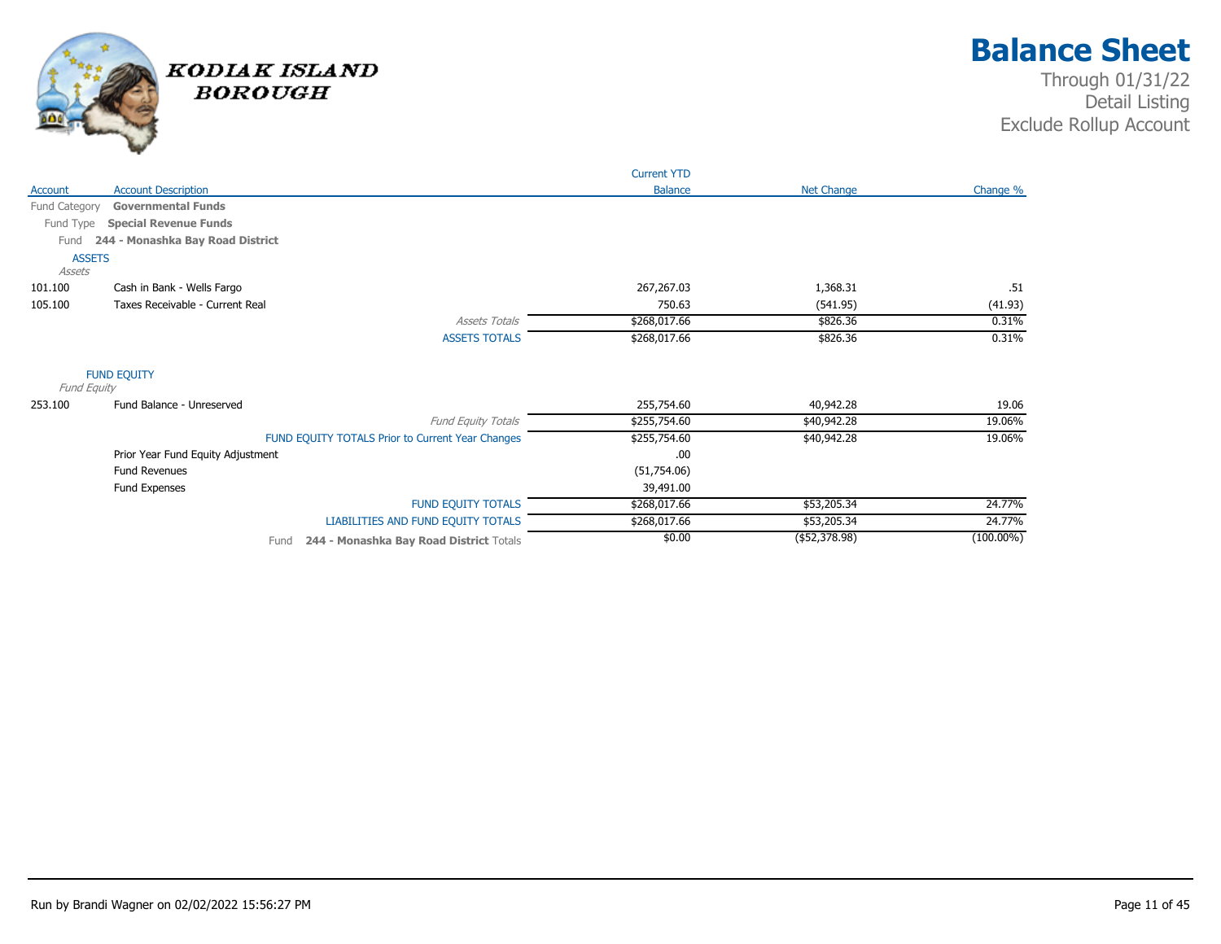# Balance Sheet

Through 01/31/22
Detail Listing
Exclude Rollup Account

KODIAK ISLAND BOROUGH

| Account | Account Description | Current YTD Balance | Net Change | Change % |
|---|---|---|---|---|
| Fund Category | **Governmental Funds** | | | |
| Fund Type | **Special Revenue Funds** | | | |
| Fund | **244 - Monashka Bay Road District** | | | |
| ASSETS | | | | |
| *Assets* | | | | |
| 101.100 | Cash in Bank - Wells Fargo | 267,267.03 | 1,368.31 | .51 |
| 105.100 | Taxes Receivable - Current Real | 750.63 | (541.95) | (41.93) |
| | *Assets Totals* | $268,017.66 | $826.36 | 0.31% |
| | ASSETS TOTALS | $268,017.66 | $826.36 | 0.31% |
| FUND EQUITY | | | | |
| *Fund Equity* | | | | |
| 253.100 | Fund Balance - Unreserved | 255,754.60 | 40,942.28 | 19.06 |
| | *Fund Equity Totals* | $255,754.60 | $40,942.28 | 19.06% |
| | FUND EQUITY TOTALS Prior to Current Year Changes | $255,754.60 | $40,942.28 | 19.06% |
| | Prior Year Fund Equity Adjustment | .00 | | |
| | Fund Revenues | (51,754.06) | | |
| | Fund Expenses | 39,491.00 | | |
| | FUND EQUITY TOTALS | $268,017.66 | $53,205.34 | 24.77% |
| | LIABILITIES AND FUND EQUITY TOTALS | $268,017.66 | $53,205.34 | 24.77% |
| | Fund **244 - Monashka Bay Road District** Totals | $0.00 | ($52,378.98) | (100.00%) |

Run by Brandi Wagner on 02/02/2022 15:56:27 PM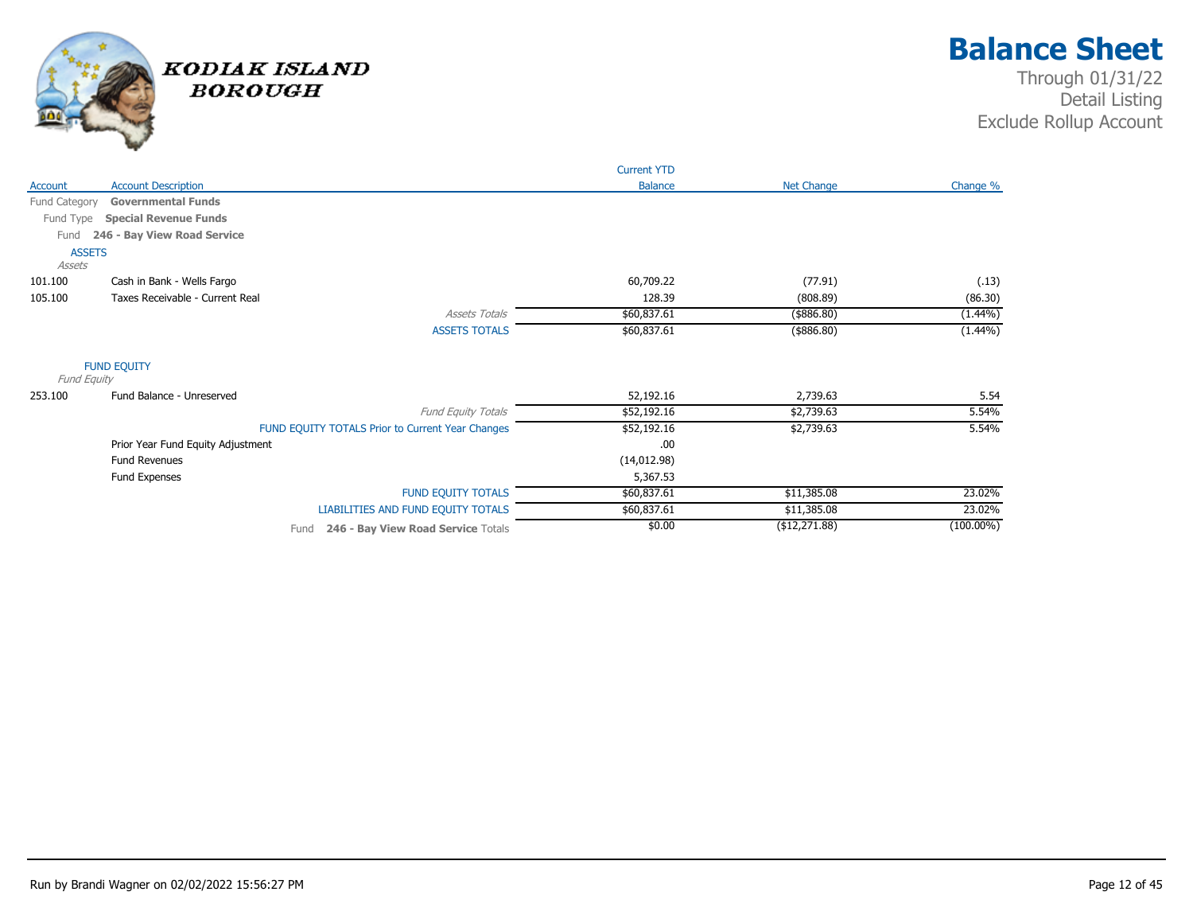# Balance Sheet

Through 01/31/22
Detail Listing
Exclude Rollup Account

KODIAK ISLAND BOROUGH

| Account | Account Description | Current YTD Balance | Net Change | Change % |
|---|---|---|---|---|
| Fund Category | **Governmental Funds** | | | |
| Fund Type | **Special Revenue Funds** | | | |
| Fund | **246 - Bay View Road Service** | | | |
| ASSETS | | | | |
| *Assets* | | | | |
| 101.100 | Cash in Bank - Wells Fargo | 60,709.22 | (77.91) | (.13) |
| 105.100 | Taxes Receivable - Current Real | 128.39 | (808.89) | (86.30) |
| | *Assets Totals* | $60,837.61 | ($886.80) | (1.44%) |
| | ASSETS TOTALS | $60,837.61 | ($886.80) | (1.44%) |
| FUND EQUITY | | | | |
| *Fund Equity* | | | | |
| 253.100 | Fund Balance - Unreserved | 52,192.16 | 2,739.63 | 5.54 |
| | *Fund Equity Totals* | $52,192.16 | $2,739.63 | 5.54% |
| | FUND EQUITY TOTALS Prior to Current Year Changes | $52,192.16 | $2,739.63 | 5.54% |
| | Prior Year Fund Equity Adjustment | .00 | | |
| | Fund Revenues | (14,012.98) | | |
| | Fund Expenses | 5,367.53 | | |
| | FUND EQUITY TOTALS | $60,837.61 | $11,385.08 | 23.02% |
| | LIABILITIES AND FUND EQUITY TOTALS | $60,837.61 | $11,385.08 | 23.02% |
| | Fund **246 - Bay View Road Service** Totals | $0.00 | ($12,271.88) | (100.00%) |

Run by Brandi Wagner on 02/02/2022 15:56:27 PM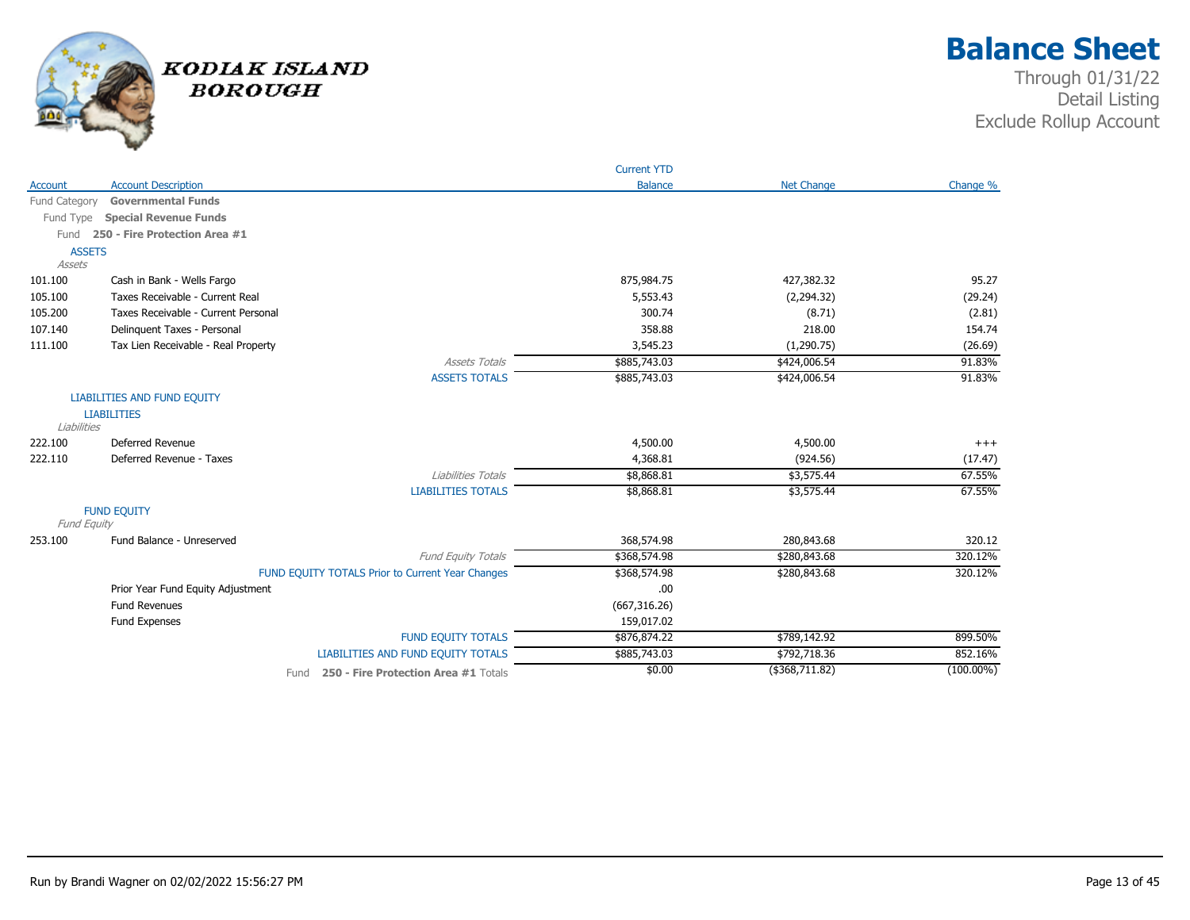# Balance Sheet

Through 01/31/22
Detail Listing
Exclude Rollup Account

KODIAK ISLAND BOROUGH

| Account | Account Description | Current YTD Balance | Net Change | Change % |
|---|---|---|---|---|
| Fund Category | **Governmental Funds** | | | |
| Fund Type | **Special Revenue Funds** | | | |
| Fund | **250 - Fire Protection Area #1** | | | |
| ASSETS | | | | |
| *Assets* | | | | |
| 101.100 | Cash in Bank - Wells Fargo | 875,984.75 | 427,382.32 | 95.27 |
| 105.100 | Taxes Receivable - Current Real | 5,553.43 | (2,294.32) | (29.24) |
| 105.200 | Taxes Receivable - Current Personal | 300.74 | (8.71) | (2.81) |
| 107.140 | Delinquent Taxes - Personal | 358.88 | 218.00 | 154.74 |
| 111.100 | Tax Lien Receivable - Real Property | 3,545.23 | (1,290.75) | (26.69) |
| | *Assets Totals* | $885,743.03 | $424,006.54 | 91.83% |
| | ASSETS TOTALS | $885,743.03 | $424,006.54 | 91.83% |
| LIABILITIES AND FUND EQUITY | | | | |
| LIABILITIES | | | | |
| *Liabilities* | | | | |
| 222.100 | Deferred Revenue | 4,500.00 | 4,500.00 | +++ |
| 222.110 | Deferred Revenue - Taxes | 4,368.81 | (924.56) | (17.47) |
| | *Liabilities Totals* | $8,868.81 | $3,575.44 | 67.55% |
| | LIABILITIES TOTALS | $8,868.81 | $3,575.44 | 67.55% |
| FUND EQUITY | | | | |
| *Fund Equity* | | | | |
| 253.100 | Fund Balance - Unreserved | 368,574.98 | 280,843.68 | 320.12 |
| | *Fund Equity Totals* | $368,574.98 | $280,843.68 | 320.12% |
| | FUND EQUITY TOTALS Prior to Current Year Changes | $368,574.98 | $280,843.68 | 320.12% |
| | Prior Year Fund Equity Adjustment | .00 | | |
| | Fund Revenues | (667,316.26) | | |
| | Fund Expenses | 159,017.02 | | |
| | FUND EQUITY TOTALS | $876,874.22 | $789,142.92 | 899.50% |
| | LIABILITIES AND FUND EQUITY TOTALS | $885,743.03 | $792,718.36 | 852.16% |
| | Fund **250 - Fire Protection Area #1** Totals | $0.00 | ($368,711.82) | (100.00%) |

Run by Brandi Wagner on 02/02/2022 15:56:27 PM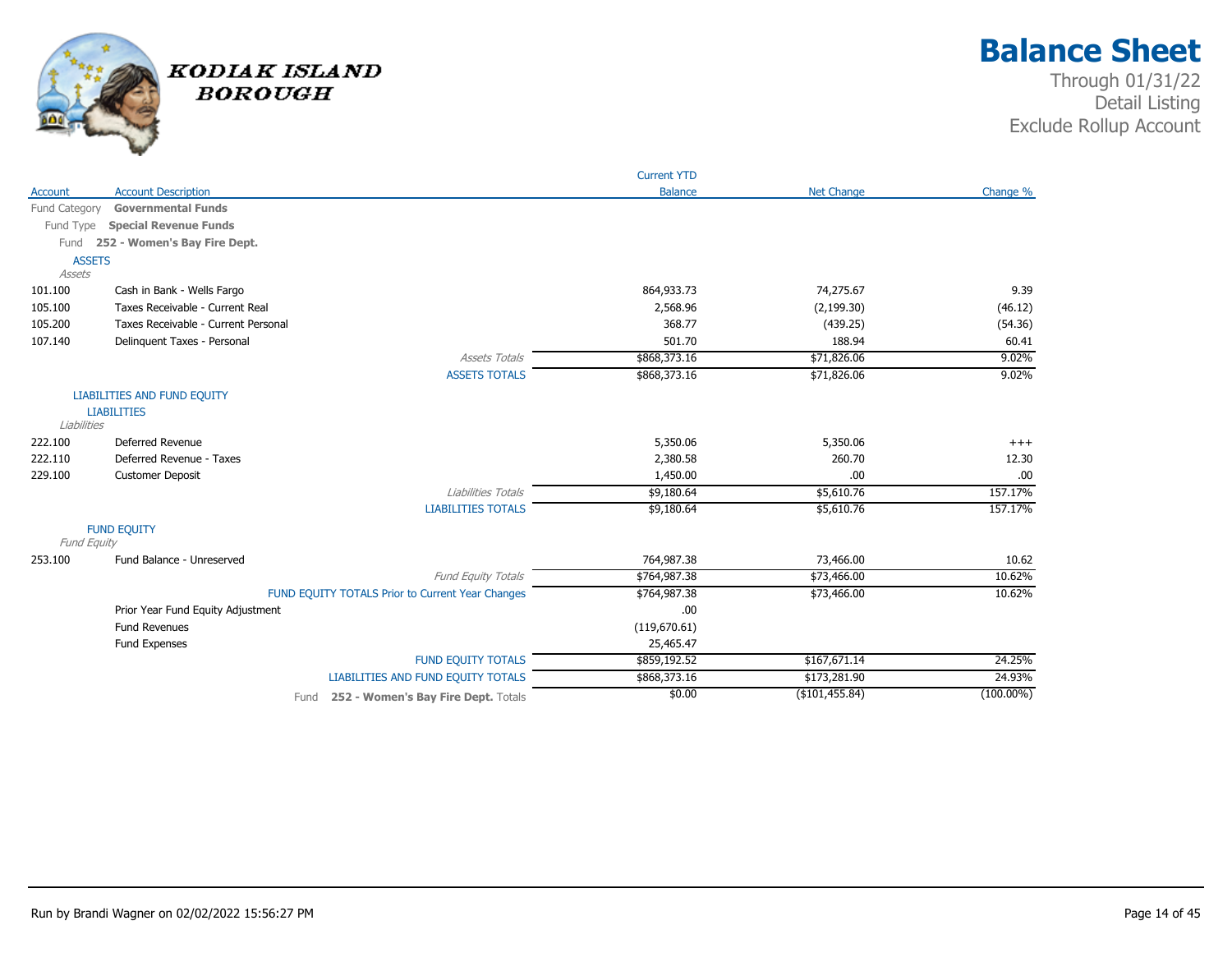# KODIAK ISLAND BOROUGH

# Balance Sheet

Through 01/31/22
Detail Listing
Exclude Rollup Account

| Account | Account Description | Current YTD Balance | Net Change | Change % |
|---|---|---|---|---|
| Fund Category | **Governmental Funds** | | | |
| Fund Type | **Special Revenue Funds** | | | |
| Fund | **252 - Women's Bay Fire Dept.** | | | |
| | ASSETS | | | |
| | *Assets* | | | |
| 101.100 | Cash in Bank - Wells Fargo | 864,933.73 | 74,275.67 | 9.39 |
| 105.100 | Taxes Receivable - Current Real | 2,568.96 | (2,199.30) | (46.12) |
| 105.200 | Taxes Receivable - Current Personal | 368.77 | (439.25) | (54.36) |
| 107.140 | Delinquent Taxes - Personal | 501.70 | 188.94 | 60.41 |
| | *Assets Totals* | $868,373.16 | $71,826.06 | 9.02% |
| | ASSETS TOTALS | $868,373.16 | $71,826.06 | 9.02% |
| | LIABILITIES AND FUND EQUITY | | | |
| | LIABILITIES | | | |
| | *Liabilities* | | | |
| 222.100 | Deferred Revenue | 5,350.06 | 5,350.06 | +++ |
| 222.110 | Deferred Revenue - Taxes | 2,380.58 | 260.70 | 12.30 |
| 229.100 | Customer Deposit | 1,450.00 | .00 | .00 |
| | *Liabilities Totals* | $9,180.64 | $5,610.76 | 157.17% |
| | LIABILITIES TOTALS | $9,180.64 | $5,610.76 | 157.17% |
| | FUND EQUITY | | | |
| | *Fund Equity* | | | |
| 253.100 | Fund Balance - Unreserved | 764,987.38 | 73,466.00 | 10.62 |
| | *Fund Equity Totals* | $764,987.38 | $73,466.00 | 10.62% |
| | FUND EQUITY TOTALS Prior to Current Year Changes | $764,987.38 | $73,466.00 | 10.62% |
| | Prior Year Fund Equity Adjustment | .00 | | |
| | Fund Revenues | (119,670.61) | | |
| | Fund Expenses | 25,465.47 | | |
| | FUND EQUITY TOTALS | $859,192.52 | $167,671.14 | 24.25% |
| | LIABILITIES AND FUND EQUITY TOTALS | $868,373.16 | $173,281.90 | 24.93% |
| | Fund **252 - Women's Bay Fire Dept.** Totals | $0.00 | ($101,455.84) | (100.00%) |

Run by Brandi Wagner on 02/02/2022 15:56:27 PM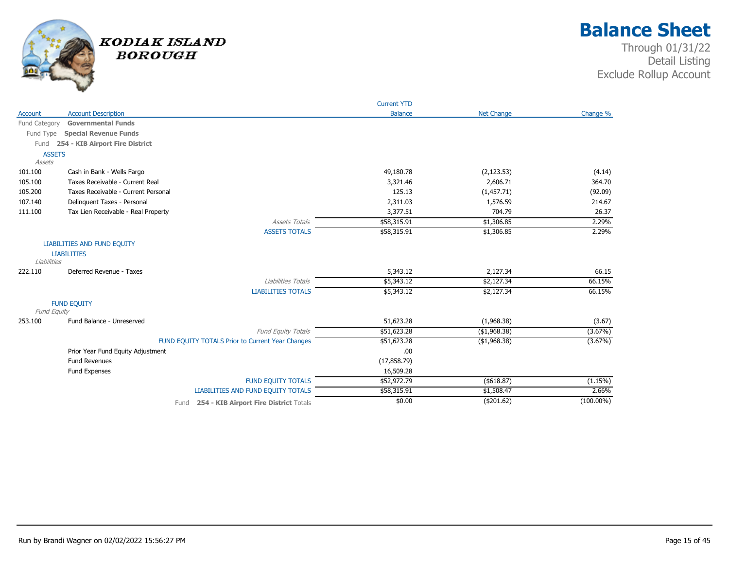# KODIAK ISLAND BOROUGH

# Balance Sheet

Through 01/31/22
Detail Listing
Exclude Rollup Account

| Account | Account Description | Current YTD Balance | Net Change | Change % |
|---|---|---|---|---|
| Fund Category | **Governmental Funds** | | | |
| Fund Type | **Special Revenue Funds** | | | |
| Fund | **254 - KIB Airport Fire District** | | | |
| ASSETS | | | | |
| *Assets* | | | | |
| 101.100 | Cash in Bank - Wells Fargo | 49,180.78 | (2,123.53) | (4.14) |
| 105.100 | Taxes Receivable - Current Real | 3,321.46 | 2,606.71 | 364.70 |
| 105.200 | Taxes Receivable - Current Personal | 125.13 | (1,457.71) | (92.09) |
| 107.140 | Delinquent Taxes - Personal | 2,311.03 | 1,576.59 | 214.67 |
| 111.100 | Tax Lien Receivable - Real Property | 3,377.51 | 704.79 | 26.37 |
| | *Assets Totals* | $58,315.91 | $1,306.85 | 2.29% |
| | ASSETS TOTALS | $58,315.91 | $1,306.85 | 2.29% |
| LIABILITIES AND FUND EQUITY | | | | |
| LIABILITIES | | | | |
| *Liabilities* | | | | |
| 222.110 | Deferred Revenue - Taxes | 5,343.12 | 2,127.34 | 66.15 |
| | *Liabilities Totals* | $5,343.12 | $2,127.34 | 66.15% |
| | LIABILITIES TOTALS | $5,343.12 | $2,127.34 | 66.15% |
| FUND EQUITY | | | | |
| *Fund Equity* | | | | |
| 253.100 | Fund Balance - Unreserved | 51,623.28 | (1,968.38) | (3.67) |
| | *Fund Equity Totals* | $51,623.28 | ($1,968.38) | (3.67%) |
| | FUND EQUITY TOTALS Prior to Current Year Changes | $51,623.28 | ($1,968.38) | (3.67%) |
| | Prior Year Fund Equity Adjustment | .00 | | |
| | Fund Revenues | (17,858.79) | | |
| | Fund Expenses | 16,509.28 | | |
| | FUND EQUITY TOTALS | $52,972.79 | ($618.87) | (1.15%) |
| | LIABILITIES AND FUND EQUITY TOTALS | $58,315.91 | $1,508.47 | 2.66% |
| | Fund **254 - KIB Airport Fire District** Totals | $0.00 | ($201.62) | (100.00%) |

Run by Brandi Wagner on 02/02/2022 15:56:27 PM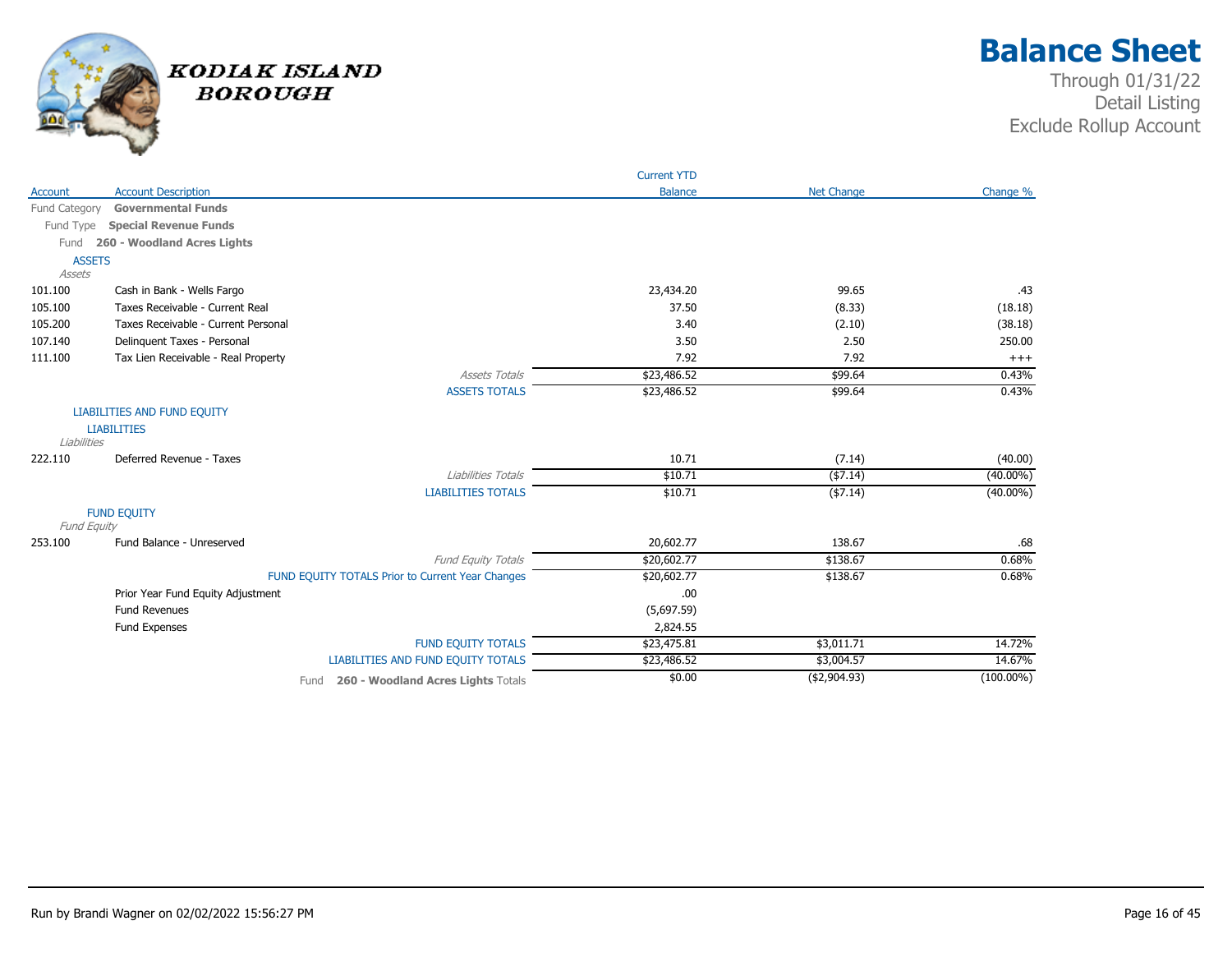# Kodiak Island Borough

## Balance Sheet

Through 01/31/22
Detail Listing
Exclude Rollup Account

| Account | Account Description | Current YTD Balance | Net Change | Change % |
|---|---|---|---|---|
| Fund Category | **Governmental Funds** | | | |
| Fund Type | **Special Revenue Funds** | | | |
| Fund | **260 - Woodland Acres Lights** | | | |
| | ASSETS | | | |
| | *Assets* | | | |
| 101.100 | Cash in Bank - Wells Fargo | 23,434.20 | 99.65 | .43 |
| 105.100 | Taxes Receivable - Current Real | 37.50 | (8.33) | (18.18) |
| 105.200 | Taxes Receivable - Current Personal | 3.40 | (2.10) | (38.18) |
| 107.140 | Delinquent Taxes - Personal | 3.50 | 2.50 | 250.00 |
| 111.100 | Tax Lien Receivable - Real Property | 7.92 | 7.92 | +++ |
| | *Assets Totals* | $23,486.52 | $99.64 | 0.43% |
| | ASSETS TOTALS | $23,486.52 | $99.64 | 0.43% |
| | LIABILITIES AND FUND EQUITY | | | |
| | LIABILITIES | | | |
| | *Liabilities* | | | |
| 222.110 | Deferred Revenue - Taxes | 10.71 | (7.14) | (40.00) |
| | *Liabilities Totals* | $10.71 | ($7.14) | (40.00%) |
| | LIABILITIES TOTALS | $10.71 | ($7.14) | (40.00%) |
| | FUND EQUITY | | | |
| | *Fund Equity* | | | |
| 253.100 | Fund Balance - Unreserved | 20,602.77 | 138.67 | .68 |
| | *Fund Equity Totals* | $20,602.77 | $138.67 | 0.68% |
| | FUND EQUITY TOTALS Prior to Current Year Changes | $20,602.77 | $138.67 | 0.68% |
| | Prior Year Fund Equity Adjustment | .00 | | |
| | Fund Revenues | (5,697.59) | | |
| | Fund Expenses | 2,824.55 | | |
| | FUND EQUITY TOTALS | $23,475.81 | $3,011.71 | 14.72% |
| | LIABILITIES AND FUND EQUITY TOTALS | $23,486.52 | $3,004.57 | 14.67% |
| | Fund **260 - Woodland Acres Lights** Totals | $0.00 | ($2,904.93) | (100.00%) |

Run by Brandi Wagner on 02/02/2022 15:56:27 PM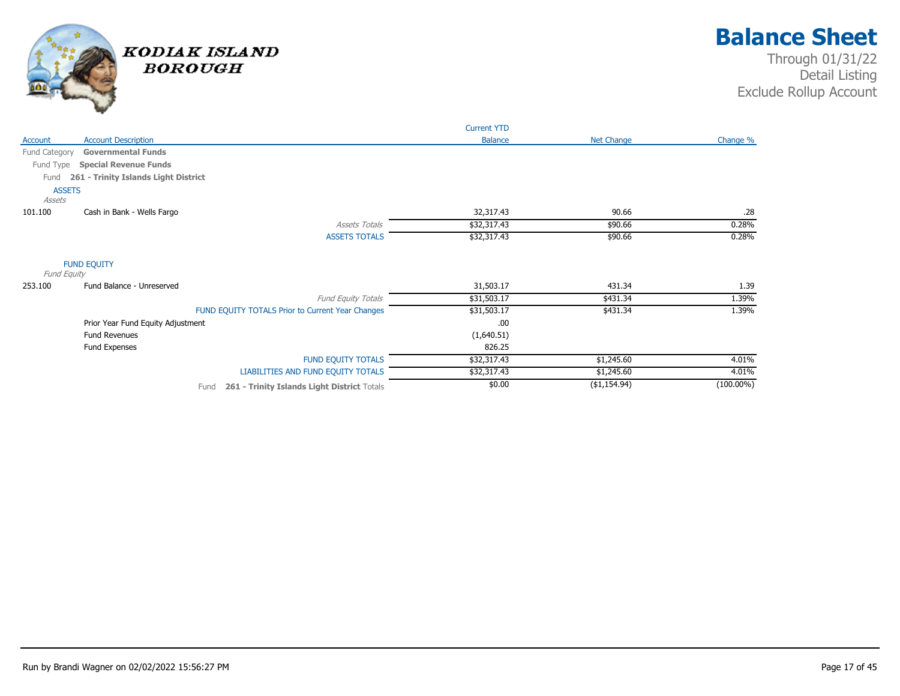# Balance Sheet

Through 01/31/22
Detail Listing
Exclude Rollup Account

KODIAK ISLAND BOROUGH

| Account | Account Description | Current YTD Balance | Net Change | Change % |
|---|---|---|---|---|
| Fund Category | **Governmental Funds** | | | |
| Fund Type | **Special Revenue Funds** | | | |
| Fund | **261 - Trinity Islands Light District** | | | |
| | ASSETS | | | |
| | *Assets* | | | |
| 101.100 | Cash in Bank - Wells Fargo | 32,317.43 | 90.66 | .28 |
| | *Assets Totals* | $32,317.43 | $90.66 | 0.28% |
| | ASSETS TOTALS | $32,317.43 | $90.66 | 0.28% |
| | FUND EQUITY | | | |
| | *Fund Equity* | | | |
| 253.100 | Fund Balance - Unreserved | 31,503.17 | 431.34 | 1.39 |
| | *Fund Equity Totals* | $31,503.17 | $431.34 | 1.39% |
| | FUND EQUITY TOTALS Prior to Current Year Changes | $31,503.17 | $431.34 | 1.39% |
| | Prior Year Fund Equity Adjustment | .00 | | |
| | Fund Revenues | (1,640.51) | | |
| | Fund Expenses | 826.25 | | |
| | FUND EQUITY TOTALS | $32,317.43 | $1,245.60 | 4.01% |
| | LIABILITIES AND FUND EQUITY TOTALS | $32,317.43 | $1,245.60 | 4.01% |
| | Fund **261 - Trinity Islands Light District** Totals | $0.00 | ($1,154.94) | (100.00%) |

Run by Brandi Wagner on 02/02/2022 15:56:27 PM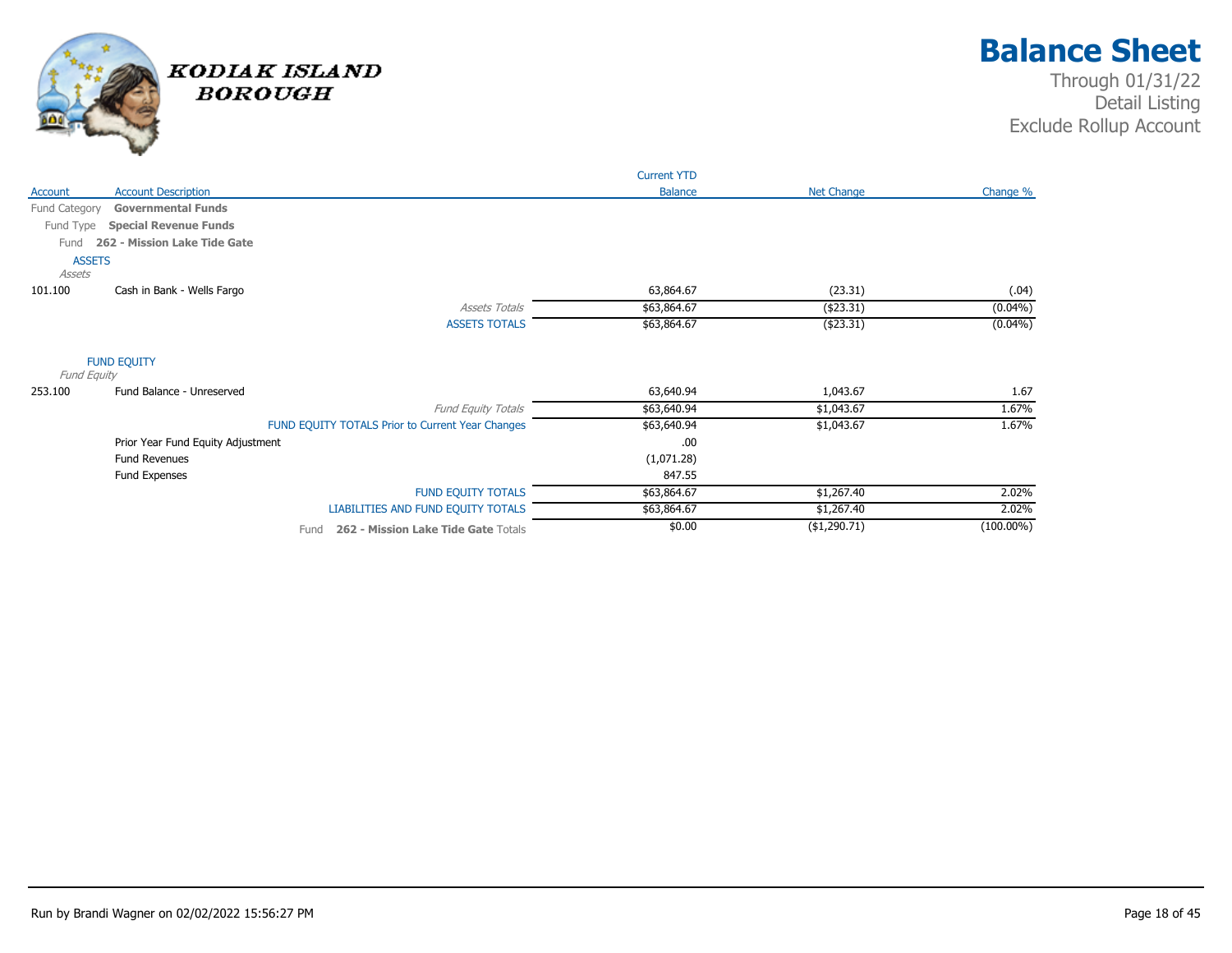# Balance Sheet

Through 01/31/22
Detail Listing
Exclude Rollup Account

KODIAK ISLAND BOROUGH

| Account | Account Description | Current YTD Balance | Net Change | Change % |
|---|---|---|---|---|
| Fund Category | **Governmental Funds** | | | |
| Fund Type | **Special Revenue Funds** | | | |
| Fund | **262 - Mission Lake Tide Gate** | | | |
| | ASSETS | | | |
| | *Assets* | | | |
| 101.100 | Cash in Bank - Wells Fargo | 63,864.67 | (23.31) | (.04) |
| | *Assets Totals* | $63,864.67 | ($23.31) | (0.04%) |
| | ASSETS TOTALS | $63,864.67 | ($23.31) | (0.04%) |
| | FUND EQUITY | | | |
| | *Fund Equity* | | | |
| 253.100 | Fund Balance - Unreserved | 63,640.94 | 1,043.67 | 1.67 |
| | *Fund Equity Totals* | $63,640.94 | $1,043.67 | 1.67% |
| | FUND EQUITY TOTALS Prior to Current Year Changes | $63,640.94 | $1,043.67 | 1.67% |
| | Prior Year Fund Equity Adjustment | .00 | | |
| | Fund Revenues | (1,071.28) | | |
| | Fund Expenses | 847.55 | | |
| | FUND EQUITY TOTALS | $63,864.67 | $1,267.40 | 2.02% |
| | LIABILITIES AND FUND EQUITY TOTALS | $63,864.67 | $1,267.40 | 2.02% |
| | Fund **262 - Mission Lake Tide Gate** Totals | $0.00 | ($1,290.71) | (100.00%) |

Run by Brandi Wagner on 02/02/2022 15:56:27 PM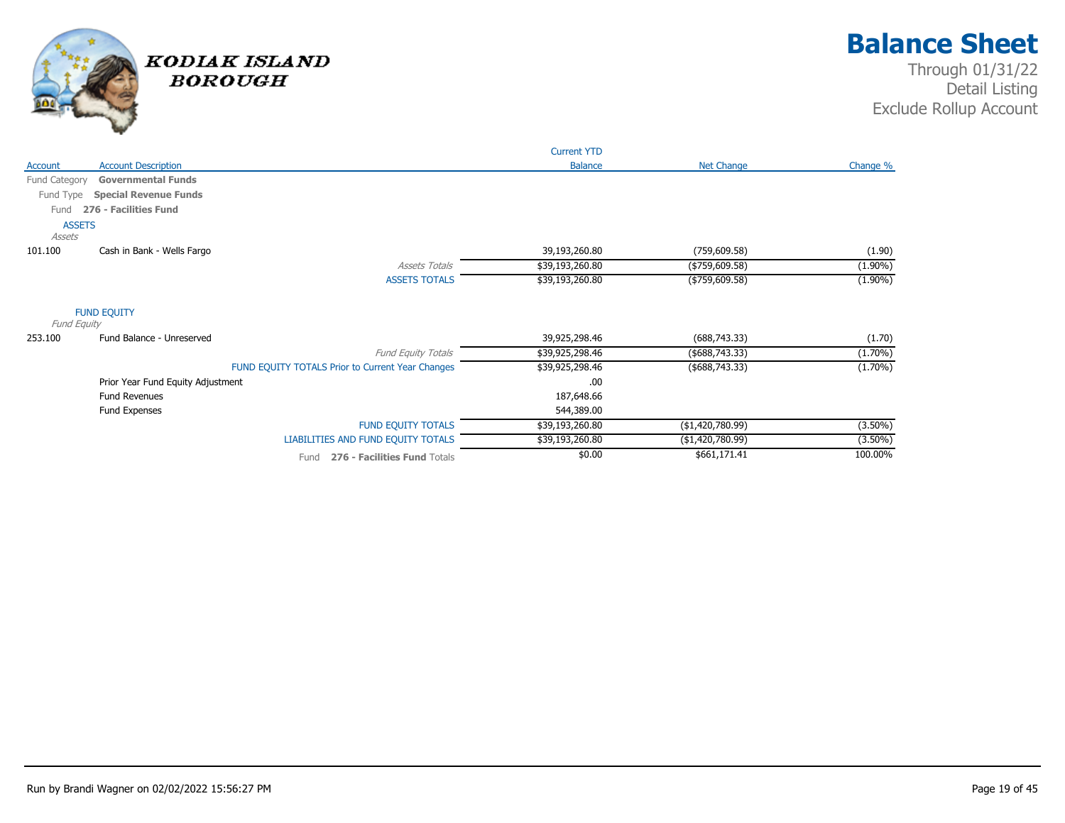# Balance Sheet

Through 01/31/22
Detail Listing
Exclude Rollup Account

KODIAK ISLAND BOROUGH

| Account | Account Description | Current YTD Balance | Net Change | Change % |
|---|---|---|---|---|
| Fund Category | **Governmental Funds** | | | |
| Fund Type | **Special Revenue Funds** | | | |
| Fund | **276 - Facilities Fund** | | | |
| | ASSETS | | | |
| | *Assets* | | | |
| 101.100 | Cash in Bank - Wells Fargo | 39,193,260.80 | (759,609.58) | (1.90) |
| | *Assets Totals* | $39,193,260.80 | ($759,609.58) | (1.90%) |
| | ASSETS TOTALS | $39,193,260.80 | ($759,609.58) | (1.90%) |
| | FUND EQUITY | | | |
| | *Fund Equity* | | | |
| 253.100 | Fund Balance - Unreserved | 39,925,298.46 | (688,743.33) | (1.70) |
| | *Fund Equity Totals* | $39,925,298.46 | ($688,743.33) | (1.70%) |
| | FUND EQUITY TOTALS Prior to Current Year Changes | $39,925,298.46 | ($688,743.33) | (1.70%) |
| | Prior Year Fund Equity Adjustment | .00 | | |
| | Fund Revenues | 187,648.66 | | |
| | Fund Expenses | 544,389.00 | | |
| | FUND EQUITY TOTALS | $39,193,260.80 | ($1,420,780.99) | (3.50%) |
| | LIABILITIES AND FUND EQUITY TOTALS | $39,193,260.80 | ($1,420,780.99) | (3.50%) |
| | Fund **276 - Facilities Fund** Totals | $0.00 | $661,171.41 | 100.00% |

Run by Brandi Wagner on 02/02/2022 15:56:27 PM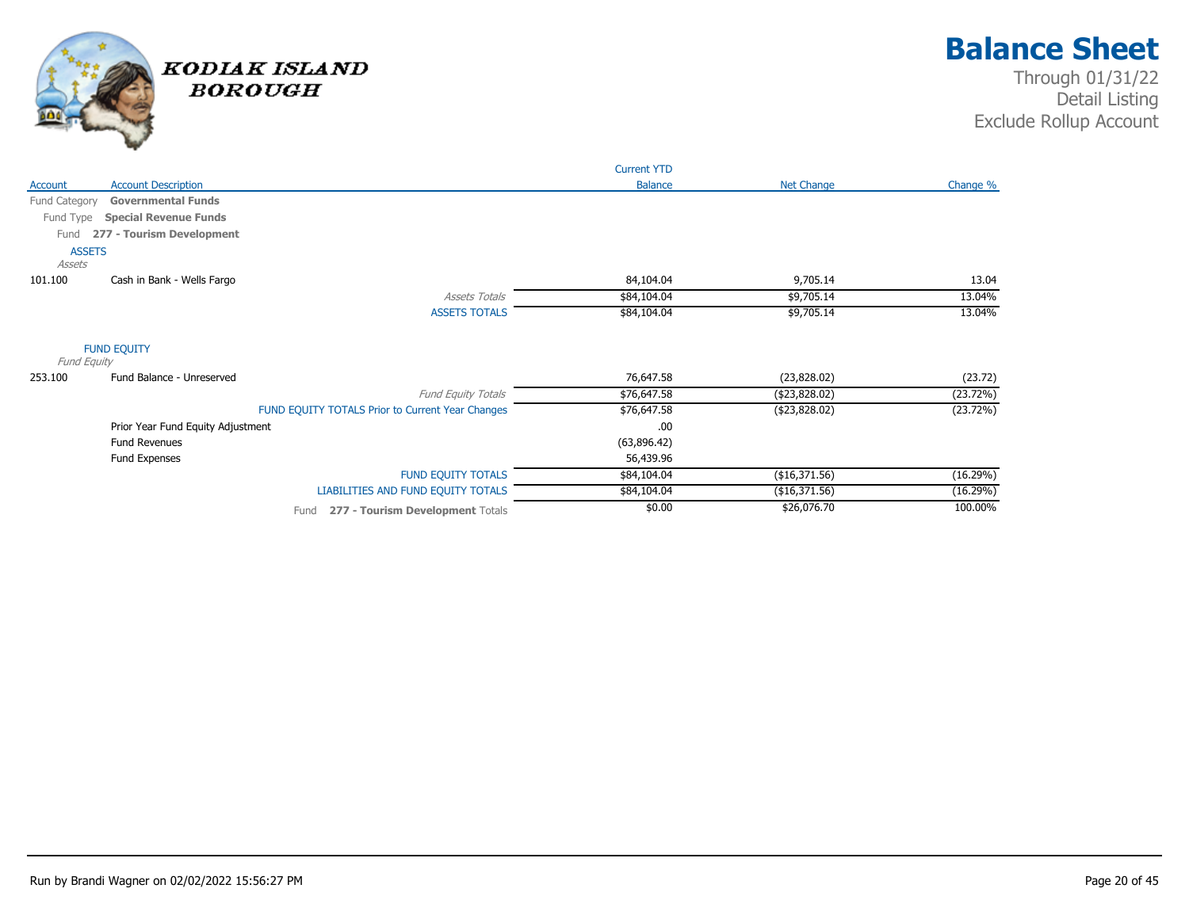# Kodiak Island Borough

# Balance Sheet

Through 01/31/22
Detail Listing
Exclude Rollup Account

| Account | Account Description | Current YTD Balance | Net Change | Change % |
|---|---|---|---|---|
| Fund Category | **Governmental Funds** | | | |
| Fund Type | **Special Revenue Funds** | | | |
| Fund | **277 - Tourism Development** | | | |
| | ASSETS | | | |
| | *Assets* | | | |
| 101.100 | Cash in Bank - Wells Fargo | 84,104.04 | 9,705.14 | 13.04 |
| | *Assets Totals* | $84,104.04 | $9,705.14 | 13.04% |
| | ASSETS TOTALS | $84,104.04 | $9,705.14 | 13.04% |
| | FUND EQUITY | | | |
| | *Fund Equity* | | | |
| 253.100 | Fund Balance - Unreserved | 76,647.58 | (23,828.02) | (23.72) |
| | *Fund Equity Totals* | $76,647.58 | ($23,828.02) | (23.72%) |
| | FUND EQUITY TOTALS Prior to Current Year Changes | $76,647.58 | ($23,828.02) | (23.72%) |
| | Prior Year Fund Equity Adjustment | .00 | | |
| | Fund Revenues | (63,896.42) | | |
| | Fund Expenses | 56,439.96 | | |
| | FUND EQUITY TOTALS | $84,104.04 | ($16,371.56) | (16.29%) |
| | LIABILITIES AND FUND EQUITY TOTALS | $84,104.04 | ($16,371.56) | (16.29%) |
| | Fund **277 - Tourism Development** Totals | $0.00 | $26,076.70 | 100.00% |

Run by Brandi Wagner on 02/02/2022 15:56:27 PM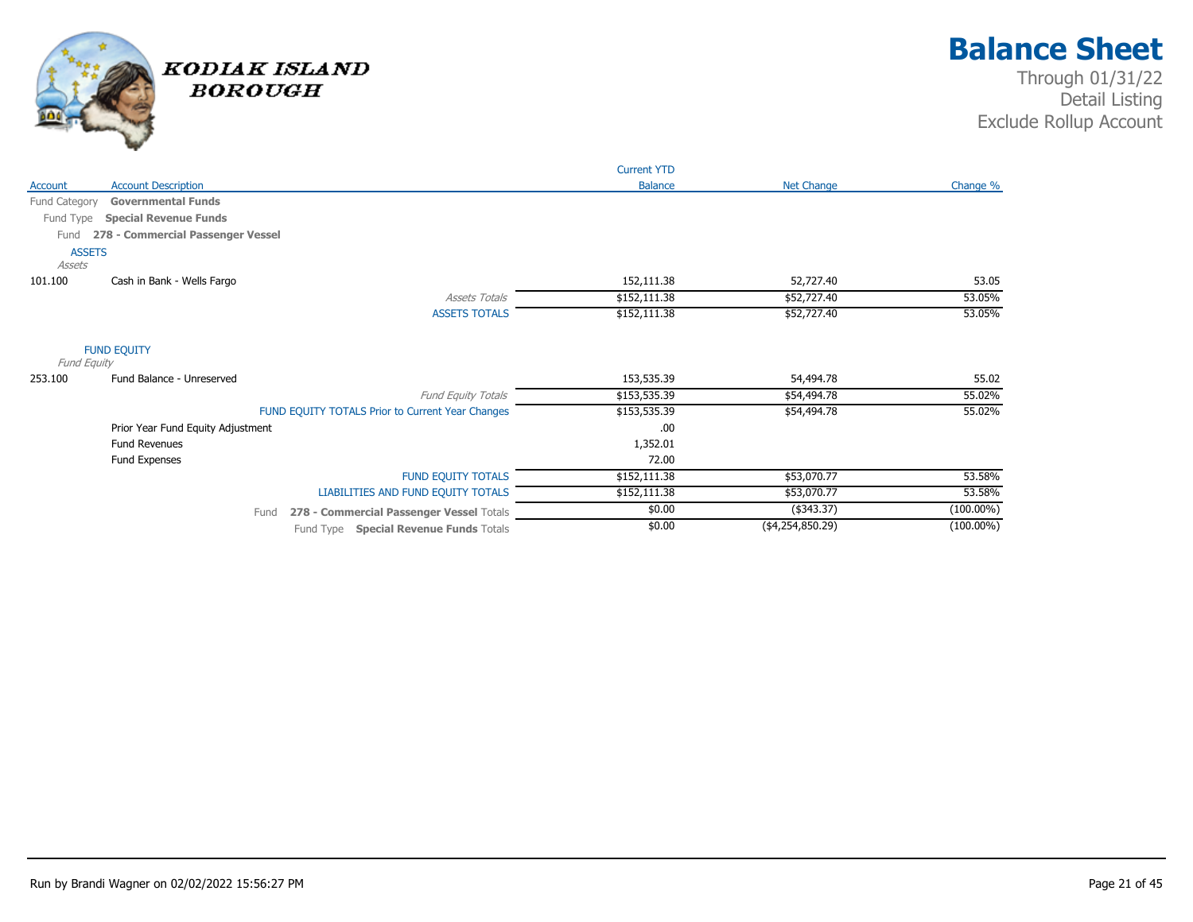# Balance Sheet

KODIAK ISLAND BOROUGH

Through 01/31/22
Detail Listing
Exclude Rollup Account

| Account | Account Description | Current YTD Balance | Net Change | Change % |
|---|---|---|---|---|
| Fund Category | **Governmental Funds** | | | |
| Fund Type | **Special Revenue Funds** | | | |
| Fund | **278 - Commercial Passenger Vessel** | | | |
| | ASSETS | | | |
| | *Assets* | | | |
| 101.100 | Cash in Bank - Wells Fargo | 152,111.38 | 52,727.40 | 53.05 |
| | *Assets Totals* | $152,111.38 | $52,727.40 | 53.05% |
| | ASSETS TOTALS | $152,111.38 | $52,727.40 | 53.05% |
| | FUND EQUITY | | | |
| | *Fund Equity* | | | |
| 253.100 | Fund Balance - Unreserved | 153,535.39 | 54,494.78 | 55.02 |
| | *Fund Equity Totals* | $153,535.39 | $54,494.78 | 55.02% |
| | FUND EQUITY TOTALS Prior to Current Year Changes | $153,535.39 | $54,494.78 | 55.02% |
| | Prior Year Fund Equity Adjustment | .00 | | |
| | Fund Revenues | 1,352.01 | | |
| | Fund Expenses | 72.00 | | |
| | FUND EQUITY TOTALS | $152,111.38 | $53,070.77 | 53.58% |
| | LIABILITIES AND FUND EQUITY TOTALS | $152,111.38 | $53,070.77 | 53.58% |
| | Fund **278 - Commercial Passenger Vessel** Totals | $0.00 | ($343.37) | (100.00%) |
| | Fund Type **Special Revenue Funds** Totals | $0.00 | ($4,254,850.29) | (100.00%) |

Run by Brandi Wagner on 02/02/2022 15:56:27 PM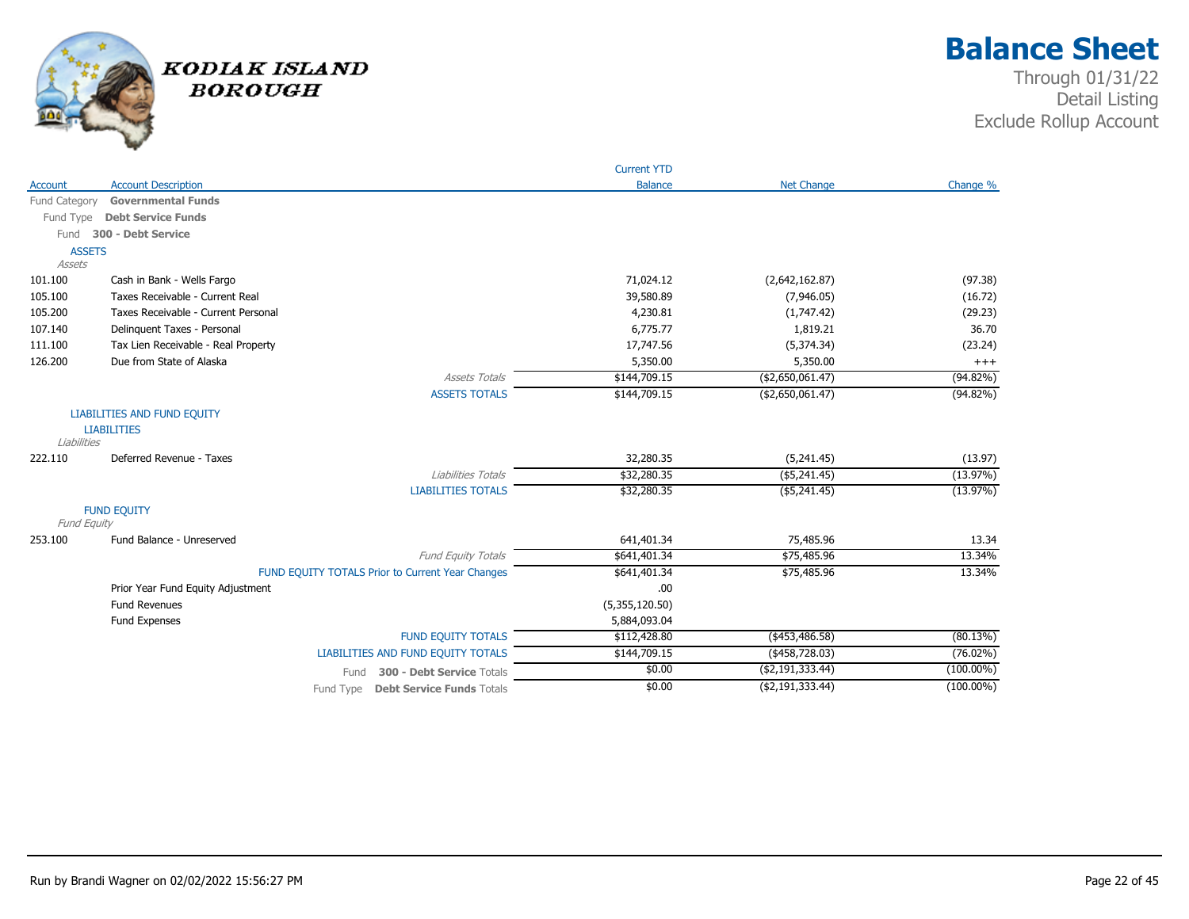# Balance Sheet

Through 01/31/22
Detail Listing
Exclude Rollup Account

KODIAK ISLAND BOROUGH

| Account | Account Description | Current YTD Balance | Net Change | Change % |
|---|---|---|---|---|
| Fund Category | **Governmental Funds** | | | |
| Fund Type | **Debt Service Funds** | | | |
| Fund | **300 - Debt Service** | | | |
| ASSETS | | | | |
| *Assets* | | | | |
| 101.100 | Cash in Bank - Wells Fargo | 71,024.12 | (2,642,162.87) | (97.38) |
| 105.100 | Taxes Receivable - Current Real | 39,580.89 | (7,946.05) | (16.72) |
| 105.200 | Taxes Receivable - Current Personal | 4,230.81 | (1,747.42) | (29.23) |
| 107.140 | Delinquent Taxes - Personal | 6,775.77 | 1,819.21 | 36.70 |
| 111.100 | Tax Lien Receivable - Real Property | 17,747.56 | (5,374.34) | (23.24) |
| 126.200 | Due from State of Alaska | 5,350.00 | 5,350.00 | +++ |
| | *Assets Totals* | $144,709.15 | ($2,650,061.47) | (94.82%) |
| | ASSETS TOTALS | $144,709.15 | ($2,650,061.47) | (94.82%) |
| LIABILITIES AND FUND EQUITY | | | | |
| LIABILITIES | | | | |
| *Liabilities* | | | | |
| 222.110 | Deferred Revenue - Taxes | 32,280.35 | (5,241.45) | (13.97) |
| | *Liabilities Totals* | $32,280.35 | ($5,241.45) | (13.97%) |
| | LIABILITIES TOTALS | $32,280.35 | ($5,241.45) | (13.97%) |
| FUND EQUITY | | | | |
| *Fund Equity* | | | | |
| 253.100 | Fund Balance - Unreserved | 641,401.34 | 75,485.96 | 13.34 |
| | *Fund Equity Totals* | $641,401.34 | $75,485.96 | 13.34% |
| | FUND EQUITY TOTALS Prior to Current Year Changes | $641,401.34 | $75,485.96 | 13.34% |
| | Prior Year Fund Equity Adjustment | .00 | | |
| | Fund Revenues | (5,355,120.50) | | |
| | Fund Expenses | 5,884,093.04 | | |
| | FUND EQUITY TOTALS | $112,428.80 | ($453,486.58) | (80.13%) |
| | LIABILITIES AND FUND EQUITY TOTALS | $144,709.15 | ($458,728.03) | (76.02%) |
| | Fund **300 - Debt Service** Totals | $0.00 | ($2,191,333.44) | (100.00%) |
| | Fund Type **Debt Service Funds** Totals | $0.00 | ($2,191,333.44) | (100.00%) |

Run by Brandi Wagner on 02/02/2022 15:56:27 PM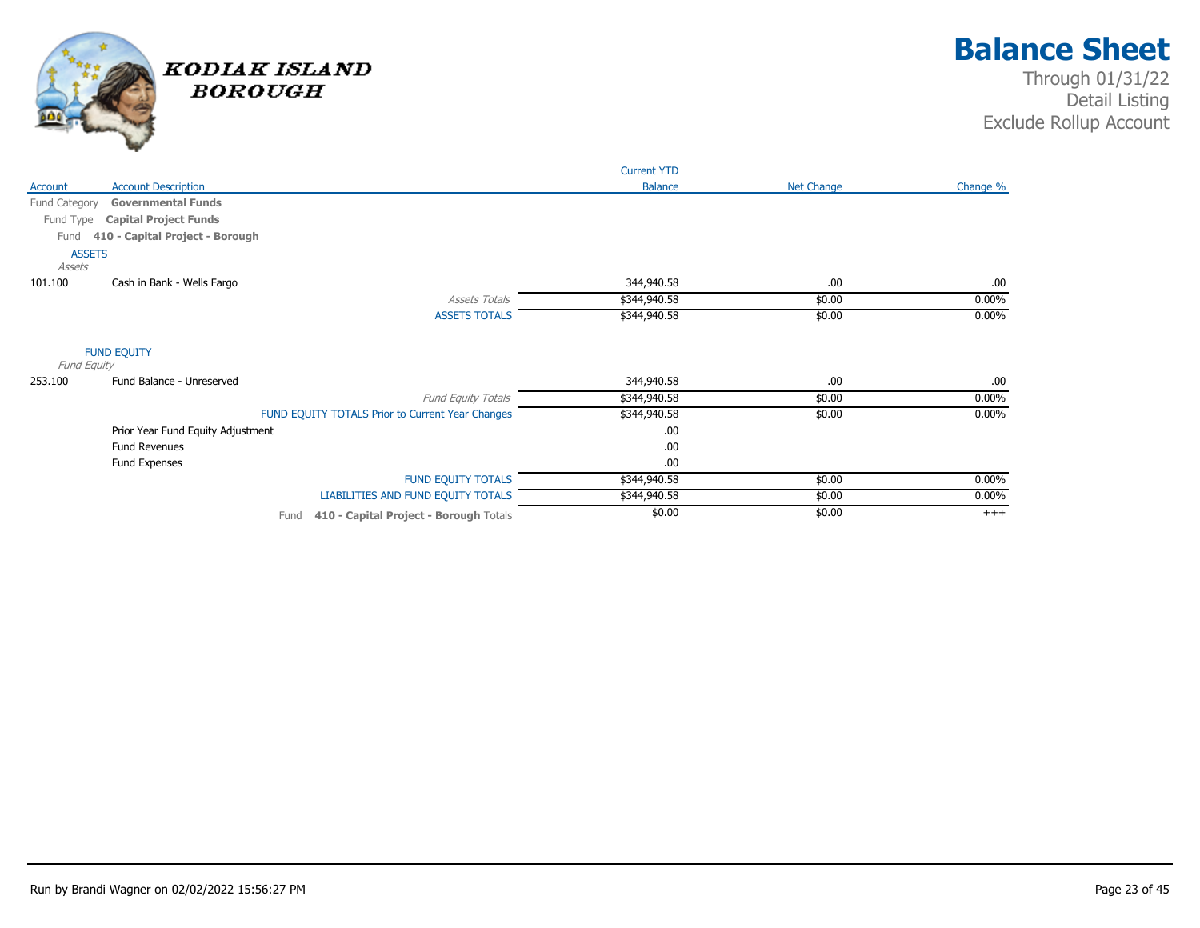# Kodiak Island Borough

## Balance Sheet

Through 01/31/22
Detail Listing
Exclude Rollup Account

| Account | Account Description | Current YTD Balance | Net Change | Change % |
|---|---|---|---|---|
| Fund Category | **Governmental Funds** | | | |
| Fund Type | **Capital Project Funds** | | | |
| Fund | **410 - Capital Project - Borough** | | | |
| | ASSETS | | | |
| | *Assets* | | | |
| 101.100 | Cash in Bank - Wells Fargo | 344,940.58 | .00 | .00 |
| | *Assets Totals* | $344,940.58 | $0.00 | 0.00% |
| | ASSETS TOTALS | $344,940.58 | $0.00 | 0.00% |
| | FUND EQUITY | | | |
| | *Fund Equity* | | | |
| 253.100 | Fund Balance - Unreserved | 344,940.58 | .00 | .00 |
| | *Fund Equity Totals* | $344,940.58 | $0.00 | 0.00% |
| | FUND EQUITY TOTALS Prior to Current Year Changes | $344,940.58 | $0.00 | 0.00% |
| | Prior Year Fund Equity Adjustment | .00 | | |
| | Fund Revenues | .00 | | |
| | Fund Expenses | .00 | | |
| | FUND EQUITY TOTALS | $344,940.58 | $0.00 | 0.00% |
| | LIABILITIES AND FUND EQUITY TOTALS | $344,940.58 | $0.00 | 0.00% |
| | Fund **410 - Capital Project - Borough** Totals | $0.00 | $0.00 | +++ |

Run by Brandi Wagner on 02/02/2022 15:56:27 PM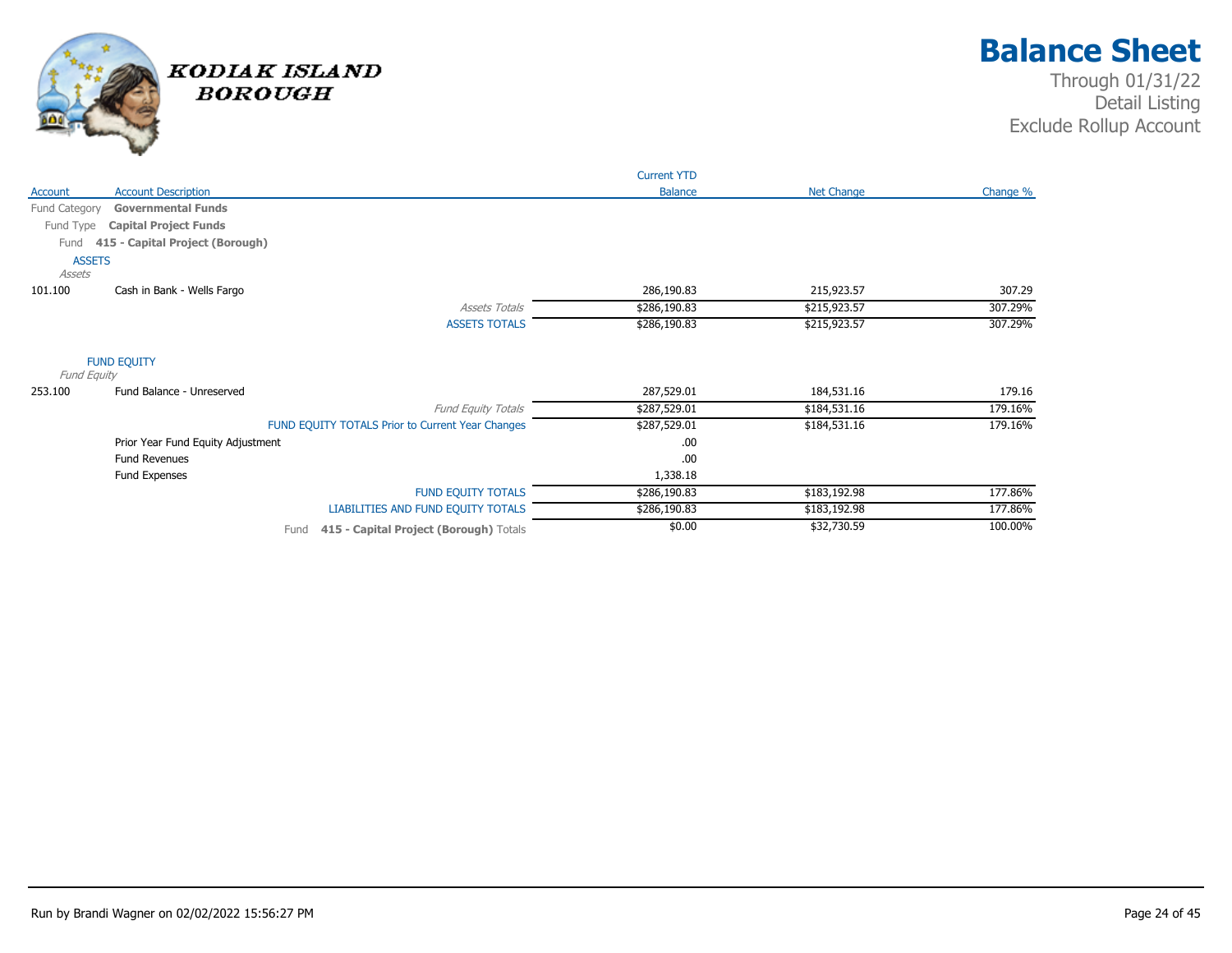# Balance Sheet

Through 01/31/22
Detail Listing
Exclude Rollup Account

KODIAK ISLAND BOROUGH

| Account | Account Description | Current YTD Balance | Net Change | Change % |
|---|---|---|---|---|
| Fund Category | **Governmental Funds** | | | |
| Fund Type | **Capital Project Funds** | | | |
| Fund | **415 - Capital Project (Borough)** | | | |
| **ASSETS** | | | | |
| *Assets* | | | | |
| 101.100 | Cash in Bank - Wells Fargo | 286,190.83 | 215,923.57 | 307.29 |
| | *Assets Totals* | $286,190.83 | $215,923.57 | 307.29% |
| | ASSETS TOTALS | $286,190.83 | $215,923.57 | 307.29% |
| **FUND EQUITY** | | | | |
| *Fund Equity* | | | | |
| 253.100 | Fund Balance - Unreserved | 287,529.01 | 184,531.16 | 179.16 |
| | *Fund Equity Totals* | $287,529.01 | $184,531.16 | 179.16% |
| | FUND EQUITY TOTALS Prior to Current Year Changes | $287,529.01 | $184,531.16 | 179.16% |
| | Prior Year Fund Equity Adjustment | .00 | | |
| | Fund Revenues | .00 | | |
| | Fund Expenses | 1,338.18 | | |
| | FUND EQUITY TOTALS | $286,190.83 | $183,192.98 | 177.86% |
| | LIABILITIES AND FUND EQUITY TOTALS | $286,190.83 | $183,192.98 | 177.86% |
| | Fund **415 - Capital Project (Borough)** Totals | $0.00 | $32,730.59 | 100.00% |

Run by Brandi Wagner on 02/02/2022 15:56:27 PM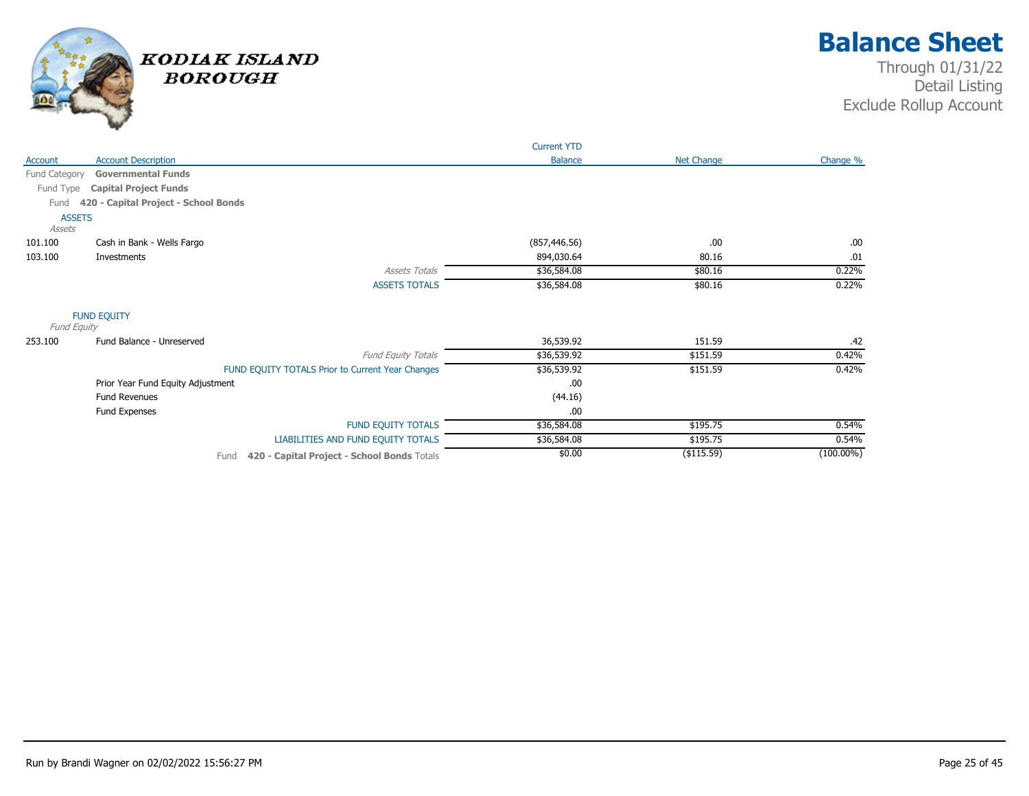# Balance Sheet

Through 01/31/22
Detail Listing
Exclude Rollup Account

KODIAK ISLAND BOROUGH

| Account | Account Description | Current YTD Balance | Net Change | Change % |
|---|---|---|---|---|
| Fund Category | **Governmental Funds** | | | |
| Fund Type | **Capital Project Funds** | | | |
| Fund | **420 - Capital Project - School Bonds** | | | |
| ASSETS | | | | |
| *Assets* | | | | |
| 101.100 | Cash in Bank - Wells Fargo | (857,446.56) | .00 | .00 |
| 103.100 | Investments | 894,030.64 | 80.16 | .01 |
| | *Assets Totals* | $36,584.08 | $80.16 | 0.22% |
| | ASSETS TOTALS | $36,584.08 | $80.16 | 0.22% |
| FUND EQUITY | | | | |
| *Fund Equity* | | | | |
| 253.100 | Fund Balance - Unreserved | 36,539.92 | 151.59 | .42 |
| | *Fund Equity Totals* | $36,539.92 | $151.59 | 0.42% |
| | FUND EQUITY TOTALS Prior to Current Year Changes | $36,539.92 | $151.59 | 0.42% |
| | Prior Year Fund Equity Adjustment | .00 | | |
| | Fund Revenues | (44.16) | | |
| | Fund Expenses | .00 | | |
| | FUND EQUITY TOTALS | $36,584.08 | $195.75 | 0.54% |
| | LIABILITIES AND FUND EQUITY TOTALS | $36,584.08 | $195.75 | 0.54% |
| | Fund **420 - Capital Project - School Bonds** Totals | $0.00 | ($115.59) | (100.00%) |

Run by Brandi Wagner on 02/02/2022 15:56:27 PM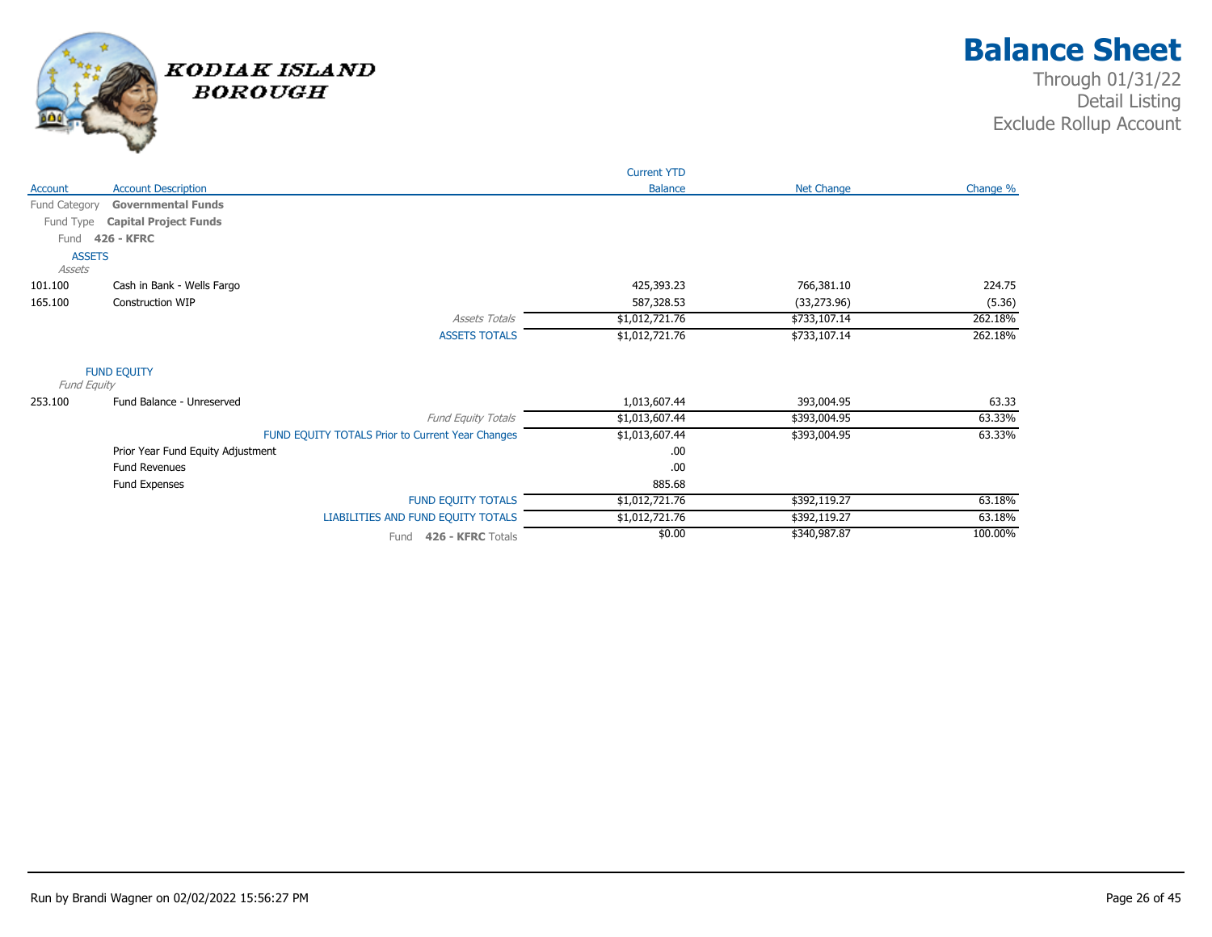# Balance Sheet

Through 01/31/22
Detail Listing
Exclude Rollup Account

KODIAK ISLAND BOROUGH

| Account | Account Description | Current YTD Balance | Net Change | Change % |
|---|---|---|---|---|
| Fund Category | **Governmental Funds** | | | |
| Fund Type | **Capital Project Funds** | | | |
| Fund | **426 - KFRC** | | | |
| ASSETS | | | | |
| *Assets* | | | | |
| 101.100 | Cash in Bank - Wells Fargo | 425,393.23 | 766,381.10 | 224.75 |
| 165.100 | Construction WIP | 587,328.53 | (33,273.96) | (5.36) |
| | *Assets Totals* | $1,012,721.76 | $733,107.14 | 262.18% |
| | ASSETS TOTALS | $1,012,721.76 | $733,107.14 | 262.18% |
| FUND EQUITY | | | | |
| *Fund Equity* | | | | |
| 253.100 | Fund Balance - Unreserved | 1,013,607.44 | 393,004.95 | 63.33 |
| | *Fund Equity Totals* | $1,013,607.44 | $393,004.95 | 63.33% |
| | FUND EQUITY TOTALS Prior to Current Year Changes | $1,013,607.44 | $393,004.95 | 63.33% |
| | Prior Year Fund Equity Adjustment | .00 | | |
| | Fund Revenues | .00 | | |
| | Fund Expenses | 885.68 | | |
| | FUND EQUITY TOTALS | $1,012,721.76 | $392,119.27 | 63.18% |
| | LIABILITIES AND FUND EQUITY TOTALS | $1,012,721.76 | $392,119.27 | 63.18% |
| | Fund **426 - KFRC** Totals | $0.00 | $340,987.87 | 100.00% |

Run by Brandi Wagner on 02/02/2022 15:56:27 PM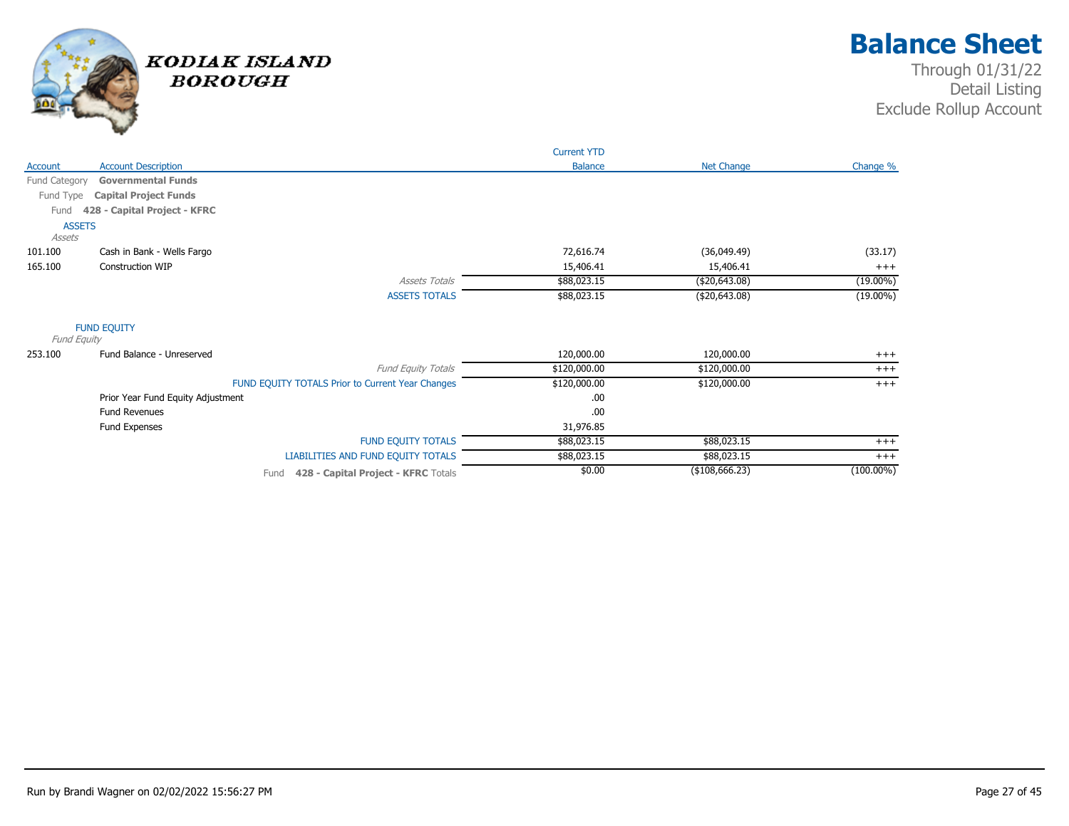# Balance Sheet

Through 01/31/22
Detail Listing
Exclude Rollup Account

KODIAK ISLAND BOROUGH

| Account | Account Description | Current YTD Balance | Net Change | Change % |
|---|---|---|---|---|
| Fund Category | **Governmental Funds** | | | |
| Fund Type | **Capital Project Funds** | | | |
| Fund | **428 - Capital Project - KFRC** | | | |
| ASSETS | | | | |
| *Assets* | | | | |
| 101.100 | Cash in Bank - Wells Fargo | 72,616.74 | (36,049.49) | (33.17) |
| 165.100 | Construction WIP | 15,406.41 | 15,406.41 | +++ |
| | *Assets Totals* | $88,023.15 | ($20,643.08) | (19.00%) |
| | ASSETS TOTALS | $88,023.15 | ($20,643.08) | (19.00%) |
| FUND EQUITY | | | | |
| *Fund Equity* | | | | |
| 253.100 | Fund Balance - Unreserved | 120,000.00 | 120,000.00 | +++ |
| | *Fund Equity Totals* | $120,000.00 | $120,000.00 | +++ |
| | FUND EQUITY TOTALS Prior to Current Year Changes | $120,000.00 | $120,000.00 | +++ |
| | Prior Year Fund Equity Adjustment | .00 | | |
| | Fund Revenues | .00 | | |
| | Fund Expenses | 31,976.85 | | |
| | FUND EQUITY TOTALS | $88,023.15 | $88,023.15 | +++ |
| | LIABILITIES AND FUND EQUITY TOTALS | $88,023.15 | $88,023.15 | +++ |
| | Fund **428 - Capital Project - KFRC** Totals | $0.00 | ($108,666.23) | (100.00%) |

Run by Brandi Wagner on 02/02/2022 15:56:27 PM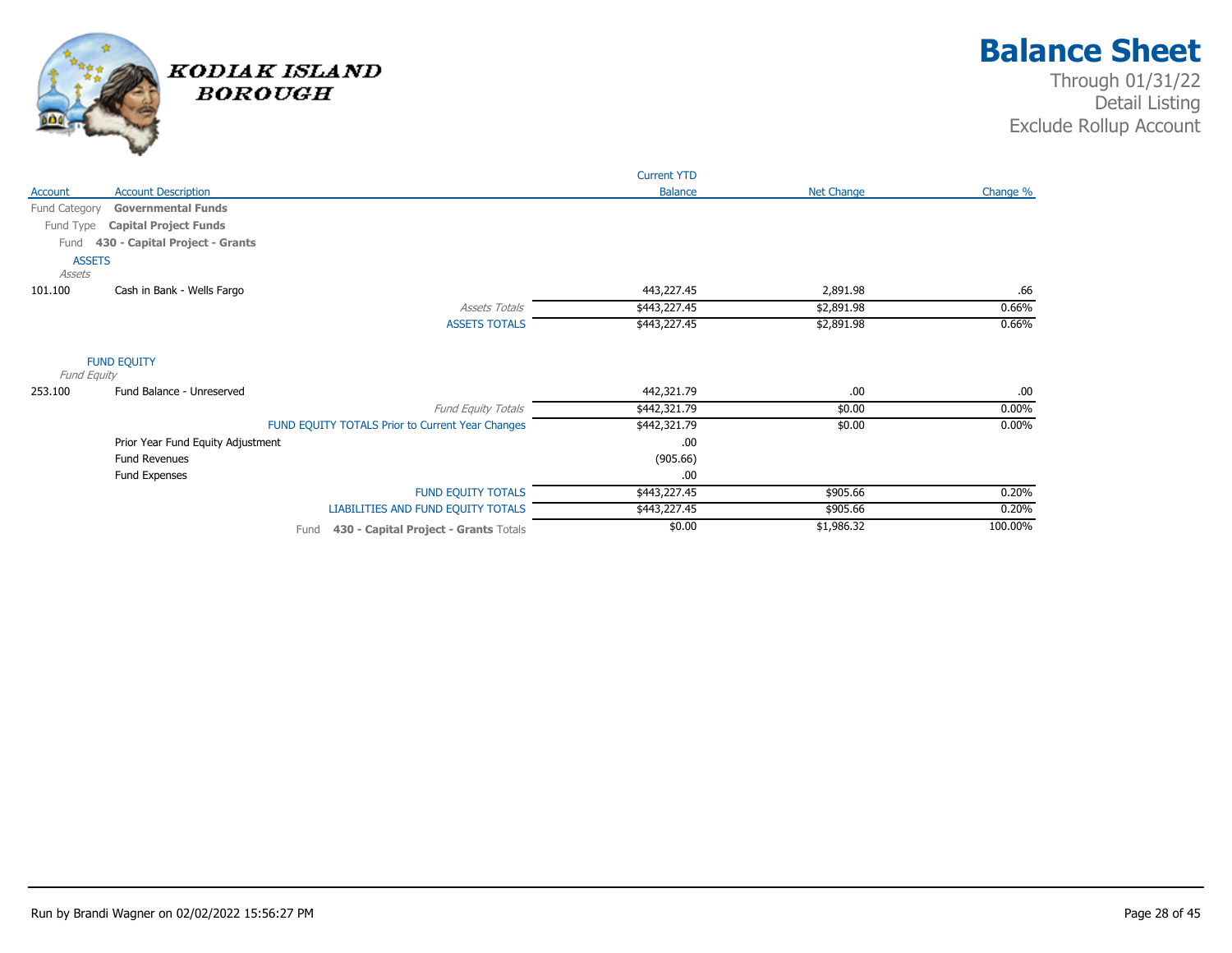# Balance Sheet

Through 01/31/22
Detail Listing
Exclude Rollup Account

KODIAK ISLAND BOROUGH

| Account | Account Description | Current YTD Balance | Net Change | Change % |
|---|---|---|---|---|
| Fund Category | **Governmental Funds** | | | |
| Fund Type | **Capital Project Funds** | | | |
| Fund | **430 - Capital Project - Grants** | | | |
| **ASSETS** | | | | |
| *Assets* | | | | |
| 101.100 | Cash in Bank - Wells Fargo | 443,227.45 | 2,891.98 | .66 |
| | *Assets Totals* | $443,227.45 | $2,891.98 | 0.66% |
| | ASSETS TOTALS | $443,227.45 | $2,891.98 | 0.66% |
| **FUND EQUITY** | | | | |
| *Fund Equity* | | | | |
| 253.100 | Fund Balance - Unreserved | 442,321.79 | .00 | .00 |
| | *Fund Equity Totals* | $442,321.79 | $0.00 | 0.00% |
| | FUND EQUITY TOTALS Prior to Current Year Changes | $442,321.79 | $0.00 | 0.00% |
| | Prior Year Fund Equity Adjustment | .00 | | |
| | Fund Revenues | (905.66) | | |
| | Fund Expenses | .00 | | |
| | FUND EQUITY TOTALS | $443,227.45 | $905.66 | 0.20% |
| | LIABILITIES AND FUND EQUITY TOTALS | $443,227.45 | $905.66 | 0.20% |
| | Fund **430 - Capital Project - Grants** Totals | $0.00 | $1,986.32 | 100.00% |

Run by Brandi Wagner on 02/02/2022 15:56:27 PM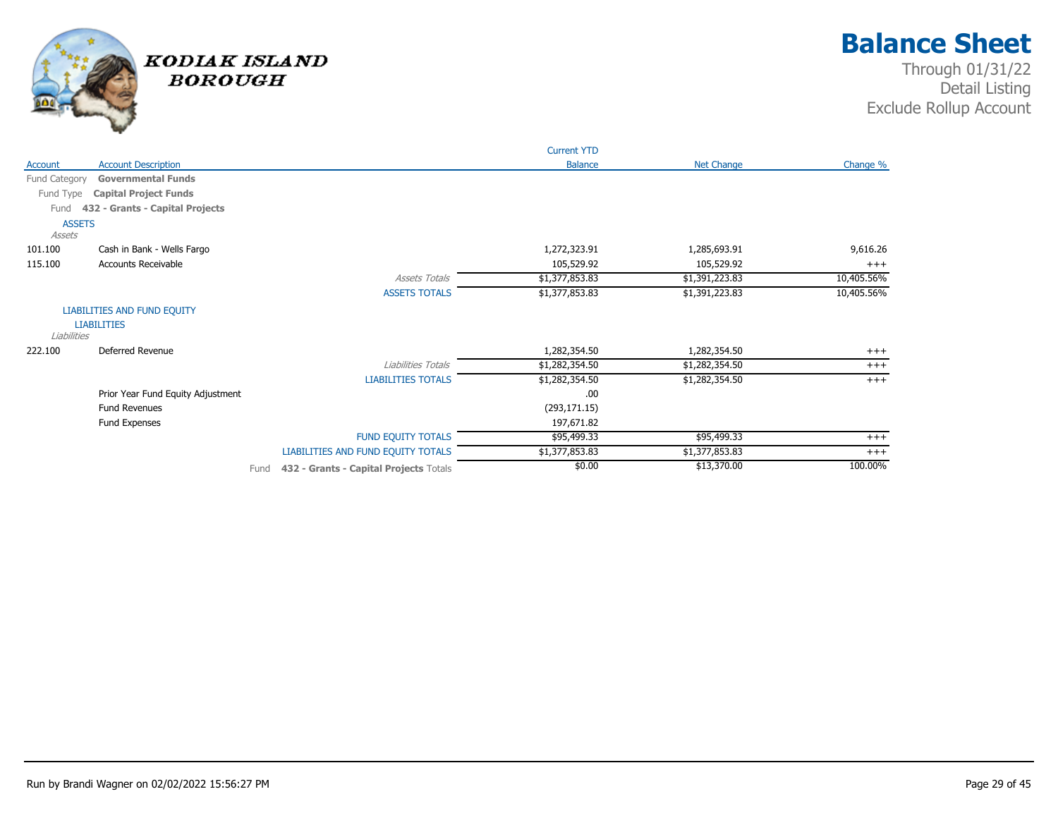# Balance Sheet

Through 01/31/22
Detail Listing
Exclude Rollup Account

KODIAK ISLAND BOROUGH

| Account | Account Description | | Current YTD Balance | Net Change | Change % |
|---|---|---|---|---|---|
| Fund Category | **Governmental Funds** | | | | |
| Fund Type | **Capital Project Funds** | | | | |
| Fund | **432 - Grants - Capital Projects** | | | | |
| ASSETS | | | | | |
| *Assets* | | | | | |
| 101.100 | Cash in Bank - Wells Fargo | | 1,272,323.91 | 1,285,693.91 | 9,616.26 |
| 115.100 | Accounts Receivable | | 105,529.92 | 105,529.92 | +++ |
| | | *Assets Totals* | $1,377,853.83 | $1,391,223.83 | 10,405.56% |
| | | ASSETS TOTALS | $1,377,853.83 | $1,391,223.83 | 10,405.56% |
| LIABILITIES AND FUND EQUITY | | | | | |
| LIABILITIES | | | | | |
| *Liabilities* | | | | | |
| 222.100 | Deferred Revenue | | 1,282,354.50 | 1,282,354.50 | +++ |
| | | *Liabilities Totals* | $1,282,354.50 | $1,282,354.50 | +++ |
| | | LIABILITIES TOTALS | $1,282,354.50 | $1,282,354.50 | +++ |
| | Prior Year Fund Equity Adjustment | | .00 | | |
| | Fund Revenues | | (293,171.15) | | |
| | Fund Expenses | | 197,671.82 | | |
| | | FUND EQUITY TOTALS | $95,499.33 | $95,499.33 | +++ |
| | | LIABILITIES AND FUND EQUITY TOTALS | $1,377,853.83 | $1,377,853.83 | +++ |
| | | Fund **432 - Grants - Capital Projects** Totals | $0.00 | $13,370.00 | 100.00% |

Run by Brandi Wagner on 02/02/2022 15:56:27 PM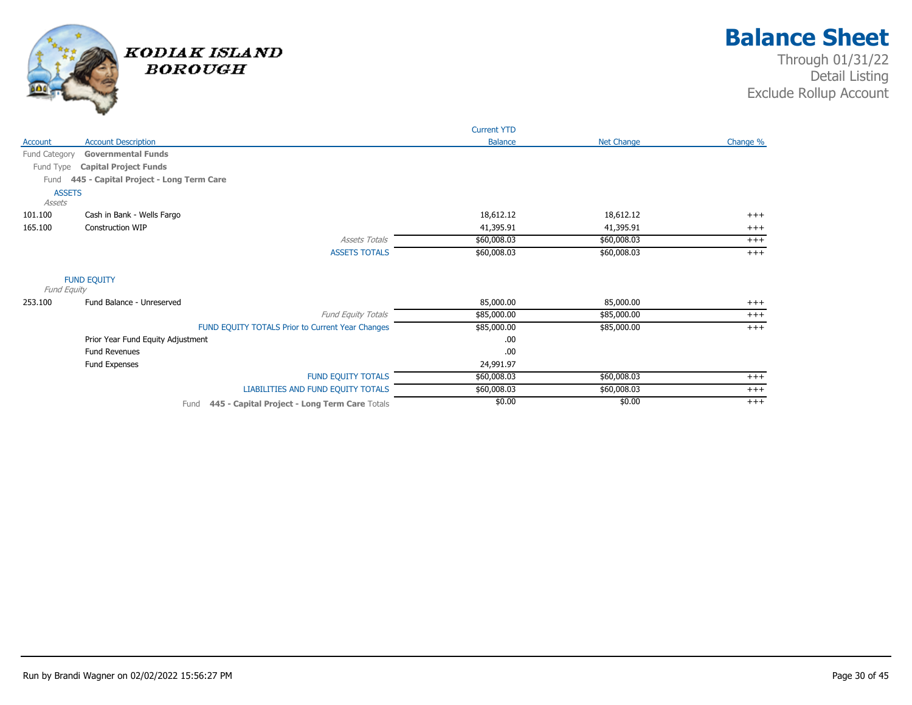# Balance Sheet

Through 01/31/22
Detail Listing
Exclude Rollup Account

KODIAK ISLAND BOROUGH

| Account | Account Description | Current YTD Balance | Net Change | Change % |
|---|---|---|---|---|
| Fund Category | **Governmental Funds** | | | |
| Fund Type | **Capital Project Funds** | | | |
| Fund | **445 - Capital Project - Long Term Care** | | | |
| ASSETS | | | | |
| *Assets* | | | | |
| 101.100 | Cash in Bank - Wells Fargo | 18,612.12 | 18,612.12 | +++ |
| 165.100 | Construction WIP | 41,395.91 | 41,395.91 | +++ |
| | *Assets Totals* | $60,008.03 | $60,008.03 | +++ |
| | ASSETS TOTALS | $60,008.03 | $60,008.03 | +++ |
| FUND EQUITY | | | | |
| *Fund Equity* | | | | |
| 253.100 | Fund Balance - Unreserved | 85,000.00 | 85,000.00 | +++ |
| | *Fund Equity Totals* | $85,000.00 | $85,000.00 | +++ |
| | FUND EQUITY TOTALS Prior to Current Year Changes | $85,000.00 | $85,000.00 | +++ |
| | Prior Year Fund Equity Adjustment | .00 | | |
| | Fund Revenues | .00 | | |
| | Fund Expenses | 24,991.97 | | |
| | FUND EQUITY TOTALS | $60,008.03 | $60,008.03 | +++ |
| | LIABILITIES AND FUND EQUITY TOTALS | $60,008.03 | $60,008.03 | +++ |
| | Fund **445 - Capital Project - Long Term Care** Totals | $0.00 | $0.00 | +++ |

Run by Brandi Wagner on 02/02/2022 15:56:27 PM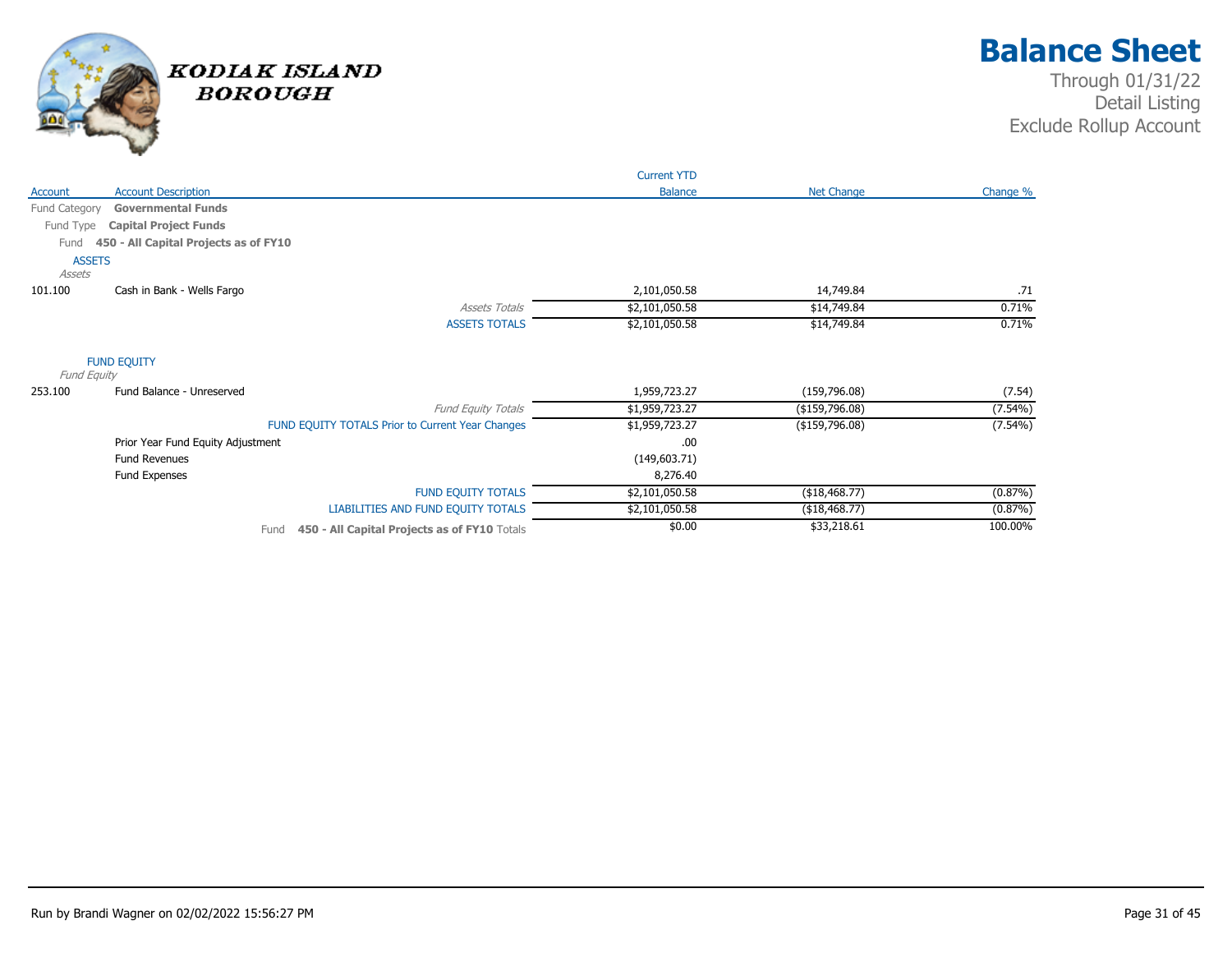# Kodiak Island Borough

# Balance Sheet

Through 01/31/22
Detail Listing
Exclude Rollup Account

| Account | Account Description | Current YTD Balance | Net Change | Change % |
|---|---|---|---|---|
| Fund Category | **Governmental Funds** | | | |
| Fund Type | **Capital Project Funds** | | | |
| Fund | **450 - All Capital Projects as of FY10** | | | |
| | ASSETS | | | |
| | *Assets* | | | |
| 101.100 | Cash in Bank - Wells Fargo | 2,101,050.58 | 14,749.84 | .71 |
| | *Assets Totals* | $2,101,050.58 | $14,749.84 | 0.71% |
| | ASSETS TOTALS | $2,101,050.58 | $14,749.84 | 0.71% |
| | FUND EQUITY | | | |
| | *Fund Equity* | | | |
| 253.100 | Fund Balance - Unreserved | 1,959,723.27 | (159,796.08) | (7.54) |
| | *Fund Equity Totals* | $1,959,723.27 | ($159,796.08) | (7.54%) |
| | FUND EQUITY TOTALS Prior to Current Year Changes | $1,959,723.27 | ($159,796.08) | (7.54%) |
| | Prior Year Fund Equity Adjustment | .00 | | |
| | Fund Revenues | (149,603.71) | | |
| | Fund Expenses | 8,276.40 | | |
| | FUND EQUITY TOTALS | $2,101,050.58 | ($18,468.77) | (0.87%) |
| | LIABILITIES AND FUND EQUITY TOTALS | $2,101,050.58 | ($18,468.77) | (0.87%) |
| | Fund **450 - All Capital Projects as of FY10** Totals | $0.00 | $33,218.61 | 100.00% |

Run by Brandi Wagner on 02/02/2022 15:56:27 PM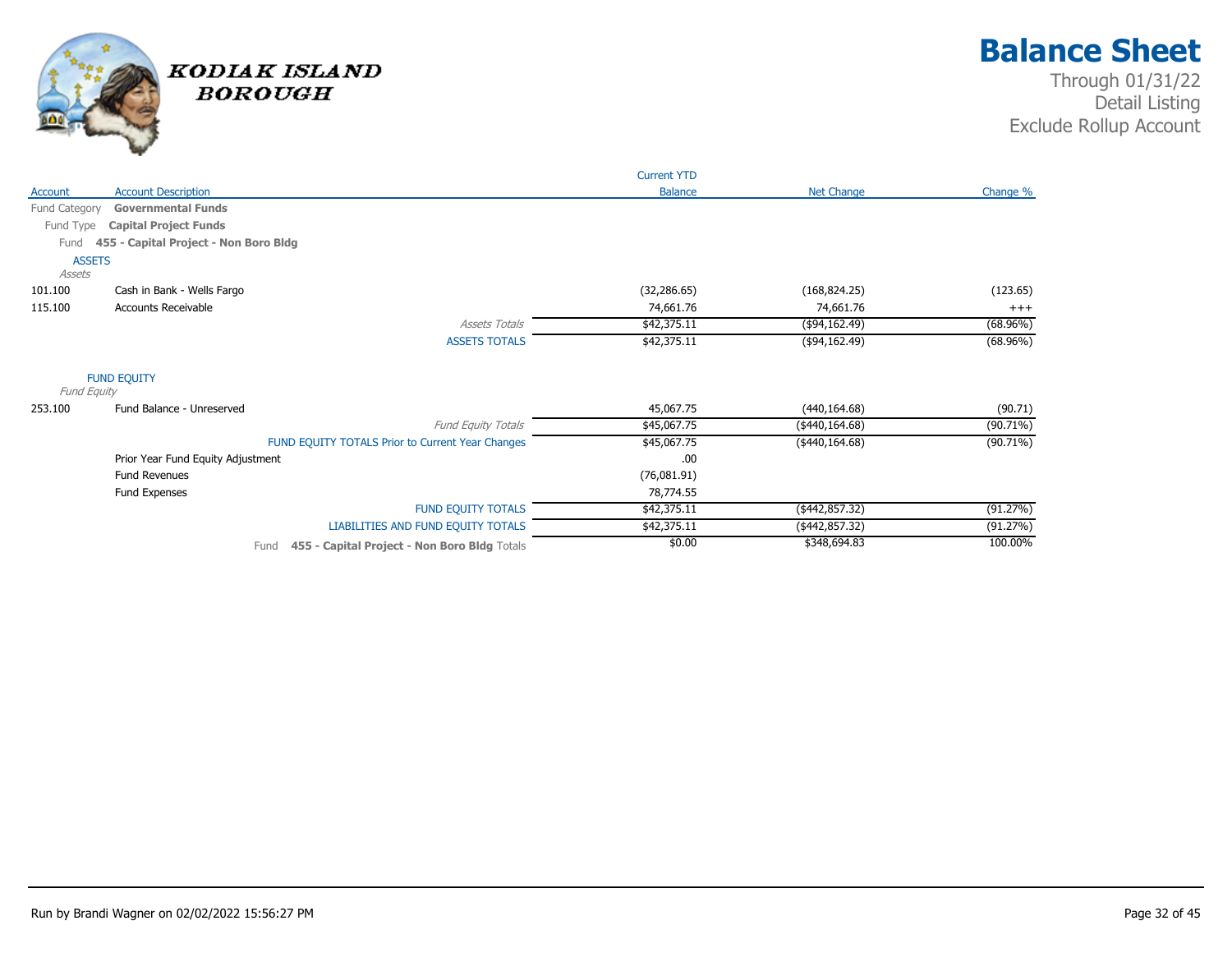# Balance Sheet

Through 01/31/22
Detail Listing
Exclude Rollup Account

KODIAK ISLAND BOROUGH

| Account | Account Description | Current YTD Balance | Net Change | Change % |
|---|---|---|---|---|
| Fund Category | **Governmental Funds** | | | |
| Fund Type | **Capital Project Funds** | | | |
| Fund | **455 - Capital Project - Non Boro Bldg** | | | |
| ASSETS | | | | |
| *Assets* | | | | |
| 101.100 | Cash in Bank - Wells Fargo | (32,286.65) | (168,824.25) | (123.65) |
| 115.100 | Accounts Receivable | 74,661.76 | 74,661.76 | +++ |
| | *Assets Totals* | $42,375.11 | ($94,162.49) | (68.96%) |
| | ASSETS TOTALS | $42,375.11 | ($94,162.49) | (68.96%) |
| FUND EQUITY | | | | |
| *Fund Equity* | | | | |
| 253.100 | Fund Balance - Unreserved | 45,067.75 | (440,164.68) | (90.71) |
| | *Fund Equity Totals* | $45,067.75 | ($440,164.68) | (90.71%) |
| | FUND EQUITY TOTALS Prior to Current Year Changes | $45,067.75 | ($440,164.68) | (90.71%) |
| | Prior Year Fund Equity Adjustment | .00 | | |
| | Fund Revenues | (76,081.91) | | |
| | Fund Expenses | 78,774.55 | | |
| | FUND EQUITY TOTALS | $42,375.11 | ($442,857.32) | (91.27%) |
| | LIABILITIES AND FUND EQUITY TOTALS | $42,375.11 | ($442,857.32) | (91.27%) |
| | Fund **455 - Capital Project - Non Boro Bldg** Totals | $0.00 | $348,694.83 | 100.00% |

Run by Brandi Wagner on 02/02/2022 15:56:27 PM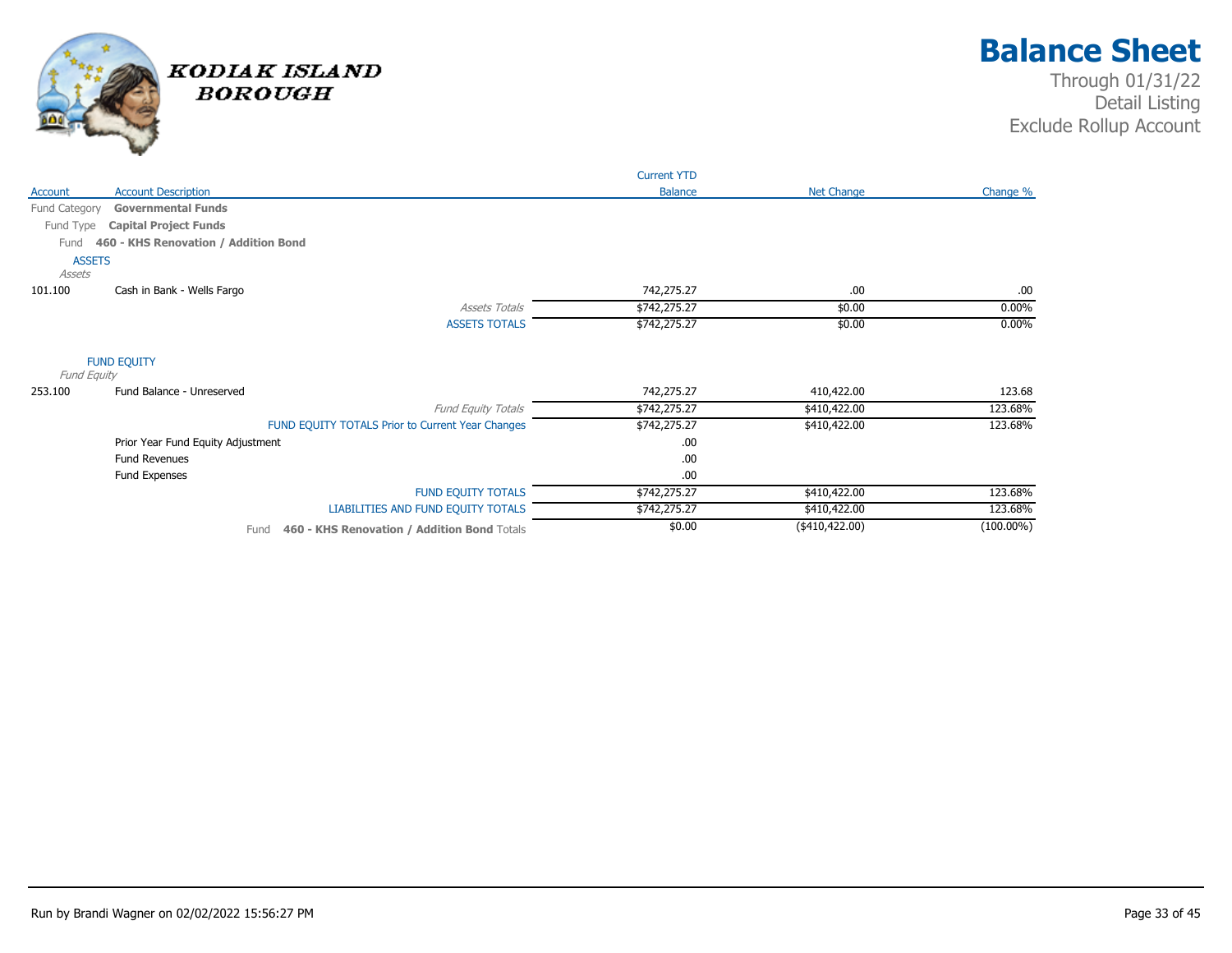# Balance Sheet

Through 01/31/22
Detail Listing
Exclude Rollup Account

KODIAK ISLAND BOROUGH

| Account | Account Description | Current YTD Balance | Net Change | Change % |
|---|---|---|---|---|
| Fund Category | **Governmental Funds** | | | |
| Fund Type | **Capital Project Funds** | | | |
| Fund | **460 - KHS Renovation / Addition Bond** | | | |
| ASSETS | | | | |
| *Assets* | | | | |
| 101.100 | Cash in Bank - Wells Fargo | 742,275.27 | .00 | .00 |
| | *Assets Totals* | $742,275.27 | $0.00 | 0.00% |
| | ASSETS TOTALS | $742,275.27 | $0.00 | 0.00% |
| FUND EQUITY | | | | |
| *Fund Equity* | | | | |
| 253.100 | Fund Balance - Unreserved | 742,275.27 | 410,422.00 | 123.68 |
| | *Fund Equity Totals* | $742,275.27 | $410,422.00 | 123.68% |
| | FUND EQUITY TOTALS Prior to Current Year Changes | $742,275.27 | $410,422.00 | 123.68% |
| | Prior Year Fund Equity Adjustment | .00 | | |
| | Fund Revenues | .00 | | |
| | Fund Expenses | .00 | | |
| | FUND EQUITY TOTALS | $742,275.27 | $410,422.00 | 123.68% |
| | LIABILITIES AND FUND EQUITY TOTALS | $742,275.27 | $410,422.00 | 123.68% |
| | Fund **460 - KHS Renovation / Addition Bond** Totals | $0.00 | ($410,422.00) | (100.00%) |

Run by Brandi Wagner on 02/02/2022 15:56:27 PM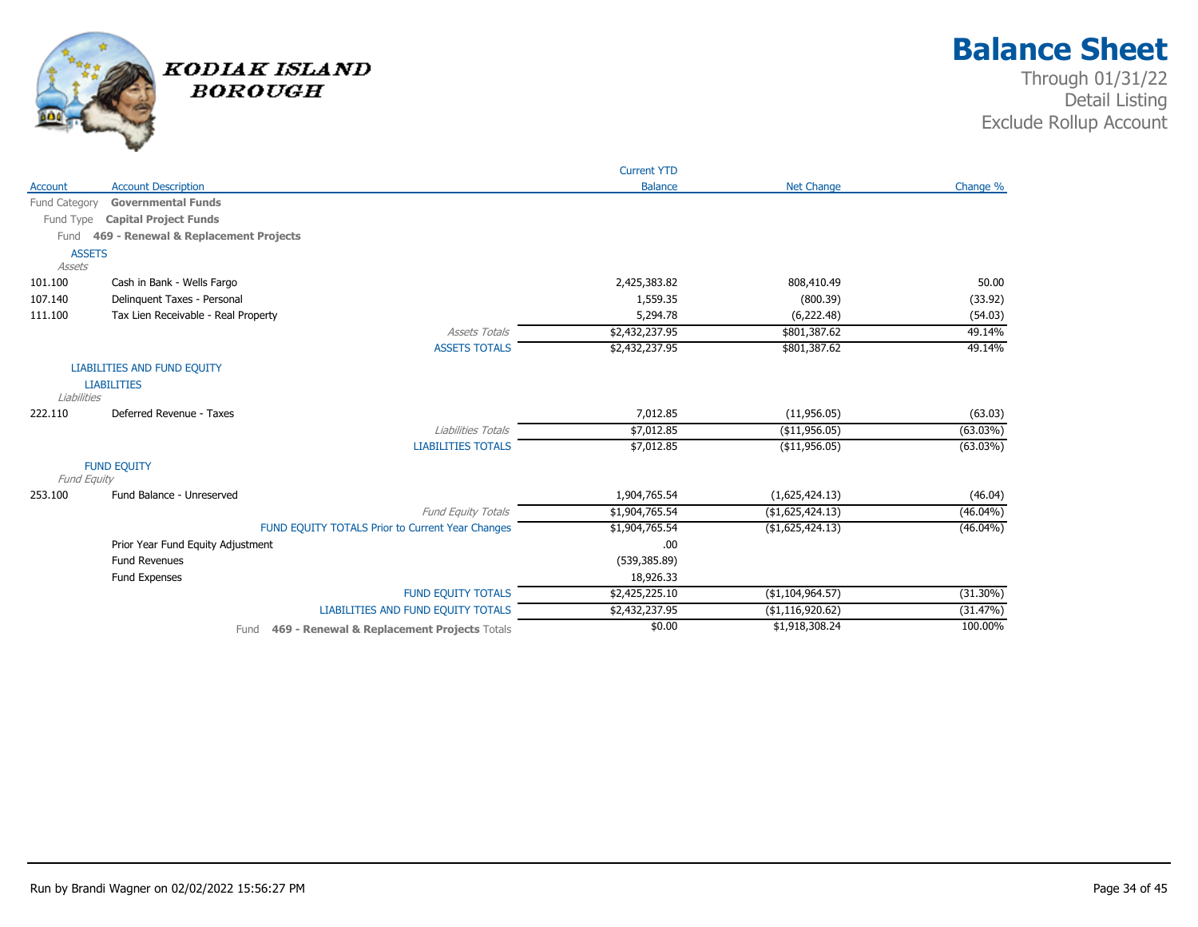# Kodiak Island Borough

# Balance Sheet

Through 01/31/22
Detail Listing
Exclude Rollup Account

| Account | Account Description | Current YTD Balance | Net Change | Change % |
|---|---|---|---|---|
| Fund Category | **Governmental Funds** | | | |
| Fund Type | **Capital Project Funds** | | | |
| Fund | **469 - Renewal & Replacement Projects** | | | |
| | ASSETS | | | |
| | *Assets* | | | |
| 101.100 | Cash in Bank - Wells Fargo | 2,425,383.82 | 808,410.49 | 50.00 |
| 107.140 | Delinquent Taxes - Personal | 1,559.35 | (800.39) | (33.92) |
| 111.100 | Tax Lien Receivable - Real Property | 5,294.78 | (6,222.48) | (54.03) |
| | *Assets Totals* | $2,432,237.95 | $801,387.62 | 49.14% |
| | ASSETS TOTALS | $2,432,237.95 | $801,387.62 | 49.14% |
| | LIABILITIES AND FUND EQUITY | | | |
| | LIABILITIES | | | |
| | *Liabilities* | | | |
| 222.110 | Deferred Revenue - Taxes | 7,012.85 | (11,956.05) | (63.03) |
| | *Liabilities Totals* | $7,012.85 | ($11,956.05) | (63.03%) |
| | LIABILITIES TOTALS | $7,012.85 | ($11,956.05) | (63.03%) |
| | FUND EQUITY | | | |
| | *Fund Equity* | | | |
| 253.100 | Fund Balance - Unreserved | 1,904,765.54 | (1,625,424.13) | (46.04) |
| | *Fund Equity Totals* | $1,904,765.54 | ($1,625,424.13) | (46.04%) |
| | FUND EQUITY TOTALS Prior to Current Year Changes | $1,904,765.54 | ($1,625,424.13) | (46.04%) |
| | Prior Year Fund Equity Adjustment | .00 | | |
| | Fund Revenues | (539,385.89) | | |
| | Fund Expenses | 18,926.33 | | |
| | FUND EQUITY TOTALS | $2,425,225.10 | ($1,104,964.57) | (31.30%) |
| | LIABILITIES AND FUND EQUITY TOTALS | $2,432,237.95 | ($1,116,920.62) | (31.47%) |
| | Fund **469 - Renewal & Replacement Projects** Totals | $0.00 | $1,918,308.24 | 100.00% |

Run by Brandi Wagner on 02/02/2022 15:56:27 PM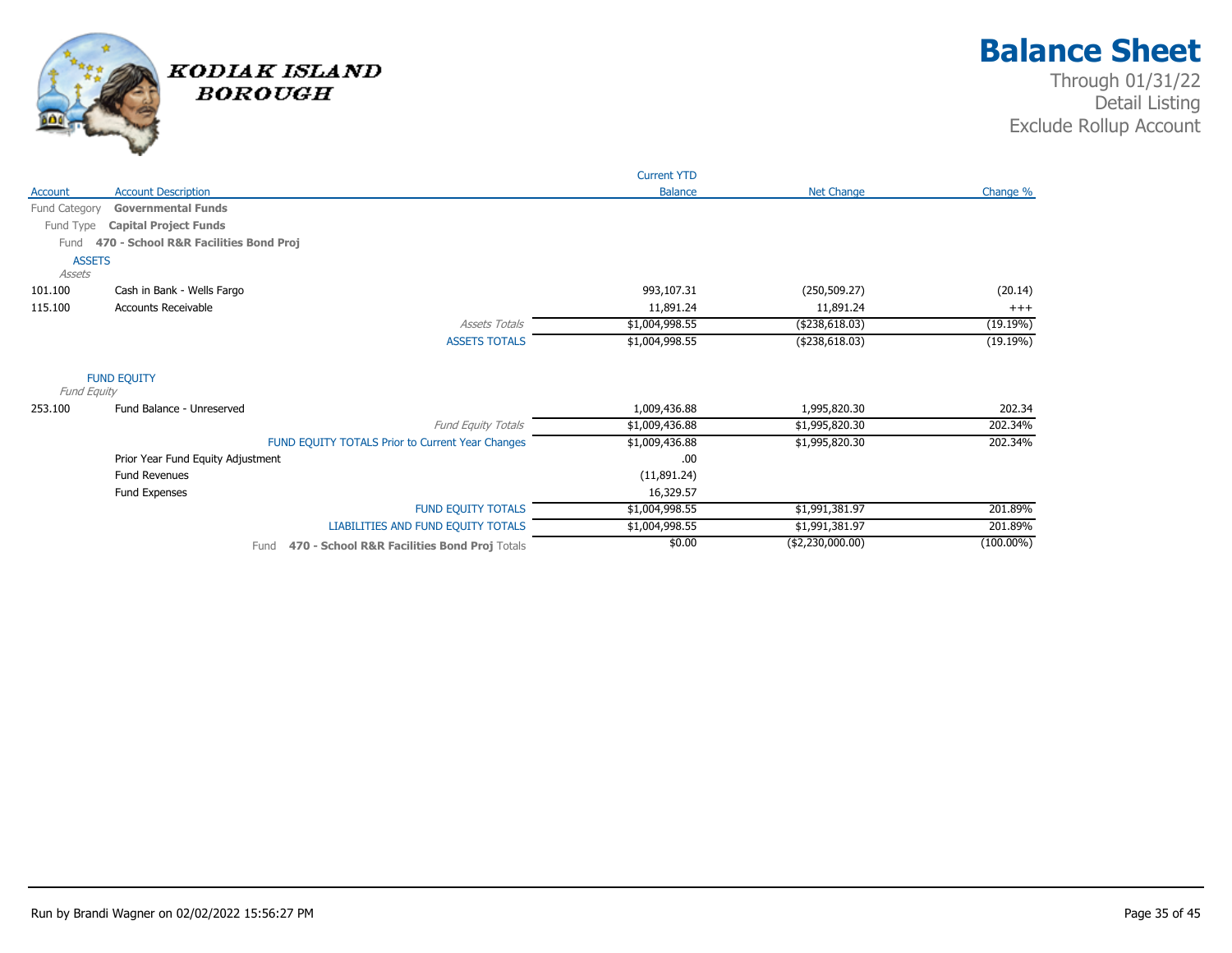# Balance Sheet

Through 01/31/22
Detail Listing
Exclude Rollup Account

KODIAK ISLAND BOROUGH

| Account | Account Description | Current YTD Balance | Net Change | Change % |
|---|---|---|---|---|
| Fund Category | **Governmental Funds** | | | |
| Fund Type | **Capital Project Funds** | | | |
| Fund | **470 - School R&R Facilities Bond Proj** | | | |
| ASSETS | | | | |
| *Assets* | | | | |
| 101.100 | Cash in Bank - Wells Fargo | 993,107.31 | (250,509.27) | (20.14) |
| 115.100 | Accounts Receivable | 11,891.24 | 11,891.24 | +++ |
| | *Assets Totals* | $1,004,998.55 | ($238,618.03) | (19.19%) |
| | ASSETS TOTALS | $1,004,998.55 | ($238,618.03) | (19.19%) |
| FUND EQUITY | | | | |
| *Fund Equity* | | | | |
| 253.100 | Fund Balance - Unreserved | 1,009,436.88 | 1,995,820.30 | 202.34 |
| | *Fund Equity Totals* | $1,009,436.88 | $1,995,820.30 | 202.34% |
| | FUND EQUITY TOTALS Prior to Current Year Changes | $1,009,436.88 | $1,995,820.30 | 202.34% |
| | Prior Year Fund Equity Adjustment | .00 | | |
| | Fund Revenues | (11,891.24) | | |
| | Fund Expenses | 16,329.57 | | |
| | FUND EQUITY TOTALS | $1,004,998.55 | $1,991,381.97 | 201.89% |
| | LIABILITIES AND FUND EQUITY TOTALS | $1,004,998.55 | $1,991,381.97 | 201.89% |
| | Fund **470 - School R&R Facilities Bond Proj** Totals | $0.00 | ($2,230,000.00) | (100.00%) |

Run by Brandi Wagner on 02/02/2022 15:56:27 PM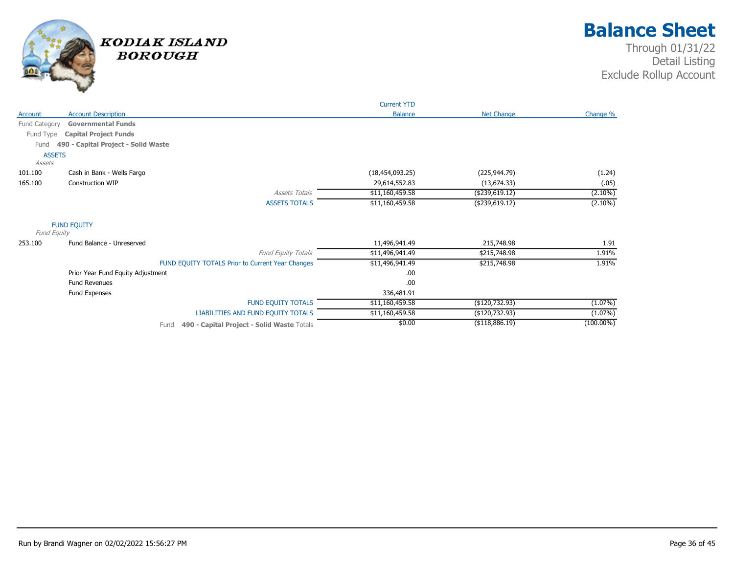# Balance Sheet

Through 01/31/22
Detail Listing
Exclude Rollup Account

KODIAK ISLAND BOROUGH

| Account | Account Description | Current YTD Balance | Net Change | Change % |
|---|---|---|---|---|
| Fund Category | **Governmental Funds** | | | |
| Fund Type | **Capital Project Funds** | | | |
| Fund | **490 - Capital Project - Solid Waste** | | | |
| **ASSETS** | | | | |
| *Assets* | | | | |
| 101.100 | Cash in Bank - Wells Fargo | (18,454,093.25) | (225,944.79) | (1.24) |
| 165.100 | Construction WIP | 29,614,552.83 | (13,674.33) | (.05) |
| | *Assets Totals* | $11,160,459.58 | ($239,619.12) | (2.10%) |
| | ASSETS TOTALS | $11,160,459.58 | ($239,619.12) | (2.10%) |
| **FUND EQUITY** | | | | |
| *Fund Equity* | | | | |
| 253.100 | Fund Balance - Unreserved | 11,496,941.49 | 215,748.98 | 1.91 |
| | *Fund Equity Totals* | $11,496,941.49 | $215,748.98 | 1.91% |
| | FUND EQUITY TOTALS Prior to Current Year Changes | $11,496,941.49 | $215,748.98 | 1.91% |
| | Prior Year Fund Equity Adjustment | .00 | | |
| | Fund Revenues | .00 | | |
| | Fund Expenses | 336,481.91 | | |
| | FUND EQUITY TOTALS | $11,160,459.58 | ($120,732.93) | (1.07%) |
| | LIABILITIES AND FUND EQUITY TOTALS | $11,160,459.58 | ($120,732.93) | (1.07%) |
| | Fund **490 - Capital Project - Solid Waste** Totals | $0.00 | ($118,886.19) | (100.00%) |

Run by Brandi Wagner on 02/02/2022 15:56:27 PM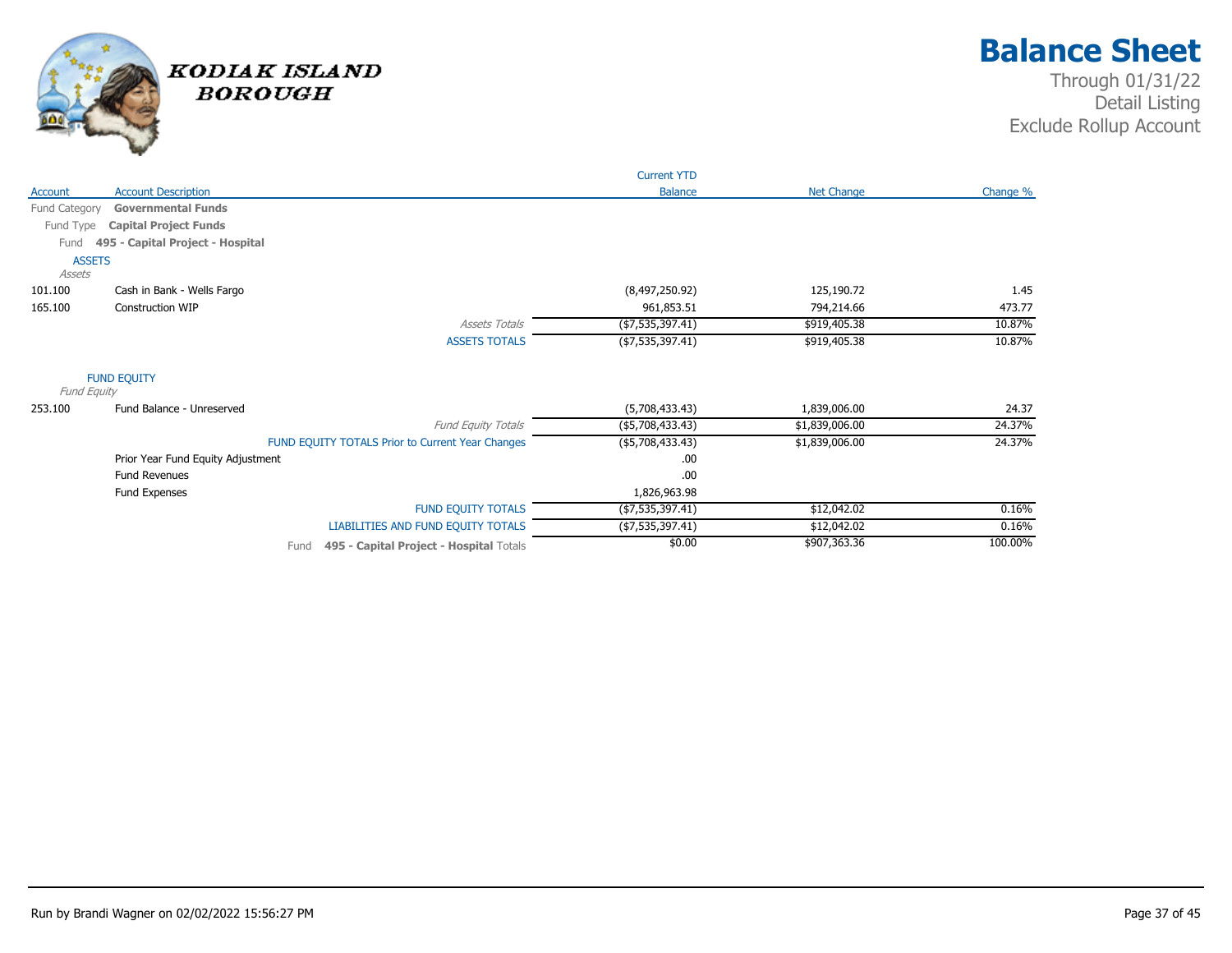# Balance Sheet

Through 01/31/22
Detail Listing
Exclude Rollup Account

KODIAK ISLAND BOROUGH

| Account | Account Description | Current YTD Balance | Net Change | Change % |
|---|---|---|---|---|
| Fund Category | **Governmental Funds** | | | |
| Fund Type | **Capital Project Funds** | | | |
| Fund | **495 - Capital Project - Hospital** | | | |
| ASSETS | | | | |
| *Assets* | | | | |
| 101.100 | Cash in Bank - Wells Fargo | (8,497,250.92) | 125,190.72 | 1.45 |
| 165.100 | Construction WIP | 961,853.51 | 794,214.66 | 473.77 |
| | *Assets Totals* | ($7,535,397.41) | $919,405.38 | 10.87% |
| | ASSETS TOTALS | ($7,535,397.41) | $919,405.38 | 10.87% |
| FUND EQUITY | | | | |
| *Fund Equity* | | | | |
| 253.100 | Fund Balance - Unreserved | (5,708,433.43) | 1,839,006.00 | 24.37 |
| | *Fund Equity Totals* | ($5,708,433.43) | $1,839,006.00 | 24.37% |
| | FUND EQUITY TOTALS Prior to Current Year Changes | ($5,708,433.43) | $1,839,006.00 | 24.37% |
| | Prior Year Fund Equity Adjustment | .00 | | |
| | Fund Revenues | .00 | | |
| | Fund Expenses | 1,826,963.98 | | |
| | FUND EQUITY TOTALS | ($7,535,397.41) | $12,042.02 | 0.16% |
| | LIABILITIES AND FUND EQUITY TOTALS | ($7,535,397.41) | $12,042.02 | 0.16% |
| | Fund **495 - Capital Project - Hospital** Totals | $0.00 | $907,363.36 | 100.00% |

Run by Brandi Wagner on 02/02/2022 15:56:27 PM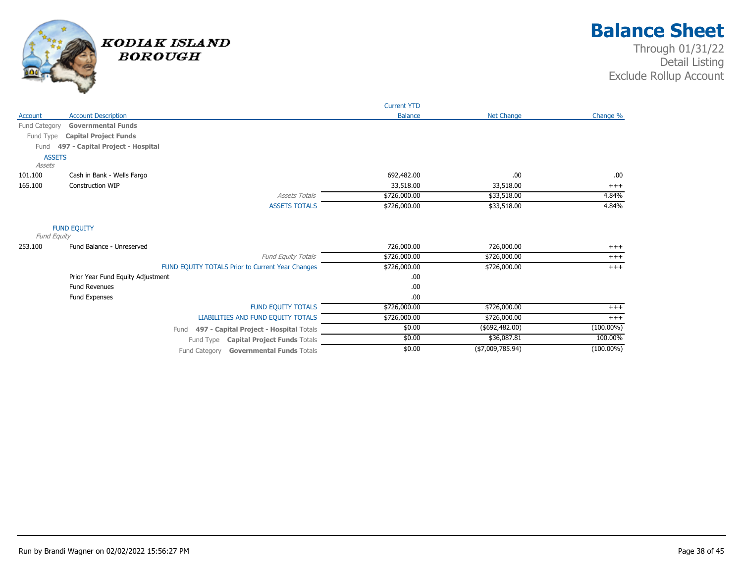# Balance Sheet

KODIAK ISLAND BOROUGH

Through 01/31/22
Detail Listing
Exclude Rollup Account

| Account | Account Description | Current YTD Balance | Net Change | Change % |
|---|---|---|---|---|
| Fund Category | **Governmental Funds** | | | |
| Fund Type | **Capital Project Funds** | | | |
| Fund | **497 - Capital Project - Hospital** | | | |
| **ASSETS** | | | | |
| *Assets* | | | | |
| 101.100 | Cash in Bank - Wells Fargo | 692,482.00 | .00 | .00 |
| 165.100 | Construction WIP | 33,518.00 | 33,518.00 | +++ |
| | *Assets Totals* | $726,000.00 | $33,518.00 | 4.84% |
| | ASSETS TOTALS | $726,000.00 | $33,518.00 | 4.84% |
| **FUND EQUITY** | | | | |
| *Fund Equity* | | | | |
| 253.100 | Fund Balance - Unreserved | 726,000.00 | 726,000.00 | +++ |
| | *Fund Equity Totals* | $726,000.00 | $726,000.00 | +++ |
| | FUND EQUITY TOTALS Prior to Current Year Changes | $726,000.00 | $726,000.00 | +++ |
| | Prior Year Fund Equity Adjustment | .00 | | |
| | Fund Revenues | .00 | | |
| | Fund Expenses | .00 | | |
| | FUND EQUITY TOTALS | $726,000.00 | $726,000.00 | +++ |
| | LIABILITIES AND FUND EQUITY TOTALS | $726,000.00 | $726,000.00 | +++ |
| | Fund **497 - Capital Project - Hospital** Totals | $0.00 | ($692,482.00) | (100.00%) |
| | Fund Type **Capital Project Funds** Totals | $0.00 | $36,087.81 | 100.00% |
| | Fund Category **Governmental Funds** Totals | $0.00 | ($7,009,785.94) | (100.00%) |

Run by Brandi Wagner on 02/02/2022 15:56:27 PM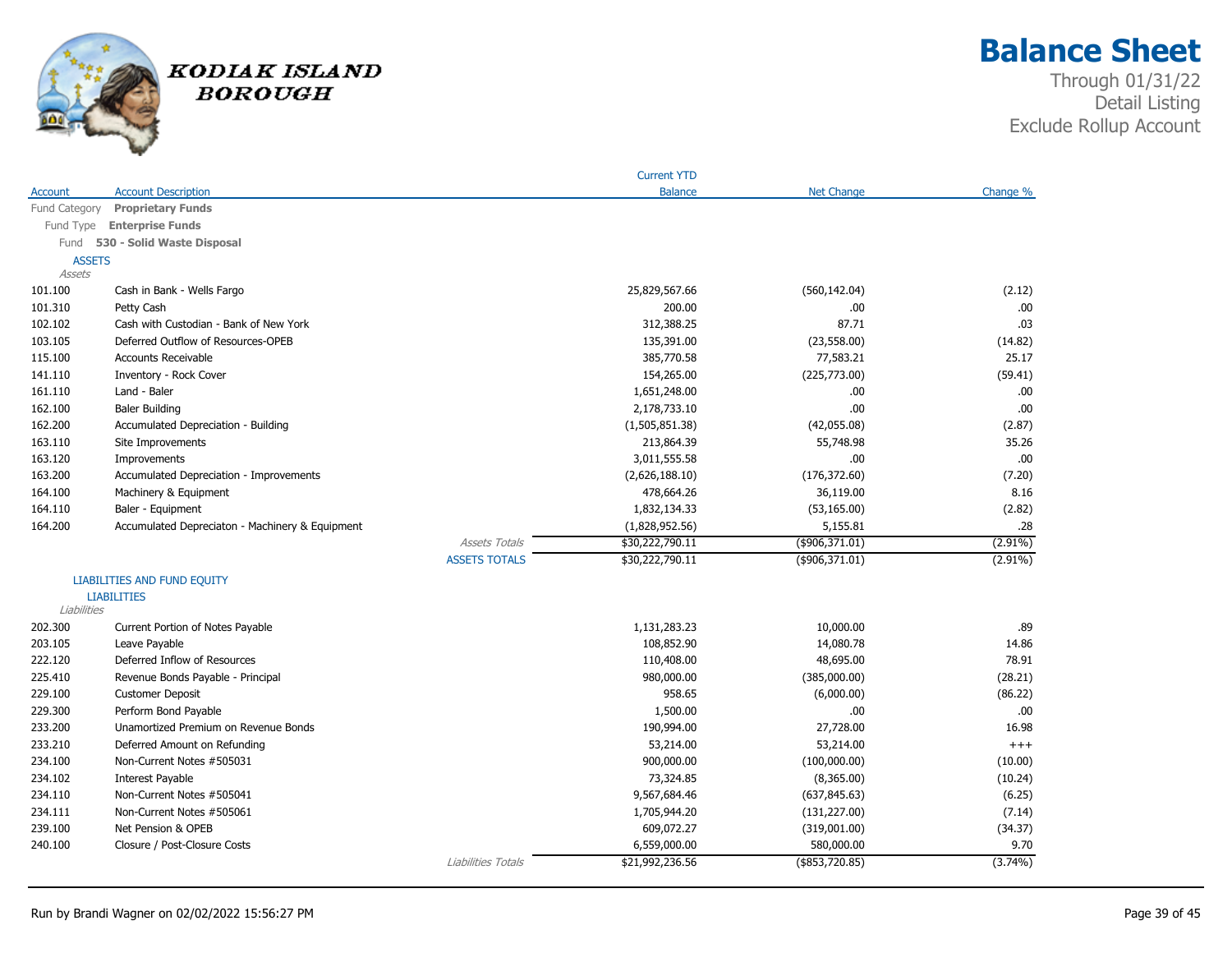# Balance Sheet

Through 01/31/22
Detail Listing
Exclude Rollup Account

KODIAK ISLAND BOROUGH

| Account | Account Description | | Current YTD Balance | Net Change | Change % |
|---|---|---|---|---|---|
| Fund Category | **Proprietary Funds** | | | | |
| Fund Type | **Enterprise Funds** | | | | |
| Fund | **530 - Solid Waste Disposal** | | | | |
| ASSETS | | | | | |
| *Assets* | | | | | |
| 101.100 | Cash in Bank - Wells Fargo | | 25,829,567.66 | (560,142.04) | (2.12) |
| 101.310 | Petty Cash | | 200.00 | .00 | .00 |
| 102.102 | Cash with Custodian - Bank of New York | | 312,388.25 | 87.71 | .03 |
| 103.105 | Deferred Outflow of Resources-OPEB | | 135,391.00 | (23,558.00) | (14.82) |
| 115.100 | Accounts Receivable | | 385,770.58 | 77,583.21 | 25.17 |
| 141.110 | Inventory - Rock Cover | | 154,265.00 | (225,773.00) | (59.41) |
| 161.110 | Land - Baler | | 1,651,248.00 | .00 | .00 |
| 162.100 | Baler Building | | 2,178,733.10 | .00 | .00 |
| 162.200 | Accumulated Depreciation - Building | | (1,505,851.38) | (42,055.08) | (2.87) |
| 163.110 | Site Improvements | | 213,864.39 | 55,748.98 | 35.26 |
| 163.120 | Improvements | | 3,011,555.58 | .00 | .00 |
| 163.200 | Accumulated Depreciation - Improvements | | (2,626,188.10) | (176,372.60) | (7.20) |
| 164.100 | Machinery & Equipment | | 478,664.26 | 36,119.00 | 8.16 |
| 164.110 | Baler - Equipment | | 1,832,134.33 | (53,165.00) | (2.82) |
| 164.200 | Accumulated Depreciaton - Machinery & Equipment | | (1,828,952.56) | 5,155.81 | .28 |
| | | *Assets Totals* | $30,222,790.11 | ($906,371.01) | (2.91%) |
| | | ASSETS TOTALS | $30,222,790.11 | ($906,371.01) | (2.91%) |
| LIABILITIES AND FUND EQUITY | | | | | |
| LIABILITIES | | | | | |
| *Liabilities* | | | | | |
| 202.300 | Current Portion of Notes Payable | | 1,131,283.23 | 10,000.00 | .89 |
| 203.105 | Leave Payable | | 108,852.90 | 14,080.78 | 14.86 |
| 222.120 | Deferred Inflow of Resources | | 110,408.00 | 48,695.00 | 78.91 |
| 225.410 | Revenue Bonds Payable - Principal | | 980,000.00 | (385,000.00) | (28.21) |
| 229.100 | Customer Deposit | | 958.65 | (6,000.00) | (86.22) |
| 229.300 | Perform Bond Payable | | 1,500.00 | .00 | .00 |
| 233.200 | Unamortized Premium on Revenue Bonds | | 190,994.00 | 27,728.00 | 16.98 |
| 233.210 | Deferred Amount on Refunding | | 53,214.00 | 53,214.00 | +++ |
| 234.100 | Non-Current Notes #505031 | | 900,000.00 | (100,000.00) | (10.00) |
| 234.102 | Interest Payable | | 73,324.85 | (8,365.00) | (10.24) |
| 234.110 | Non-Current Notes #505041 | | 9,567,684.46 | (637,845.63) | (6.25) |
| 234.111 | Non-Current Notes #505061 | | 1,705,944.20 | (131,227.00) | (7.14) |
| 239.100 | Net Pension & OPEB | | 609,072.27 | (319,001.00) | (34.37) |
| 240.100 | Closure / Post-Closure Costs | | 6,559,000.00 | 580,000.00 | 9.70 |
| | | *Liabilities Totals* | $21,992,236.56 | ($853,720.85) | (3.74%) |

Run by Brandi Wagner on 02/02/2022 15:56:27 PM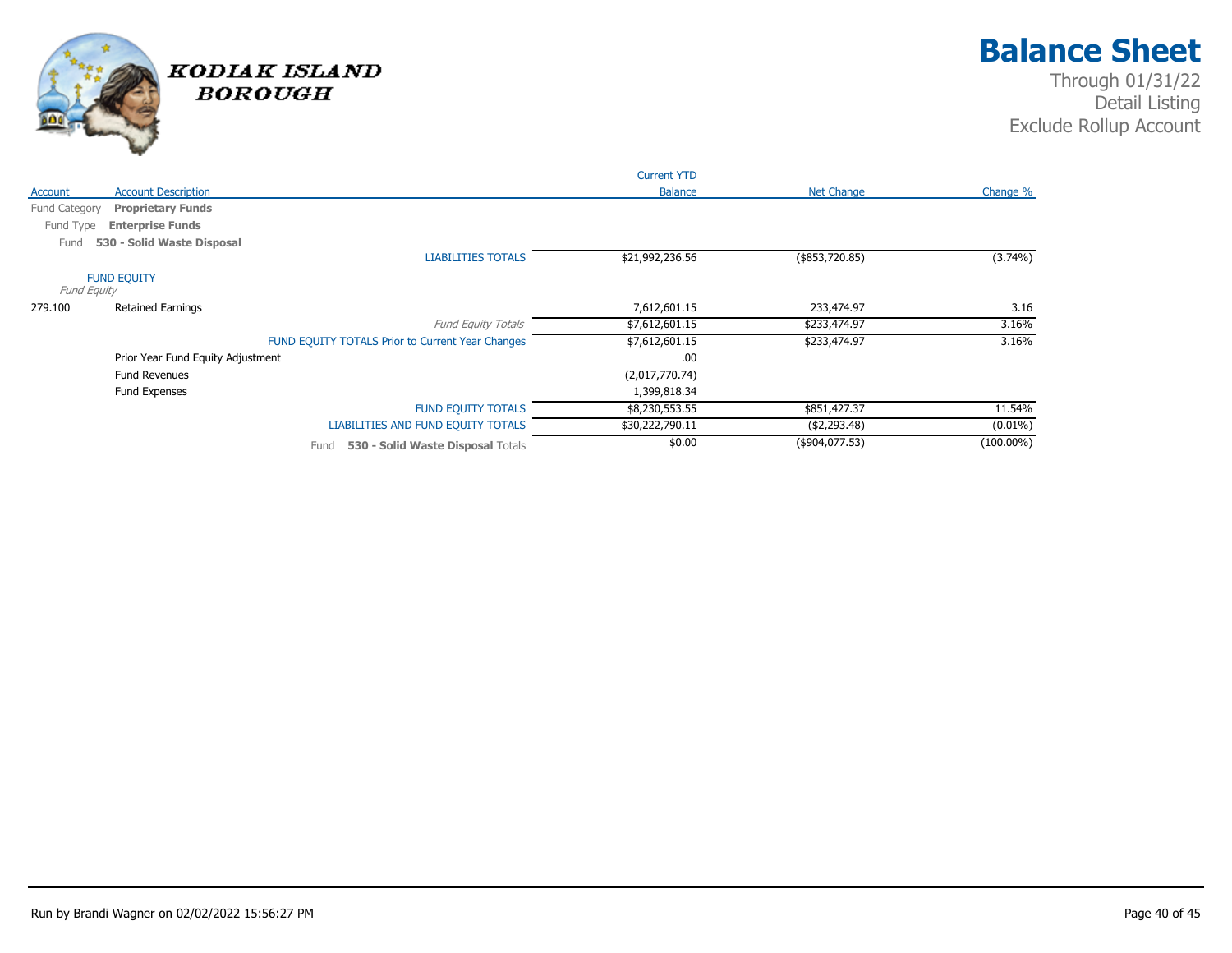# Balance Sheet

Through 01/31/22
Detail Listing
Exclude Rollup Account

KODIAK ISLAND BOROUGH

| Account | Account Description | Current YTD Balance | Net Change | Change % |
|---|---|---|---|---|
| Fund Category | **Proprietary Funds** | | | |
| Fund Type | **Enterprise Funds** | | | |
| Fund | **530 - Solid Waste Disposal** | | | |
| | LIABILITIES TOTALS | $21,992,236.56 | ($853,720.85) | (3.74%) |
| | FUND EQUITY | | | |
| | *Fund Equity* | | | |
| 279.100 | Retained Earnings | 7,612,601.15 | 233,474.97 | 3.16 |
| | *Fund Equity Totals* | $7,612,601.15 | $233,474.97 | 3.16% |
| | FUND EQUITY TOTALS Prior to Current Year Changes | $7,612,601.15 | $233,474.97 | 3.16% |
| | Prior Year Fund Equity Adjustment | .00 | | |
| | Fund Revenues | (2,017,770.74) | | |
| | Fund Expenses | 1,399,818.34 | | |
| | FUND EQUITY TOTALS | $8,230,553.55 | $851,427.37 | 11.54% |
| | LIABILITIES AND FUND EQUITY TOTALS | $30,222,790.11 | ($2,293.48) | (0.01%) |
| | Fund **530 - Solid Waste Disposal** Totals | $0.00 | ($904,077.53) | (100.00%) |

Run by Brandi Wagner on 02/02/2022 15:56:27 PM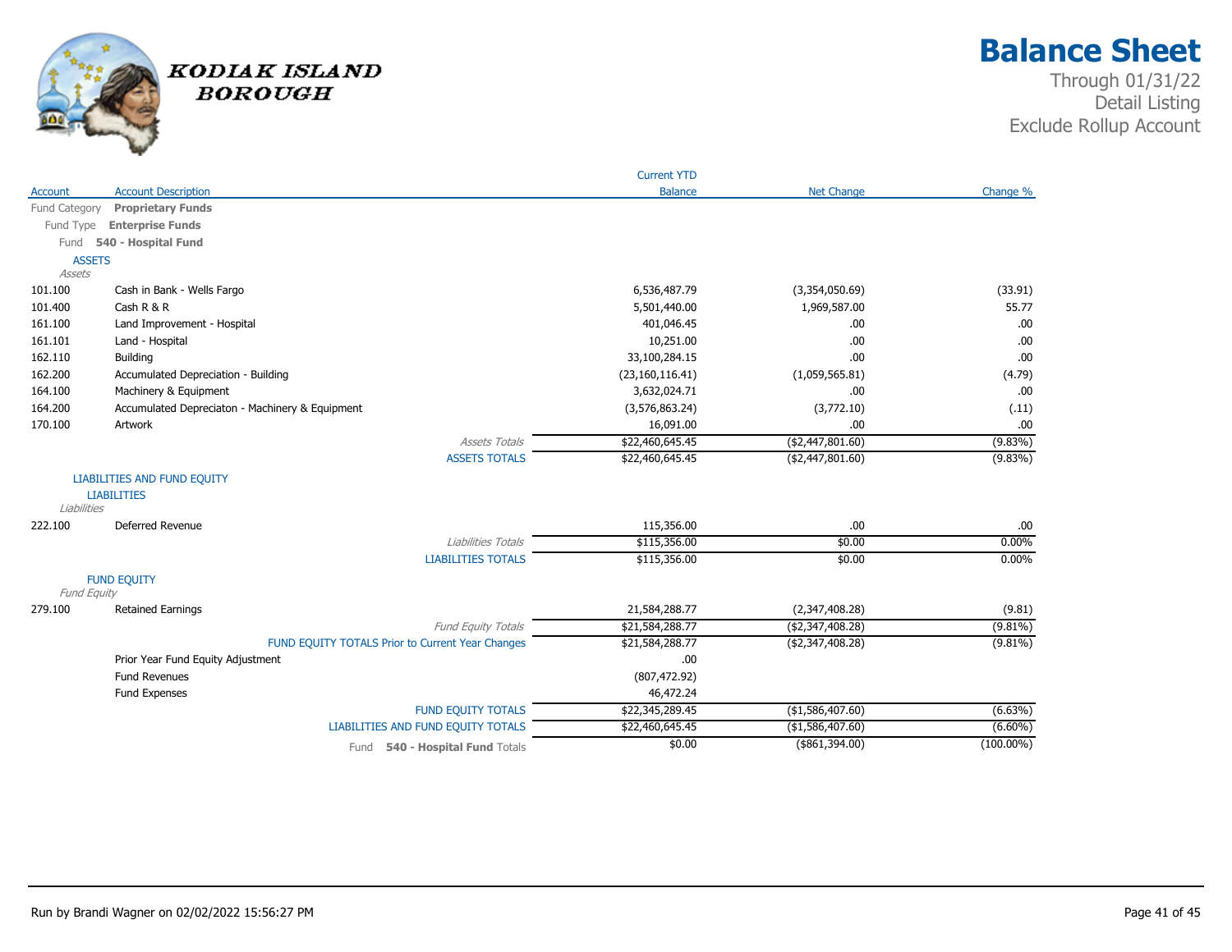# Kodiak Island Borough

# Balance Sheet

Through 01/31/22
Detail Listing
Exclude Rollup Account

| Account | Account Description | Current YTD Balance | Net Change | Change % |
|---|---|---|---|---|
| Fund Category | **Proprietary Funds** | | | |
| Fund Type | **Enterprise Funds** | | | |
| Fund | **540 - Hospital Fund** | | | |
| | ASSETS | | | |
| | *Assets* | | | |
| 101.100 | Cash in Bank - Wells Fargo | 6,536,487.79 | (3,354,050.69) | (33.91) |
| 101.400 | Cash R & R | 5,501,440.00 | 1,969,587.00 | 55.77 |
| 161.100 | Land Improvement - Hospital | 401,046.45 | .00 | .00 |
| 161.101 | Land - Hospital | 10,251.00 | .00 | .00 |
| 162.110 | Building | 33,100,284.15 | .00 | .00 |
| 162.200 | Accumulated Depreciation - Building | (23,160,116.41) | (1,059,565.81) | (4.79) |
| 164.100 | Machinery & Equipment | 3,632,024.71 | .00 | .00 |
| 164.200 | Accumulated Depreciaton - Machinery & Equipment | (3,576,863.24) | (3,772.10) | (.11) |
| 170.100 | Artwork | 16,091.00 | .00 | .00 |
| | *Assets Totals* | $22,460,645.45 | ($2,447,801.60) | (9.83%) |
| | ASSETS TOTALS | $22,460,645.45 | ($2,447,801.60) | (9.83%) |
| | LIABILITIES AND FUND EQUITY | | | |
| | LIABILITIES | | | |
| | *Liabilities* | | | |
| 222.100 | Deferred Revenue | 115,356.00 | .00 | .00 |
| | *Liabilities Totals* | $115,356.00 | $0.00 | 0.00% |
| | LIABILITIES TOTALS | $115,356.00 | $0.00 | 0.00% |
| | FUND EQUITY | | | |
| | *Fund Equity* | | | |
| 279.100 | Retained Earnings | 21,584,288.77 | (2,347,408.28) | (9.81) |
| | *Fund Equity Totals* | $21,584,288.77 | ($2,347,408.28) | (9.81%) |
| | FUND EQUITY TOTALS Prior to Current Year Changes | $21,584,288.77 | ($2,347,408.28) | (9.81%) |
| | Prior Year Fund Equity Adjustment | .00 | | |
| | Fund Revenues | (807,472.92) | | |
| | Fund Expenses | 46,472.24 | | |
| | FUND EQUITY TOTALS | $22,345,289.45 | ($1,586,407.60) | (6.63%) |
| | LIABILITIES AND FUND EQUITY TOTALS | $22,460,645.45 | ($1,586,407.60) | (6.60%) |
| | Fund **540 - Hospital Fund** Totals | $0.00 | ($861,394.00) | (100.00%) |

Run by Brandi Wagner on 02/02/2022 15:56:27 PM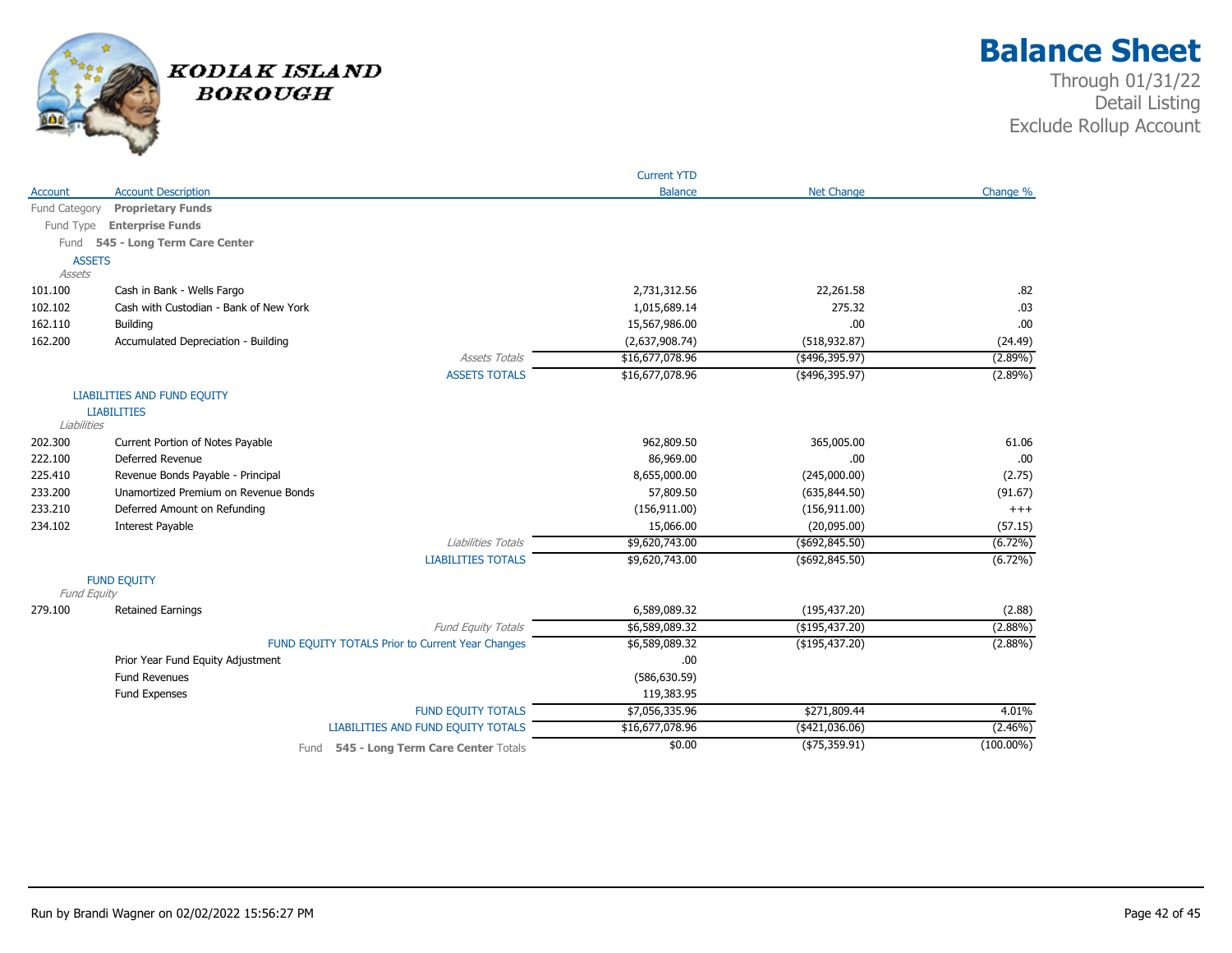# Balance Sheet

Through 01/31/22
Detail Listing
Exclude Rollup Account

KODIAK ISLAND BOROUGH

| Account | Account Description | Current YTD Balance | Net Change | Change % |
|---|---|---|---|---|
| Fund Category | **Proprietary Funds** | | | |
| Fund Type | **Enterprise Funds** | | | |
| Fund | **545 - Long Term Care Center** | | | |
| | ASSETS | | | |
| | *Assets* | | | |
| 101.100 | Cash in Bank - Wells Fargo | 2,731,312.56 | 22,261.58 | .82 |
| 102.102 | Cash with Custodian - Bank of New York | 1,015,689.14 | 275.32 | .03 |
| 162.110 | Building | 15,567,986.00 | .00 | .00 |
| 162.200 | Accumulated Depreciation - Building | (2,637,908.74) | (518,932.87) | (24.49) |
| | *Assets Totals* | $16,677,078.96 | ($496,395.97) | (2.89%) |
| | ASSETS TOTALS | $16,677,078.96 | ($496,395.97) | (2.89%) |
| | LIABILITIES AND FUND EQUITY | | | |
| | LIABILITIES | | | |
| | *Liabilities* | | | |
| 202.300 | Current Portion of Notes Payable | 962,809.50 | 365,005.00 | 61.06 |
| 222.100 | Deferred Revenue | 86,969.00 | .00 | .00 |
| 225.410 | Revenue Bonds Payable - Principal | 8,655,000.00 | (245,000.00) | (2.75) |
| 233.200 | Unamortized Premium on Revenue Bonds | 57,809.50 | (635,844.50) | (91.67) |
| 233.210 | Deferred Amount on Refunding | (156,911.00) | (156,911.00) | +++ |
| 234.102 | Interest Payable | 15,066.00 | (20,095.00) | (57.15) |
| | *Liabilities Totals* | $9,620,743.00 | ($692,845.50) | (6.72%) |
| | LIABILITIES TOTALS | $9,620,743.00 | ($692,845.50) | (6.72%) |
| | FUND EQUITY | | | |
| | *Fund Equity* | | | |
| 279.100 | Retained Earnings | 6,589,089.32 | (195,437.20) | (2.88) |
| | *Fund Equity Totals* | $6,589,089.32 | ($195,437.20) | (2.88%) |
| | FUND EQUITY TOTALS Prior to Current Year Changes | $6,589,089.32 | ($195,437.20) | (2.88%) |
| | Prior Year Fund Equity Adjustment | .00 | | |
| | Fund Revenues | (586,630.59) | | |
| | Fund Expenses | 119,383.95 | | |
| | FUND EQUITY TOTALS | $7,056,335.96 | $271,809.44 | 4.01% |
| | LIABILITIES AND FUND EQUITY TOTALS | $16,677,078.96 | ($421,036.06) | (2.46%) |
| | Fund **545 - Long Term Care Center** Totals | $0.00 | ($75,359.91) | (100.00%) |

Run by Brandi Wagner on 02/02/2022 15:56:27 PM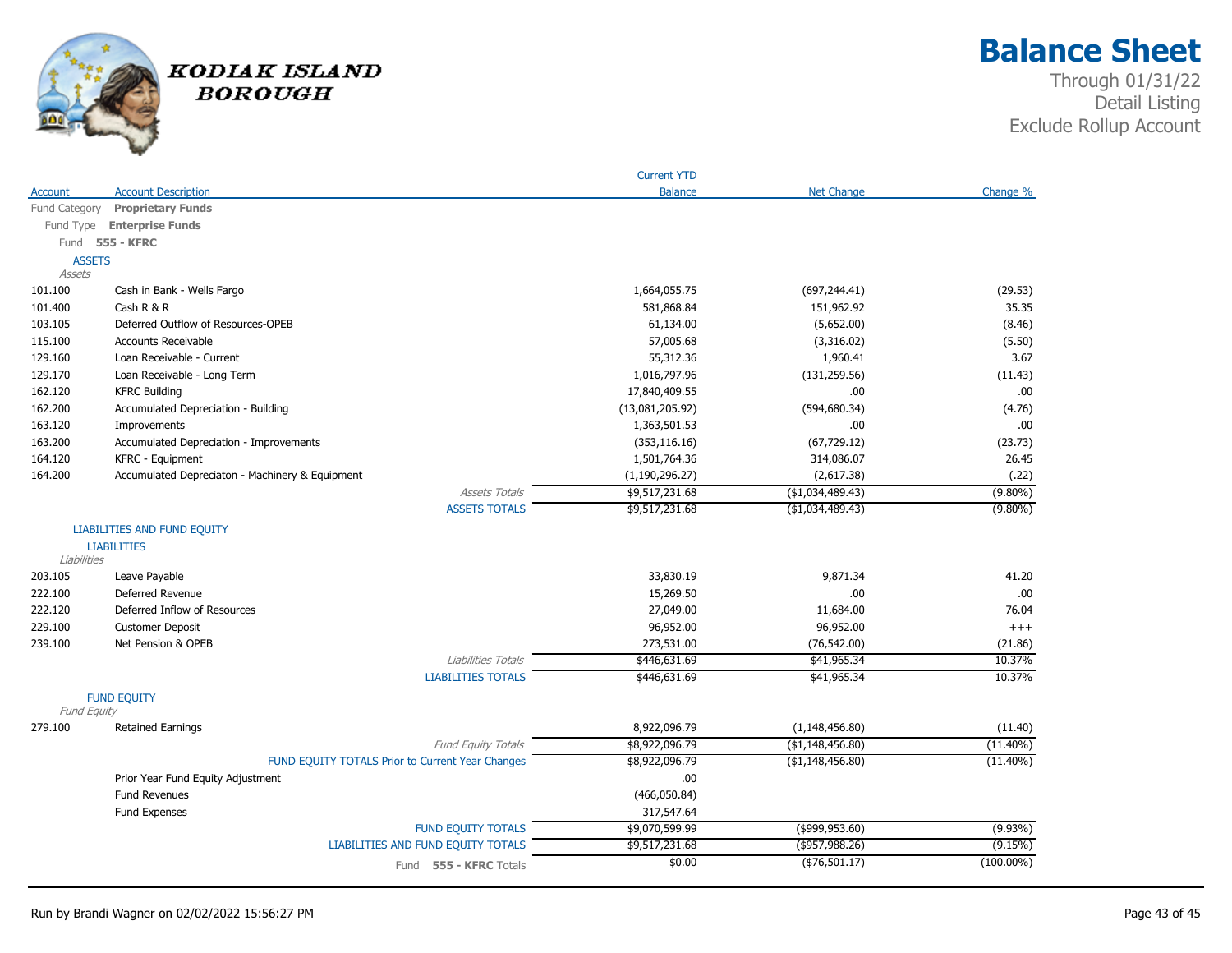# Balance Sheet

Through 01/31/22
Detail Listing
Exclude Rollup Account

KODIAK ISLAND BOROUGH

| Account | Account Description | Current YTD Balance | Net Change | Change % |
|---|---|---|---|---|
| Fund Category | **Proprietary Funds** | | | |
| Fund Type | **Enterprise Funds** | | | |
| Fund | **555 - KFRC** | | | |
| | ASSETS | | | |
| | *Assets* | | | |
| 101.100 | Cash in Bank - Wells Fargo | 1,664,055.75 | (697,244.41) | (29.53) |
| 101.400 | Cash R & R | 581,868.84 | 151,962.92 | 35.35 |
| 103.105 | Deferred Outflow of Resources-OPEB | 61,134.00 | (5,652.00) | (8.46) |
| 115.100 | Accounts Receivable | 57,005.68 | (3,316.02) | (5.50) |
| 129.160 | Loan Receivable - Current | 55,312.36 | 1,960.41 | 3.67 |
| 129.170 | Loan Receivable - Long Term | 1,016,797.96 | (131,259.56) | (11.43) |
| 162.120 | KFRC Building | 17,840,409.55 | .00 | .00 |
| 162.200 | Accumulated Depreciation - Building | (13,081,205.92) | (594,680.34) | (4.76) |
| 163.120 | Improvements | 1,363,501.53 | .00 | .00 |
| 163.200 | Accumulated Depreciation - Improvements | (353,116.16) | (67,729.12) | (23.73) |
| 164.120 | KFRC - Equipment | 1,501,764.36 | 314,086.07 | 26.45 |
| 164.200 | Accumulated Depreciaton - Machinery & Equipment | (1,190,296.27) | (2,617.38) | (.22) |
| | *Assets Totals* | $9,517,231.68 | ($1,034,489.43) | (9.80%) |
| | ASSETS TOTALS | $9,517,231.68 | ($1,034,489.43) | (9.80%) |
| | LIABILITIES AND FUND EQUITY | | | |
| | LIABILITIES | | | |
| | *Liabilities* | | | |
| 203.105 | Leave Payable | 33,830.19 | 9,871.34 | 41.20 |
| 222.100 | Deferred Revenue | 15,269.50 | .00 | .00 |
| 222.120 | Deferred Inflow of Resources | 27,049.00 | 11,684.00 | 76.04 |
| 229.100 | Customer Deposit | 96,952.00 | 96,952.00 | +++ |
| 239.100 | Net Pension & OPEB | 273,531.00 | (76,542.00) | (21.86) |
| | *Liabilities Totals* | $446,631.69 | $41,965.34 | 10.37% |
| | LIABILITIES TOTALS | $446,631.69 | $41,965.34 | 10.37% |
| | FUND EQUITY | | | |
| | *Fund Equity* | | | |
| 279.100 | Retained Earnings | 8,922,096.79 | (1,148,456.80) | (11.40) |
| | *Fund Equity Totals* | $8,922,096.79 | ($1,148,456.80) | (11.40%) |
| | FUND EQUITY TOTALS Prior to Current Year Changes | $8,922,096.79 | ($1,148,456.80) | (11.40%) |
| | Prior Year Fund Equity Adjustment | .00 | | |
| | Fund Revenues | (466,050.84) | | |
| | Fund Expenses | 317,547.64 | | |
| | FUND EQUITY TOTALS | $9,070,599.99 | ($999,953.60) | (9.93%) |
| | LIABILITIES AND FUND EQUITY TOTALS | $9,517,231.68 | ($957,988.26) | (9.15%) |
| | Fund **555 - KFRC** Totals | $0.00 | ($76,501.17) | (100.00%) |

Run by Brandi Wagner on 02/02/2022 15:56:27 PM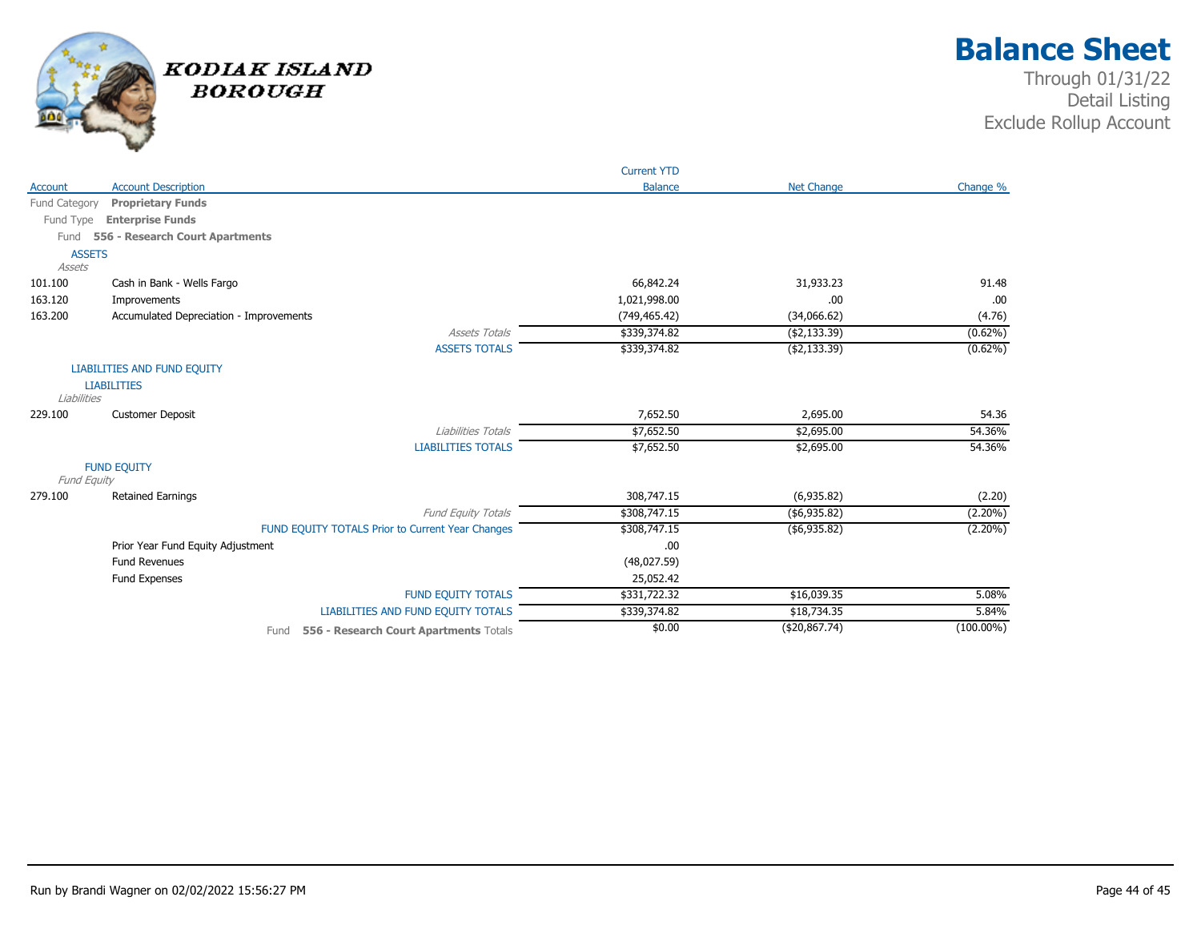# Balance Sheet

Through 01/31/22
Detail Listing
Exclude Rollup Account

KODIAK ISLAND BOROUGH

| Account | Account Description | Current YTD Balance | Net Change | Change % |
|---|---|---|---|---|
| Fund Category | **Proprietary Funds** | | | |
| Fund Type | **Enterprise Funds** | | | |
| Fund | **556 - Research Court Apartments** | | | |
| ASSETS | | | | |
| *Assets* | | | | |
| 101.100 | Cash in Bank - Wells Fargo | 66,842.24 | 31,933.23 | 91.48 |
| 163.120 | Improvements | 1,021,998.00 | .00 | .00 |
| 163.200 | Accumulated Depreciation - Improvements | (749,465.42) | (34,066.62) | (4.76) |
| | *Assets Totals* | $339,374.82 | ($2,133.39) | (0.62%) |
| | ASSETS TOTALS | $339,374.82 | ($2,133.39) | (0.62%) |
| LIABILITIES AND FUND EQUITY | | | | |
| LIABILITIES | | | | |
| *Liabilities* | | | | |
| 229.100 | Customer Deposit | 7,652.50 | 2,695.00 | 54.36 |
| | *Liabilities Totals* | $7,652.50 | $2,695.00 | 54.36% |
| | LIABILITIES TOTALS | $7,652.50 | $2,695.00 | 54.36% |
| FUND EQUITY | | | | |
| *Fund Equity* | | | | |
| 279.100 | Retained Earnings | 308,747.15 | (6,935.82) | (2.20) |
| | *Fund Equity Totals* | $308,747.15 | ($6,935.82) | (2.20%) |
| | FUND EQUITY TOTALS Prior to Current Year Changes | $308,747.15 | ($6,935.82) | (2.20%) |
| | Prior Year Fund Equity Adjustment | .00 | | |
| | Fund Revenues | (48,027.59) | | |
| | Fund Expenses | 25,052.42 | | |
| | FUND EQUITY TOTALS | $331,722.32 | $16,039.35 | 5.08% |
| | LIABILITIES AND FUND EQUITY TOTALS | $339,374.82 | $18,734.35 | 5.84% |
| | Fund **556 - Research Court Apartments** Totals | $0.00 | ($20,867.74) | (100.00%) |

Run by Brandi Wagner on 02/02/2022 15:56:27 PM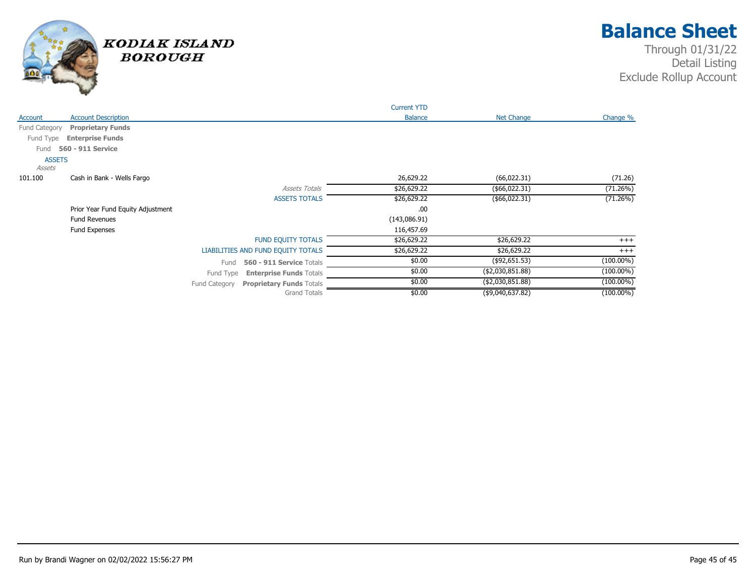# Balance Sheet

Through 01/31/22
Detail Listing
Exclude Rollup Account

KODIAK ISLAND BOROUGH

| Account | Account Description | Current YTD Balance | Net Change | Change % |
|---|---|---|---|---|
| Fund Category | **Proprietary Funds** | | | |
| Fund Type | **Enterprise Funds** | | | |
| Fund | **560 - 911 Service** | | | |
| ASSETS | | | | |
| *Assets* | | | | |
| 101.100 | Cash in Bank - Wells Fargo | 26,629.22 | (66,022.31) | (71.26) |
| | *Assets Totals* | $26,629.22 | ($66,022.31) | (71.26%) |
| | ASSETS TOTALS | $26,629.22 | ($66,022.31) | (71.26%) |
| | Prior Year Fund Equity Adjustment | .00 | | |
| | Fund Revenues | (143,086.91) | | |
| | Fund Expenses | 116,457.69 | | |
| | FUND EQUITY TOTALS | $26,629.22 | $26,629.22 | +++ |
| | LIABILITIES AND FUND EQUITY TOTALS | $26,629.22 | $26,629.22 | +++ |
| | Fund **560 - 911 Service** Totals | $0.00 | ($92,651.53) | (100.00%) |
| | Fund Type **Enterprise Funds** Totals | $0.00 | ($2,030,851.88) | (100.00%) |
| | Fund Category **Proprietary Funds** Totals | $0.00 | ($2,030,851.88) | (100.00%) |
| | Grand Totals | $0.00 | ($9,040,637.82) | (100.00%) |

Run by Brandi Wagner on 02/02/2022 15:56:27 PM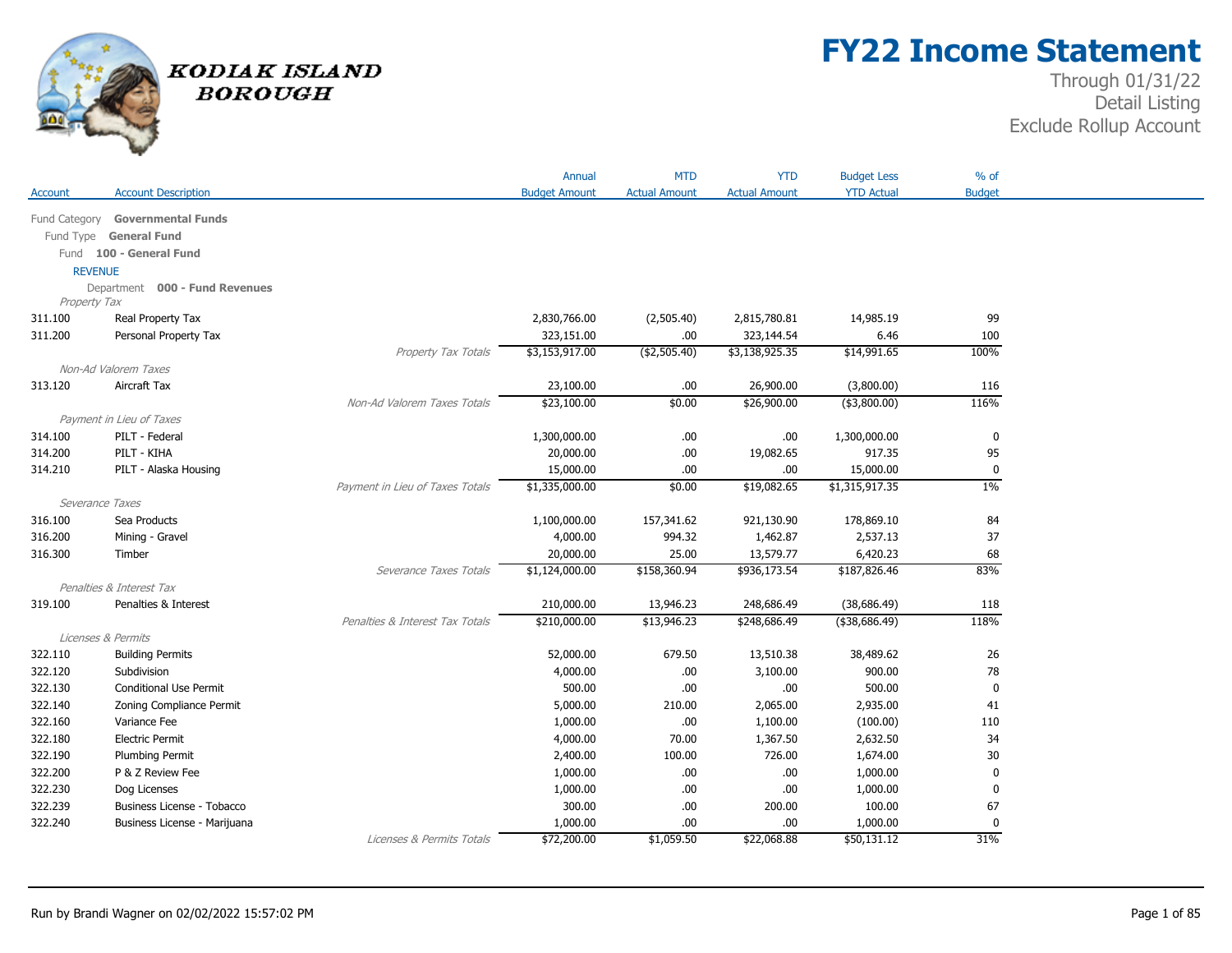# KODIAK ISLAND BOROUGH

# FY22 Income Statement

Through 01/31/22
Detail Listing
Exclude Rollup Account

| Account | Account Description | | Annual Budget Amount | MTD Actual Amount | YTD Actual Amount | Budget Less YTD Actual | % of Budget |
|---|---|---|---|---|---|---|---|
| Fund Category **Governmental Funds** | | | | | | | |
| Fund Type **General Fund** | | | | | | | |
| Fund **100 - General Fund** | | | | | | | |
| REVENUE | | | | | | | |
| Department **000 - Fund Revenues** | | | | | | | |
| *Property Tax* | | | | | | | |
| 311.100 | Real Property Tax | | 2,830,766.00 | (2,505.40) | 2,815,780.81 | 14,985.19 | 99 |
| 311.200 | Personal Property Tax | | 323,151.00 | .00 | 323,144.54 | 6.46 | 100 |
| | | *Property Tax Totals* | $3,153,917.00 | ($2,505.40) | $3,138,925.35 | $14,991.65 | 100% |
| *Non-Ad Valorem Taxes* | | | | | | | |
| 313.120 | Aircraft Tax | | 23,100.00 | .00 | 26,900.00 | (3,800.00) | 116 |
| | | *Non-Ad Valorem Taxes Totals* | $23,100.00 | $0.00 | $26,900.00 | ($3,800.00) | 116% |
| *Payment in Lieu of Taxes* | | | | | | | |
| 314.100 | PILT - Federal | | 1,300,000.00 | .00 | .00 | 1,300,000.00 | 0 |
| 314.200 | PILT - KIHA | | 20,000.00 | .00 | 19,082.65 | 917.35 | 95 |
| 314.210 | PILT - Alaska Housing | | 15,000.00 | .00 | .00 | 15,000.00 | 0 |
| | | *Payment in Lieu of Taxes Totals* | $1,335,000.00 | $0.00 | $19,082.65 | $1,315,917.35 | 1% |
| *Severance Taxes* | | | | | | | |
| 316.100 | Sea Products | | 1,100,000.00 | 157,341.62 | 921,130.90 | 178,869.10 | 84 |
| 316.200 | Mining - Gravel | | 4,000.00 | 994.32 | 1,462.87 | 2,537.13 | 37 |
| 316.300 | Timber | | 20,000.00 | 25.00 | 13,579.77 | 6,420.23 | 68 |
| | | *Severance Taxes Totals* | $1,124,000.00 | $158,360.94 | $936,173.54 | $187,826.46 | 83% |
| *Penalties & Interest Tax* | | | | | | | |
| 319.100 | Penalties & Interest | | 210,000.00 | 13,946.23 | 248,686.49 | (38,686.49) | 118 |
| | | *Penalties & Interest Tax Totals* | $210,000.00 | $13,946.23 | $248,686.49 | ($38,686.49) | 118% |
| *Licenses & Permits* | | | | | | | |
| 322.110 | Building Permits | | 52,000.00 | 679.50 | 13,510.38 | 38,489.62 | 26 |
| 322.120 | Subdivision | | 4,000.00 | .00 | 3,100.00 | 900.00 | 78 |
| 322.130 | Conditional Use Permit | | 500.00 | .00 | .00 | 500.00 | 0 |
| 322.140 | Zoning Compliance Permit | | 5,000.00 | 210.00 | 2,065.00 | 2,935.00 | 41 |
| 322.160 | Variance Fee | | 1,000.00 | .00 | 1,100.00 | (100.00) | 110 |
| 322.180 | Electric Permit | | 4,000.00 | 70.00 | 1,367.50 | 2,632.50 | 34 |
| 322.190 | Plumbing Permit | | 2,400.00 | 100.00 | 726.00 | 1,674.00 | 30 |
| 322.200 | P & Z Review Fee | | 1,000.00 | .00 | .00 | 1,000.00 | 0 |
| 322.230 | Dog Licenses | | 1,000.00 | .00 | .00 | 1,000.00 | 0 |
| 322.239 | Business License - Tobacco | | 300.00 | .00 | 200.00 | 100.00 | 67 |
| 322.240 | Business License - Marijuana | | 1,000.00 | .00 | .00 | 1,000.00 | 0 |
| | | *Licenses & Permits Totals* | $72,200.00 | $1,059.50 | $22,068.88 | $50,131.12 | 31% |

Run by Brandi Wagner on 02/02/2022 15:57:02 PM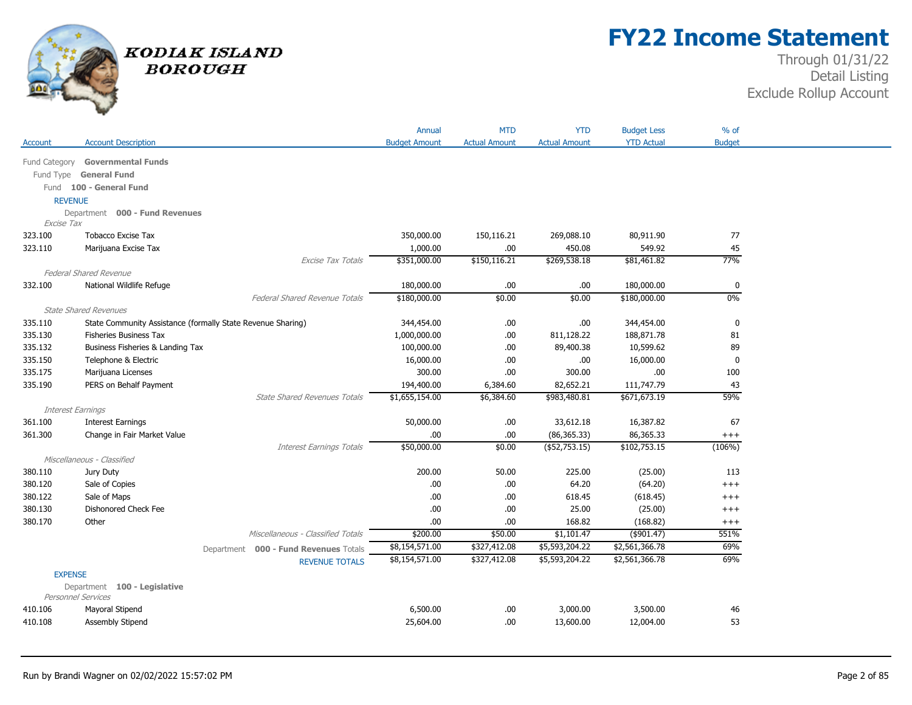# FY22 Income Statement

Through 01/31/22
Detail Listing
Exclude Rollup Account

KODIAK ISLAND BOROUGH

| Account | Account Description | Annual Budget Amount | MTD Actual Amount | YTD Actual Amount | Budget Less YTD Actual | % of Budget |
|---|---|---|---|---|---|---|
| Fund Category **Governmental Funds** | | | | | | |
| Fund Type **General Fund** | | | | | | |
| Fund **100 - General Fund** | | | | | | |
| REVENUE | | | | | | |
| Department **000 - Fund Revenues** | | | | | | |
| *Excise Tax* | | | | | | |
| 323.100 | Tobacco Excise Tax | 350,000.00 | 150,116.21 | 269,088.10 | 80,911.90 | 77 |
| 323.110 | Marijuana Excise Tax | 1,000.00 | .00 | 450.08 | 549.92 | 45 |
| | *Excise Tax Totals* | $351,000.00 | $150,116.21 | $269,538.18 | $81,461.82 | 77% |
| *Federal Shared Revenue* | | | | | | |
| 332.100 | National Wildlife Refuge | 180,000.00 | .00 | .00 | 180,000.00 | 0 |
| | *Federal Shared Revenue Totals* | $180,000.00 | $0.00 | $0.00 | $180,000.00 | 0% |
| *State Shared Revenues* | | | | | | |
| 335.110 | State Community Assistance (formally State Revenue Sharing) | 344,454.00 | .00 | .00 | 344,454.00 | 0 |
| 335.130 | Fisheries Business Tax | 1,000,000.00 | .00 | 811,128.22 | 188,871.78 | 81 |
| 335.132 | Business Fisheries & Landing Tax | 100,000.00 | .00 | 89,400.38 | 10,599.62 | 89 |
| 335.150 | Telephone & Electric | 16,000.00 | .00 | .00 | 16,000.00 | 0 |
| 335.175 | Marijuana Licenses | 300.00 | .00 | 300.00 | .00 | 100 |
| 335.190 | PERS on Behalf Payment | 194,400.00 | 6,384.60 | 82,652.21 | 111,747.79 | 43 |
| | *State Shared Revenues Totals* | $1,655,154.00 | $6,384.60 | $983,480.81 | $671,673.19 | 59% |
| *Interest Earnings* | | | | | | |
| 361.100 | Interest Earnings | 50,000.00 | .00 | 33,612.18 | 16,387.82 | 67 |
| 361.300 | Change in Fair Market Value | .00 | .00 | (86,365.33) | 86,365.33 | +++ |
| | *Interest Earnings Totals* | $50,000.00 | $0.00 | ($52,753.15) | $102,753.15 | (106%) |
| *Miscellaneous - Classified* | | | | | | |
| 380.110 | Jury Duty | 200.00 | 50.00 | 225.00 | (25.00) | 113 |
| 380.120 | Sale of Copies | .00 | .00 | 64.20 | (64.20) | +++ |
| 380.122 | Sale of Maps | .00 | .00 | 618.45 | (618.45) | +++ |
| 380.130 | Dishonored Check Fee | .00 | .00 | 25.00 | (25.00) | +++ |
| 380.170 | Other | .00 | .00 | 168.82 | (168.82) | +++ |
| | *Miscellaneous - Classified Totals* | $200.00 | $50.00 | $1,101.47 | ($901.47) | 551% |
| | Department **000 - Fund Revenues** Totals | $8,154,571.00 | $327,412.08 | $5,593,204.22 | $2,561,366.78 | 69% |
| | REVENUE TOTALS | $8,154,571.00 | $327,412.08 | $5,593,204.22 | $2,561,366.78 | 69% |
| EXPENSE | | | | | | |
| Department **100 - Legislative** | | | | | | |
| *Personnel Services* | | | | | | |
| 410.106 | Mayoral Stipend | 6,500.00 | .00 | 3,000.00 | 3,500.00 | 46 |
| 410.108 | Assembly Stipend | 25,604.00 | .00 | 13,600.00 | 12,004.00 | 53 |

Run by Brandi Wagner on 02/02/2022 15:57:02 PM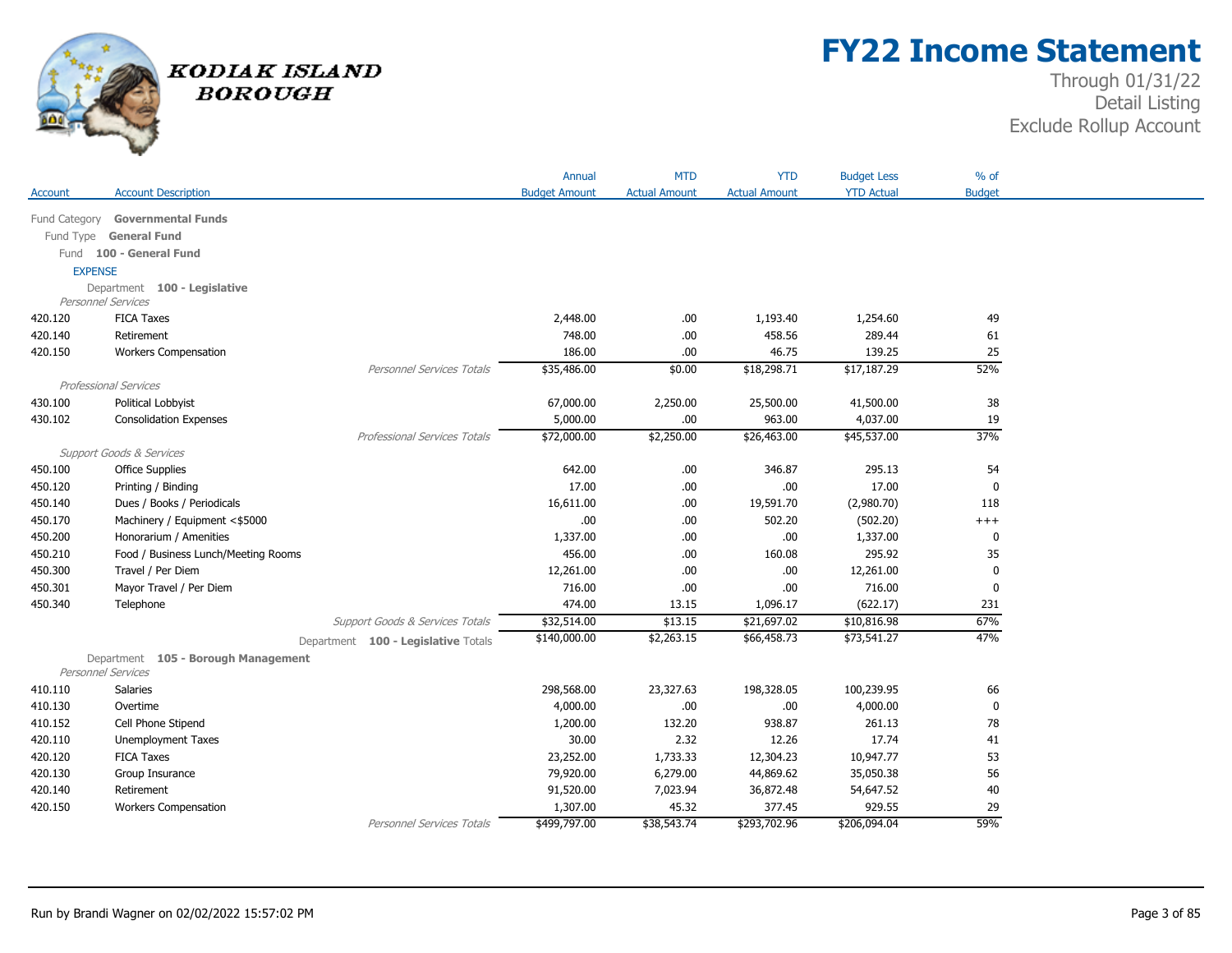# FY22 Income Statement

Through 01/31/22
Detail Listing
Exclude Rollup Account

KODIAK ISLAND BOROUGH

| Account | Account Description | Annual Budget Amount | MTD Actual Amount | YTD Actual Amount | Budget Less YTD Actual | % of Budget |
|---|---|---|---|---|---|---|
| Fund Category | **Governmental Funds** | | | | | |
| Fund Type | **General Fund** | | | | | |
| Fund | **100 - General Fund** | | | | | |
| EXPENSE | | | | | | |
| Department | **100 - Legislative** | | | | | |
| *Personnel Services* | | | | | | |
| 420.120 | FICA Taxes | 2,448.00 | .00 | 1,193.40 | 1,254.60 | 49 |
| 420.140 | Retirement | 748.00 | .00 | 458.56 | 289.44 | 61 |
| 420.150 | Workers Compensation | 186.00 | .00 | 46.75 | 139.25 | 25 |
| | *Personnel Services Totals* | $35,486.00 | $0.00 | $18,298.71 | $17,187.29 | 52% |
| *Professional Services* | | | | | | |
| 430.100 | Political Lobbyist | 67,000.00 | 2,250.00 | 25,500.00 | 41,500.00 | 38 |
| 430.102 | Consolidation Expenses | 5,000.00 | .00 | 963.00 | 4,037.00 | 19 |
| | *Professional Services Totals* | $72,000.00 | $2,250.00 | $26,463.00 | $45,537.00 | 37% |
| *Support Goods & Services* | | | | | | |
| 450.100 | Office Supplies | 642.00 | .00 | 346.87 | 295.13 | 54 |
| 450.120 | Printing / Binding | 17.00 | .00 | .00 | 17.00 | 0 |
| 450.140 | Dues / Books / Periodicals | 16,611.00 | .00 | 19,591.70 | (2,980.70) | 118 |
| 450.170 | Machinery / Equipment <$5000 | .00 | .00 | 502.20 | (502.20) | +++ |
| 450.200 | Honorarium / Amenities | 1,337.00 | .00 | .00 | 1,337.00 | 0 |
| 450.210 | Food / Business Lunch/Meeting Rooms | 456.00 | .00 | 160.08 | 295.92 | 35 |
| 450.300 | Travel / Per Diem | 12,261.00 | .00 | .00 | 12,261.00 | 0 |
| 450.301 | Mayor Travel / Per Diem | 716.00 | .00 | .00 | 716.00 | 0 |
| 450.340 | Telephone | 474.00 | 13.15 | 1,096.17 | (622.17) | 231 |
| | *Support Goods & Services Totals* | $32,514.00 | $13.15 | $21,697.02 | $10,816.98 | 67% |
| | Department **100 - Legislative** Totals | $140,000.00 | $2,263.15 | $66,458.73 | $73,541.27 | 47% |
| Department | **105 - Borough Management** | | | | | |
| *Personnel Services* | | | | | | |
| 410.110 | Salaries | 298,568.00 | 23,327.63 | 198,328.05 | 100,239.95 | 66 |
| 410.130 | Overtime | 4,000.00 | .00 | .00 | 4,000.00 | 0 |
| 410.152 | Cell Phone Stipend | 1,200.00 | 132.20 | 938.87 | 261.13 | 78 |
| 420.110 | Unemployment Taxes | 30.00 | 2.32 | 12.26 | 17.74 | 41 |
| 420.120 | FICA Taxes | 23,252.00 | 1,733.33 | 12,304.23 | 10,947.77 | 53 |
| 420.130 | Group Insurance | 79,920.00 | 6,279.00 | 44,869.62 | 35,050.38 | 56 |
| 420.140 | Retirement | 91,520.00 | 7,023.94 | 36,872.48 | 54,647.52 | 40 |
| 420.150 | Workers Compensation | 1,307.00 | 45.32 | 377.45 | 929.55 | 29 |
| | *Personnel Services Totals* | $499,797.00 | $38,543.74 | $293,702.96 | $206,094.04 | 59% |

Run by Brandi Wagner on 02/02/2022 15:57:02 PM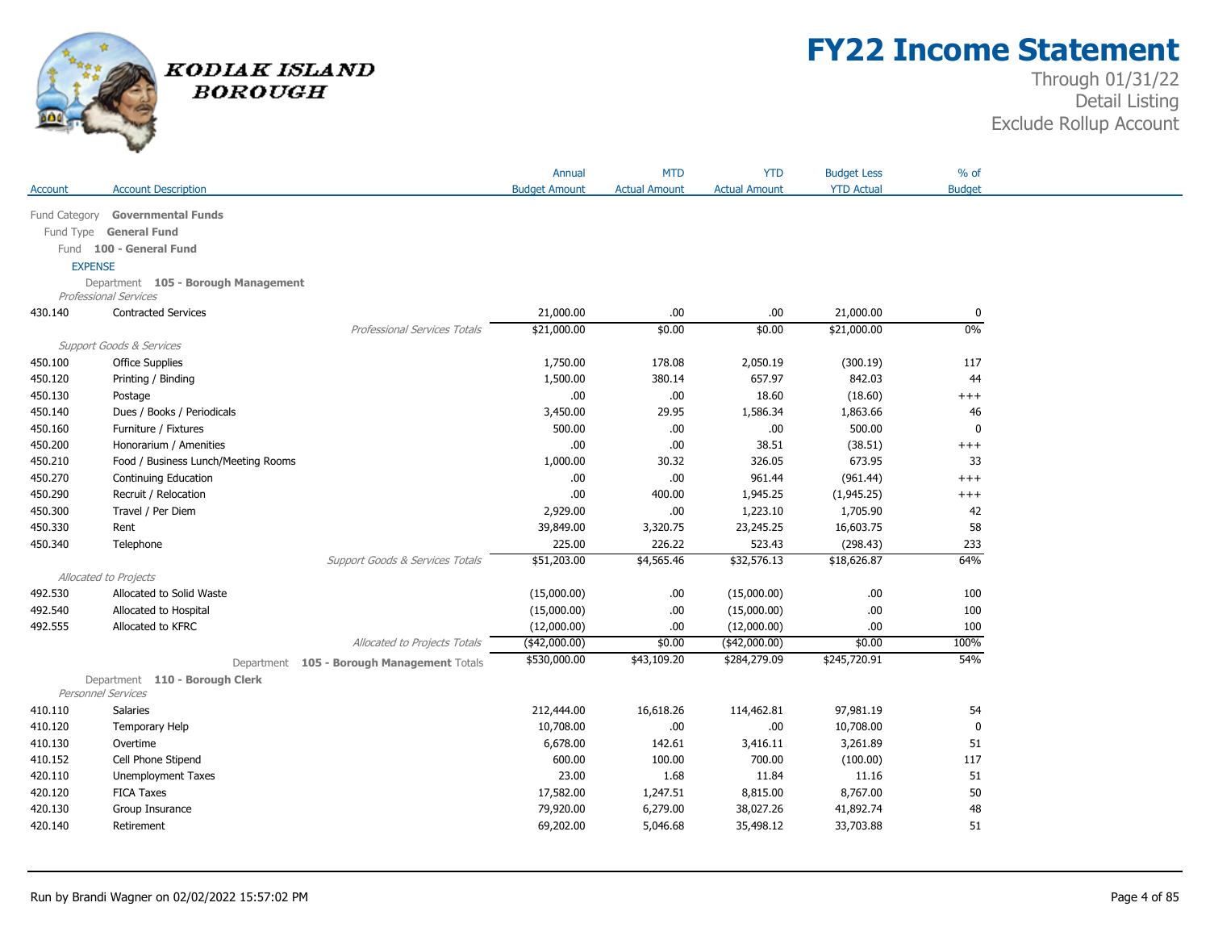# FY22 Income Statement

Through 01/31/22
Detail Listing
Exclude Rollup Account

KODIAK ISLAND BOROUGH

| Account | Account Description | Annual Budget Amount | MTD Actual Amount | YTD Actual Amount | Budget Less YTD Actual | % of Budget |
|---|---|---|---|---|---|---|
| Fund Category | **Governmental Funds** | | | | | |
| Fund Type | **General Fund** | | | | | |
| Fund | **100 - General Fund** | | | | | |
| EXPENSE | | | | | | |
| Department | **105 - Borough Management** | | | | | |
| *Professional Services* | | | | | | |
| 430.140 | Contracted Services | 21,000.00 | .00 | .00 | 21,000.00 | 0 |
| | *Professional Services Totals* | $21,000.00 | $0.00 | $0.00 | $21,000.00 | 0% |
| *Support Goods & Services* | | | | | | |
| 450.100 | Office Supplies | 1,750.00 | 178.08 | 2,050.19 | (300.19) | 117 |
| 450.120 | Printing / Binding | 1,500.00 | 380.14 | 657.97 | 842.03 | 44 |
| 450.130 | Postage | .00 | .00 | 18.60 | (18.60) | +++ |
| 450.140 | Dues / Books / Periodicals | 3,450.00 | 29.95 | 1,586.34 | 1,863.66 | 46 |
| 450.160 | Furniture / Fixtures | 500.00 | .00 | .00 | 500.00 | 0 |
| 450.200 | Honorarium / Amenities | .00 | .00 | 38.51 | (38.51) | +++ |
| 450.210 | Food / Business Lunch/Meeting Rooms | 1,000.00 | 30.32 | 326.05 | 673.95 | 33 |
| 450.270 | Continuing Education | .00 | .00 | 961.44 | (961.44) | +++ |
| 450.290 | Recruit / Relocation | .00 | 400.00 | 1,945.25 | (1,945.25) | +++ |
| 450.300 | Travel / Per Diem | 2,929.00 | .00 | 1,223.10 | 1,705.90 | 42 |
| 450.330 | Rent | 39,849.00 | 3,320.75 | 23,245.25 | 16,603.75 | 58 |
| 450.340 | Telephone | 225.00 | 226.22 | 523.43 | (298.43) | 233 |
| | *Support Goods & Services Totals* | $51,203.00 | $4,565.46 | $32,576.13 | $18,626.87 | 64% |
| *Allocated to Projects* | | | | | | |
| 492.530 | Allocated to Solid Waste | (15,000.00) | .00 | (15,000.00) | .00 | 100 |
| 492.540 | Allocated to Hospital | (15,000.00) | .00 | (15,000.00) | .00 | 100 |
| 492.555 | Allocated to KFRC | (12,000.00) | .00 | (12,000.00) | .00 | 100 |
| | *Allocated to Projects Totals* | ($42,000.00) | $0.00 | ($42,000.00) | $0.00 | 100% |
| | Department **105 - Borough Management** Totals | $530,000.00 | $43,109.20 | $284,279.09 | $245,720.91 | 54% |
| Department | **110 - Borough Clerk** | | | | | |
| *Personnel Services* | | | | | | |
| 410.110 | Salaries | 212,444.00 | 16,618.26 | 114,462.81 | 97,981.19 | 54 |
| 410.120 | Temporary Help | 10,708.00 | .00 | .00 | 10,708.00 | 0 |
| 410.130 | Overtime | 6,678.00 | 142.61 | 3,416.11 | 3,261.89 | 51 |
| 410.152 | Cell Phone Stipend | 600.00 | 100.00 | 700.00 | (100.00) | 117 |
| 420.110 | Unemployment Taxes | 23.00 | 1.68 | 11.84 | 11.16 | 51 |
| 420.120 | FICA Taxes | 17,582.00 | 1,247.51 | 8,815.00 | 8,767.00 | 50 |
| 420.130 | Group Insurance | 79,920.00 | 6,279.00 | 38,027.26 | 41,892.74 | 48 |
| 420.140 | Retirement | 69,202.00 | 5,046.68 | 35,498.12 | 33,703.88 | 51 |

Run by Brandi Wagner on 02/02/2022 15:57:02 PM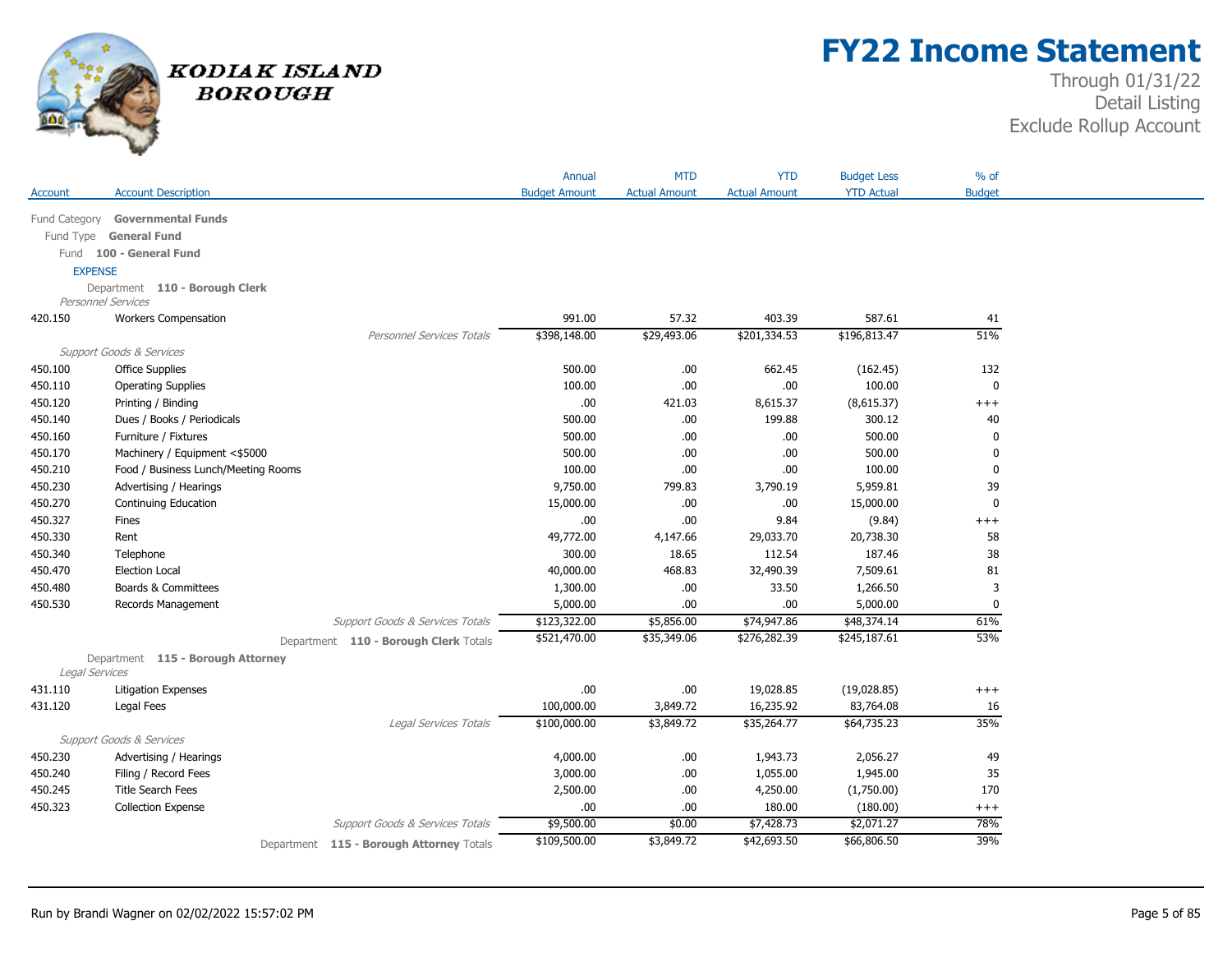# FY22 Income Statement

Through 01/31/22
Detail Listing
Exclude Rollup Account

KODIAK ISLAND BOROUGH

| Account | Account Description | Annual Budget Amount | MTD Actual Amount | YTD Actual Amount | Budget Less YTD Actual | % of Budget |
|---|---|---|---|---|---|---|
| Fund Category **Governmental Funds** | | | | | | |
| Fund Type **General Fund** | | | | | | |
| Fund **100 - General Fund** | | | | | | |
| EXPENSE | | | | | | |
| Department **110 - Borough Clerk** | | | | | | |
| *Personnel Services* | | | | | | |
| 420.150 | Workers Compensation | 991.00 | 57.32 | 403.39 | 587.61 | 41 |
| | *Personnel Services Totals* | $398,148.00 | $29,493.06 | $201,334.53 | $196,813.47 | 51% |
| *Support Goods & Services* | | | | | | |
| 450.100 | Office Supplies | 500.00 | .00 | 662.45 | (162.45) | 132 |
| 450.110 | Operating Supplies | 100.00 | .00 | .00 | 100.00 | 0 |
| 450.120 | Printing / Binding | .00 | 421.03 | 8,615.37 | (8,615.37) | +++ |
| 450.140 | Dues / Books / Periodicals | 500.00 | .00 | 199.88 | 300.12 | 40 |
| 450.160 | Furniture / Fixtures | 500.00 | .00 | .00 | 500.00 | 0 |
| 450.170 | Machinery / Equipment <$5000 | 500.00 | .00 | .00 | 500.00 | 0 |
| 450.210 | Food / Business Lunch/Meeting Rooms | 100.00 | .00 | .00 | 100.00 | 0 |
| 450.230 | Advertising / Hearings | 9,750.00 | 799.83 | 3,790.19 | 5,959.81 | 39 |
| 450.270 | Continuing Education | 15,000.00 | .00 | .00 | 15,000.00 | 0 |
| 450.327 | Fines | .00 | .00 | 9.84 | (9.84) | +++ |
| 450.330 | Rent | 49,772.00 | 4,147.66 | 29,033.70 | 20,738.30 | 58 |
| 450.340 | Telephone | 300.00 | 18.65 | 112.54 | 187.46 | 38 |
| 450.470 | Election Local | 40,000.00 | 468.83 | 32,490.39 | 7,509.61 | 81 |
| 450.480 | Boards & Committees | 1,300.00 | .00 | 33.50 | 1,266.50 | 3 |
| 450.530 | Records Management | 5,000.00 | .00 | .00 | 5,000.00 | 0 |
| | *Support Goods & Services Totals* | $123,322.00 | $5,856.00 | $74,947.86 | $48,374.14 | 61% |
| | Department **110 - Borough Clerk** Totals | $521,470.00 | $35,349.06 | $276,282.39 | $245,187.61 | 53% |
| Department **115 - Borough Attorney** | | | | | | |
| *Legal Services* | | | | | | |
| 431.110 | Litigation Expenses | .00 | .00 | 19,028.85 | (19,028.85) | +++ |
| 431.120 | Legal Fees | 100,000.00 | 3,849.72 | 16,235.92 | 83,764.08 | 16 |
| | *Legal Services Totals* | $100,000.00 | $3,849.72 | $35,264.77 | $64,735.23 | 35% |
| *Support Goods & Services* | | | | | | |
| 450.230 | Advertising / Hearings | 4,000.00 | .00 | 1,943.73 | 2,056.27 | 49 |
| 450.240 | Filing / Record Fees | 3,000.00 | .00 | 1,055.00 | 1,945.00 | 35 |
| 450.245 | Title Search Fees | 2,500.00 | .00 | 4,250.00 | (1,750.00) | 170 |
| 450.323 | Collection Expense | .00 | .00 | 180.00 | (180.00) | +++ |
| | *Support Goods & Services Totals* | $9,500.00 | $0.00 | $7,428.73 | $2,071.27 | 78% |
| | Department **115 - Borough Attorney** Totals | $109,500.00 | $3,849.72 | $42,693.50 | $66,806.50 | 39% |

Run by Brandi Wagner on 02/02/2022 15:57:02 PM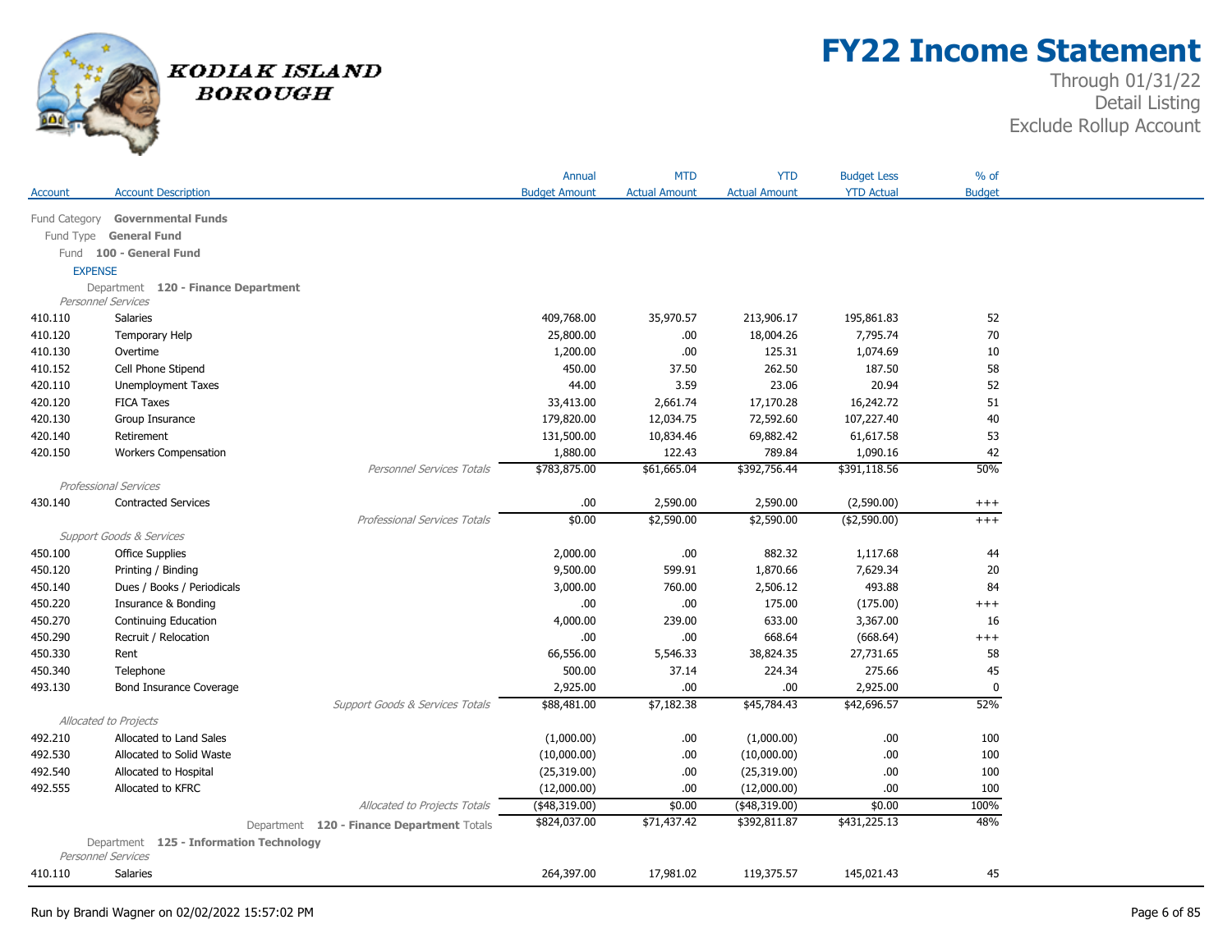# FY22 Income Statement

Through 01/31/22
Detail Listing
Exclude Rollup Account

KODIAK ISLAND BOROUGH

| Account | Account Description | Annual Budget Amount | MTD Actual Amount | YTD Actual Amount | Budget Less YTD Actual | % of Budget |
|---|---|---|---|---|---|---|
| Fund Category **Governmental Funds** | | | | | | |
| Fund Type **General Fund** | | | | | | |
| Fund **100 - General Fund** | | | | | | |
| EXPENSE | | | | | | |
| Department **120 - Finance Department** | | | | | | |
| *Personnel Services* | | | | | | |
| 410.110 | Salaries | 409,768.00 | 35,970.57 | 213,906.17 | 195,861.83 | 52 |
| 410.120 | Temporary Help | 25,800.00 | .00 | 18,004.26 | 7,795.74 | 70 |
| 410.130 | Overtime | 1,200.00 | .00 | 125.31 | 1,074.69 | 10 |
| 410.152 | Cell Phone Stipend | 450.00 | 37.50 | 262.50 | 187.50 | 58 |
| 420.110 | Unemployment Taxes | 44.00 | 3.59 | 23.06 | 20.94 | 52 |
| 420.120 | FICA Taxes | 33,413.00 | 2,661.74 | 17,170.28 | 16,242.72 | 51 |
| 420.130 | Group Insurance | 179,820.00 | 12,034.75 | 72,592.60 | 107,227.40 | 40 |
| 420.140 | Retirement | 131,500.00 | 10,834.46 | 69,882.42 | 61,617.58 | 53 |
| 420.150 | Workers Compensation | 1,880.00 | 122.43 | 789.84 | 1,090.16 | 42 |
| | *Personnel Services Totals* | $783,875.00 | $61,665.04 | $392,756.44 | $391,118.56 | 50% |
| *Professional Services* | | | | | | |
| 430.140 | Contracted Services | .00 | 2,590.00 | 2,590.00 | (2,590.00) | +++ |
| | *Professional Services Totals* | $0.00 | $2,590.00 | $2,590.00 | ($2,590.00) | +++ |
| *Support Goods & Services* | | | | | | |
| 450.100 | Office Supplies | 2,000.00 | .00 | 882.32 | 1,117.68 | 44 |
| 450.120 | Printing / Binding | 9,500.00 | 599.91 | 1,870.66 | 7,629.34 | 20 |
| 450.140 | Dues / Books / Periodicals | 3,000.00 | 760.00 | 2,506.12 | 493.88 | 84 |
| 450.220 | Insurance & Bonding | .00 | .00 | 175.00 | (175.00) | +++ |
| 450.270 | Continuing Education | 4,000.00 | 239.00 | 633.00 | 3,367.00 | 16 |
| 450.290 | Recruit / Relocation | .00 | .00 | 668.64 | (668.64) | +++ |
| 450.330 | Rent | 66,556.00 | 5,546.33 | 38,824.35 | 27,731.65 | 58 |
| 450.340 | Telephone | 500.00 | 37.14 | 224.34 | 275.66 | 45 |
| 493.130 | Bond Insurance Coverage | 2,925.00 | .00 | .00 | 2,925.00 | 0 |
| | *Support Goods & Services Totals* | $88,481.00 | $7,182.38 | $45,784.43 | $42,696.57 | 52% |
| *Allocated to Projects* | | | | | | |
| 492.210 | Allocated to Land Sales | (1,000.00) | .00 | (1,000.00) | .00 | 100 |
| 492.530 | Allocated to Solid Waste | (10,000.00) | .00 | (10,000.00) | .00 | 100 |
| 492.540 | Allocated to Hospital | (25,319.00) | .00 | (25,319.00) | .00 | 100 |
| 492.555 | Allocated to KFRC | (12,000.00) | .00 | (12,000.00) | .00 | 100 |
| | *Allocated to Projects Totals* | ($48,319.00) | $0.00 | ($48,319.00) | $0.00 | 100% |
| | Department **120 - Finance Department** Totals | $824,037.00 | $71,437.42 | $392,811.87 | $431,225.13 | 48% |
| Department **125 - Information Technology** | | | | | | |
| *Personnel Services* | | | | | | |
| 410.110 | Salaries | 264,397.00 | 17,981.02 | 119,375.57 | 145,021.43 | 45 |

Run by Brandi Wagner on 02/02/2022 15:57:02 PM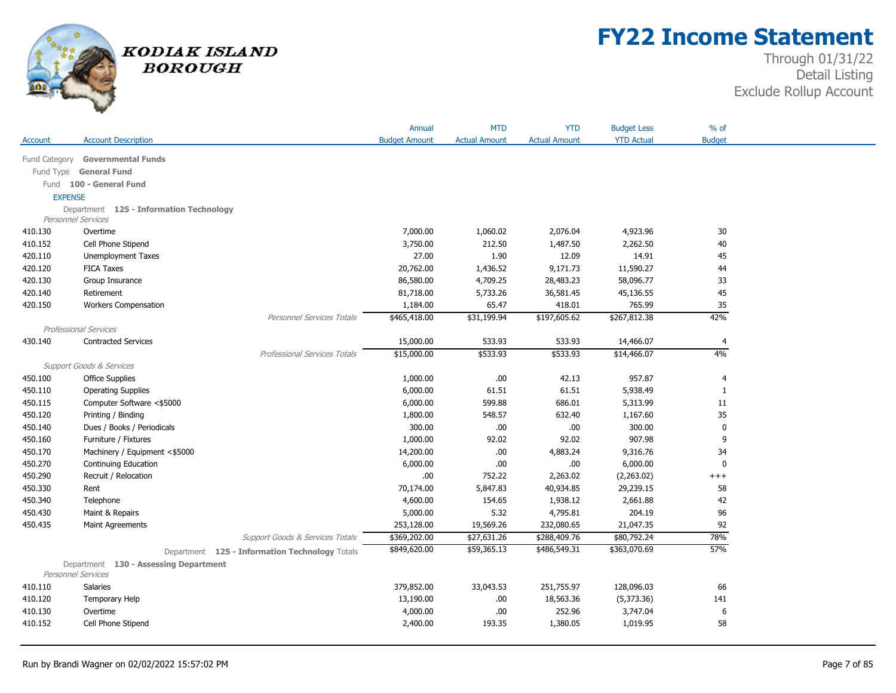# FY22 Income Statement

Through 01/31/22
Detail Listing
Exclude Rollup Account

KODIAK ISLAND BOROUGH

| Account | Account Description | Annual Budget Amount | MTD Actual Amount | YTD Actual Amount | Budget Less YTD Actual | % of Budget |
|---|---|---|---|---|---|---|
| **Fund Category Governmental Funds** | | | | | | |
| **Fund Type General Fund** | | | | | | |
| **Fund 100 - General Fund** | | | | | | |
| **EXPENSE** | | | | | | |
| **Department 125 - Information Technology** | | | | | | |
| *Personnel Services* | | | | | | |
| 410.130 | Overtime | 7,000.00 | 1,060.02 | 2,076.04 | 4,923.96 | 30 |
| 410.152 | Cell Phone Stipend | 3,750.00 | 212.50 | 1,487.50 | 2,262.50 | 40 |
| 420.110 | Unemployment Taxes | 27.00 | 1.90 | 12.09 | 14.91 | 45 |
| 420.120 | FICA Taxes | 20,762.00 | 1,436.52 | 9,171.73 | 11,590.27 | 44 |
| 420.130 | Group Insurance | 86,580.00 | 4,709.25 | 28,483.23 | 58,096.77 | 33 |
| 420.140 | Retirement | 81,718.00 | 5,733.26 | 36,581.45 | 45,136.55 | 45 |
| 420.150 | Workers Compensation | 1,184.00 | 65.47 | 418.01 | 765.99 | 35 |
| | *Personnel Services Totals* | $465,418.00 | $31,199.94 | $197,605.62 | $267,812.38 | 42% |
| *Professional Services* | | | | | | |
| 430.140 | Contracted Services | 15,000.00 | 533.93 | 533.93 | 14,466.07 | 4 |
| | *Professional Services Totals* | $15,000.00 | $533.93 | $533.93 | $14,466.07 | 4% |
| *Support Goods & Services* | | | | | | |
| 450.100 | Office Supplies | 1,000.00 | .00 | 42.13 | 957.87 | 4 |
| 450.110 | Operating Supplies | 6,000.00 | 61.51 | 61.51 | 5,938.49 | 1 |
| 450.115 | Computer Software <$5000 | 6,000.00 | 599.88 | 686.01 | 5,313.99 | 11 |
| 450.120 | Printing / Binding | 1,800.00 | 548.57 | 632.40 | 1,167.60 | 35 |
| 450.140 | Dues / Books / Periodicals | 300.00 | .00 | .00 | 300.00 | 0 |
| 450.160 | Furniture / Fixtures | 1,000.00 | 92.02 | 92.02 | 907.98 | 9 |
| 450.170 | Machinery / Equipment <$5000 | 14,200.00 | .00 | 4,883.24 | 9,316.76 | 34 |
| 450.270 | Continuing Education | 6,000.00 | .00 | .00 | 6,000.00 | 0 |
| 450.290 | Recruit / Relocation | .00 | 752.22 | 2,263.02 | (2,263.02) | +++ |
| 450.330 | Rent | 70,174.00 | 5,847.83 | 40,934.85 | 29,239.15 | 58 |
| 450.340 | Telephone | 4,600.00 | 154.65 | 1,938.12 | 2,661.88 | 42 |
| 450.430 | Maint & Repairs | 5,000.00 | 5.32 | 4,795.81 | 204.19 | 96 |
| 450.435 | Maint Agreements | 253,128.00 | 19,569.26 | 232,080.65 | 21,047.35 | 92 |
| | *Support Goods & Services Totals* | $369,202.00 | $27,631.26 | $288,409.76 | $80,792.24 | 78% |
| | Department **125 - Information Technology** Totals | $849,620.00 | $59,365.13 | $486,549.31 | $363,070.69 | 57% |
| **Department 130 - Assessing Department** | | | | | | |
| *Personnel Services* | | | | | | |
| 410.110 | Salaries | 379,852.00 | 33,043.53 | 251,755.97 | 128,096.03 | 66 |
| 410.120 | Temporary Help | 13,190.00 | .00 | 18,563.36 | (5,373.36) | 141 |
| 410.130 | Overtime | 4,000.00 | .00 | 252.96 | 3,747.04 | 6 |
| 410.152 | Cell Phone Stipend | 2,400.00 | 193.35 | 1,380.05 | 1,019.95 | 58 |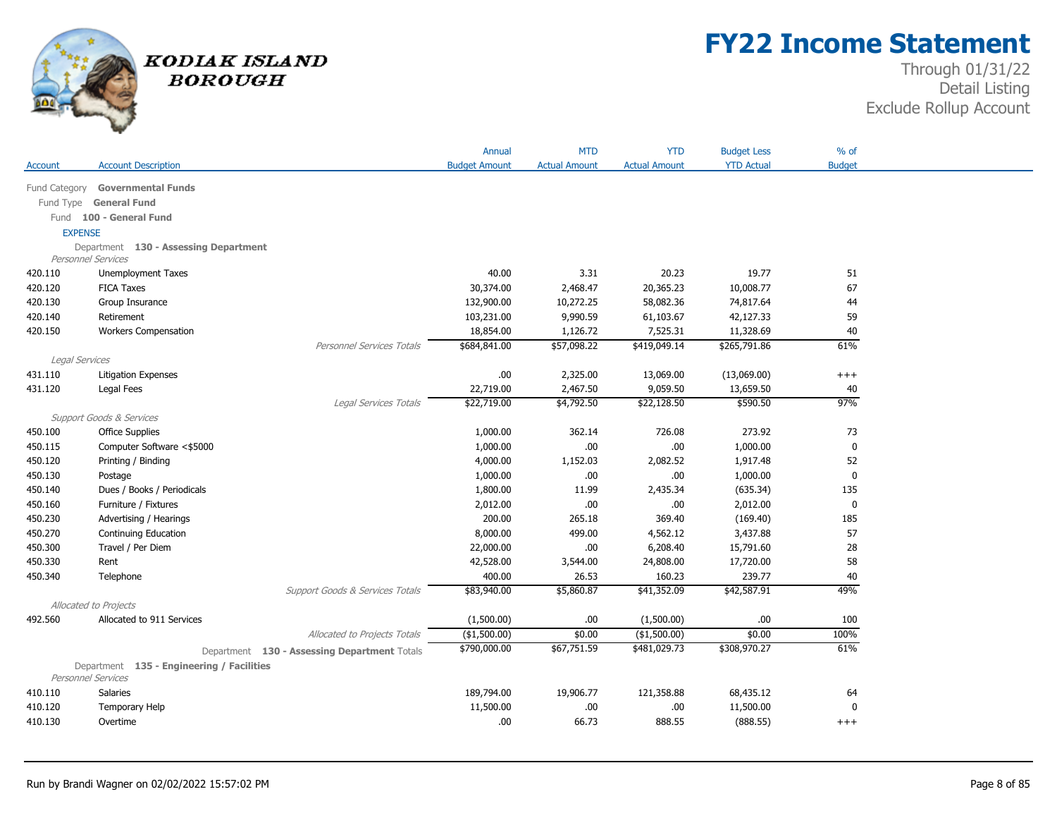# FY22 Income Statement

Through 01/31/22
Detail Listing
Exclude Rollup Account

KODIAK ISLAND BOROUGH

| Account | Account Description | Annual Budget Amount | MTD Actual Amount | YTD Actual Amount | Budget Less YTD Actual | % of Budget |
|---|---|---|---|---|---|---|
| Fund Category | **Governmental Funds** | | | | | |
| Fund Type | **General Fund** | | | | | |
| Fund | **100 - General Fund** | | | | | |
| EXPENSE | | | | | | |
| Department | **130 - Assessing Department** | | | | | |
| *Personnel Services* | | | | | | |
| 420.110 | Unemployment Taxes | 40.00 | 3.31 | 20.23 | 19.77 | 51 |
| 420.120 | FICA Taxes | 30,374.00 | 2,468.47 | 20,365.23 | 10,008.77 | 67 |
| 420.130 | Group Insurance | 132,900.00 | 10,272.25 | 58,082.36 | 74,817.64 | 44 |
| 420.140 | Retirement | 103,231.00 | 9,990.59 | 61,103.67 | 42,127.33 | 59 |
| 420.150 | Workers Compensation | 18,854.00 | 1,126.72 | 7,525.31 | 11,328.69 | 40 |
| | *Personnel Services Totals* | $684,841.00 | $57,098.22 | $419,049.14 | $265,791.86 | 61% |
| *Legal Services* | | | | | | |
| 431.110 | Litigation Expenses | .00 | 2,325.00 | 13,069.00 | (13,069.00) | +++ |
| 431.120 | Legal Fees | 22,719.00 | 2,467.50 | 9,059.50 | 13,659.50 | 40 |
| | *Legal Services Totals* | $22,719.00 | $4,792.50 | $22,128.50 | $590.50 | 97% |
| *Support Goods & Services* | | | | | | |
| 450.100 | Office Supplies | 1,000.00 | 362.14 | 726.08 | 273.92 | 73 |
| 450.115 | Computer Software <$5000 | 1,000.00 | .00 | .00 | 1,000.00 | 0 |
| 450.120 | Printing / Binding | 4,000.00 | 1,152.03 | 2,082.52 | 1,917.48 | 52 |
| 450.130 | Postage | 1,000.00 | .00 | .00 | 1,000.00 | 0 |
| 450.140 | Dues / Books / Periodicals | 1,800.00 | 11.99 | 2,435.34 | (635.34) | 135 |
| 450.160 | Furniture / Fixtures | 2,012.00 | .00 | .00 | 2,012.00 | 0 |
| 450.230 | Advertising / Hearings | 200.00 | 265.18 | 369.40 | (169.40) | 185 |
| 450.270 | Continuing Education | 8,000.00 | 499.00 | 4,562.12 | 3,437.88 | 57 |
| 450.300 | Travel / Per Diem | 22,000.00 | .00 | 6,208.40 | 15,791.60 | 28 |
| 450.330 | Rent | 42,528.00 | 3,544.00 | 24,808.00 | 17,720.00 | 58 |
| 450.340 | Telephone | 400.00 | 26.53 | 160.23 | 239.77 | 40 |
| | *Support Goods & Services Totals* | $83,940.00 | $5,860.87 | $41,352.09 | $42,587.91 | 49% |
| *Allocated to Projects* | | | | | | |
| 492.560 | Allocated to 911 Services | (1,500.00) | .00 | (1,500.00) | .00 | 100 |
| | *Allocated to Projects Totals* | ($1,500.00) | $0.00 | ($1,500.00) | $0.00 | 100% |
| | Department **130 - Assessing Department** Totals | $790,000.00 | $67,751.59 | $481,029.73 | $308,970.27 | 61% |
| Department | **135 - Engineering / Facilities** | | | | | |
| *Personnel Services* | | | | | | |
| 410.110 | Salaries | 189,794.00 | 19,906.77 | 121,358.88 | 68,435.12 | 64 |
| 410.120 | Temporary Help | 11,500.00 | .00 | .00 | 11,500.00 | 0 |
| 410.130 | Overtime | .00 | 66.73 | 888.55 | (888.55) | +++ |

Run by Brandi Wagner on 02/02/2022 15:57:02 PM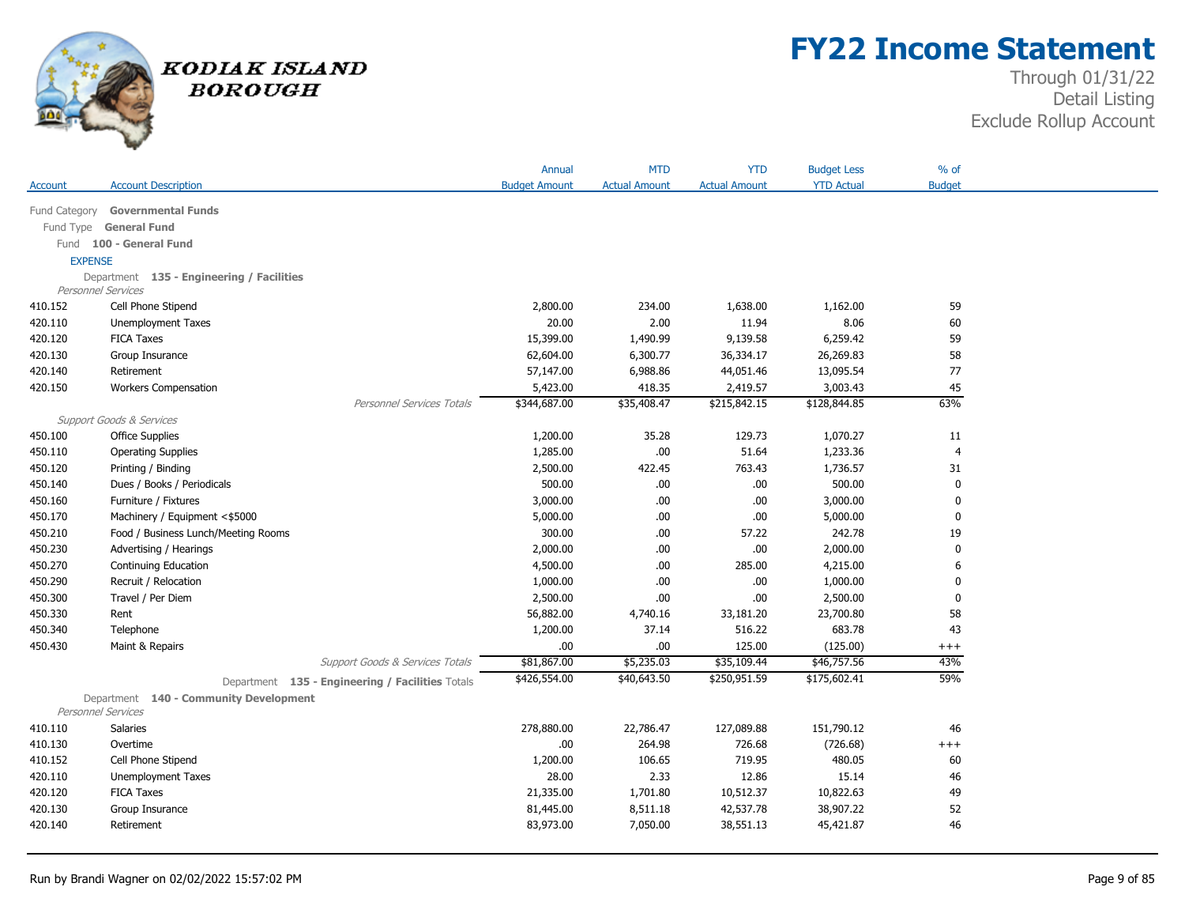# FY22 Income Statement

Through 01/31/22
Detail Listing
Exclude Rollup Account

KODIAK ISLAND BOROUGH

| Account | Account Description | Annual Budget Amount | MTD Actual Amount | YTD Actual Amount | Budget Less YTD Actual | % of Budget |
|---|---|---|---|---|---|---|
| Fund Category | **Governmental Funds** | | | | | |
| Fund Type | **General Fund** | | | | | |
| Fund | **100 - General Fund** | | | | | |
| EXPENSE | | | | | | |
| Department | **135 - Engineering / Facilities** | | | | | |
| *Personnel Services* | | | | | | |
| 410.152 | Cell Phone Stipend | 2,800.00 | 234.00 | 1,638.00 | 1,162.00 | 59 |
| 420.110 | Unemployment Taxes | 20.00 | 2.00 | 11.94 | 8.06 | 60 |
| 420.120 | FICA Taxes | 15,399.00 | 1,490.99 | 9,139.58 | 6,259.42 | 59 |
| 420.130 | Group Insurance | 62,604.00 | 6,300.77 | 36,334.17 | 26,269.83 | 58 |
| 420.140 | Retirement | 57,147.00 | 6,988.86 | 44,051.46 | 13,095.54 | 77 |
| 420.150 | Workers Compensation | 5,423.00 | 418.35 | 2,419.57 | 3,003.43 | 45 |
| | *Personnel Services Totals* | $344,687.00 | $35,408.47 | $215,842.15 | $128,844.85 | 63% |
| *Support Goods & Services* | | | | | | |
| 450.100 | Office Supplies | 1,200.00 | 35.28 | 129.73 | 1,070.27 | 11 |
| 450.110 | Operating Supplies | 1,285.00 | .00 | 51.64 | 1,233.36 | 4 |
| 450.120 | Printing / Binding | 2,500.00 | 422.45 | 763.43 | 1,736.57 | 31 |
| 450.140 | Dues / Books / Periodicals | 500.00 | .00 | .00 | 500.00 | 0 |
| 450.160 | Furniture / Fixtures | 3,000.00 | .00 | .00 | 3,000.00 | 0 |
| 450.170 | Machinery / Equipment <$5000 | 5,000.00 | .00 | .00 | 5,000.00 | 0 |
| 450.210 | Food / Business Lunch/Meeting Rooms | 300.00 | .00 | 57.22 | 242.78 | 19 |
| 450.230 | Advertising / Hearings | 2,000.00 | .00 | .00 | 2,000.00 | 0 |
| 450.270 | Continuing Education | 4,500.00 | .00 | 285.00 | 4,215.00 | 6 |
| 450.290 | Recruit / Relocation | 1,000.00 | .00 | .00 | 1,000.00 | 0 |
| 450.300 | Travel / Per Diem | 2,500.00 | .00 | .00 | 2,500.00 | 0 |
| 450.330 | Rent | 56,882.00 | 4,740.16 | 33,181.20 | 23,700.80 | 58 |
| 450.340 | Telephone | 1,200.00 | 37.14 | 516.22 | 683.78 | 43 |
| 450.430 | Maint & Repairs | .00 | .00 | 125.00 | (125.00) | +++ |
| | *Support Goods & Services Totals* | $81,867.00 | $5,235.03 | $35,109.44 | $46,757.56 | 43% |
| | Department **135 - Engineering / Facilities** Totals | $426,554.00 | $40,643.50 | $250,951.59 | $175,602.41 | 59% |
| Department | **140 - Community Development** | | | | | |
| *Personnel Services* | | | | | | |
| 410.110 | Salaries | 278,880.00 | 22,786.47 | 127,089.88 | 151,790.12 | 46 |
| 410.130 | Overtime | .00 | 264.98 | 726.68 | (726.68) | +++ |
| 410.152 | Cell Phone Stipend | 1,200.00 | 106.65 | 719.95 | 480.05 | 60 |
| 420.110 | Unemployment Taxes | 28.00 | 2.33 | 12.86 | 15.14 | 46 |
| 420.120 | FICA Taxes | 21,335.00 | 1,701.80 | 10,512.37 | 10,822.63 | 49 |
| 420.130 | Group Insurance | 81,445.00 | 8,511.18 | 42,537.78 | 38,907.22 | 52 |
| 420.140 | Retirement | 83,973.00 | 7,050.00 | 38,551.13 | 45,421.87 | 46 |

Run by Brandi Wagner on 02/02/2022 15:57:02 PM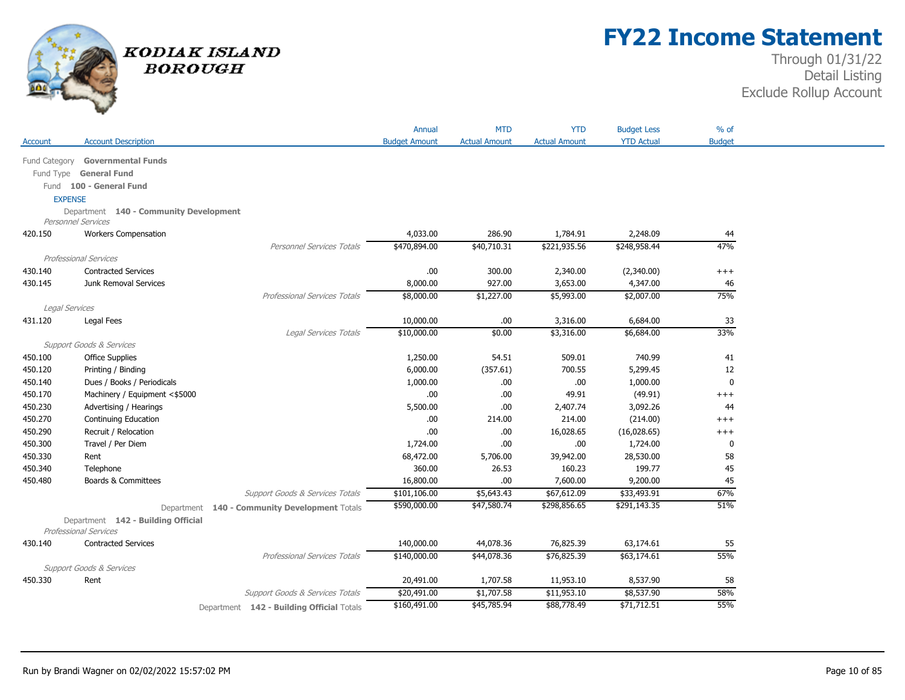# FY22 Income Statement

Through 01/31/22
Detail Listing
Exclude Rollup Account

KODIAK ISLAND BOROUGH

| Account | Account Description | Annual Budget Amount | MTD Actual Amount | YTD Actual Amount | Budget Less YTD Actual | % of Budget |
|---|---|---|---|---|---|---|
| Fund Category **Governmental Funds** | | | | | | |
| Fund Type **General Fund** | | | | | | |
| Fund **100 - General Fund** | | | | | | |
| EXPENSE | | | | | | |
| Department **140 - Community Development** | | | | | | |
| *Personnel Services* | | | | | | |
| 420.150 | Workers Compensation | 4,033.00 | 286.90 | 1,784.91 | 2,248.09 | 44 |
| | *Personnel Services Totals* | $470,894.00 | $40,710.31 | $221,935.56 | $248,958.44 | 47% |
| *Professional Services* | | | | | | |
| 430.140 | Contracted Services | .00 | 300.00 | 2,340.00 | (2,340.00) | +++ |
| 430.145 | Junk Removal Services | 8,000.00 | 927.00 | 3,653.00 | 4,347.00 | 46 |
| | *Professional Services Totals* | $8,000.00 | $1,227.00 | $5,993.00 | $2,007.00 | 75% |
| *Legal Services* | | | | | | |
| 431.120 | Legal Fees | 10,000.00 | .00 | 3,316.00 | 6,684.00 | 33 |
| | *Legal Services Totals* | $10,000.00 | $0.00 | $3,316.00 | $6,684.00 | 33% |
| *Support Goods & Services* | | | | | | |
| 450.100 | Office Supplies | 1,250.00 | 54.51 | 509.01 | 740.99 | 41 |
| 450.120 | Printing / Binding | 6,000.00 | (357.61) | 700.55 | 5,299.45 | 12 |
| 450.140 | Dues / Books / Periodicals | 1,000.00 | .00 | .00 | 1,000.00 | 0 |
| 450.170 | Machinery / Equipment <$5000 | .00 | .00 | 49.91 | (49.91) | +++ |
| 450.230 | Advertising / Hearings | 5,500.00 | .00 | 2,407.74 | 3,092.26 | 44 |
| 450.270 | Continuing Education | .00 | 214.00 | 214.00 | (214.00) | +++ |
| 450.290 | Recruit / Relocation | .00 | .00 | 16,028.65 | (16,028.65) | +++ |
| 450.300 | Travel / Per Diem | 1,724.00 | .00 | .00 | 1,724.00 | 0 |
| 450.330 | Rent | 68,472.00 | 5,706.00 | 39,942.00 | 28,530.00 | 58 |
| 450.340 | Telephone | 360.00 | 26.53 | 160.23 | 199.77 | 45 |
| 450.480 | Boards & Committees | 16,800.00 | .00 | 7,600.00 | 9,200.00 | 45 |
| | *Support Goods & Services Totals* | $101,106.00 | $5,643.43 | $67,612.09 | $33,493.91 | 67% |
| | Department **140 - Community Development** Totals | $590,000.00 | $47,580.74 | $298,856.65 | $291,143.35 | 51% |
| Department **142 - Building Official** | | | | | | |
| *Professional Services* | | | | | | |
| 430.140 | Contracted Services | 140,000.00 | 44,078.36 | 76,825.39 | 63,174.61 | 55 |
| | *Professional Services Totals* | $140,000.00 | $44,078.36 | $76,825.39 | $63,174.61 | 55% |
| *Support Goods & Services* | | | | | | |
| 450.330 | Rent | 20,491.00 | 1,707.58 | 11,953.10 | 8,537.90 | 58 |
| | *Support Goods & Services Totals* | $20,491.00 | $1,707.58 | $11,953.10 | $8,537.90 | 58% |
| | Department **142 - Building Official** Totals | $160,491.00 | $45,785.94 | $88,778.49 | $71,712.51 | 55% |

Run by Brandi Wagner on 02/02/2022 15:57:02 PM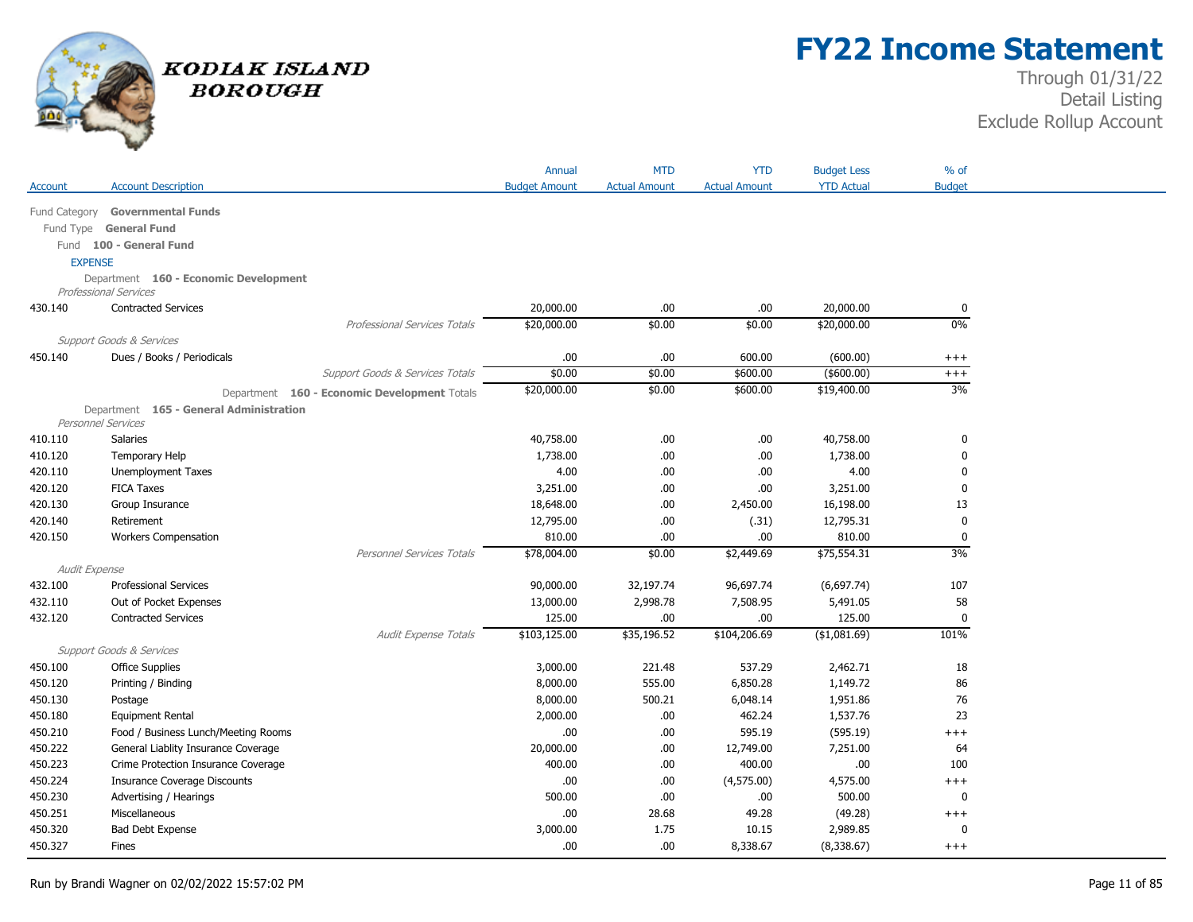# FY22 Income Statement

Through 01/31/22
Detail Listing
Exclude Rollup Account

KODIAK ISLAND BOROUGH

| Account | Account Description | Annual Budget Amount | MTD Actual Amount | YTD Actual Amount | Budget Less YTD Actual | % of Budget |
|---|---|---|---|---|---|---|
| Fund Category **Governmental Funds** | | | | | | |
| Fund Type **General Fund** | | | | | | |
| Fund **100 - General Fund** | | | | | | |
| EXPENSE | | | | | | |
| Department **160 - Economic Development** | | | | | | |
| *Professional Services* | | | | | | |
| 430.140 | Contracted Services | 20,000.00 | .00 | .00 | 20,000.00 | 0 |
| | *Professional Services Totals* | $20,000.00 | $0.00 | $0.00 | $20,000.00 | 0% |
| *Support Goods & Services* | | | | | | |
| 450.140 | Dues / Books / Periodicals | .00 | .00 | 600.00 | (600.00) | +++ |
| | *Support Goods & Services Totals* | $0.00 | $0.00 | $600.00 | ($600.00) | +++ |
| | Department **160 - Economic Development** Totals | $20,000.00 | $0.00 | $600.00 | $19,400.00 | 3% |
| Department **165 - General Administration** | | | | | | |
| *Personnel Services* | | | | | | |
| 410.110 | Salaries | 40,758.00 | .00 | .00 | 40,758.00 | 0 |
| 410.120 | Temporary Help | 1,738.00 | .00 | .00 | 1,738.00 | 0 |
| 420.110 | Unemployment Taxes | 4.00 | .00 | .00 | 4.00 | 0 |
| 420.120 | FICA Taxes | 3,251.00 | .00 | .00 | 3,251.00 | 0 |
| 420.130 | Group Insurance | 18,648.00 | .00 | 2,450.00 | 16,198.00 | 13 |
| 420.140 | Retirement | 12,795.00 | .00 | (.31) | 12,795.31 | 0 |
| 420.150 | Workers Compensation | 810.00 | .00 | .00 | 810.00 | 0 |
| | *Personnel Services Totals* | $78,004.00 | $0.00 | $2,449.69 | $75,554.31 | 3% |
| *Audit Expense* | | | | | | |
| 432.100 | Professional Services | 90,000.00 | 32,197.74 | 96,697.74 | (6,697.74) | 107 |
| 432.110 | Out of Pocket Expenses | 13,000.00 | 2,998.78 | 7,508.95 | 5,491.05 | 58 |
| 432.120 | Contracted Services | 125.00 | .00 | .00 | 125.00 | 0 |
| | *Audit Expense Totals* | $103,125.00 | $35,196.52 | $104,206.69 | ($1,081.69) | 101% |
| *Support Goods & Services* | | | | | | |
| 450.100 | Office Supplies | 3,000.00 | 221.48 | 537.29 | 2,462.71 | 18 |
| 450.120 | Printing / Binding | 8,000.00 | 555.00 | 6,850.28 | 1,149.72 | 86 |
| 450.130 | Postage | 8,000.00 | 500.21 | 6,048.14 | 1,951.86 | 76 |
| 450.180 | Equipment Rental | 2,000.00 | .00 | 462.24 | 1,537.76 | 23 |
| 450.210 | Food / Business Lunch/Meeting Rooms | .00 | .00 | 595.19 | (595.19) | +++ |
| 450.222 | General Liablity Insurance Coverage | 20,000.00 | .00 | 12,749.00 | 7,251.00 | 64 |
| 450.223 | Crime Protection Insurance Coverage | 400.00 | .00 | 400.00 | .00 | 100 |
| 450.224 | Insurance Coverage Discounts | .00 | .00 | (4,575.00) | 4,575.00 | +++ |
| 450.230 | Advertising / Hearings | 500.00 | .00 | .00 | 500.00 | 0 |
| 450.251 | Miscellaneous | .00 | 28.68 | 49.28 | (49.28) | +++ |
| 450.320 | Bad Debt Expense | 3,000.00 | 1.75 | 10.15 | 2,989.85 | 0 |
| 450.327 | Fines | .00 | .00 | 8,338.67 | (8,338.67) | +++ |

Run by Brandi Wagner on 02/02/2022 15:57:02 PM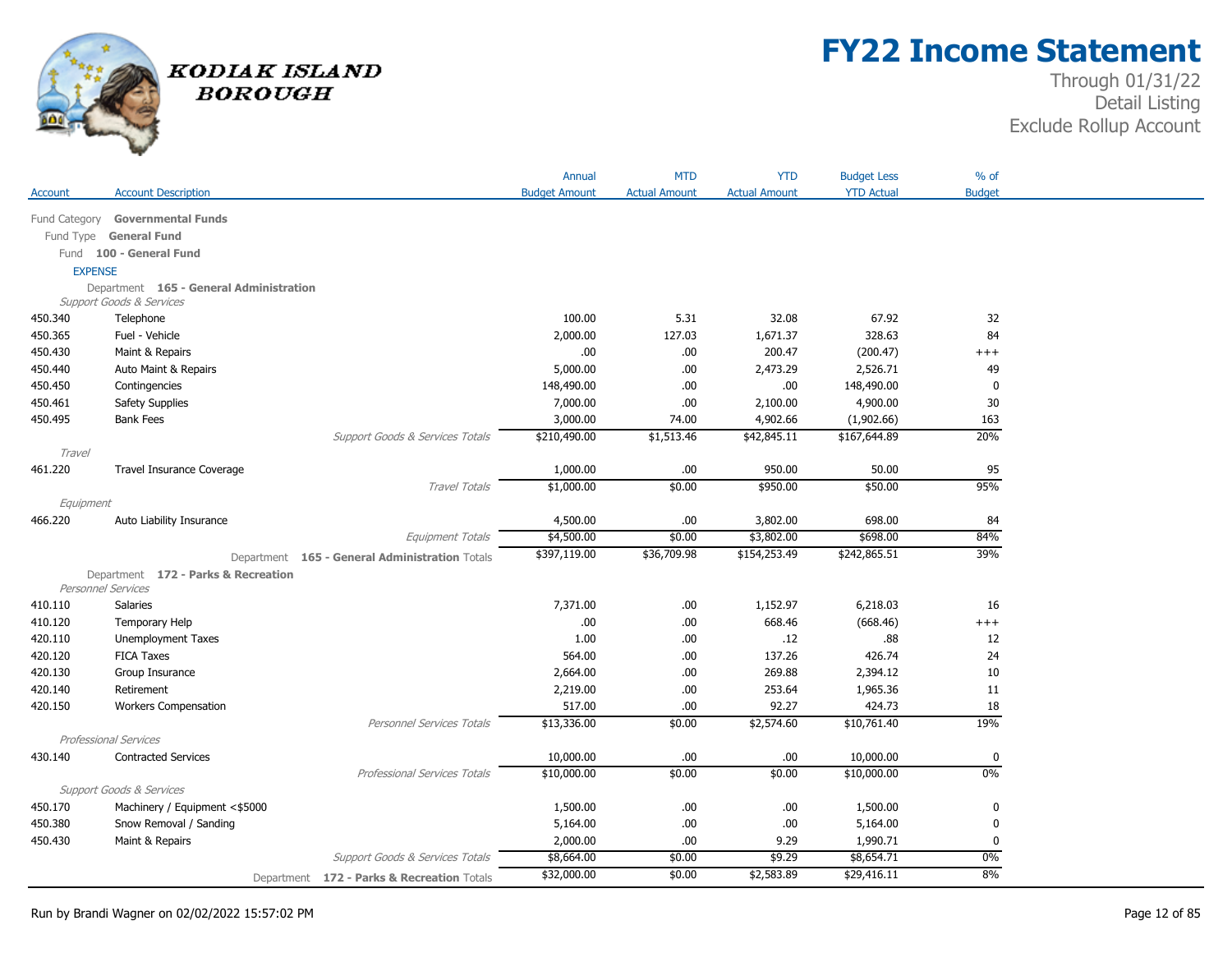# FY22 Income Statement

Through 01/31/22
Detail Listing
Exclude Rollup Account

KODIAK ISLAND BOROUGH

| Account | Account Description | Annual Budget Amount | MTD Actual Amount | YTD Actual Amount | Budget Less YTD Actual | % of Budget |
|---|---|---|---|---|---|---|
| Fund Category **Governmental Funds** | | | | | | |
| Fund Type **General Fund** | | | | | | |
| Fund **100 - General Fund** | | | | | | |
| EXPENSE | | | | | | |
| Department **165 - General Administration** | | | | | | |
| *Support Goods & Services* | | | | | | |
| 450.340 | Telephone | 100.00 | 5.31 | 32.08 | 67.92 | 32 |
| 450.365 | Fuel - Vehicle | 2,000.00 | 127.03 | 1,671.37 | 328.63 | 84 |
| 450.430 | Maint & Repairs | .00 | .00 | 200.47 | (200.47) | +++ |
| 450.440 | Auto Maint & Repairs | 5,000.00 | .00 | 2,473.29 | 2,526.71 | 49 |
| 450.450 | Contingencies | 148,490.00 | .00 | .00 | 148,490.00 | 0 |
| 450.461 | Safety Supplies | 7,000.00 | .00 | 2,100.00 | 4,900.00 | 30 |
| 450.495 | Bank Fees | 3,000.00 | 74.00 | 4,902.66 | (1,902.66) | 163 |
| | *Support Goods & Services Totals* | $210,490.00 | $1,513.46 | $42,845.11 | $167,644.89 | 20% |
| *Travel* | | | | | | |
| 461.220 | Travel Insurance Coverage | 1,000.00 | .00 | 950.00 | 50.00 | 95 |
| | *Travel Totals* | $1,000.00 | $0.00 | $950.00 | $50.00 | 95% |
| *Equipment* | | | | | | |
| 466.220 | Auto Liability Insurance | 4,500.00 | .00 | 3,802.00 | 698.00 | 84 |
| | *Equipment Totals* | $4,500.00 | $0.00 | $3,802.00 | $698.00 | 84% |
| | Department **165 - General Administration** Totals | $397,119.00 | $36,709.98 | $154,253.49 | $242,865.51 | 39% |
| Department **172 - Parks & Recreation** | | | | | | |
| *Personnel Services* | | | | | | |
| 410.110 | Salaries | 7,371.00 | .00 | 1,152.97 | 6,218.03 | 16 |
| 410.120 | Temporary Help | .00 | .00 | 668.46 | (668.46) | +++ |
| 420.110 | Unemployment Taxes | 1.00 | .00 | .12 | .88 | 12 |
| 420.120 | FICA Taxes | 564.00 | .00 | 137.26 | 426.74 | 24 |
| 420.130 | Group Insurance | 2,664.00 | .00 | 269.88 | 2,394.12 | 10 |
| 420.140 | Retirement | 2,219.00 | .00 | 253.64 | 1,965.36 | 11 |
| 420.150 | Workers Compensation | 517.00 | .00 | 92.27 | 424.73 | 18 |
| | *Personnel Services Totals* | $13,336.00 | $0.00 | $2,574.60 | $10,761.40 | 19% |
| *Professional Services* | | | | | | |
| 430.140 | Contracted Services | 10,000.00 | .00 | .00 | 10,000.00 | 0 |
| | *Professional Services Totals* | $10,000.00 | $0.00 | $0.00 | $10,000.00 | 0% |
| *Support Goods & Services* | | | | | | |
| 450.170 | Machinery / Equipment <$5000 | 1,500.00 | .00 | .00 | 1,500.00 | 0 |
| 450.380 | Snow Removal / Sanding | 5,164.00 | .00 | .00 | 5,164.00 | 0 |
| 450.430 | Maint & Repairs | 2,000.00 | .00 | 9.29 | 1,990.71 | 0 |
| | *Support Goods & Services Totals* | $8,664.00 | $0.00 | $9.29 | $8,654.71 | 0% |
| | Department **172 - Parks & Recreation** Totals | $32,000.00 | $0.00 | $2,583.89 | $29,416.11 | 8% |

Run by Brandi Wagner on 02/02/2022 15:57:02 PM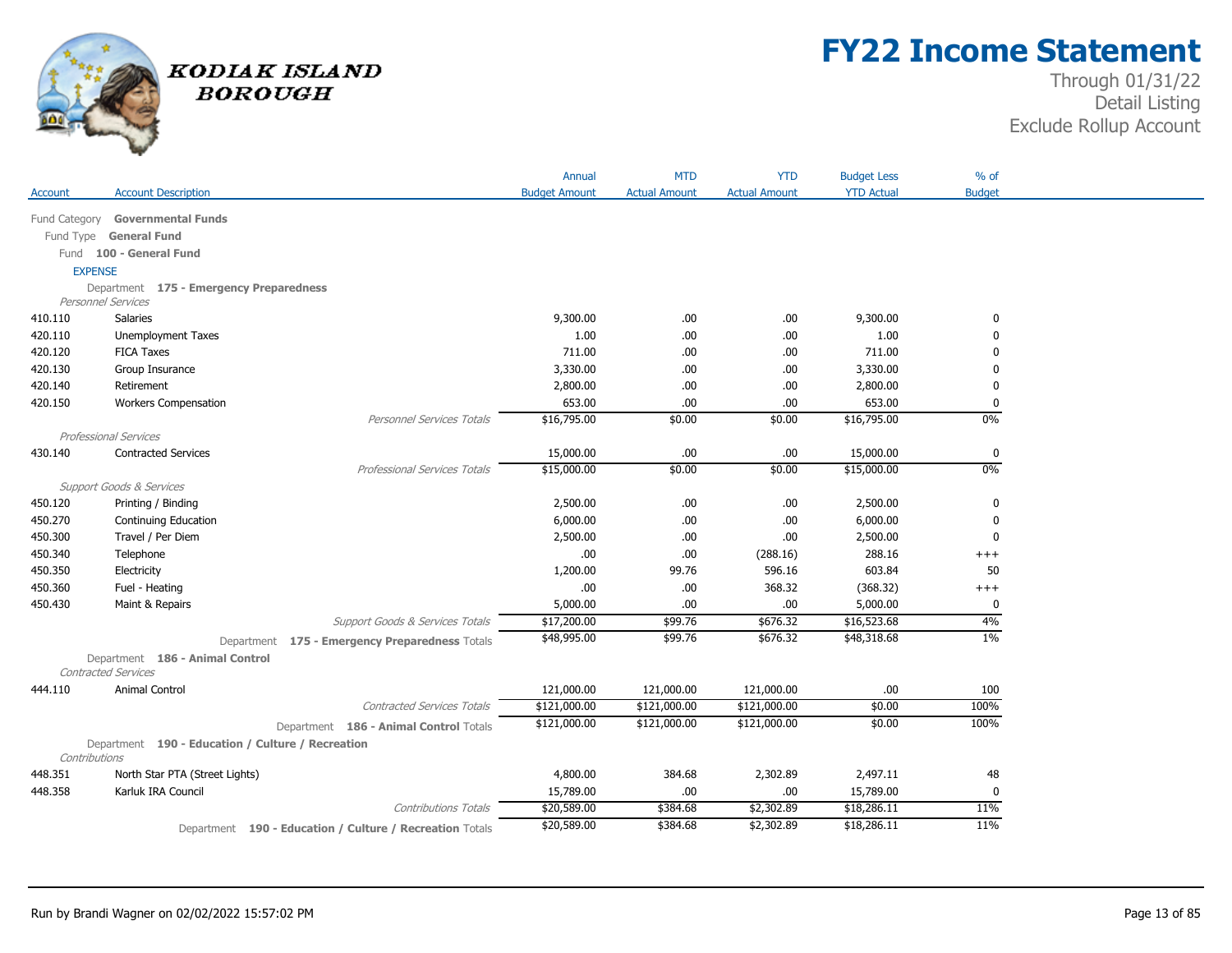# FY22 Income Statement

Through 01/31/22
Detail Listing
Exclude Rollup Account

KODIAK ISLAND BOROUGH

| Account | Account Description | Annual Budget Amount | MTD Actual Amount | YTD Actual Amount | Budget Less YTD Actual | % of Budget |
|---|---|---|---|---|---|---|
| Fund Category | **Governmental Funds** | | | | | |
| Fund Type | **General Fund** | | | | | |
| Fund | **100 - General Fund** | | | | | |
| EXPENSE | | | | | | |
| Department | **175 - Emergency Preparedness** | | | | | |
| *Personnel Services* | | | | | | |
| 410.110 | Salaries | 9,300.00 | .00 | .00 | 9,300.00 | 0 |
| 420.110 | Unemployment Taxes | 1.00 | .00 | .00 | 1.00 | 0 |
| 420.120 | FICA Taxes | 711.00 | .00 | .00 | 711.00 | 0 |
| 420.130 | Group Insurance | 3,330.00 | .00 | .00 | 3,330.00 | 0 |
| 420.140 | Retirement | 2,800.00 | .00 | .00 | 2,800.00 | 0 |
| 420.150 | Workers Compensation | 653.00 | .00 | .00 | 653.00 | 0 |
| | *Personnel Services Totals* | $16,795.00 | $0.00 | $0.00 | $16,795.00 | 0% |
| *Professional Services* | | | | | | |
| 430.140 | Contracted Services | 15,000.00 | .00 | .00 | 15,000.00 | 0 |
| | *Professional Services Totals* | $15,000.00 | $0.00 | $0.00 | $15,000.00 | 0% |
| *Support Goods & Services* | | | | | | |
| 450.120 | Printing / Binding | 2,500.00 | .00 | .00 | 2,500.00 | 0 |
| 450.270 | Continuing Education | 6,000.00 | .00 | .00 | 6,000.00 | 0 |
| 450.300 | Travel / Per Diem | 2,500.00 | .00 | .00 | 2,500.00 | 0 |
| 450.340 | Telephone | .00 | .00 | (288.16) | 288.16 | +++ |
| 450.350 | Electricity | 1,200.00 | 99.76 | 596.16 | 603.84 | 50 |
| 450.360 | Fuel - Heating | .00 | .00 | 368.32 | (368.32) | +++ |
| 450.430 | Maint & Repairs | 5,000.00 | .00 | .00 | 5,000.00 | 0 |
| | *Support Goods & Services Totals* | $17,200.00 | $99.76 | $676.32 | $16,523.68 | 4% |
| | Department **175 - Emergency Preparedness** Totals | $48,995.00 | $99.76 | $676.32 | $48,318.68 | 1% |
| Department | **186 - Animal Control** | | | | | |
| *Contracted Services* | | | | | | |
| 444.110 | Animal Control | 121,000.00 | 121,000.00 | 121,000.00 | .00 | 100 |
| | *Contracted Services Totals* | $121,000.00 | $121,000.00 | $121,000.00 | $0.00 | 100% |
| | Department **186 - Animal Control** Totals | $121,000.00 | $121,000.00 | $121,000.00 | $0.00 | 100% |
| Department | **190 - Education / Culture / Recreation** | | | | | |
| *Contributions* | | | | | | |
| 448.351 | North Star PTA (Street Lights) | 4,800.00 | 384.68 | 2,302.89 | 2,497.11 | 48 |
| 448.358 | Karluk IRA Council | 15,789.00 | .00 | .00 | 15,789.00 | 0 |
| | *Contributions Totals* | $20,589.00 | $384.68 | $2,302.89 | $18,286.11 | 11% |
| | Department **190 - Education / Culture / Recreation** Totals | $20,589.00 | $384.68 | $2,302.89 | $18,286.11 | 11% |

Run by Brandi Wagner on 02/02/2022 15:57:02 PM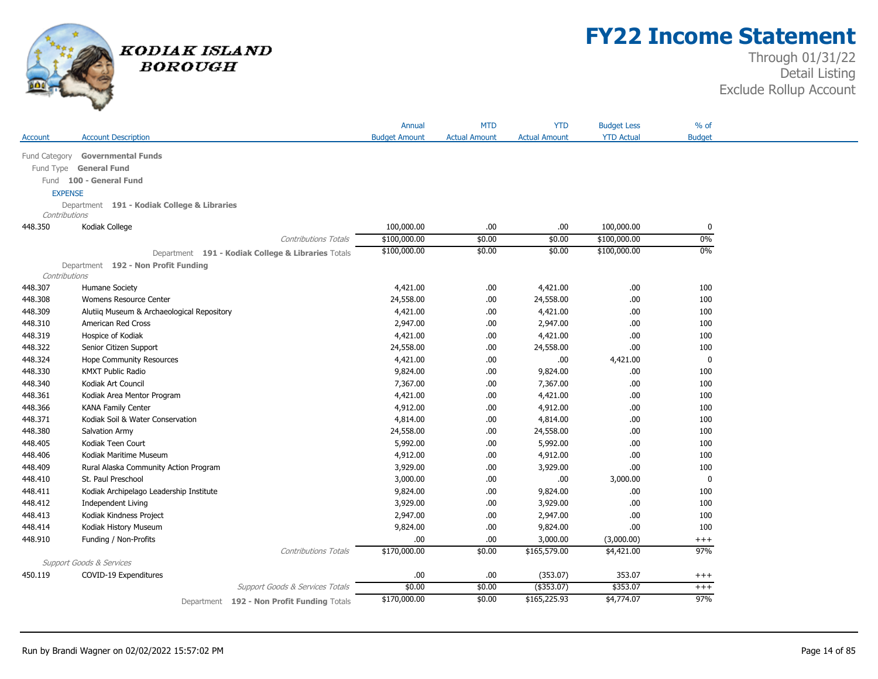# KODIAK ISLAND BOROUGH

# FY22 Income Statement

Through 01/31/22
Detail Listing
Exclude Rollup Account

| Account | Account Description | Annual Budget Amount | MTD Actual Amount | YTD Actual Amount | Budget Less YTD Actual | % of Budget |
|---|---|---|---|---|---|---|
| Fund Category | **Governmental Funds** | | | | | |
| Fund Type | **General Fund** | | | | | |
| Fund | **100 - General Fund** | | | | | |
| EXPENSE | | | | | | |
| Department | **191 - Kodiak College & Libraries** | | | | | |
| *Contributions* | | | | | | |
| 448.350 | Kodiak College | 100,000.00 | .00 | .00 | 100,000.00 | 0 |
| | *Contributions Totals* | $100,000.00 | $0.00 | $0.00 | $100,000.00 | 0% |
| | Department **191 - Kodiak College & Libraries** Totals | $100,000.00 | $0.00 | $0.00 | $100,000.00 | 0% |
| Department | **192 - Non Profit Funding** | | | | | |
| *Contributions* | | | | | | |
| 448.307 | Humane Society | 4,421.00 | .00 | 4,421.00 | .00 | 100 |
| 448.308 | Womens Resource Center | 24,558.00 | .00 | 24,558.00 | .00 | 100 |
| 448.309 | Alutiiq Museum & Archaeological Repository | 4,421.00 | .00 | 4,421.00 | .00 | 100 |
| 448.310 | American Red Cross | 2,947.00 | .00 | 2,947.00 | .00 | 100 |
| 448.319 | Hospice of Kodiak | 4,421.00 | .00 | 4,421.00 | .00 | 100 |
| 448.322 | Senior Citizen Support | 24,558.00 | .00 | 24,558.00 | .00 | 100 |
| 448.324 | Hope Community Resources | 4,421.00 | .00 | .00 | 4,421.00 | 0 |
| 448.330 | KMXT Public Radio | 9,824.00 | .00 | 9,824.00 | .00 | 100 |
| 448.340 | Kodiak Art Council | 7,367.00 | .00 | 7,367.00 | .00 | 100 |
| 448.361 | Kodiak Area Mentor Program | 4,421.00 | .00 | 4,421.00 | .00 | 100 |
| 448.366 | KANA Family Center | 4,912.00 | .00 | 4,912.00 | .00 | 100 |
| 448.371 | Kodiak Soil & Water Conservation | 4,814.00 | .00 | 4,814.00 | .00 | 100 |
| 448.380 | Salvation Army | 24,558.00 | .00 | 24,558.00 | .00 | 100 |
| 448.405 | Kodiak Teen Court | 5,992.00 | .00 | 5,992.00 | .00 | 100 |
| 448.406 | Kodiak Maritime Museum | 4,912.00 | .00 | 4,912.00 | .00 | 100 |
| 448.409 | Rural Alaska Community Action Program | 3,929.00 | .00 | 3,929.00 | .00 | 100 |
| 448.410 | St. Paul Preschool | 3,000.00 | .00 | .00 | 3,000.00 | 0 |
| 448.411 | Kodiak Archipelago Leadership Institute | 9,824.00 | .00 | 9,824.00 | .00 | 100 |
| 448.412 | Independent Living | 3,929.00 | .00 | 3,929.00 | .00 | 100 |
| 448.413 | Kodiak Kindness Project | 2,947.00 | .00 | 2,947.00 | .00 | 100 |
| 448.414 | Kodiak History Museum | 9,824.00 | .00 | 9,824.00 | .00 | 100 |
| 448.910 | Funding / Non-Profits | .00 | .00 | 3,000.00 | (3,000.00) | +++ |
| | *Contributions Totals* | $170,000.00 | $0.00 | $165,579.00 | $4,421.00 | 97% |
| *Support Goods & Services* | | | | | | |
| 450.119 | COVID-19 Expenditures | .00 | .00 | (353.07) | 353.07 | +++ |
| | *Support Goods & Services Totals* | $0.00 | $0.00 | ($353.07) | $353.07 | +++ |
| | Department **192 - Non Profit Funding** Totals | $170,000.00 | $0.00 | $165,225.93 | $4,774.07 | 97% |

Run by Brandi Wagner on 02/02/2022 15:57:02 PM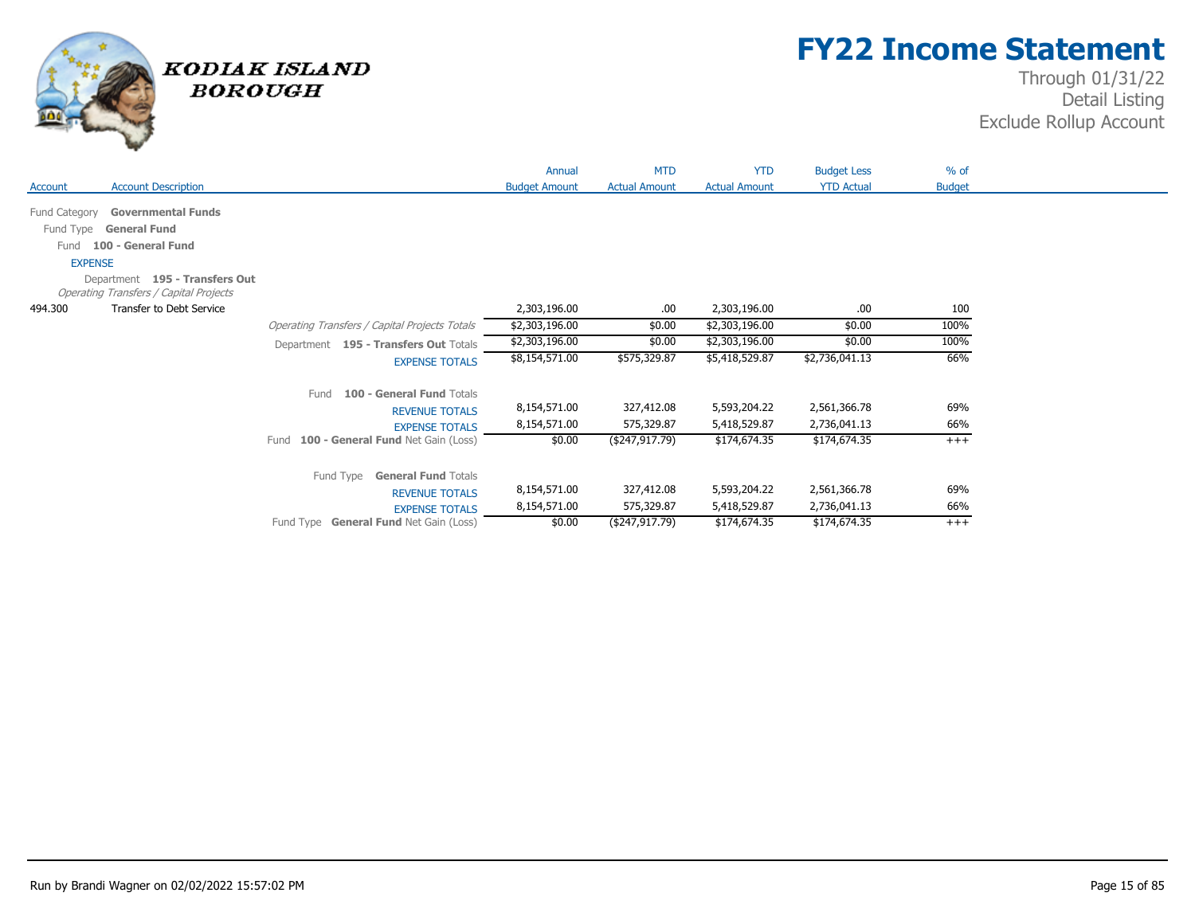KODIAK ISLAND BOROUGH

# FY22 Income Statement

Through 01/31/22
Detail Listing
Exclude Rollup Account

| Account | Account Description | Annual Budget Amount | MTD Actual Amount | YTD Actual Amount | Budget Less YTD Actual | % of Budget |
|---|---|---|---|---|---|---|
| Fund Category **Governmental Funds** | | | | | | |
| Fund Type **General Fund** | | | | | | |
| Fund **100 - General Fund** | | | | | | |
| EXPENSE | | | | | | |
| Department **195 - Transfers Out** | | | | | | |
| *Operating Transfers / Capital Projects* | | | | | | |
| 494.300 | Transfer to Debt Service | 2,303,196.00 | .00 | 2,303,196.00 | .00 | 100 |
| | *Operating Transfers / Capital Projects Totals* | $2,303,196.00 | $0.00 | $2,303,196.00 | $0.00 | 100% |
| | Department **195 - Transfers Out** Totals | $2,303,196.00 | $0.00 | $2,303,196.00 | $0.00 | 100% |
| | EXPENSE TOTALS | $8,154,571.00 | $575,329.87 | $5,418,529.87 | $2,736,041.13 | 66% |
| | Fund **100 - General Fund** Totals | | | | | |
| | REVENUE TOTALS | 8,154,571.00 | 327,412.08 | 5,593,204.22 | 2,561,366.78 | 69% |
| | EXPENSE TOTALS | 8,154,571.00 | 575,329.87 | 5,418,529.87 | 2,736,041.13 | 66% |
| | Fund **100 - General Fund** Net Gain (Loss) | $0.00 | ($247,917.79) | $174,674.35 | $174,674.35 | +++ |
| | Fund Type **General Fund** Totals | | | | | |
| | REVENUE TOTALS | 8,154,571.00 | 327,412.08 | 5,593,204.22 | 2,561,366.78 | 69% |
| | EXPENSE TOTALS | 8,154,571.00 | 575,329.87 | 5,418,529.87 | 2,736,041.13 | 66% |
| | Fund Type **General Fund** Net Gain (Loss) | $0.00 | ($247,917.79) | $174,674.35 | $174,674.35 | +++ |

Run by Brandi Wagner on 02/02/2022 15:57:02 PM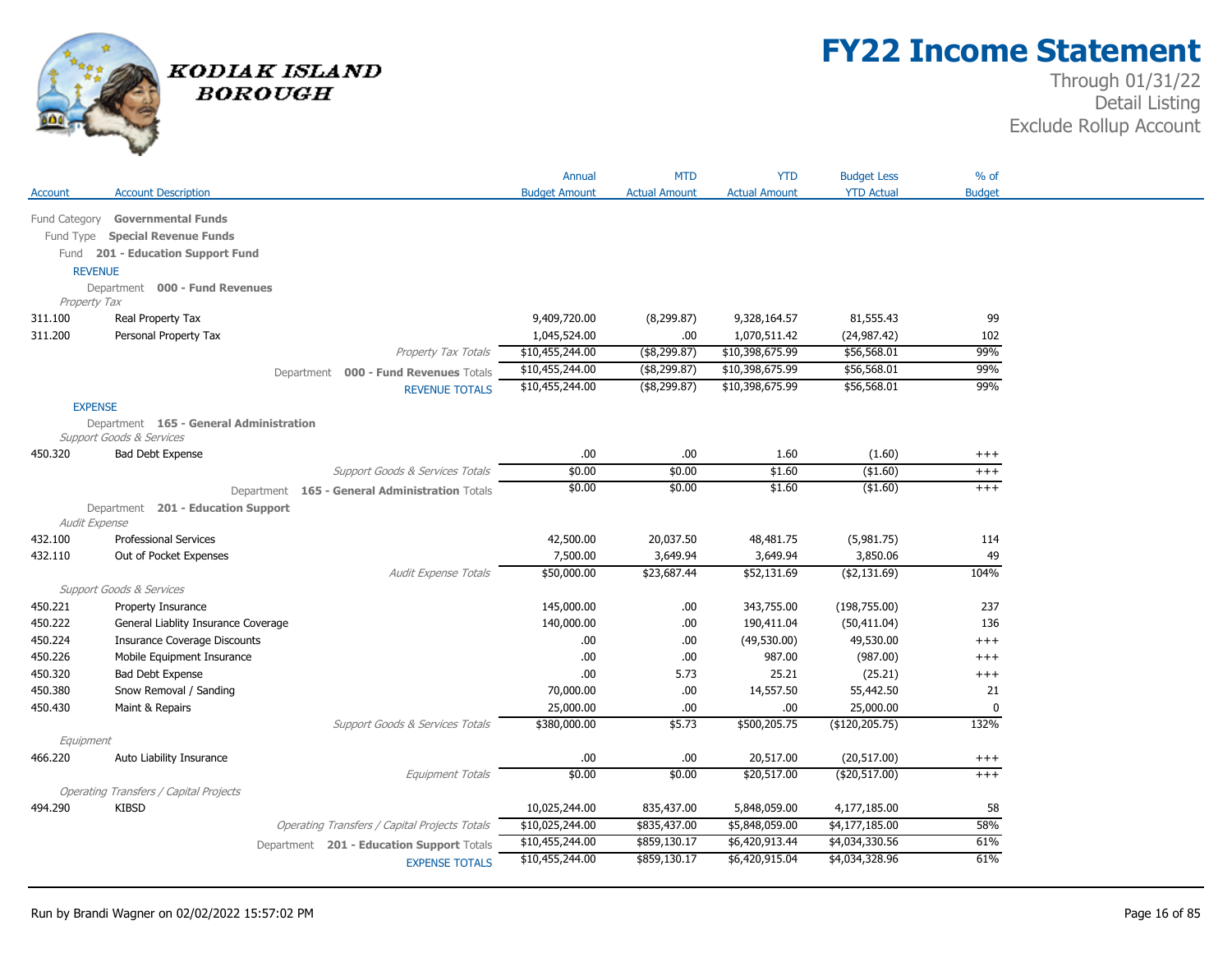# FY22 Income Statement

Through 01/31/22
Detail Listing
Exclude Rollup Account

KODIAK ISLAND BOROUGH

| Account | Account Description | Annual Budget Amount | MTD Actual Amount | YTD Actual Amount | Budget Less YTD Actual | % of Budget |
|---|---|---|---|---|---|---|
| Fund Category | **Governmental Funds** | | | | | |
| Fund Type | **Special Revenue Funds** | | | | | |
| Fund | **201 - Education Support Fund** | | | | | |
| REVENUE | | | | | | |
| Department | **000 - Fund Revenues** | | | | | |
| *Property Tax* | | | | | | |
| 311.100 | Real Property Tax | 9,409,720.00 | (8,299.87) | 9,328,164.57 | 81,555.43 | 99 |
| 311.200 | Personal Property Tax | 1,045,524.00 | .00 | 1,070,511.42 | (24,987.42) | 102 |
| | *Property Tax Totals* | $10,455,244.00 | ($8,299.87) | $10,398,675.99 | $56,568.01 | 99% |
| | Department **000 - Fund Revenues** Totals | $10,455,244.00 | ($8,299.87) | $10,398,675.99 | $56,568.01 | 99% |
| | REVENUE TOTALS | $10,455,244.00 | ($8,299.87) | $10,398,675.99 | $56,568.01 | 99% |
| EXPENSE | | | | | | |
| Department | **165 - General Administration** | | | | | |
| *Support Goods & Services* | | | | | | |
| 450.320 | Bad Debt Expense | .00 | .00 | 1.60 | (1.60) | +++ |
| | *Support Goods & Services Totals* | $0.00 | $0.00 | $1.60 | ($1.60) | +++ |
| | Department **165 - General Administration** Totals | $0.00 | $0.00 | $1.60 | ($1.60) | +++ |
| Department | **201 - Education Support** | | | | | |
| *Audit Expense* | | | | | | |
| 432.100 | Professional Services | 42,500.00 | 20,037.50 | 48,481.75 | (5,981.75) | 114 |
| 432.110 | Out of Pocket Expenses | 7,500.00 | 3,649.94 | 3,649.94 | 3,850.06 | 49 |
| | *Audit Expense Totals* | $50,000.00 | $23,687.44 | $52,131.69 | ($2,131.69) | 104% |
| *Support Goods & Services* | | | | | | |
| 450.221 | Property Insurance | 145,000.00 | .00 | 343,755.00 | (198,755.00) | 237 |
| 450.222 | General Liablity Insurance Coverage | 140,000.00 | .00 | 190,411.04 | (50,411.04) | 136 |
| 450.224 | Insurance Coverage Discounts | .00 | .00 | (49,530.00) | 49,530.00 | +++ |
| 450.226 | Mobile Equipment Insurance | .00 | .00 | 987.00 | (987.00) | +++ |
| 450.320 | Bad Debt Expense | .00 | 5.73 | 25.21 | (25.21) | +++ |
| 450.380 | Snow Removal / Sanding | 70,000.00 | .00 | 14,557.50 | 55,442.50 | 21 |
| 450.430 | Maint & Repairs | 25,000.00 | .00 | .00 | 25,000.00 | 0 |
| | *Support Goods & Services Totals* | $380,000.00 | $5.73 | $500,205.75 | ($120,205.75) | 132% |
| *Equipment* | | | | | | |
| 466.220 | Auto Liability Insurance | .00 | .00 | 20,517.00 | (20,517.00) | +++ |
| | *Equipment Totals* | $0.00 | $0.00 | $20,517.00 | ($20,517.00) | +++ |
| *Operating Transfers / Capital Projects* | | | | | | |
| 494.290 | KIBSD | 10,025,244.00 | 835,437.00 | 5,848,059.00 | 4,177,185.00 | 58 |
| | *Operating Transfers / Capital Projects Totals* | $10,025,244.00 | $835,437.00 | $5,848,059.00 | $4,177,185.00 | 58% |
| | Department **201 - Education Support** Totals | $10,455,244.00 | $859,130.17 | $6,420,913.44 | $4,034,330.56 | 61% |
| | EXPENSE TOTALS | $10,455,244.00 | $859,130.17 | $6,420,915.04 | $4,034,328.96 | 61% |

Run by Brandi Wagner on 02/02/2022 15:57:02 PM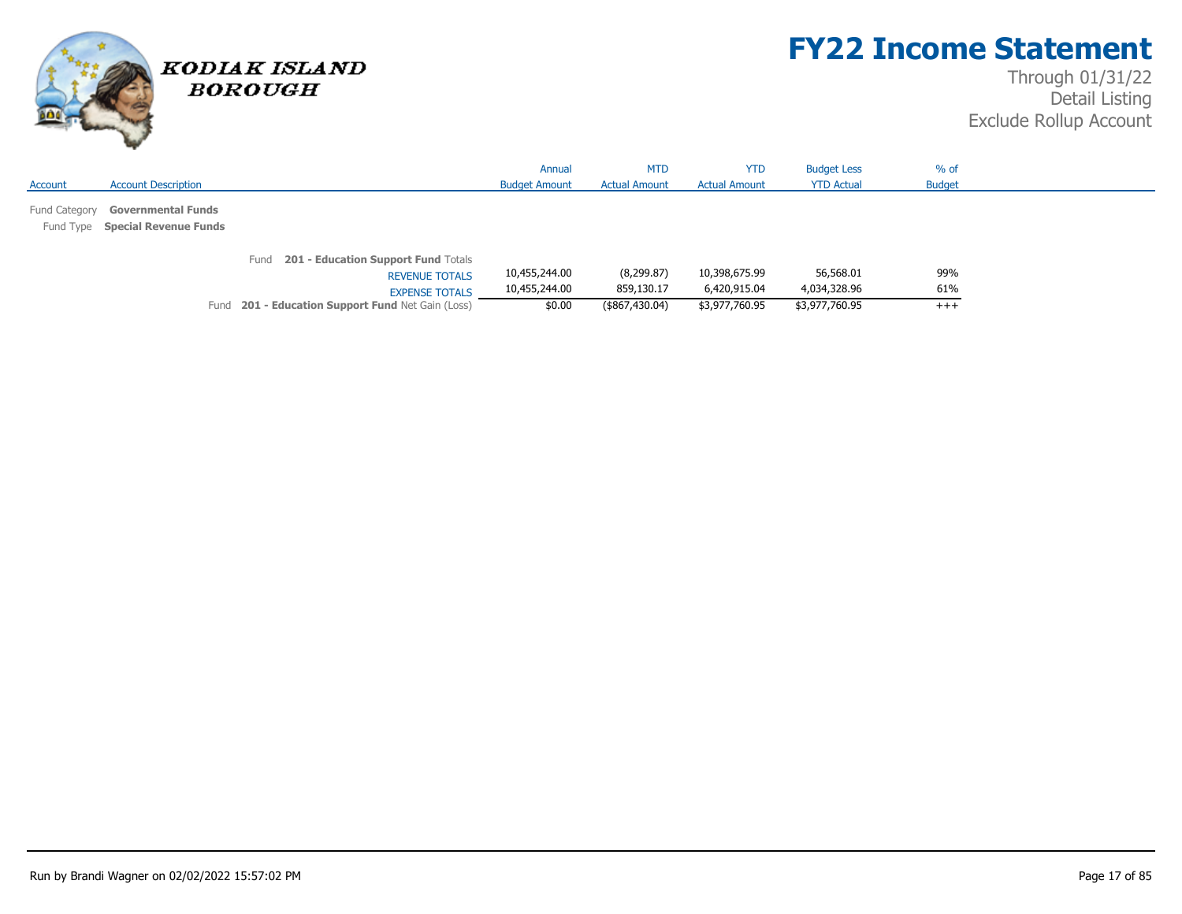# FY22 Income Statement

Through 01/31/22
Detail Listing
Exclude Rollup Account

KODIAK ISLAND BOROUGH

| Account | Account Description | Annual Budget Amount | MTD Actual Amount | YTD Actual Amount | Budget Less YTD Actual | % of Budget |
|---|---|---|---|---|---|---|
| Fund Category | **Governmental Funds** | | | | | |
| Fund Type | **Special Revenue Funds** | | | | | |
| | Fund **201 - Education Support Fund** Totals | | | | | |
| | REVENUE TOTALS | 10,455,244.00 | (8,299.87) | 10,398,675.99 | 56,568.01 | 99% |
| | EXPENSE TOTALS | 10,455,244.00 | 859,130.17 | 6,420,915.04 | 4,034,328.96 | 61% |
| | Fund **201 - Education Support Fund** Net Gain (Loss) | $0.00 | ($867,430.04) | $3,977,760.95 | $3,977,760.95 | +++ |

Run by Brandi Wagner on 02/02/2022 15:57:02 PM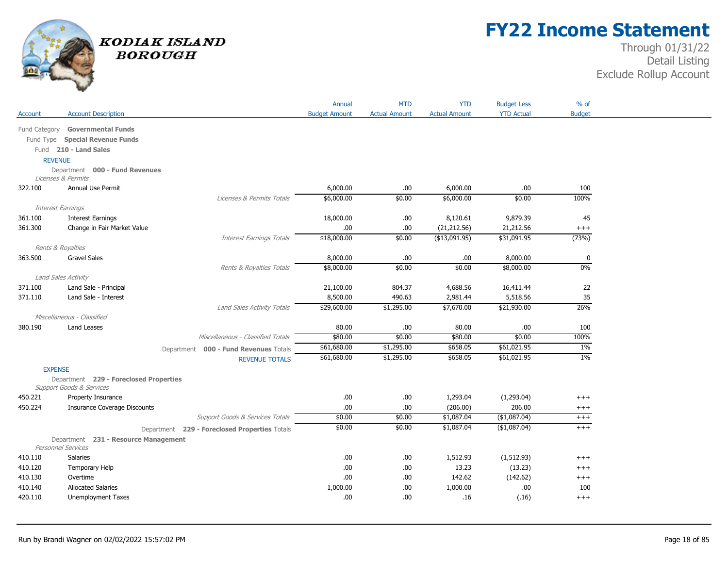# FY22 Income Statement

KODIAK ISLAND BOROUGH

Through 01/31/22
Detail Listing
Exclude Rollup Account

| Account | Account Description | Annual Budget Amount | MTD Actual Amount | YTD Actual Amount | Budget Less YTD Actual | % of Budget |
|---|---|---|---|---|---|---|
| Fund Category | **Governmental Funds** | | | | | |
| Fund Type | **Special Revenue Funds** | | | | | |
| Fund | **210 - Land Sales** | | | | | |
| REVENUE | | | | | | |
| Department | **000 - Fund Revenues** | | | | | |
| *Licenses & Permits* | | | | | | |
| 322.100 | Annual Use Permit | 6,000.00 | .00 | 6,000.00 | .00 | 100 |
| | *Licenses & Permits Totals* | $6,000.00 | $0.00 | $6,000.00 | $0.00 | 100% |
| *Interest Earnings* | | | | | | |
| 361.100 | Interest Earnings | 18,000.00 | .00 | 8,120.61 | 9,879.39 | 45 |
| 361.300 | Change in Fair Market Value | .00 | .00 | (21,212.56) | 21,212.56 | +++ |
| | *Interest Earnings Totals* | $18,000.00 | $0.00 | ($13,091.95) | $31,091.95 | (73%) |
| *Rents & Royalties* | | | | | | |
| 363.500 | Gravel Sales | 8,000.00 | .00 | .00 | 8,000.00 | 0 |
| | *Rents & Royalties Totals* | $8,000.00 | $0.00 | $0.00 | $8,000.00 | 0% |
| *Land Sales Activity* | | | | | | |
| 371.100 | Land Sale - Principal | 21,100.00 | 804.37 | 4,688.56 | 16,411.44 | 22 |
| 371.110 | Land Sale - Interest | 8,500.00 | 490.63 | 2,981.44 | 5,518.56 | 35 |
| | *Land Sales Activity Totals* | $29,600.00 | $1,295.00 | $7,670.00 | $21,930.00 | 26% |
| *Miscellaneous - Classified* | | | | | | |
| 380.190 | Land Leases | 80.00 | .00 | 80.00 | .00 | 100 |
| | *Miscellaneous - Classified Totals* | $80.00 | $0.00 | $80.00 | $0.00 | 100% |
| | Department **000 - Fund Revenues** Totals | $61,680.00 | $1,295.00 | $658.05 | $61,021.95 | 1% |
| | REVENUE TOTALS | $61,680.00 | $1,295.00 | $658.05 | $61,021.95 | 1% |
| EXPENSE | | | | | | |
| Department | **229 - Foreclosed Properties** | | | | | |
| *Support Goods & Services* | | | | | | |
| 450.221 | Property Insurance | .00 | .00 | 1,293.04 | (1,293.04) | +++ |
| 450.224 | Insurance Coverage Discounts | .00 | .00 | (206.00) | 206.00 | +++ |
| | *Support Goods & Services Totals* | $0.00 | $0.00 | $1,087.04 | ($1,087.04) | +++ |
| | Department **229 - Foreclosed Properties** Totals | $0.00 | $0.00 | $1,087.04 | ($1,087.04) | +++ |
| Department | **231 - Resource Management** | | | | | |
| *Personnel Services* | | | | | | |
| 410.110 | Salaries | .00 | .00 | 1,512.93 | (1,512.93) | +++ |
| 410.120 | Temporary Help | .00 | .00 | 13.23 | (13.23) | +++ |
| 410.130 | Overtime | .00 | .00 | 142.62 | (142.62) | +++ |
| 410.140 | Allocated Salaries | 1,000.00 | .00 | 1,000.00 | .00 | 100 |
| 420.110 | Unemployment Taxes | .00 | .00 | .16 | (.16) | +++ |

Run by Brandi Wagner on 02/02/2022 15:57:02 PM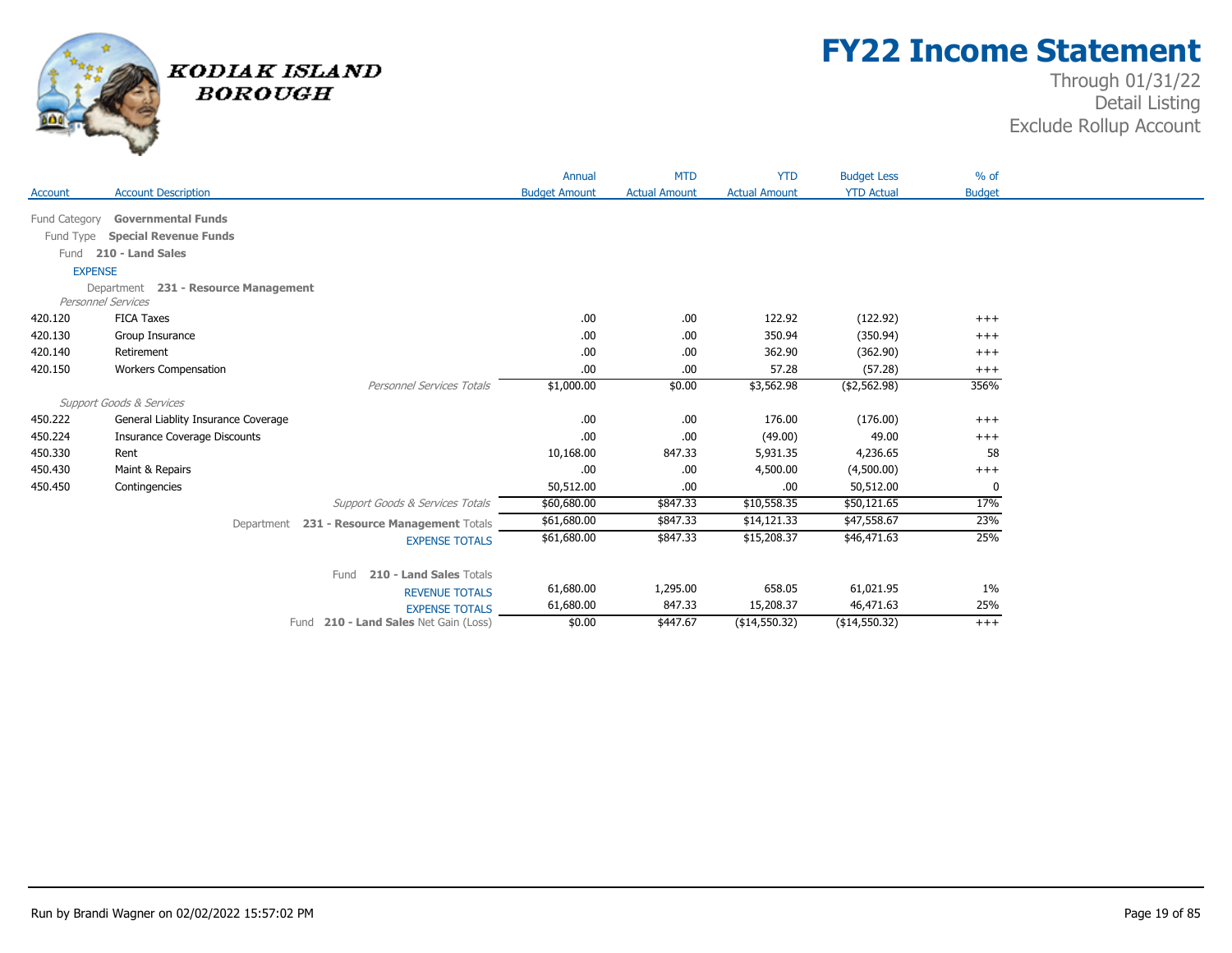# FY22 Income Statement

Through 01/31/22
Detail Listing
Exclude Rollup Account

KODIAK ISLAND BOROUGH

| Account | Account Description | Annual Budget Amount | MTD Actual Amount | YTD Actual Amount | Budget Less YTD Actual | % of Budget |
|---|---|---|---|---|---|---|
| Fund Category | **Governmental Funds** | | | | | |
| Fund Type | **Special Revenue Funds** | | | | | |
| Fund | **210 - Land Sales** | | | | | |
| EXPENSE | | | | | | |
| Department | **231 - Resource Management** | | | | | |
| *Personnel Services* | | | | | | |
| 420.120 | FICA Taxes | .00 | .00 | 122.92 | (122.92) | +++ |
| 420.130 | Group Insurance | .00 | .00 | 350.94 | (350.94) | +++ |
| 420.140 | Retirement | .00 | .00 | 362.90 | (362.90) | +++ |
| 420.150 | Workers Compensation | .00 | .00 | 57.28 | (57.28) | +++ |
| | *Personnel Services Totals* | $1,000.00 | $0.00 | $3,562.98 | ($2,562.98) | 356% |
| *Support Goods & Services* | | | | | | |
| 450.222 | General Liablity Insurance Coverage | .00 | .00 | 176.00 | (176.00) | +++ |
| 450.224 | Insurance Coverage Discounts | .00 | .00 | (49.00) | 49.00 | +++ |
| 450.330 | Rent | 10,168.00 | 847.33 | 5,931.35 | 4,236.65 | 58 |
| 450.430 | Maint & Repairs | .00 | .00 | 4,500.00 | (4,500.00) | +++ |
| 450.450 | Contingencies | 50,512.00 | .00 | .00 | 50,512.00 | 0 |
| | *Support Goods & Services Totals* | $60,680.00 | $847.33 | $10,558.35 | $50,121.65 | 17% |
| | Department **231 - Resource Management** Totals | $61,680.00 | $847.33 | $14,121.33 | $47,558.67 | 23% |
| | EXPENSE TOTALS | $61,680.00 | $847.33 | $15,208.37 | $46,471.63 | 25% |
| | Fund **210 - Land Sales** Totals | | | | | |
| | REVENUE TOTALS | 61,680.00 | 1,295.00 | 658.05 | 61,021.95 | 1% |
| | EXPENSE TOTALS | 61,680.00 | 847.33 | 15,208.37 | 46,471.63 | 25% |
| | Fund **210 - Land Sales** Net Gain (Loss) | $0.00 | $447.67 | ($14,550.32) | ($14,550.32) | +++ |

Run by Brandi Wagner on 02/02/2022 15:57:02 PM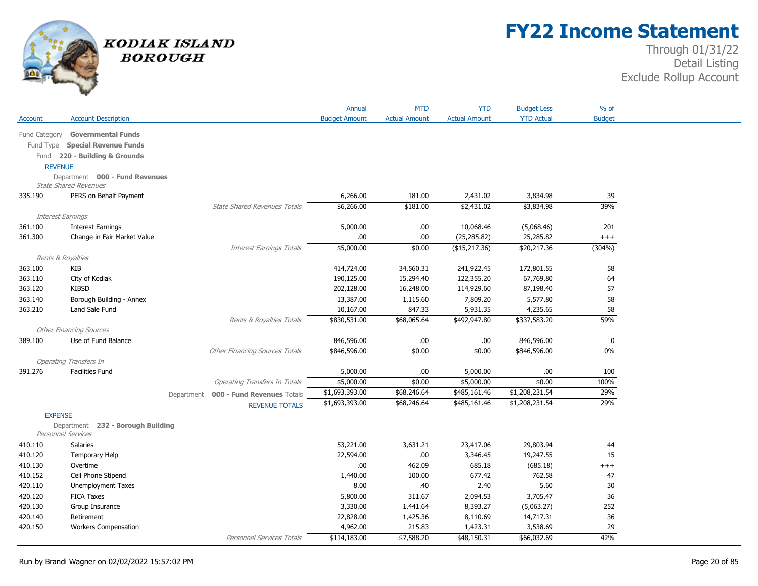# KODIAK ISLAND BOROUGH

# FY22 Income Statement

Through 01/31/22
Detail Listing
Exclude Rollup Account

| Account | Account Description | | Annual Budget Amount | MTD Actual Amount | YTD Actual Amount | Budget Less YTD Actual | % of Budget |
|---|---|---|---|---|---|---|---|
| Fund Category **Governmental Funds** | | | | | | | |
| Fund Type **Special Revenue Funds** | | | | | | | |
| Fund **220 - Building & Grounds** | | | | | | | |
| REVENUE | | | | | | | |
| Department **000 - Fund Revenues** | | | | | | | |
| *State Shared Revenues* | | | | | | | |
| 335.190 | PERS on Behalf Payment | | 6,266.00 | 181.00 | 2,431.02 | 3,834.98 | 39 |
| | | *State Shared Revenues Totals* | $6,266.00 | $181.00 | $2,431.02 | $3,834.98 | 39% |
| *Interest Earnings* | | | | | | | |
| 361.100 | Interest Earnings | | 5,000.00 | .00 | 10,068.46 | (5,068.46) | 201 |
| 361.300 | Change in Fair Market Value | | .00 | .00 | (25,285.82) | 25,285.82 | +++ |
| | | *Interest Earnings Totals* | $5,000.00 | $0.00 | ($15,217.36) | $20,217.36 | (304%) |
| *Rents & Royalties* | | | | | | | |
| 363.100 | KIB | | 414,724.00 | 34,560.31 | 241,922.45 | 172,801.55 | 58 |
| 363.110 | City of Kodiak | | 190,125.00 | 15,294.40 | 122,355.20 | 67,769.80 | 64 |
| 363.120 | KIBSD | | 202,128.00 | 16,248.00 | 114,929.60 | 87,198.40 | 57 |
| 363.140 | Borough Building - Annex | | 13,387.00 | 1,115.60 | 7,809.20 | 5,577.80 | 58 |
| 363.210 | Land Sale Fund | | 10,167.00 | 847.33 | 5,931.35 | 4,235.65 | 58 |
| | | *Rents & Royalties Totals* | $830,531.00 | $68,065.64 | $492,947.80 | $337,583.20 | 59% |
| *Other Financing Sources* | | | | | | | |
| 389.100 | Use of Fund Balance | | 846,596.00 | .00 | .00 | 846,596.00 | 0 |
| | | *Other Financing Sources Totals* | $846,596.00 | $0.00 | $0.00 | $846,596.00 | 0% |
| *Operating Transfers In* | | | | | | | |
| 391.276 | Facilities Fund | | 5,000.00 | .00 | 5,000.00 | .00 | 100 |
| | | *Operating Transfers In Totals* | $5,000.00 | $0.00 | $5,000.00 | $0.00 | 100% |
| | | Department **000 - Fund Revenues** Totals | $1,693,393.00 | $68,246.64 | $485,161.46 | $1,208,231.54 | 29% |
| | | REVENUE TOTALS | $1,693,393.00 | $68,246.64 | $485,161.46 | $1,208,231.54 | 29% |
| EXPENSE | | | | | | | |
| Department **232 - Borough Building** | | | | | | | |
| *Personnel Services* | | | | | | | |
| 410.110 | Salaries | | 53,221.00 | 3,631.21 | 23,417.06 | 29,803.94 | 44 |
| 410.120 | Temporary Help | | 22,594.00 | .00 | 3,346.45 | 19,247.55 | 15 |
| 410.130 | Overtime | | .00 | 462.09 | 685.18 | (685.18) | +++ |
| 410.152 | Cell Phone Stipend | | 1,440.00 | 100.00 | 677.42 | 762.58 | 47 |
| 420.110 | Unemployment Taxes | | 8.00 | .40 | 2.40 | 5.60 | 30 |
| 420.120 | FICA Taxes | | 5,800.00 | 311.67 | 2,094.53 | 3,705.47 | 36 |
| 420.130 | Group Insurance | | 3,330.00 | 1,441.64 | 8,393.27 | (5,063.27) | 252 |
| 420.140 | Retirement | | 22,828.00 | 1,425.36 | 8,110.69 | 14,717.31 | 36 |
| 420.150 | Workers Compensation | | 4,962.00 | 215.83 | 1,423.31 | 3,538.69 | 29 |
| | | *Personnel Services Totals* | $114,183.00 | $7,588.20 | $48,150.31 | $66,032.69 | 42% |

Run by Brandi Wagner on 02/02/2022 15:57:02 PM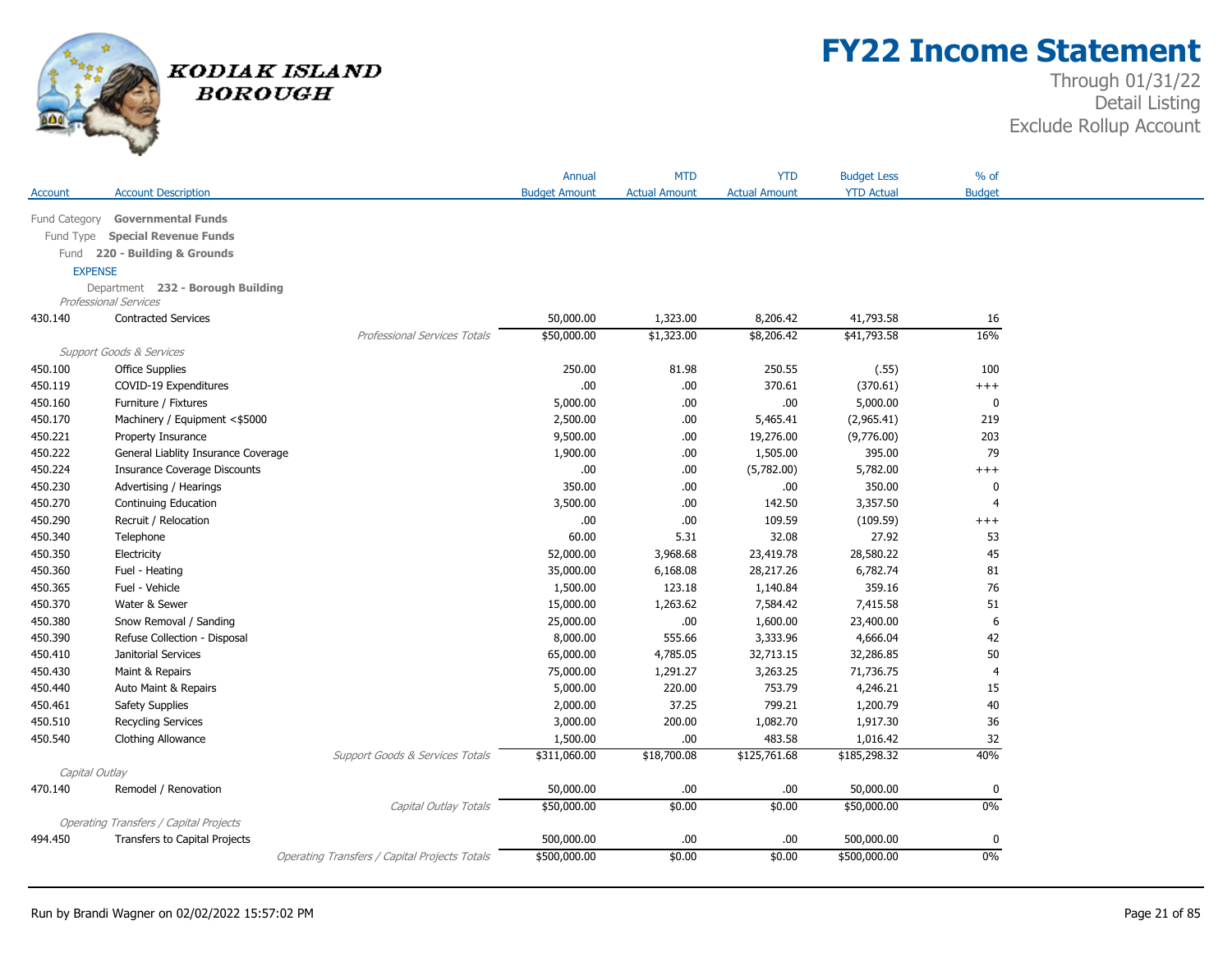# FY22 Income Statement

Through 01/31/22
Detail Listing
Exclude Rollup Account

KODIAK ISLAND BOROUGH

| Account | Account Description | Annual Budget Amount | MTD Actual Amount | YTD Actual Amount | Budget Less YTD Actual | % of Budget |
|---|---|---|---|---|---|---|
| Fund Category | **Governmental Funds** | | | | | |
| Fund Type | **Special Revenue Funds** | | | | | |
| Fund | **220 - Building & Grounds** | | | | | |
| EXPENSE | | | | | | |
| Department | **232 - Borough Building** | | | | | |
| *Professional Services* | | | | | | |
| 430.140 | Contracted Services | 50,000.00 | 1,323.00 | 8,206.42 | 41,793.58 | 16 |
| | *Professional Services Totals* | $50,000.00 | $1,323.00 | $8,206.42 | $41,793.58 | 16% |
| *Support Goods & Services* | | | | | | |
| 450.100 | Office Supplies | 250.00 | 81.98 | 250.55 | (.55) | 100 |
| 450.119 | COVID-19 Expenditures | .00 | .00 | 370.61 | (370.61) | +++ |
| 450.160 | Furniture / Fixtures | 5,000.00 | .00 | .00 | 5,000.00 | 0 |
| 450.170 | Machinery / Equipment <$5000 | 2,500.00 | .00 | 5,465.41 | (2,965.41) | 219 |
| 450.221 | Property Insurance | 9,500.00 | .00 | 19,276.00 | (9,776.00) | 203 |
| 450.222 | General Liablity Insurance Coverage | 1,900.00 | .00 | 1,505.00 | 395.00 | 79 |
| 450.224 | Insurance Coverage Discounts | .00 | .00 | (5,782.00) | 5,782.00 | +++ |
| 450.230 | Advertising / Hearings | 350.00 | .00 | .00 | 350.00 | 0 |
| 450.270 | Continuing Education | 3,500.00 | .00 | 142.50 | 3,357.50 | 4 |
| 450.290 | Recruit / Relocation | .00 | .00 | 109.59 | (109.59) | +++ |
| 450.340 | Telephone | 60.00 | 5.31 | 32.08 | 27.92 | 53 |
| 450.350 | Electricity | 52,000.00 | 3,968.68 | 23,419.78 | 28,580.22 | 45 |
| 450.360 | Fuel - Heating | 35,000.00 | 6,168.08 | 28,217.26 | 6,782.74 | 81 |
| 450.365 | Fuel - Vehicle | 1,500.00 | 123.18 | 1,140.84 | 359.16 | 76 |
| 450.370 | Water & Sewer | 15,000.00 | 1,263.62 | 7,584.42 | 7,415.58 | 51 |
| 450.380 | Snow Removal / Sanding | 25,000.00 | .00 | 1,600.00 | 23,400.00 | 6 |
| 450.390 | Refuse Collection - Disposal | 8,000.00 | 555.66 | 3,333.96 | 4,666.04 | 42 |
| 450.410 | Janitorial Services | 65,000.00 | 4,785.05 | 32,713.15 | 32,286.85 | 50 |
| 450.430 | Maint & Repairs | 75,000.00 | 1,291.27 | 3,263.25 | 71,736.75 | 4 |
| 450.440 | Auto Maint & Repairs | 5,000.00 | 220.00 | 753.79 | 4,246.21 | 15 |
| 450.461 | Safety Supplies | 2,000.00 | 37.25 | 799.21 | 1,200.79 | 40 |
| 450.510 | Recycling Services | 3,000.00 | 200.00 | 1,082.70 | 1,917.30 | 36 |
| 450.540 | Clothing Allowance | 1,500.00 | .00 | 483.58 | 1,016.42 | 32 |
| | *Support Goods & Services Totals* | $311,060.00 | $18,700.08 | $125,761.68 | $185,298.32 | 40% |
| *Capital Outlay* | | | | | | |
| 470.140 | Remodel / Renovation | 50,000.00 | .00 | .00 | 50,000.00 | 0 |
| | *Capital Outlay Totals* | $50,000.00 | $0.00 | $0.00 | $50,000.00 | 0% |
| *Operating Transfers / Capital Projects* | | | | | | |
| 494.450 | Transfers to Capital Projects | 500,000.00 | .00 | .00 | 500,000.00 | 0 |
| | *Operating Transfers / Capital Projects Totals* | $500,000.00 | $0.00 | $0.00 | $500,000.00 | 0% |

Run by Brandi Wagner on 02/02/2022 15:57:02 PM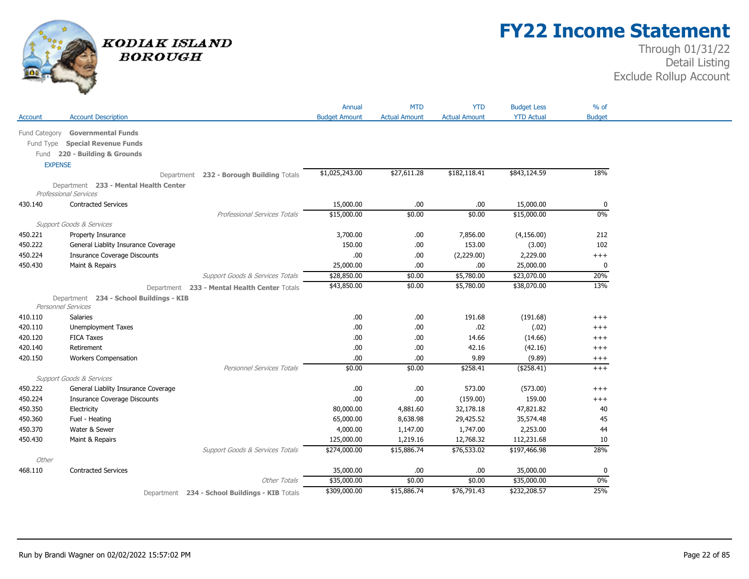# FY22 Income Statement

Through 01/31/22
Detail Listing
Exclude Rollup Account

KODIAK ISLAND BOROUGH

| Account | Account Description | Annual Budget Amount | MTD Actual Amount | YTD Actual Amount | Budget Less YTD Actual | % of Budget |
|---|---|---|---|---|---|---|
| Fund Category | **Governmental Funds** | | | | | |
| Fund Type | **Special Revenue Funds** | | | | | |
| Fund | **220 - Building & Grounds** | | | | | |
| EXPENSE | | | | | | |
| | Department **232 - Borough Building** Totals | $1,025,243.00 | $27,611.28 | $182,118.41 | $843,124.59 | 18% |
| Department | **233 - Mental Health Center** | | | | | |
| *Professional Services* | | | | | | |
| 430.140 | Contracted Services | 15,000.00 | .00 | .00 | 15,000.00 | 0 |
| | *Professional Services Totals* | $15,000.00 | $0.00 | $0.00 | $15,000.00 | 0% |
| *Support Goods & Services* | | | | | | |
| 450.221 | Property Insurance | 3,700.00 | .00 | 7,856.00 | (4,156.00) | 212 |
| 450.222 | General Liablity Insurance Coverage | 150.00 | .00 | 153.00 | (3.00) | 102 |
| 450.224 | Insurance Coverage Discounts | .00 | .00 | (2,229.00) | 2,229.00 | +++ |
| 450.430 | Maint & Repairs | 25,000.00 | .00 | .00 | 25,000.00 | 0 |
| | *Support Goods & Services Totals* | $28,850.00 | $0.00 | $5,780.00 | $23,070.00 | 20% |
| | Department **233 - Mental Health Center** Totals | $43,850.00 | $0.00 | $5,780.00 | $38,070.00 | 13% |
| Department | **234 - School Buildings - KIB** | | | | | |
| *Personnel Services* | | | | | | |
| 410.110 | Salaries | .00 | .00 | 191.68 | (191.68) | +++ |
| 420.110 | Unemployment Taxes | .00 | .00 | .02 | (.02) | +++ |
| 420.120 | FICA Taxes | .00 | .00 | 14.66 | (14.66) | +++ |
| 420.140 | Retirement | .00 | .00 | 42.16 | (42.16) | +++ |
| 420.150 | Workers Compensation | .00 | .00 | 9.89 | (9.89) | +++ |
| | *Personnel Services Totals* | $0.00 | $0.00 | $258.41 | ($258.41) | +++ |
| *Support Goods & Services* | | | | | | |
| 450.222 | General Liablity Insurance Coverage | .00 | .00 | 573.00 | (573.00) | +++ |
| 450.224 | Insurance Coverage Discounts | .00 | .00 | (159.00) | 159.00 | +++ |
| 450.350 | Electricity | 80,000.00 | 4,881.60 | 32,178.18 | 47,821.82 | 40 |
| 450.360 | Fuel - Heating | 65,000.00 | 8,638.98 | 29,425.52 | 35,574.48 | 45 |
| 450.370 | Water & Sewer | 4,000.00 | 1,147.00 | 1,747.00 | 2,253.00 | 44 |
| 450.430 | Maint & Repairs | 125,000.00 | 1,219.16 | 12,768.32 | 112,231.68 | 10 |
| | *Support Goods & Services Totals* | $274,000.00 | $15,886.74 | $76,533.02 | $197,466.98 | 28% |
| *Other* | | | | | | |
| 468.110 | Contracted Services | 35,000.00 | .00 | .00 | 35,000.00 | 0 |
| | *Other Totals* | $35,000.00 | $0.00 | $0.00 | $35,000.00 | 0% |
| | Department **234 - School Buildings - KIB** Totals | $309,000.00 | $15,886.74 | $76,791.43 | $232,208.57 | 25% |

Run by Brandi Wagner on 02/02/2022 15:57:02 PM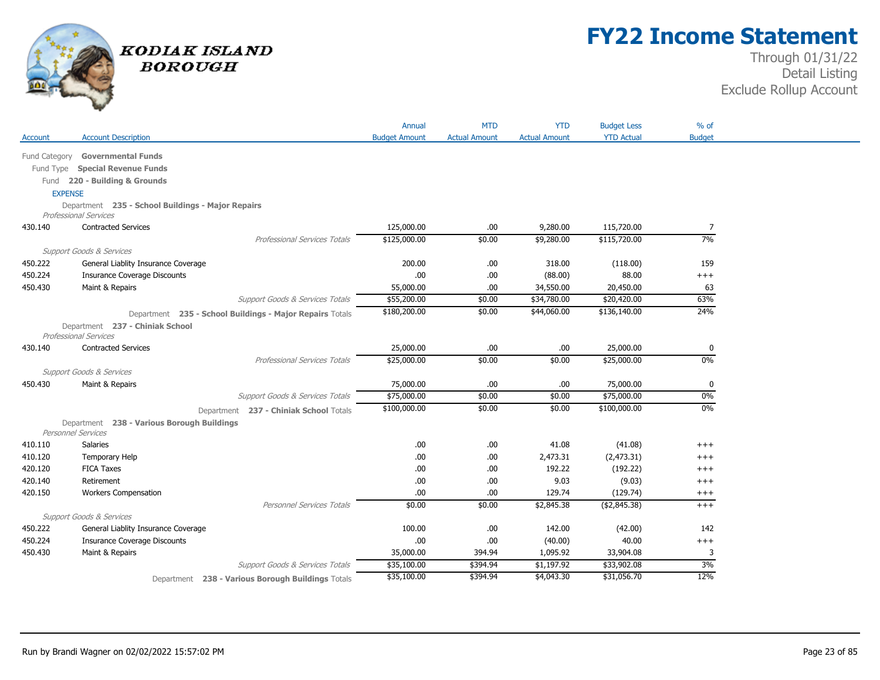# FY22 Income Statement

Through 01/31/22
Detail Listing
Exclude Rollup Account

KODIAK ISLAND BOROUGH

| Account | Account Description | Annual Budget Amount | MTD Actual Amount | YTD Actual Amount | Budget Less YTD Actual | % of Budget |
|---|---|---|---|---|---|---|
| Fund Category | **Governmental Funds** | | | | | |
| Fund Type | **Special Revenue Funds** | | | | | |
| Fund | **220 - Building & Grounds** | | | | | |
| EXPENSE | | | | | | |
| Department | **235 - School Buildings - Major Repairs** | | | | | |
| *Professional Services* | | | | | | |
| 430.140 | Contracted Services | 125,000.00 | .00 | 9,280.00 | 115,720.00 | 7 |
| | *Professional Services Totals* | $125,000.00 | $0.00 | $9,280.00 | $115,720.00 | 7% |
| *Support Goods & Services* | | | | | | |
| 450.222 | General Liablity Insurance Coverage | 200.00 | .00 | 318.00 | (118.00) | 159 |
| 450.224 | Insurance Coverage Discounts | .00 | .00 | (88.00) | 88.00 | +++ |
| 450.430 | Maint & Repairs | 55,000.00 | .00 | 34,550.00 | 20,450.00 | 63 |
| | *Support Goods & Services Totals* | $55,200.00 | $0.00 | $34,780.00 | $20,420.00 | 63% |
| | Department **235 - School Buildings - Major Repairs** Totals | $180,200.00 | $0.00 | $44,060.00 | $136,140.00 | 24% |
| Department | **237 - Chiniak School** | | | | | |
| *Professional Services* | | | | | | |
| 430.140 | Contracted Services | 25,000.00 | .00 | .00 | 25,000.00 | 0 |
| | *Professional Services Totals* | $25,000.00 | $0.00 | $0.00 | $25,000.00 | 0% |
| *Support Goods & Services* | | | | | | |
| 450.430 | Maint & Repairs | 75,000.00 | .00 | .00 | 75,000.00 | 0 |
| | *Support Goods & Services Totals* | $75,000.00 | $0.00 | $0.00 | $75,000.00 | 0% |
| | Department **237 - Chiniak School** Totals | $100,000.00 | $0.00 | $0.00 | $100,000.00 | 0% |
| Department | **238 - Various Borough Buildings** | | | | | |
| *Personnel Services* | | | | | | |
| 410.110 | Salaries | .00 | .00 | 41.08 | (41.08) | +++ |
| 410.120 | Temporary Help | .00 | .00 | 2,473.31 | (2,473.31) | +++ |
| 420.120 | FICA Taxes | .00 | .00 | 192.22 | (192.22) | +++ |
| 420.140 | Retirement | .00 | .00 | 9.03 | (9.03) | +++ |
| 420.150 | Workers Compensation | .00 | .00 | 129.74 | (129.74) | +++ |
| | *Personnel Services Totals* | $0.00 | $0.00 | $2,845.38 | ($2,845.38) | +++ |
| *Support Goods & Services* | | | | | | |
| 450.222 | General Liablity Insurance Coverage | 100.00 | .00 | 142.00 | (42.00) | 142 |
| 450.224 | Insurance Coverage Discounts | .00 | .00 | (40.00) | 40.00 | +++ |
| 450.430 | Maint & Repairs | 35,000.00 | 394.94 | 1,095.92 | 33,904.08 | 3 |
| | *Support Goods & Services Totals* | $35,100.00 | $394.94 | $1,197.92 | $33,902.08 | 3% |
| | Department **238 - Various Borough Buildings** Totals | $35,100.00 | $394.94 | $4,043.30 | $31,056.70 | 12% |

Run by Brandi Wagner on 02/02/2022 15:57:02 PM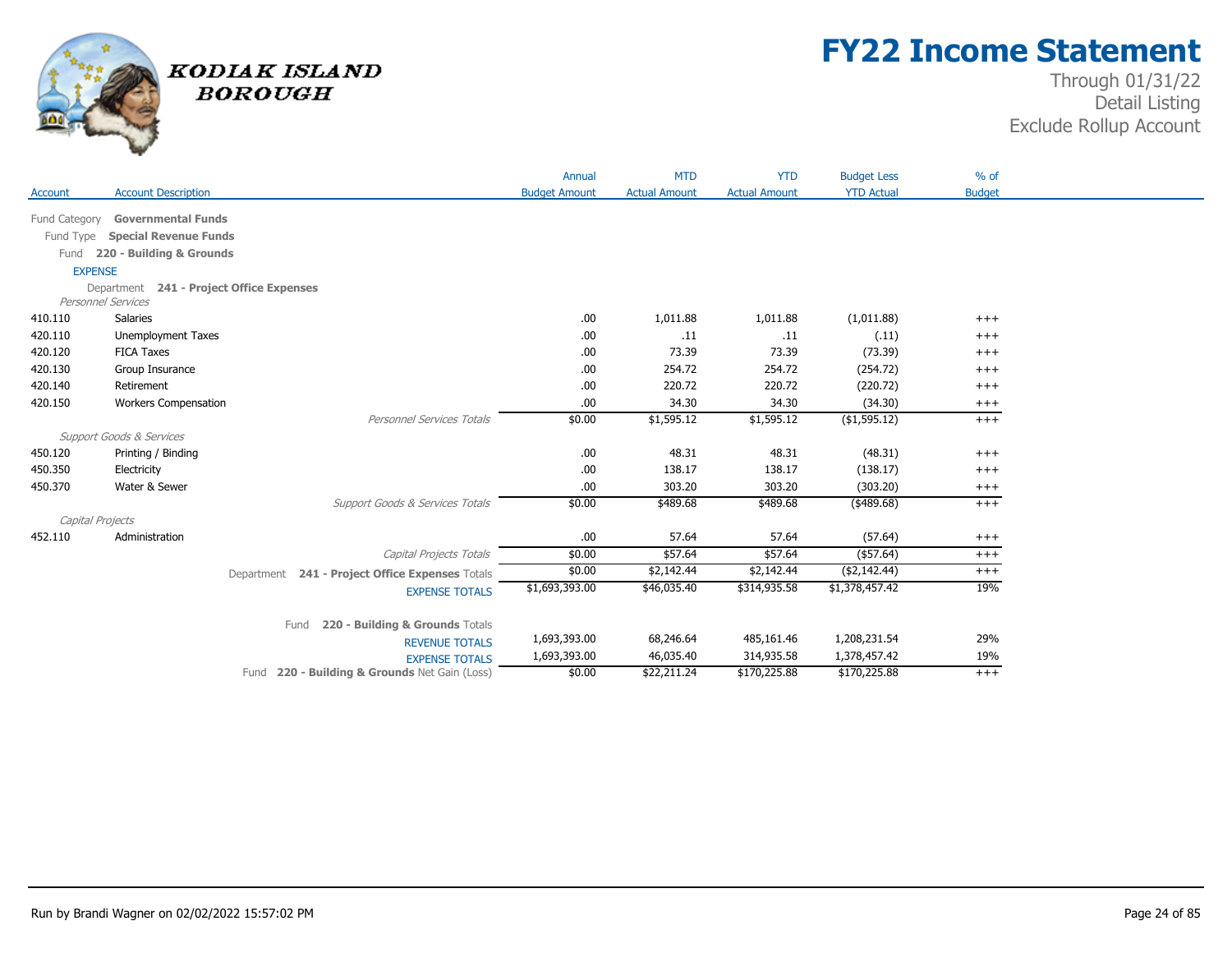# FY22 Income Statement

Through 01/31/22
Detail Listing
Exclude Rollup Account

KODIAK ISLAND BOROUGH

| Account | Account Description | Annual Budget Amount | MTD Actual Amount | YTD Actual Amount | Budget Less YTD Actual | % of Budget |
|---|---|---|---|---|---|---|
| Fund Category | **Governmental Funds** | | | | | |
| Fund Type | **Special Revenue Funds** | | | | | |
| Fund | **220 - Building & Grounds** | | | | | |
| EXPENSE | | | | | | |
| Department | **241 - Project Office Expenses** | | | | | |
| *Personnel Services* | | | | | | |
| 410.110 | Salaries | .00 | 1,011.88 | 1,011.88 | (1,011.88) | +++ |
| 420.110 | Unemployment Taxes | .00 | .11 | .11 | (.11) | +++ |
| 420.120 | FICA Taxes | .00 | 73.39 | 73.39 | (73.39) | +++ |
| 420.130 | Group Insurance | .00 | 254.72 | 254.72 | (254.72) | +++ |
| 420.140 | Retirement | .00 | 220.72 | 220.72 | (220.72) | +++ |
| 420.150 | Workers Compensation | .00 | 34.30 | 34.30 | (34.30) | +++ |
| | *Personnel Services Totals* | $0.00 | $1,595.12 | $1,595.12 | ($1,595.12) | +++ |
| *Support Goods & Services* | | | | | | |
| 450.120 | Printing / Binding | .00 | 48.31 | 48.31 | (48.31) | +++ |
| 450.350 | Electricity | .00 | 138.17 | 138.17 | (138.17) | +++ |
| 450.370 | Water & Sewer | .00 | 303.20 | 303.20 | (303.20) | +++ |
| | *Support Goods & Services Totals* | $0.00 | $489.68 | $489.68 | ($489.68) | +++ |
| *Capital Projects* | | | | | | |
| 452.110 | Administration | .00 | 57.64 | 57.64 | (57.64) | +++ |
| | *Capital Projects Totals* | $0.00 | $57.64 | $57.64 | ($57.64) | +++ |
| | Department **241 - Project Office Expenses** Totals | $0.00 | $2,142.44 | $2,142.44 | ($2,142.44) | +++ |
| | EXPENSE TOTALS | $1,693,393.00 | $46,035.40 | $314,935.58 | $1,378,457.42 | 19% |
| | Fund **220 - Building & Grounds** Totals | | | | | |
| | REVENUE TOTALS | 1,693,393.00 | 68,246.64 | 485,161.46 | 1,208,231.54 | 29% |
| | EXPENSE TOTALS | 1,693,393.00 | 46,035.40 | 314,935.58 | 1,378,457.42 | 19% |
| | Fund **220 - Building & Grounds** Net Gain (Loss) | $0.00 | $22,211.24 | $170,225.88 | $170,225.88 | +++ |

Run by Brandi Wagner on 02/02/2022 15:57:02 PM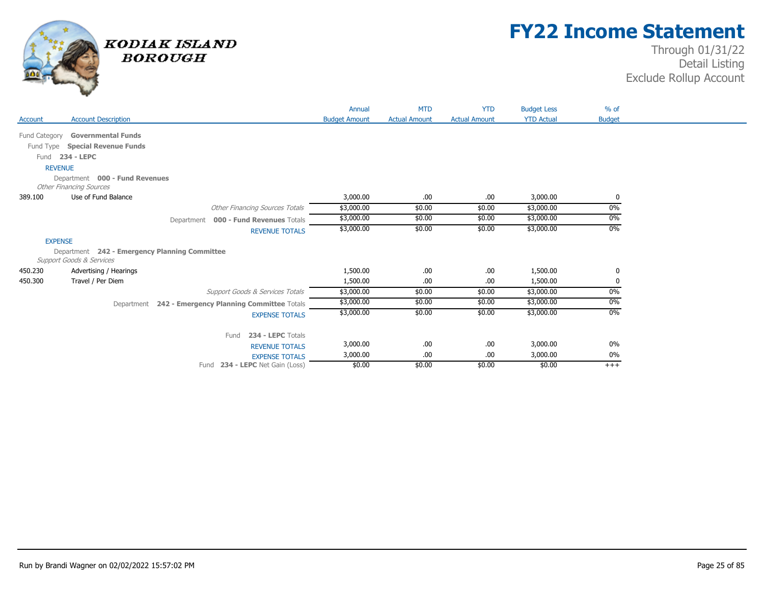# FY22 Income Statement

Through 01/31/22
Detail Listing
Exclude Rollup Account

KODIAK ISLAND BOROUGH

| Account | Account Description | Annual Budget Amount | MTD Actual Amount | YTD Actual Amount | Budget Less YTD Actual | % of Budget |
|---|---|---|---|---|---|---|
| Fund Category | **Governmental Funds** | | | | | |
| Fund Type | **Special Revenue Funds** | | | | | |
| Fund | **234 - LEPC** | | | | | |
| REVENUE | | | | | | |
| Department | **000 - Fund Revenues** | | | | | |
| *Other Financing Sources* | | | | | | |
| 389.100 | Use of Fund Balance | 3,000.00 | .00 | .00 | 3,000.00 | 0 |
| | *Other Financing Sources Totals* | $3,000.00 | $0.00 | $0.00 | $3,000.00 | 0% |
| | Department **000 - Fund Revenues** Totals | $3,000.00 | $0.00 | $0.00 | $3,000.00 | 0% |
| | REVENUE TOTALS | $3,000.00 | $0.00 | $0.00 | $3,000.00 | 0% |
| EXPENSE | | | | | | |
| Department | **242 - Emergency Planning Committee** | | | | | |
| *Support Goods & Services* | | | | | | |
| 450.230 | Advertising / Hearings | 1,500.00 | .00 | .00 | 1,500.00 | 0 |
| 450.300 | Travel / Per Diem | 1,500.00 | .00 | .00 | 1,500.00 | 0 |
| | *Support Goods & Services Totals* | $3,000.00 | $0.00 | $0.00 | $3,000.00 | 0% |
| | Department **242 - Emergency Planning Committee** Totals | $3,000.00 | $0.00 | $0.00 | $3,000.00 | 0% |
| | EXPENSE TOTALS | $3,000.00 | $0.00 | $0.00 | $3,000.00 | 0% |
| | Fund **234 - LEPC** Totals | | | | | |
| | REVENUE TOTALS | 3,000.00 | .00 | .00 | 3,000.00 | 0% |
| | EXPENSE TOTALS | 3,000.00 | .00 | .00 | 3,000.00 | 0% |
| | Fund **234 - LEPC** Net Gain (Loss) | $0.00 | $0.00 | $0.00 | $0.00 | +++ |

Run by Brandi Wagner on 02/02/2022 15:57:02 PM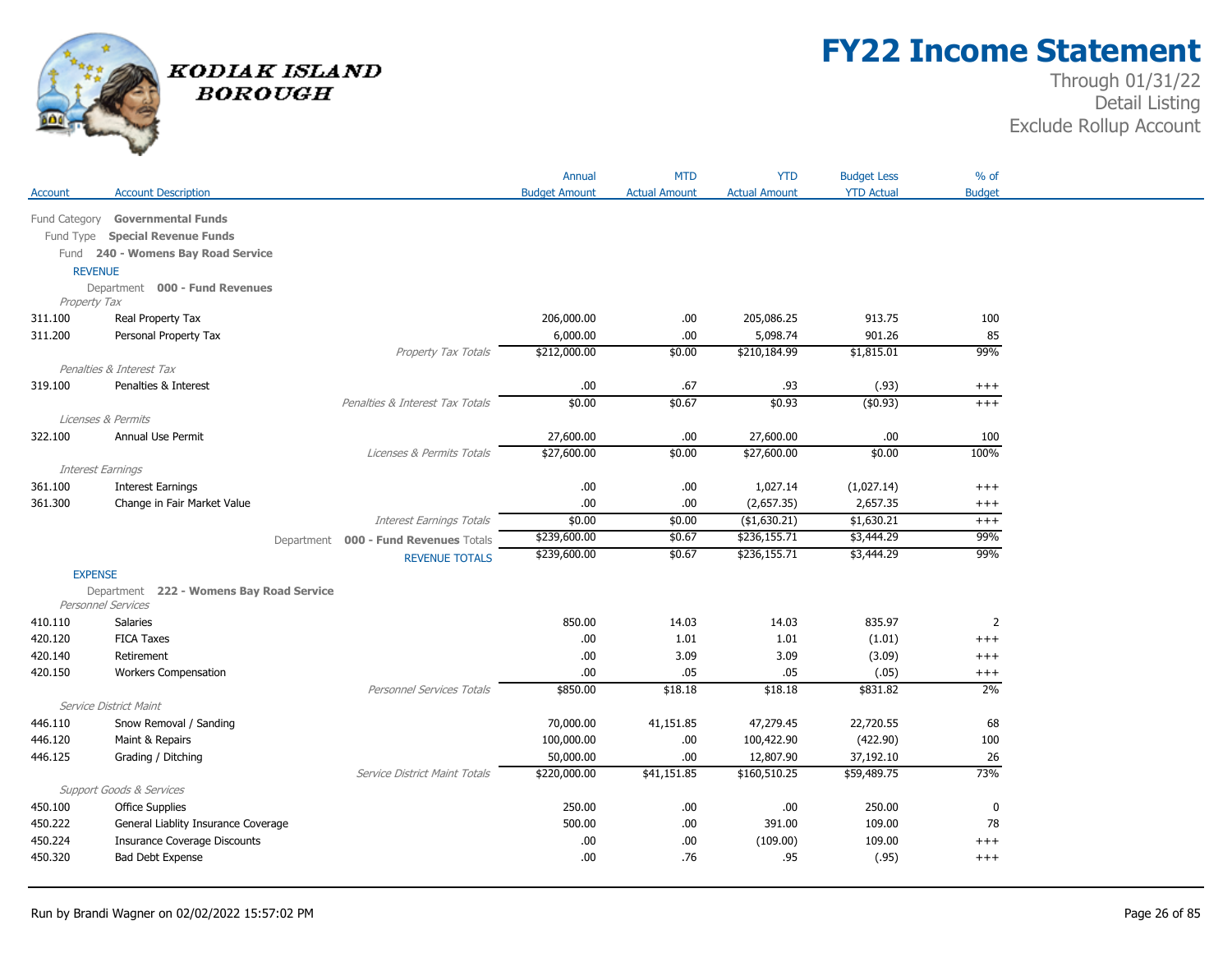# FY22 Income Statement

Through 01/31/22
Detail Listing
Exclude Rollup Account

KODIAK ISLAND BOROUGH

| Account | Account Description | | Annual Budget Amount | MTD Actual Amount | YTD Actual Amount | Budget Less YTD Actual | % of Budget |
|---|---|---|---|---|---|---|---|
| Fund Category | **Governmental Funds** | | | | | | |
| Fund Type | **Special Revenue Funds** | | | | | | |
| Fund | **240 - Womens Bay Road Service** | | | | | | |
| REVENUE | | | | | | | |
| Department | **000 - Fund Revenues** | | | | | | |
| *Property Tax* | | | | | | | |
| 311.100 | Real Property Tax | | 206,000.00 | .00 | 205,086.25 | 913.75 | 100 |
| 311.200 | Personal Property Tax | | 6,000.00 | .00 | 5,098.74 | 901.26 | 85 |
| | | *Property Tax Totals* | $212,000.00 | $0.00 | $210,184.99 | $1,815.01 | 99% |
| *Penalties & Interest Tax* | | | | | | | |
| 319.100 | Penalties & Interest | | .00 | .67 | .93 | (.93) | +++ |
| | | *Penalties & Interest Tax Totals* | $0.00 | $0.67 | $0.93 | ($0.93) | +++ |
| *Licenses & Permits* | | | | | | | |
| 322.100 | Annual Use Permit | | 27,600.00 | .00 | 27,600.00 | .00 | 100 |
| | | *Licenses & Permits Totals* | $27,600.00 | $0.00 | $27,600.00 | $0.00 | 100% |
| *Interest Earnings* | | | | | | | |
| 361.100 | Interest Earnings | | .00 | .00 | 1,027.14 | (1,027.14) | +++ |
| 361.300 | Change in Fair Market Value | | .00 | .00 | (2,657.35) | 2,657.35 | +++ |
| | | *Interest Earnings Totals* | $0.00 | $0.00 | ($1,630.21) | $1,630.21 | +++ |
| | | Department **000 - Fund Revenues** Totals | $239,600.00 | $0.67 | $236,155.71 | $3,444.29 | 99% |
| | | REVENUE TOTALS | $239,600.00 | $0.67 | $236,155.71 | $3,444.29 | 99% |
| EXPENSE | | | | | | | |
| Department | **222 - Womens Bay Road Service** | | | | | | |
| *Personnel Services* | | | | | | | |
| 410.110 | Salaries | | 850.00 | 14.03 | 14.03 | 835.97 | 2 |
| 420.120 | FICA Taxes | | .00 | 1.01 | 1.01 | (1.01) | +++ |
| 420.140 | Retirement | | .00 | 3.09 | 3.09 | (3.09) | +++ |
| 420.150 | Workers Compensation | | .00 | .05 | .05 | (.05) | +++ |
| | | *Personnel Services Totals* | $850.00 | $18.18 | $18.18 | $831.82 | 2% |
| *Service District Maint* | | | | | | | |
| 446.110 | Snow Removal / Sanding | | 70,000.00 | 41,151.85 | 47,279.45 | 22,720.55 | 68 |
| 446.120 | Maint & Repairs | | 100,000.00 | .00 | 100,422.90 | (422.90) | 100 |
| 446.125 | Grading / Ditching | | 50,000.00 | .00 | 12,807.90 | 37,192.10 | 26 |
| | | *Service District Maint Totals* | $220,000.00 | $41,151.85 | $160,510.25 | $59,489.75 | 73% |
| *Support Goods & Services* | | | | | | | |
| 450.100 | Office Supplies | | 250.00 | .00 | .00 | 250.00 | 0 |
| 450.222 | General Liablity Insurance Coverage | | 500.00 | .00 | 391.00 | 109.00 | 78 |
| 450.224 | Insurance Coverage Discounts | | .00 | .00 | (109.00) | 109.00 | +++ |
| 450.320 | Bad Debt Expense | | .00 | .76 | .95 | (.95) | +++ |

Run by Brandi Wagner on 02/02/2022 15:57:02 PM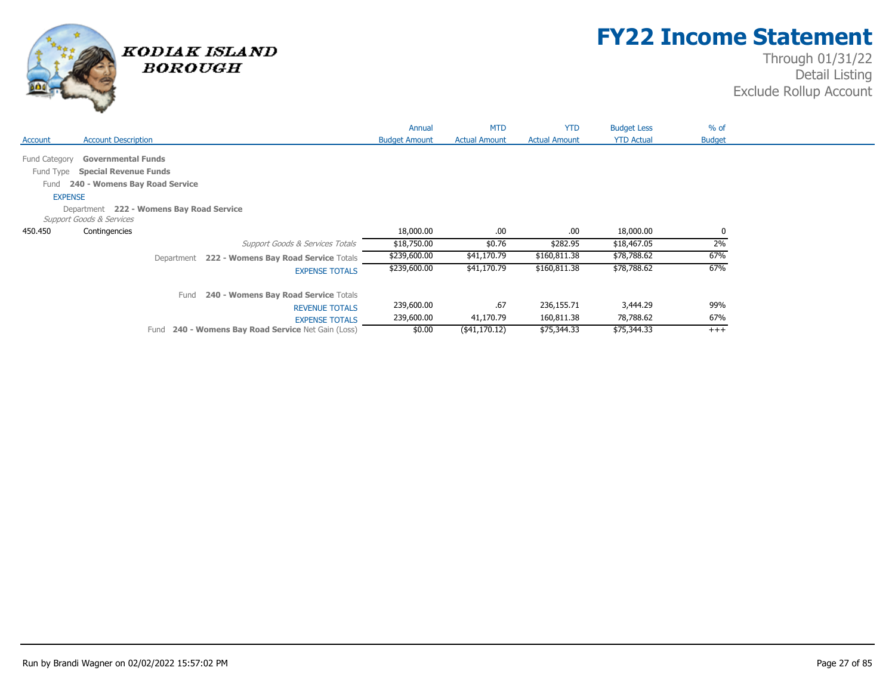# FY22 Income Statement

Through 01/31/22
Detail Listing
Exclude Rollup Account

KODIAK ISLAND BOROUGH

| Account | Account Description | Annual Budget Amount | MTD Actual Amount | YTD Actual Amount | Budget Less YTD Actual | % of Budget |
|---|---|---|---|---|---|---|
| Fund Category | **Governmental Funds** | | | | | |
| Fund Type | **Special Revenue Funds** | | | | | |
| Fund | **240 - Womens Bay Road Service** | | | | | |
| EXPENSE | | | | | | |
| Department | **222 - Womens Bay Road Service** | | | | | |
| *Support Goods & Services* | | | | | | |
| 450.450 | Contingencies | 18,000.00 | .00 | .00 | 18,000.00 | 0 |
| | *Support Goods & Services Totals* | $18,750.00 | $0.76 | $282.95 | $18,467.05 | 2% |
| | Department **222 - Womens Bay Road Service** Totals | $239,600.00 | $41,170.79 | $160,811.38 | $78,788.62 | 67% |
| | EXPENSE TOTALS | $239,600.00 | $41,170.79 | $160,811.38 | $78,788.62 | 67% |
| | Fund **240 - Womens Bay Road Service** Totals | | | | | |
| | REVENUE TOTALS | 239,600.00 | .67 | 236,155.71 | 3,444.29 | 99% |
| | EXPENSE TOTALS | 239,600.00 | 41,170.79 | 160,811.38 | 78,788.62 | 67% |
| | Fund **240 - Womens Bay Road Service** Net Gain (Loss) | $0.00 | ($41,170.12) | $75,344.33 | $75,344.33 | +++ |

Run by Brandi Wagner on 02/02/2022 15:57:02 PM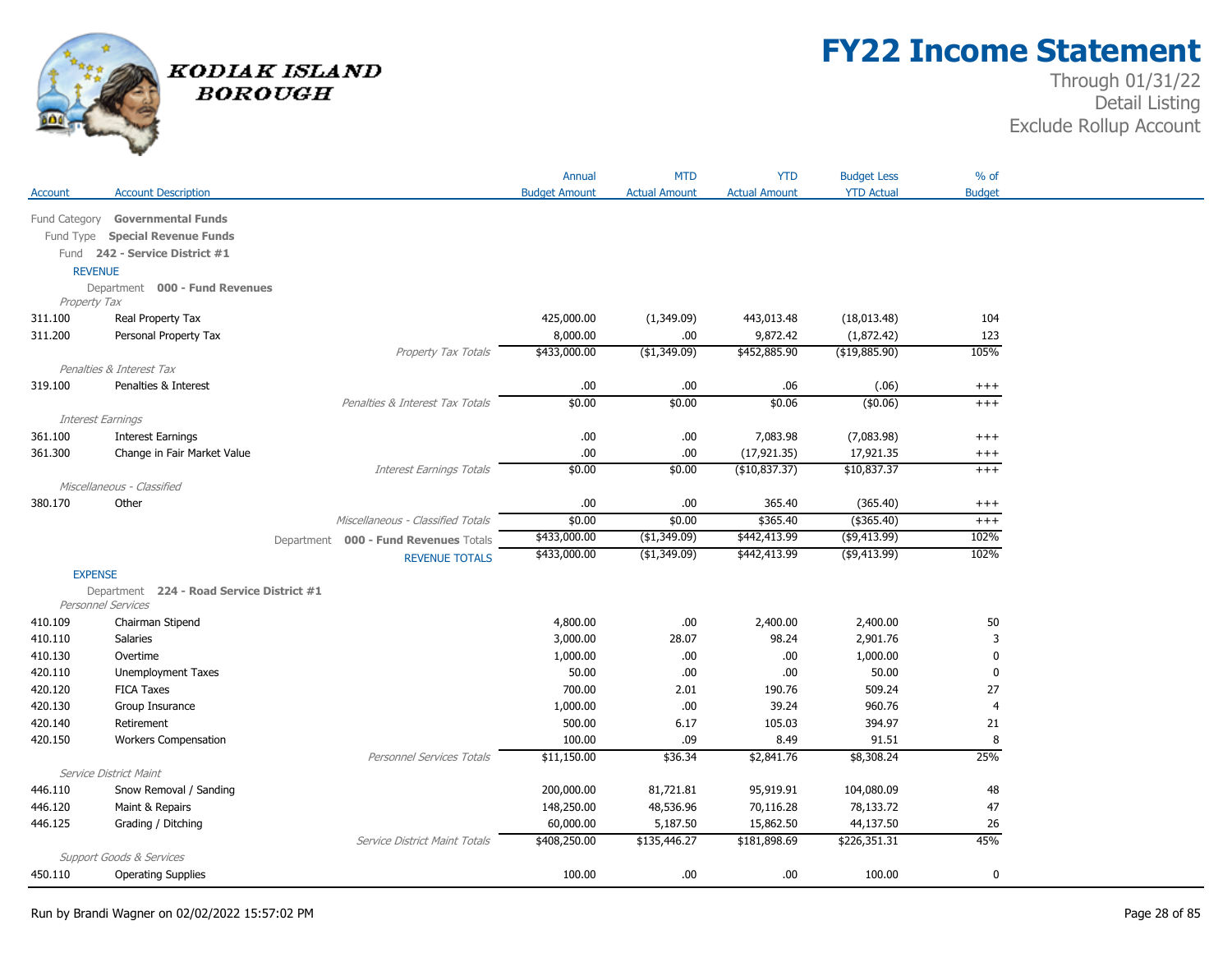# FY22 Income Statement

Through 01/31/22
Detail Listing
Exclude Rollup Account

KODIAK ISLAND BOROUGH

| Account | Account Description | Annual Budget Amount | MTD Actual Amount | YTD Actual Amount | Budget Less YTD Actual | % of Budget |
|---|---|---|---|---|---|---|
| Fund Category **Governmental Funds** | | | | | | |
| Fund Type **Special Revenue Funds** | | | | | | |
| Fund **242 - Service District #1** | | | | | | |
| **REVENUE** | | | | | | |
| Department **000 - Fund Revenues** | | | | | | |
| *Property Tax* | | | | | | |
| 311.100 | Real Property Tax | 425,000.00 | (1,349.09) | 443,013.48 | (18,013.48) | 104 |
| 311.200 | Personal Property Tax | 8,000.00 | .00 | 9,872.42 | (1,872.42) | 123 |
| | *Property Tax Totals* | $433,000.00 | ($1,349.09) | $452,885.90 | ($19,885.90) | 105% |
| *Penalties & Interest Tax* | | | | | | |
| 319.100 | Penalties & Interest | .00 | .00 | .06 | (.06) | +++ |
| | *Penalties & Interest Tax Totals* | $0.00 | $0.00 | $0.06 | ($0.06) | +++ |
| *Interest Earnings* | | | | | | |
| 361.100 | Interest Earnings | .00 | .00 | 7,083.98 | (7,083.98) | +++ |
| 361.300 | Change in Fair Market Value | .00 | .00 | (17,921.35) | 17,921.35 | +++ |
| | *Interest Earnings Totals* | $0.00 | $0.00 | ($10,837.37) | $10,837.37 | +++ |
| *Miscellaneous - Classified* | | | | | | |
| 380.170 | Other | .00 | .00 | 365.40 | (365.40) | +++ |
| | *Miscellaneous - Classified Totals* | $0.00 | $0.00 | $365.40 | ($365.40) | +++ |
| | Department **000 - Fund Revenues** Totals | $433,000.00 | ($1,349.09) | $442,413.99 | ($9,413.99) | 102% |
| | REVENUE TOTALS | $433,000.00 | ($1,349.09) | $442,413.99 | ($9,413.99) | 102% |
| **EXPENSE** | | | | | | |
| Department **224 - Road Service District #1** | | | | | | |
| *Personnel Services* | | | | | | |
| 410.109 | Chairman Stipend | 4,800.00 | .00 | 2,400.00 | 2,400.00 | 50 |
| 410.110 | Salaries | 3,000.00 | 28.07 | 98.24 | 2,901.76 | 3 |
| 410.130 | Overtime | 1,000.00 | .00 | .00 | 1,000.00 | 0 |
| 420.110 | Unemployment Taxes | 50.00 | .00 | .00 | 50.00 | 0 |
| 420.120 | FICA Taxes | 700.00 | 2.01 | 190.76 | 509.24 | 27 |
| 420.130 | Group Insurance | 1,000.00 | .00 | 39.24 | 960.76 | 4 |
| 420.140 | Retirement | 500.00 | 6.17 | 105.03 | 394.97 | 21 |
| 420.150 | Workers Compensation | 100.00 | .09 | 8.49 | 91.51 | 8 |
| | *Personnel Services Totals* | $11,150.00 | $36.34 | $2,841.76 | $8,308.24 | 25% |
| *Service District Maint* | | | | | | |
| 446.110 | Snow Removal / Sanding | 200,000.00 | 81,721.81 | 95,919.91 | 104,080.09 | 48 |
| 446.120 | Maint & Repairs | 148,250.00 | 48,536.96 | 70,116.28 | 78,133.72 | 47 |
| 446.125 | Grading / Ditching | 60,000.00 | 5,187.50 | 15,862.50 | 44,137.50 | 26 |
| | *Service District Maint Totals* | $408,250.00 | $135,446.27 | $181,898.69 | $226,351.31 | 45% |
| *Support Goods & Services* | | | | | | |
| 450.110 | Operating Supplies | 100.00 | .00 | .00 | 100.00 | 0 |

Run by Brandi Wagner on 02/02/2022 15:57:02 PM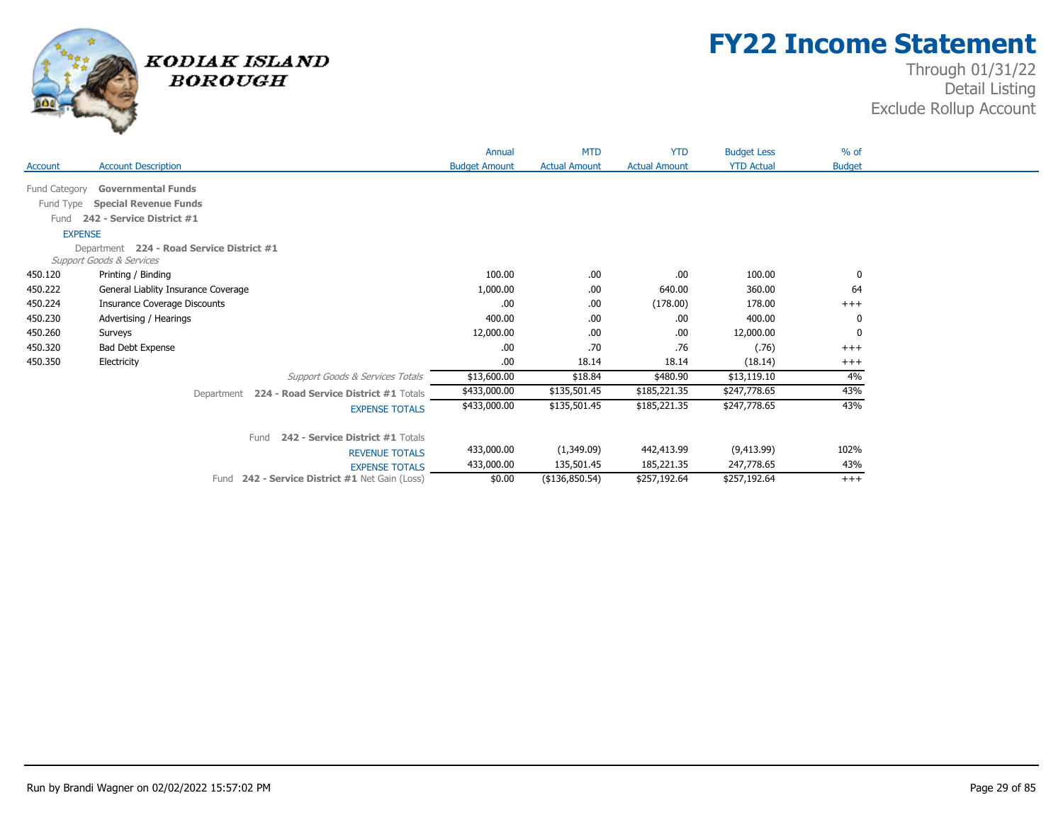# FY22 Income Statement

Through 01/31/22
Detail Listing
Exclude Rollup Account

KODIAK ISLAND BOROUGH

| Account | Account Description | Annual Budget Amount | MTD Actual Amount | YTD Actual Amount | Budget Less YTD Actual | % of Budget |
|---|---|---|---|---|---|---|
| Fund Category | **Governmental Funds** | | | | | |
| Fund Type | **Special Revenue Funds** | | | | | |
| Fund | **242 - Service District #1** | | | | | |
| EXPENSE | | | | | | |
| Department | **224 - Road Service District #1** | | | | | |
| *Support Goods & Services* | | | | | | |
| 450.120 | Printing / Binding | 100.00 | .00 | .00 | 100.00 | 0 |
| 450.222 | General Liablity Insurance Coverage | 1,000.00 | .00 | 640.00 | 360.00 | 64 |
| 450.224 | Insurance Coverage Discounts | .00 | .00 | (178.00) | 178.00 | +++ |
| 450.230 | Advertising / Hearings | 400.00 | .00 | .00 | 400.00 | 0 |
| 450.260 | Surveys | 12,000.00 | .00 | .00 | 12,000.00 | 0 |
| 450.320 | Bad Debt Expense | .00 | .70 | .76 | (.76) | +++ |
| 450.350 | Electricity | .00 | 18.14 | 18.14 | (18.14) | +++ |
| | *Support Goods & Services Totals* | $13,600.00 | $18.84 | $480.90 | $13,119.10 | 4% |
| | Department **224 - Road Service District #1** Totals | $433,000.00 | $135,501.45 | $185,221.35 | $247,778.65 | 43% |
| | EXPENSE TOTALS | $433,000.00 | $135,501.45 | $185,221.35 | $247,778.65 | 43% |
| | Fund **242 - Service District #1** Totals | | | | | |
| | REVENUE TOTALS | 433,000.00 | (1,349.09) | 442,413.99 | (9,413.99) | 102% |
| | EXPENSE TOTALS | 433,000.00 | 135,501.45 | 185,221.35 | 247,778.65 | 43% |
| | Fund **242 - Service District #1** Net Gain (Loss) | $0.00 | ($136,850.54) | $257,192.64 | $257,192.64 | +++ |

Run by Brandi Wagner on 02/02/2022 15:57:02 PM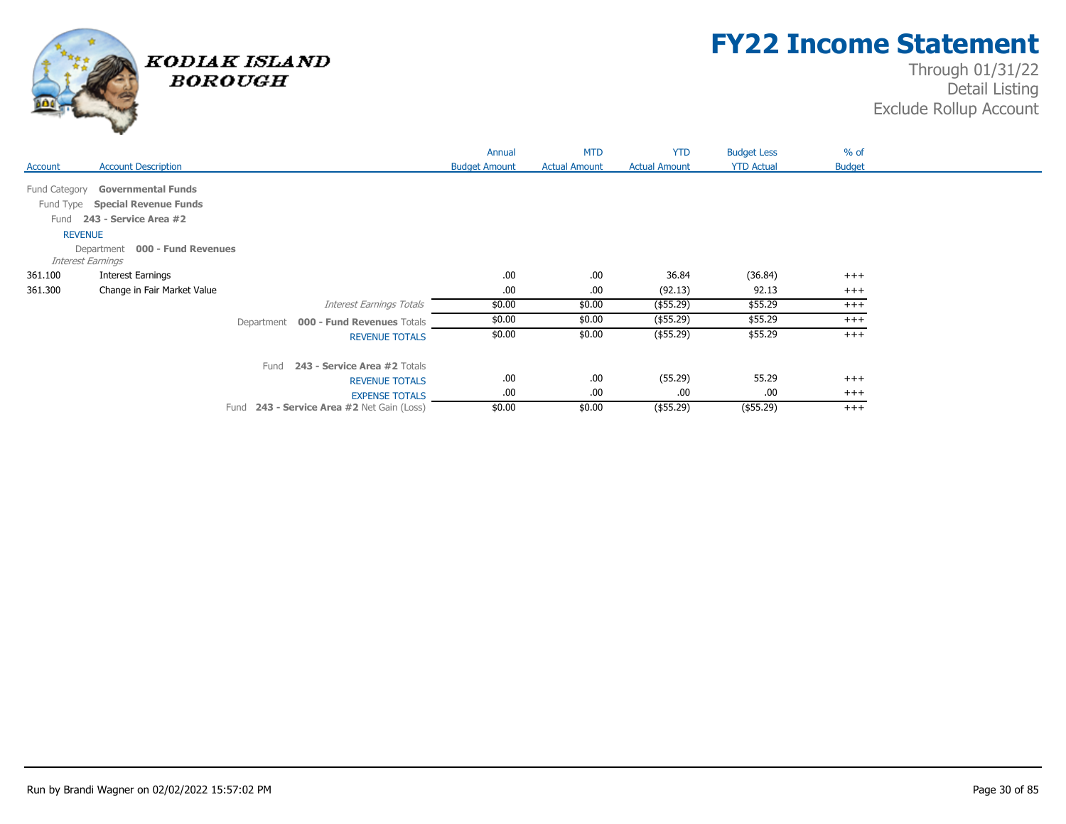# FY22 Income Statement

Through 01/31/22
Detail Listing
Exclude Rollup Account

KODIAK ISLAND BOROUGH

| Account | Account Description | Annual Budget Amount | MTD Actual Amount | YTD Actual Amount | Budget Less YTD Actual | % of Budget |
|---|---|---|---|---|---|---|
| Fund Category | **Governmental Funds** | | | | | |
| Fund Type | **Special Revenue Funds** | | | | | |
| Fund | **243 - Service Area #2** | | | | | |
| REVENUE | | | | | | |
| Department | **000 - Fund Revenues** | | | | | |
| *Interest Earnings* | | | | | | |
| 361.100 | Interest Earnings | .00 | .00 | 36.84 | (36.84) | +++ |
| 361.300 | Change in Fair Market Value | .00 | .00 | (92.13) | 92.13 | +++ |
| | *Interest Earnings Totals* | $0.00 | $0.00 | ($55.29) | $55.29 | +++ |
| | Department **000 - Fund Revenues** Totals | $0.00 | $0.00 | ($55.29) | $55.29 | +++ |
| | REVENUE TOTALS | $0.00 | $0.00 | ($55.29) | $55.29 | +++ |
| | Fund **243 - Service Area #2** Totals | | | | | |
| | REVENUE TOTALS | .00 | .00 | (55.29) | 55.29 | +++ |
| | EXPENSE TOTALS | .00 | .00 | .00 | .00 | +++ |
| | Fund **243 - Service Area #2** Net Gain (Loss) | $0.00 | $0.00 | ($55.29) | ($55.29) | +++ |

Run by Brandi Wagner on 02/02/2022 15:57:02 PM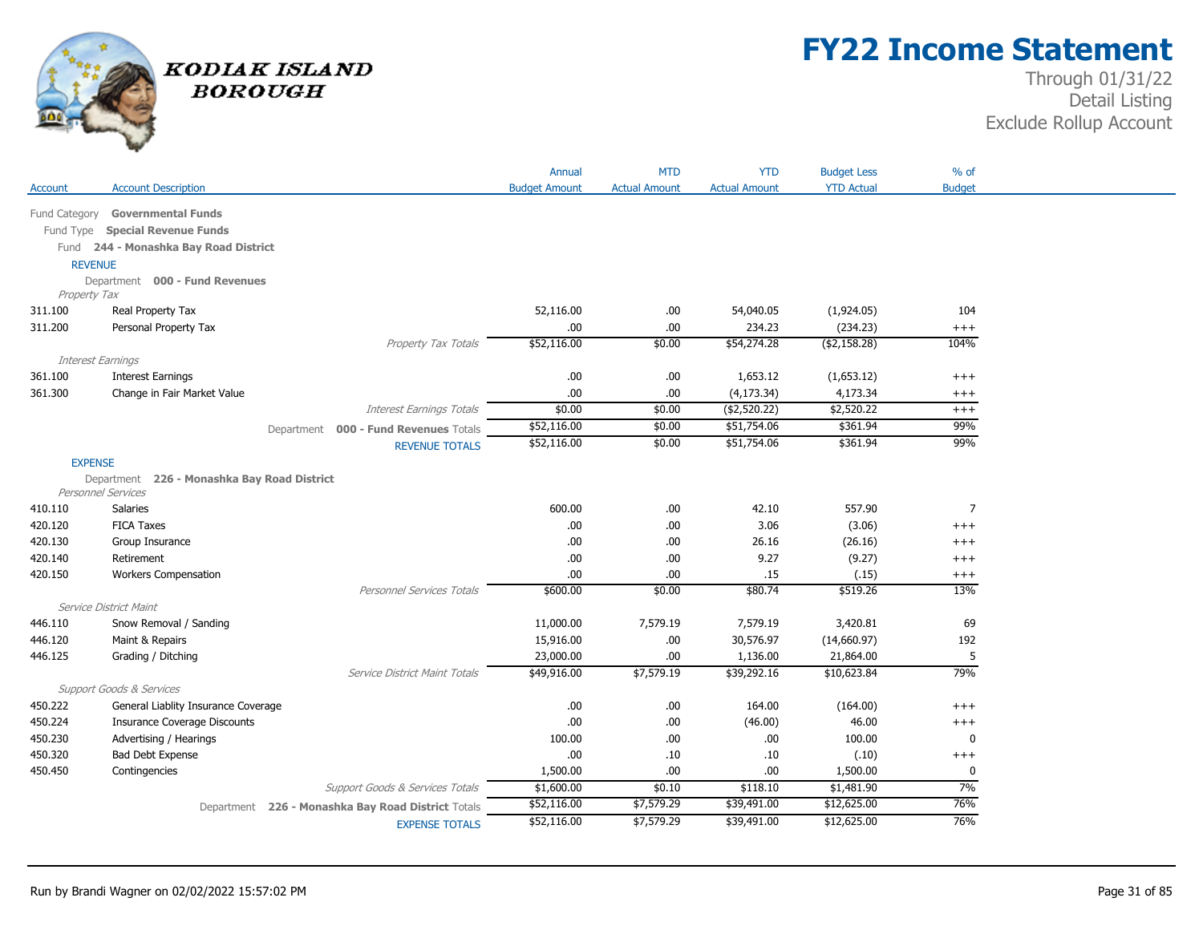# KODIAK ISLAND BOROUGH

# FY22 Income Statement

Through 01/31/22
Detail Listing
Exclude Rollup Account

| Account | Account Description | Annual Budget Amount | MTD Actual Amount | YTD Actual Amount | Budget Less YTD Actual | % of Budget |
|---|---|---|---|---|---|---|
| Fund Category **Governmental Funds** | | | | | | |
| Fund Type **Special Revenue Funds** | | | | | | |
| Fund **244 - Monashka Bay Road District** | | | | | | |
| REVENUE | | | | | | |
| Department **000 - Fund Revenues** | | | | | | |
| *Property Tax* | | | | | | |
| 311.100 | Real Property Tax | 52,116.00 | .00 | 54,040.05 | (1,924.05) | 104 |
| 311.200 | Personal Property Tax | .00 | .00 | 234.23 | (234.23) | +++ |
| | *Property Tax Totals* | $52,116.00 | $0.00 | $54,274.28 | ($2,158.28) | 104% |
| *Interest Earnings* | | | | | | |
| 361.100 | Interest Earnings | .00 | .00 | 1,653.12 | (1,653.12) | +++ |
| 361.300 | Change in Fair Market Value | .00 | .00 | (4,173.34) | 4,173.34 | +++ |
| | *Interest Earnings Totals* | $0.00 | $0.00 | ($2,520.22) | $2,520.22 | +++ |
| | Department **000 - Fund Revenues** Totals | $52,116.00 | $0.00 | $51,754.06 | $361.94 | 99% |
| | REVENUE TOTALS | $52,116.00 | $0.00 | $51,754.06 | $361.94 | 99% |
| EXPENSE | | | | | | |
| Department **226 - Monashka Bay Road District** | | | | | | |
| *Personnel Services* | | | | | | |
| 410.110 | Salaries | 600.00 | .00 | 42.10 | 557.90 | 7 |
| 420.120 | FICA Taxes | .00 | .00 | 3.06 | (3.06) | +++ |
| 420.130 | Group Insurance | .00 | .00 | 26.16 | (26.16) | +++ |
| 420.140 | Retirement | .00 | .00 | 9.27 | (9.27) | +++ |
| 420.150 | Workers Compensation | .00 | .00 | .15 | (.15) | +++ |
| | *Personnel Services Totals* | $600.00 | $0.00 | $80.74 | $519.26 | 13% |
| *Service District Maint* | | | | | | |
| 446.110 | Snow Removal / Sanding | 11,000.00 | 7,579.19 | 7,579.19 | 3,420.81 | 69 |
| 446.120 | Maint & Repairs | 15,916.00 | .00 | 30,576.97 | (14,660.97) | 192 |
| 446.125 | Grading / Ditching | 23,000.00 | .00 | 1,136.00 | 21,864.00 | 5 |
| | *Service District Maint Totals* | $49,916.00 | $7,579.19 | $39,292.16 | $10,623.84 | 79% |
| *Support Goods & Services* | | | | | | |
| 450.222 | General Liablity Insurance Coverage | .00 | .00 | 164.00 | (164.00) | +++ |
| 450.224 | Insurance Coverage Discounts | .00 | .00 | (46.00) | 46.00 | +++ |
| 450.230 | Advertising / Hearings | 100.00 | .00 | .00 | 100.00 | 0 |
| 450.320 | Bad Debt Expense | .00 | .10 | .10 | (.10) | +++ |
| 450.450 | Contingencies | 1,500.00 | .00 | .00 | 1,500.00 | 0 |
| | *Support Goods & Services Totals* | $1,600.00 | $0.10 | $118.10 | $1,481.90 | 7% |
| | Department **226 - Monashka Bay Road District** Totals | $52,116.00 | $7,579.29 | $39,491.00 | $12,625.00 | 76% |
| | EXPENSE TOTALS | $52,116.00 | $7,579.29 | $39,491.00 | $12,625.00 | 76% |

Run by Brandi Wagner on 02/02/2022 15:57:02 PM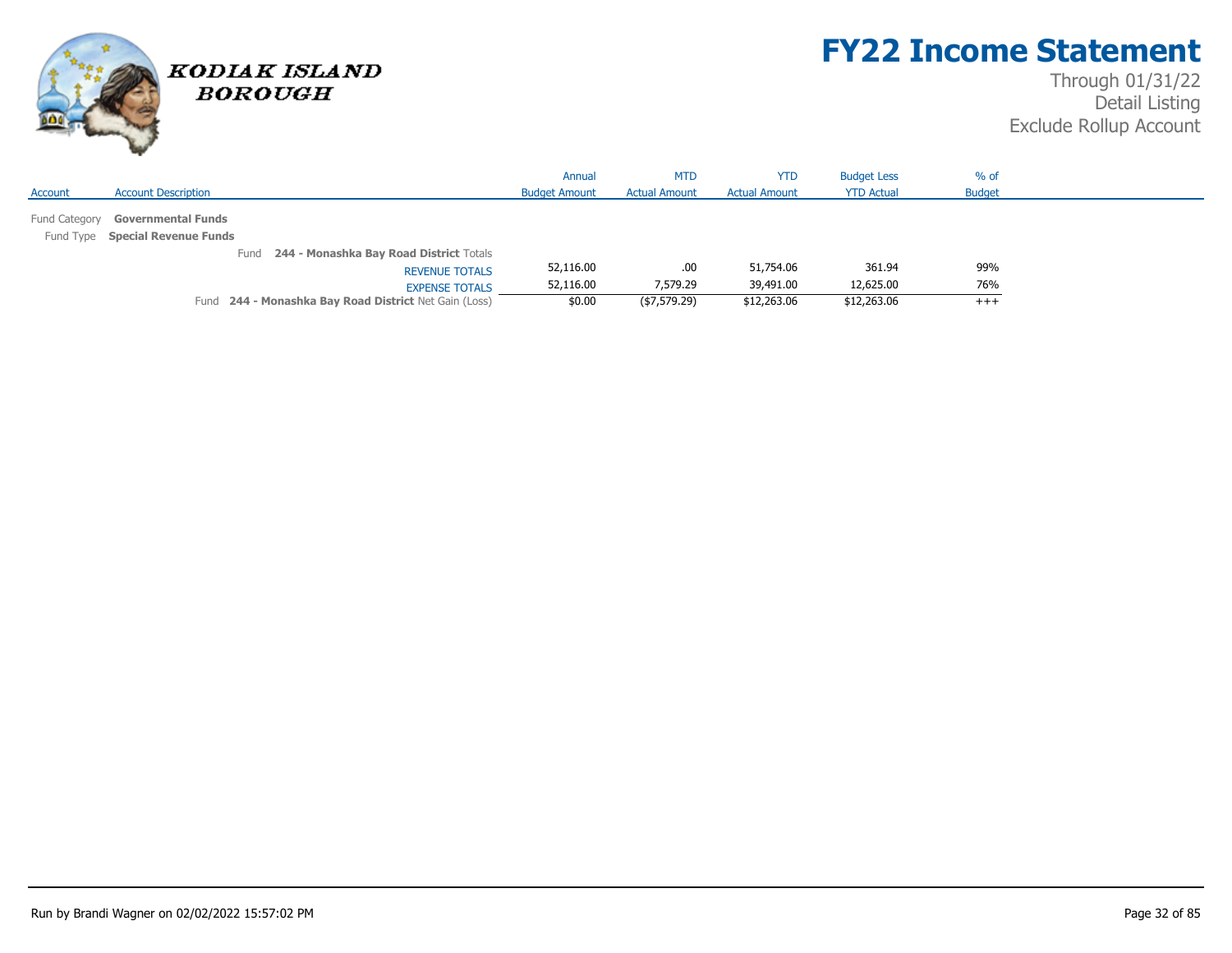# FY22 Income Statement

Through 01/31/22
Detail Listing
Exclude Rollup Account

KODIAK ISLAND BOROUGH

| Account | Account Description | Annual Budget Amount | MTD Actual Amount | YTD Actual Amount | Budget Less YTD Actual | % of Budget |
|---|---|---|---|---|---|---|
| Fund Category | **Governmental Funds** | | | | | |
| Fund Type | **Special Revenue Funds** | | | | | |
| | Fund **244 - Monashka Bay Road District** Totals | | | | | |
| | REVENUE TOTALS | 52,116.00 | .00 | 51,754.06 | 361.94 | 99% |
| | EXPENSE TOTALS | 52,116.00 | 7,579.29 | 39,491.00 | 12,625.00 | 76% |
| | Fund **244 - Monashka Bay Road District** Net Gain (Loss) | $0.00 | ($7,579.29) | $12,263.06 | $12,263.06 | +++ |

Run by Brandi Wagner on 02/02/2022 15:57:02 PM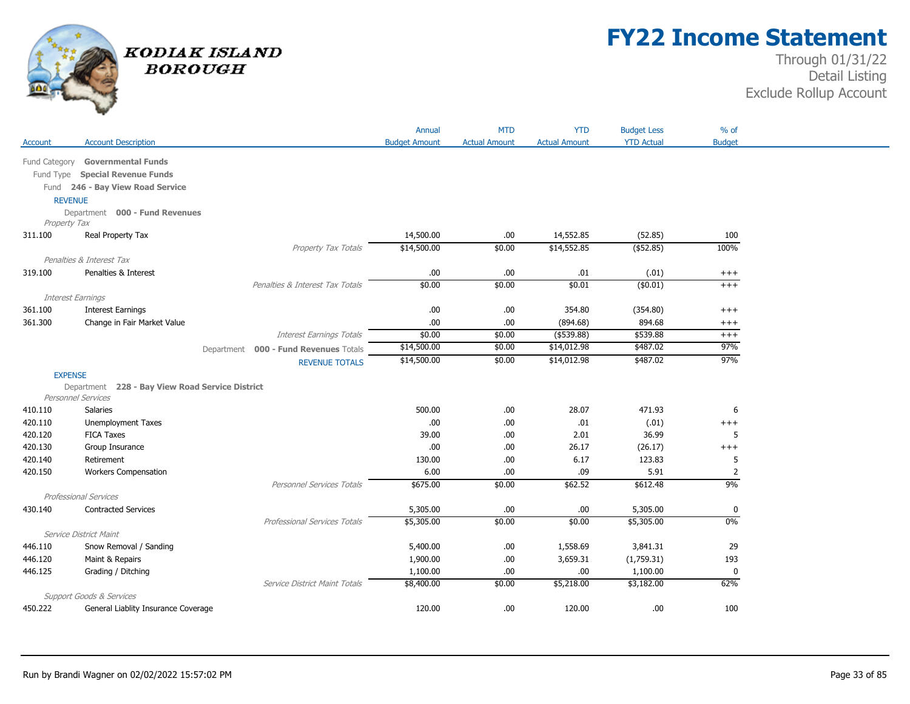# FY22 Income Statement

Through 01/31/22
Detail Listing
Exclude Rollup Account

KODIAK ISLAND BOROUGH

| Account | Account Description | Annual Budget Amount | MTD Actual Amount | YTD Actual Amount | Budget Less YTD Actual | % of Budget |
|---|---|---|---|---|---|---|
| Fund Category | **Governmental Funds** | | | | | |
| Fund Type | **Special Revenue Funds** | | | | | |
| Fund | **246 - Bay View Road Service** | | | | | |
| REVENUE | | | | | | |
| Department | **000 - Fund Revenues** | | | | | |
| *Property Tax* | | | | | | |
| 311.100 | Real Property Tax | 14,500.00 | .00 | 14,552.85 | (52.85) | 100 |
| | *Property Tax Totals* | $14,500.00 | $0.00 | $14,552.85 | ($52.85) | 100% |
| *Penalties & Interest Tax* | | | | | | |
| 319.100 | Penalties & Interest | .00 | .00 | .01 | (.01) | +++ |
| | *Penalties & Interest Tax Totals* | $0.00 | $0.00 | $0.01 | ($0.01) | +++ |
| *Interest Earnings* | | | | | | |
| 361.100 | Interest Earnings | .00 | .00 | 354.80 | (354.80) | +++ |
| 361.300 | Change in Fair Market Value | .00 | .00 | (894.68) | 894.68 | +++ |
| | *Interest Earnings Totals* | $0.00 | $0.00 | ($539.88) | $539.88 | +++ |
| | Department **000 - Fund Revenues** Totals | $14,500.00 | $0.00 | $14,012.98 | $487.02 | 97% |
| | REVENUE TOTALS | $14,500.00 | $0.00 | $14,012.98 | $487.02 | 97% |
| EXPENSE | | | | | | |
| Department | **228 - Bay View Road Service District** | | | | | |
| *Personnel Services* | | | | | | |
| 410.110 | Salaries | 500.00 | .00 | 28.07 | 471.93 | 6 |
| 420.110 | Unemployment Taxes | .00 | .00 | .01 | (.01) | +++ |
| 420.120 | FICA Taxes | 39.00 | .00 | 2.01 | 36.99 | 5 |
| 420.130 | Group Insurance | .00 | .00 | 26.17 | (26.17) | +++ |
| 420.140 | Retirement | 130.00 | .00 | 6.17 | 123.83 | 5 |
| 420.150 | Workers Compensation | 6.00 | .00 | .09 | 5.91 | 2 |
| | *Personnel Services Totals* | $675.00 | $0.00 | $62.52 | $612.48 | 9% |
| *Professional Services* | | | | | | |
| 430.140 | Contracted Services | 5,305.00 | .00 | .00 | 5,305.00 | 0 |
| | *Professional Services Totals* | $5,305.00 | $0.00 | $0.00 | $5,305.00 | 0% |
| *Service District Maint* | | | | | | |
| 446.110 | Snow Removal / Sanding | 5,400.00 | .00 | 1,558.69 | 3,841.31 | 29 |
| 446.120 | Maint & Repairs | 1,900.00 | .00 | 3,659.31 | (1,759.31) | 193 |
| 446.125 | Grading / Ditching | 1,100.00 | .00 | .00 | 1,100.00 | 0 |
| | *Service District Maint Totals* | $8,400.00 | $0.00 | $5,218.00 | $3,182.00 | 62% |
| *Support Goods & Services* | | | | | | |
| 450.222 | General Liablity Insurance Coverage | 120.00 | .00 | 120.00 | .00 | 100 |

Run by Brandi Wagner on 02/02/2022 15:57:02 PM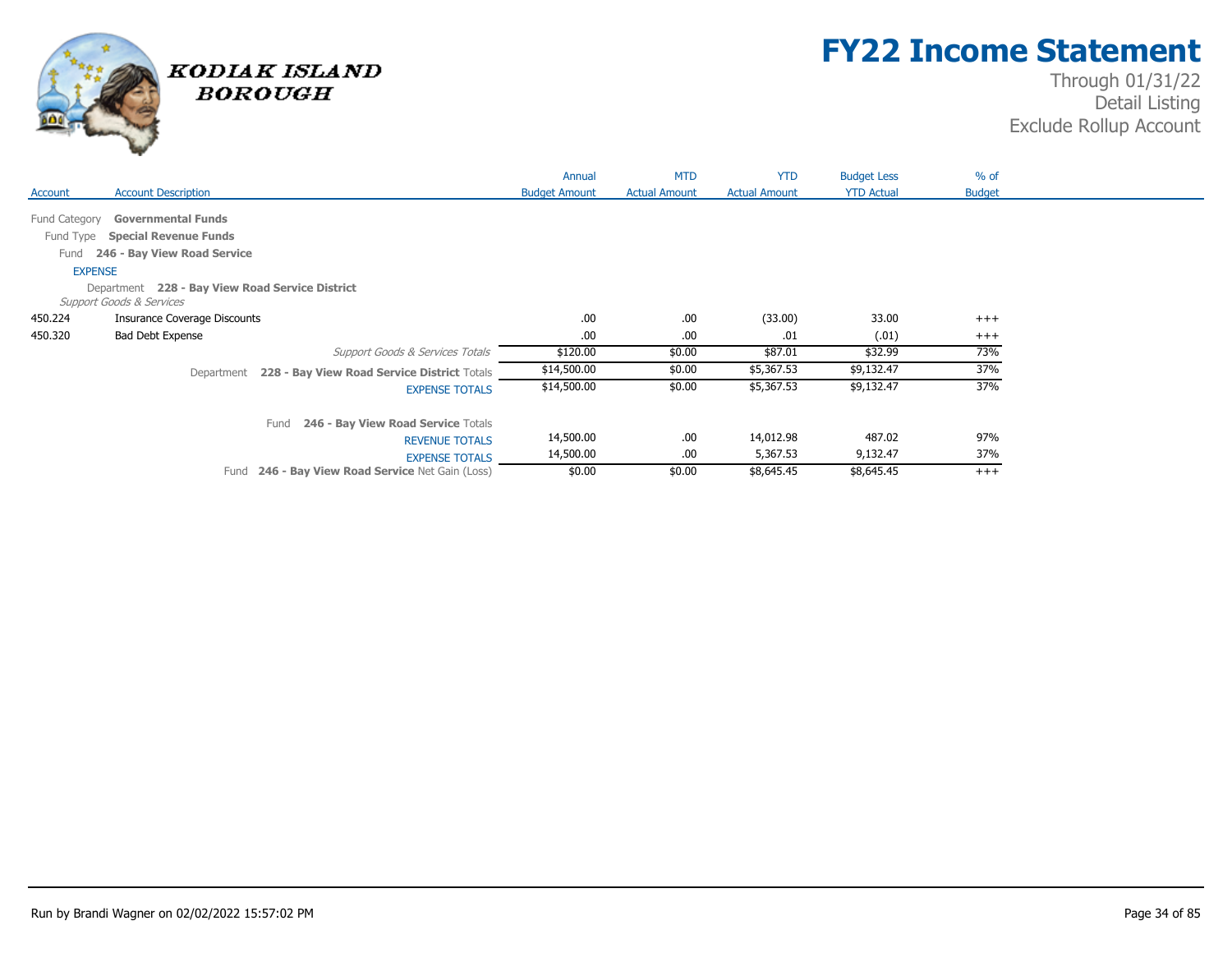# FY22 Income Statement

Through 01/31/22
Detail Listing
Exclude Rollup Account

KODIAK ISLAND BOROUGH

| Account | Account Description | Annual Budget Amount | MTD Actual Amount | YTD Actual Amount | Budget Less YTD Actual | % of Budget |
|---|---|---|---|---|---|---|
| Fund Category | **Governmental Funds** | | | | | |
| Fund Type | **Special Revenue Funds** | | | | | |
| Fund | **246 - Bay View Road Service** | | | | | |
| EXPENSE | | | | | | |
| Department | **228 - Bay View Road Service District** | | | | | |
| *Support Goods & Services* | | | | | | |
| 450.224 | Insurance Coverage Discounts | .00 | .00 | (33.00) | 33.00 | +++ |
| 450.320 | Bad Debt Expense | .00 | .00 | .01 | (.01) | +++ |
| | *Support Goods & Services Totals* | $120.00 | $0.00 | $87.01 | $32.99 | 73% |
| | Department **228 - Bay View Road Service District** Totals | $14,500.00 | $0.00 | $5,367.53 | $9,132.47 | 37% |
| | EXPENSE TOTALS | $14,500.00 | $0.00 | $5,367.53 | $9,132.47 | 37% |
| | Fund **246 - Bay View Road Service** Totals | | | | | |
| | REVENUE TOTALS | 14,500.00 | .00 | 14,012.98 | 487.02 | 97% |
| | EXPENSE TOTALS | 14,500.00 | .00 | 5,367.53 | 9,132.47 | 37% |
| | Fund **246 - Bay View Road Service** Net Gain (Loss) | $0.00 | $0.00 | $8,645.45 | $8,645.45 | +++ |

Run by Brandi Wagner on 02/02/2022 15:57:02 PM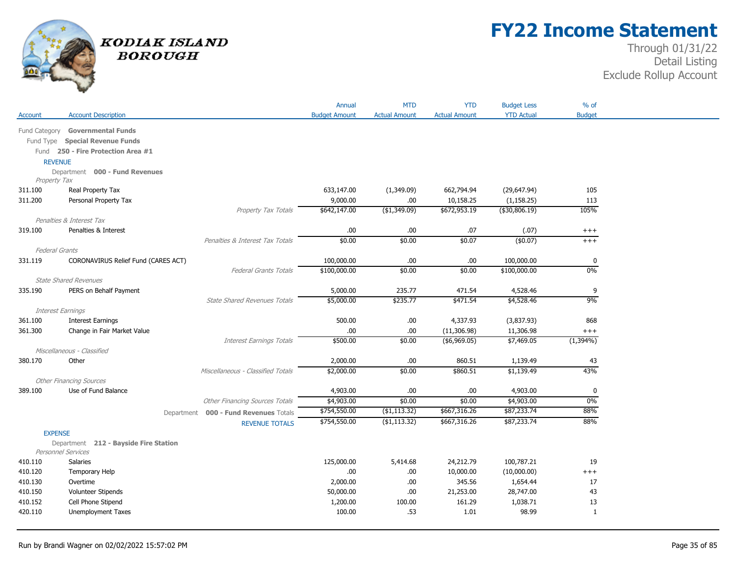# FY22 Income Statement

Through 01/31/22
Detail Listing
Exclude Rollup Account

KODIAK ISLAND BOROUGH

| Account | Account Description | Annual Budget Amount | MTD Actual Amount | YTD Actual Amount | Budget Less YTD Actual | % of Budget |
|---|---|---|---|---|---|---|
| Fund Category | **Governmental Funds** | | | | | |
| Fund Type | **Special Revenue Funds** | | | | | |
| Fund | **250 - Fire Protection Area #1** | | | | | |
| REVENUE | | | | | | |
| Department | **000 - Fund Revenues** | | | | | |
| *Property Tax* | | | | | | |
| 311.100 | Real Property Tax | 633,147.00 | (1,349.09) | 662,794.94 | (29,647.94) | 105 |
| 311.200 | Personal Property Tax | 9,000.00 | .00 | 10,158.25 | (1,158.25) | 113 |
| | *Property Tax Totals* | $642,147.00 | ($1,349.09) | $672,953.19 | ($30,806.19) | 105% |
| *Penalties & Interest Tax* | | | | | | |
| 319.100 | Penalties & Interest | .00 | .00 | .07 | (.07) | +++ |
| | *Penalties & Interest Tax Totals* | $0.00 | $0.00 | $0.07 | ($0.07) | +++ |
| *Federal Grants* | | | | | | |
| 331.119 | CORONAVIRUS Relief Fund (CARES ACT) | 100,000.00 | .00 | .00 | 100,000.00 | 0 |
| | *Federal Grants Totals* | $100,000.00 | $0.00 | $0.00 | $100,000.00 | 0% |
| *State Shared Revenues* | | | | | | |
| 335.190 | PERS on Behalf Payment | 5,000.00 | 235.77 | 471.54 | 4,528.46 | 9 |
| | *State Shared Revenues Totals* | $5,000.00 | $235.77 | $471.54 | $4,528.46 | 9% |
| *Interest Earnings* | | | | | | |
| 361.100 | Interest Earnings | 500.00 | .00 | 4,337.93 | (3,837.93) | 868 |
| 361.300 | Change in Fair Market Value | .00 | .00 | (11,306.98) | 11,306.98 | +++ |
| | *Interest Earnings Totals* | $500.00 | $0.00 | ($6,969.05) | $7,469.05 | (1,394%) |
| *Miscellaneous - Classified* | | | | | | |
| 380.170 | Other | 2,000.00 | .00 | 860.51 | 1,139.49 | 43 |
| | *Miscellaneous - Classified Totals* | $2,000.00 | $0.00 | $860.51 | $1,139.49 | 43% |
| *Other Financing Sources* | | | | | | |
| 389.100 | Use of Fund Balance | 4,903.00 | .00 | .00 | 4,903.00 | 0 |
| | *Other Financing Sources Totals* | $4,903.00 | $0.00 | $0.00 | $4,903.00 | 0% |
| | Department **000 - Fund Revenues** Totals | $754,550.00 | ($1,113.32) | $667,316.26 | $87,233.74 | 88% |
| | REVENUE TOTALS | $754,550.00 | ($1,113.32) | $667,316.26 | $87,233.74 | 88% |
| EXPENSE | | | | | | |
| Department | **212 - Bayside Fire Station** | | | | | |
| *Personnel Services* | | | | | | |
| 410.110 | Salaries | 125,000.00 | 5,414.68 | 24,212.79 | 100,787.21 | 19 |
| 410.120 | Temporary Help | .00 | .00 | 10,000.00 | (10,000.00) | +++ |
| 410.130 | Overtime | 2,000.00 | .00 | 345.56 | 1,654.44 | 17 |
| 410.150 | Volunteer Stipends | 50,000.00 | .00 | 21,253.00 | 28,747.00 | 43 |
| 410.152 | Cell Phone Stipend | 1,200.00 | 100.00 | 161.29 | 1,038.71 | 13 |
| 420.110 | Unemployment Taxes | 100.00 | .53 | 1.01 | 98.99 | 1 |

Run by Brandi Wagner on 02/02/2022 15:57:02 PM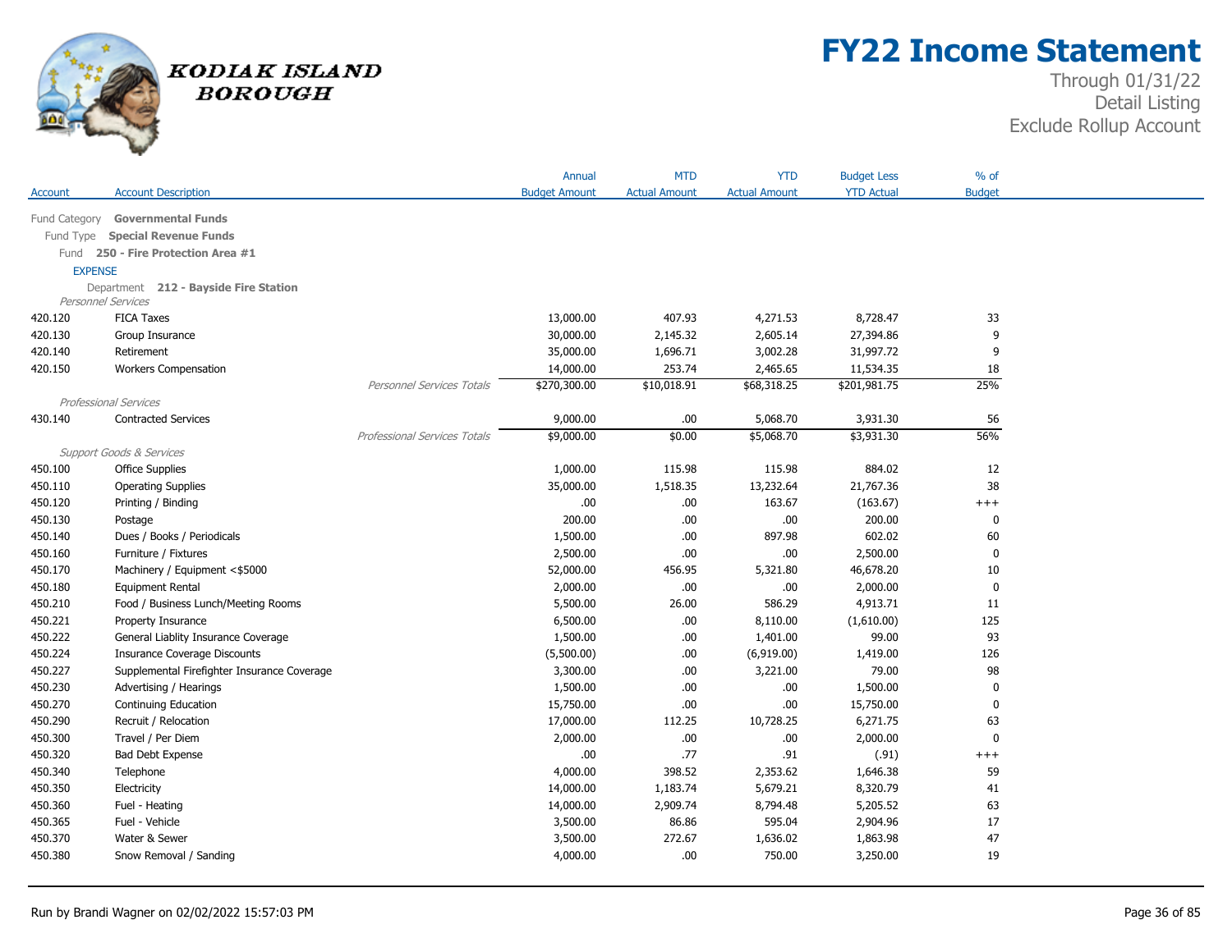# FY22 Income Statement

Through 01/31/22
Detail Listing
Exclude Rollup Account

KODIAK ISLAND BOROUGH

| Account | Account Description | | Annual Budget Amount | MTD Actual Amount | YTD Actual Amount | Budget Less YTD Actual | % of Budget |
|---|---|---|---|---|---|---|---|
| Fund Category **Governmental Funds** | | | | | | | |
| Fund Type **Special Revenue Funds** | | | | | | | |
| Fund **250 - Fire Protection Area #1** | | | | | | | |
| EXPENSE | | | | | | | |
| Department **212 - Bayside Fire Station** | | | | | | | |
| *Personnel Services* | | | | | | | |
| 420.120 | FICA Taxes | | 13,000.00 | 407.93 | 4,271.53 | 8,728.47 | 33 |
| 420.130 | Group Insurance | | 30,000.00 | 2,145.32 | 2,605.14 | 27,394.86 | 9 |
| 420.140 | Retirement | | 35,000.00 | 1,696.71 | 3,002.28 | 31,997.72 | 9 |
| 420.150 | Workers Compensation | | 14,000.00 | 253.74 | 2,465.65 | 11,534.35 | 18 |
| | | *Personnel Services Totals* | $270,300.00 | $10,018.91 | $68,318.25 | $201,981.75 | 25% |
| *Professional Services* | | | | | | | |
| 430.140 | Contracted Services | | 9,000.00 | .00 | 5,068.70 | 3,931.30 | 56 |
| | | *Professional Services Totals* | $9,000.00 | $0.00 | $5,068.70 | $3,931.30 | 56% |
| *Support Goods & Services* | | | | | | | |
| 450.100 | Office Supplies | | 1,000.00 | 115.98 | 115.98 | 884.02 | 12 |
| 450.110 | Operating Supplies | | 35,000.00 | 1,518.35 | 13,232.64 | 21,767.36 | 38 |
| 450.120 | Printing / Binding | | .00 | .00 | 163.67 | (163.67) | +++ |
| 450.130 | Postage | | 200.00 | .00 | .00 | 200.00 | 0 |
| 450.140 | Dues / Books / Periodicals | | 1,500.00 | .00 | 897.98 | 602.02 | 60 |
| 450.160 | Furniture / Fixtures | | 2,500.00 | .00 | .00 | 2,500.00 | 0 |
| 450.170 | Machinery / Equipment <$5000 | | 52,000.00 | 456.95 | 5,321.80 | 46,678.20 | 10 |
| 450.180 | Equipment Rental | | 2,000.00 | .00 | .00 | 2,000.00 | 0 |
| 450.210 | Food / Business Lunch/Meeting Rooms | | 5,500.00 | 26.00 | 586.29 | 4,913.71 | 11 |
| 450.221 | Property Insurance | | 6,500.00 | .00 | 8,110.00 | (1,610.00) | 125 |
| 450.222 | General Liablity Insurance Coverage | | 1,500.00 | .00 | 1,401.00 | 99.00 | 93 |
| 450.224 | Insurance Coverage Discounts | | (5,500.00) | .00 | (6,919.00) | 1,419.00 | 126 |
| 450.227 | Supplemental Firefighter Insurance Coverage | | 3,300.00 | .00 | 3,221.00 | 79.00 | 98 |
| 450.230 | Advertising / Hearings | | 1,500.00 | .00 | .00 | 1,500.00 | 0 |
| 450.270 | Continuing Education | | 15,750.00 | .00 | .00 | 15,750.00 | 0 |
| 450.290 | Recruit / Relocation | | 17,000.00 | 112.25 | 10,728.25 | 6,271.75 | 63 |
| 450.300 | Travel / Per Diem | | 2,000.00 | .00 | .00 | 2,000.00 | 0 |
| 450.320 | Bad Debt Expense | | .00 | .77 | .91 | (.91) | +++ |
| 450.340 | Telephone | | 4,000.00 | 398.52 | 2,353.62 | 1,646.38 | 59 |
| 450.350 | Electricity | | 14,000.00 | 1,183.74 | 5,679.21 | 8,320.79 | 41 |
| 450.360 | Fuel - Heating | | 14,000.00 | 2,909.74 | 8,794.48 | 5,205.52 | 63 |
| 450.365 | Fuel - Vehicle | | 3,500.00 | 86.86 | 595.04 | 2,904.96 | 17 |
| 450.370 | Water & Sewer | | 3,500.00 | 272.67 | 1,636.02 | 1,863.98 | 47 |
| 450.380 | Snow Removal / Sanding | | 4,000.00 | .00 | 750.00 | 3,250.00 | 19 |

Run by Brandi Wagner on 02/02/2022 15:57:03 PM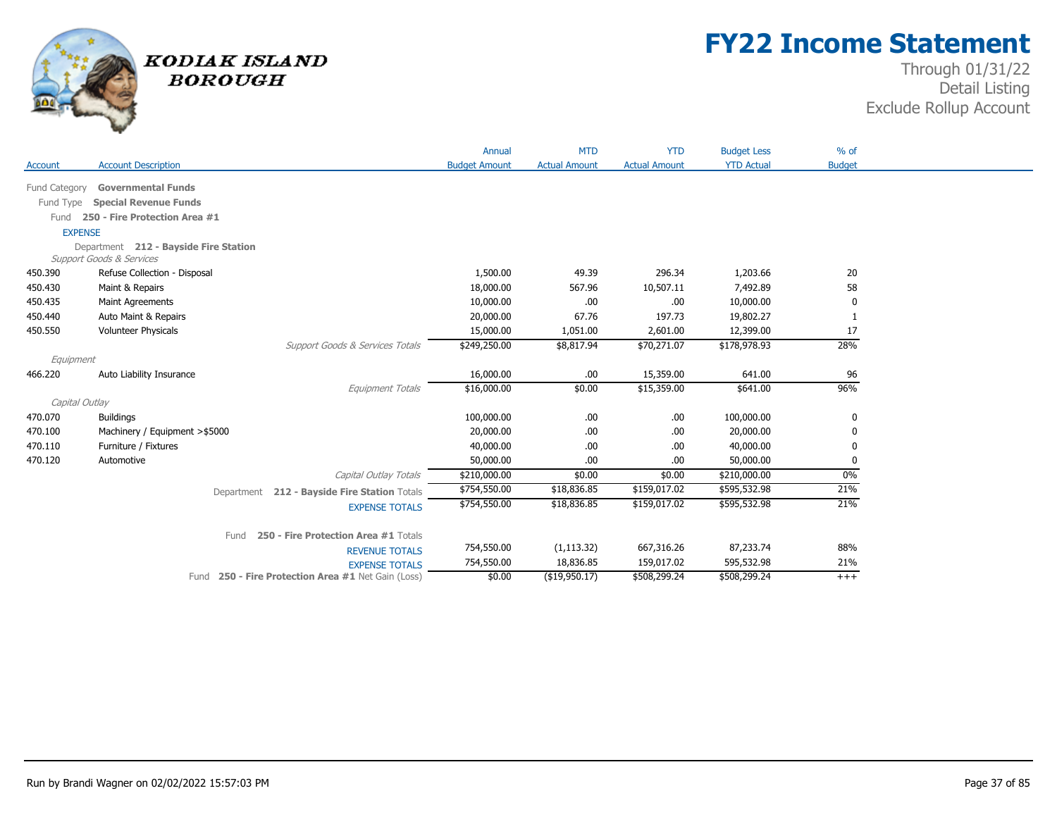# FY22 Income Statement

Through 01/31/22
Detail Listing
Exclude Rollup Account

KODIAK ISLAND BOROUGH

| Account | Account Description | Annual Budget Amount | MTD Actual Amount | YTD Actual Amount | Budget Less YTD Actual | % of Budget |
|---|---|---|---|---|---|---|
| Fund Category | **Governmental Funds** | | | | | |
| Fund Type | **Special Revenue Funds** | | | | | |
| Fund | **250 - Fire Protection Area #1** | | | | | |
| EXPENSE | | | | | | |
| Department | **212 - Bayside Fire Station** | | | | | |
| *Support Goods & Services* | | | | | | |
| 450.390 | Refuse Collection - Disposal | 1,500.00 | 49.39 | 296.34 | 1,203.66 | 20 |
| 450.430 | Maint & Repairs | 18,000.00 | 567.96 | 10,507.11 | 7,492.89 | 58 |
| 450.435 | Maint Agreements | 10,000.00 | .00 | .00 | 10,000.00 | 0 |
| 450.440 | Auto Maint & Repairs | 20,000.00 | 67.76 | 197.73 | 19,802.27 | 1 |
| 450.550 | Volunteer Physicals | 15,000.00 | 1,051.00 | 2,601.00 | 12,399.00 | 17 |
| | *Support Goods & Services Totals* | $249,250.00 | $8,817.94 | $70,271.07 | $178,978.93 | 28% |
| *Equipment* | | | | | | |
| 466.220 | Auto Liability Insurance | 16,000.00 | .00 | 15,359.00 | 641.00 | 96 |
| | *Equipment Totals* | $16,000.00 | $0.00 | $15,359.00 | $641.00 | 96% |
| *Capital Outlay* | | | | | | |
| 470.070 | Buildings | 100,000.00 | .00 | .00 | 100,000.00 | 0 |
| 470.100 | Machinery / Equipment >$5000 | 20,000.00 | .00 | .00 | 20,000.00 | 0 |
| 470.110 | Furniture / Fixtures | 40,000.00 | .00 | .00 | 40,000.00 | 0 |
| 470.120 | Automotive | 50,000.00 | .00 | .00 | 50,000.00 | 0 |
| | *Capital Outlay Totals* | $210,000.00 | $0.00 | $0.00 | $210,000.00 | 0% |
| | Department **212 - Bayside Fire Station** Totals | $754,550.00 | $18,836.85 | $159,017.02 | $595,532.98 | 21% |
| | EXPENSE TOTALS | $754,550.00 | $18,836.85 | $159,017.02 | $595,532.98 | 21% |
| | Fund **250 - Fire Protection Area #1** Totals | | | | | |
| | REVENUE TOTALS | 754,550.00 | (1,113.32) | 667,316.26 | 87,233.74 | 88% |
| | EXPENSE TOTALS | 754,550.00 | 18,836.85 | 159,017.02 | 595,532.98 | 21% |
| | Fund **250 - Fire Protection Area #1** Net Gain (Loss) | $0.00 | ($19,950.17) | $508,299.24 | $508,299.24 | +++ |

Run by Brandi Wagner on 02/02/2022 15:57:03 PM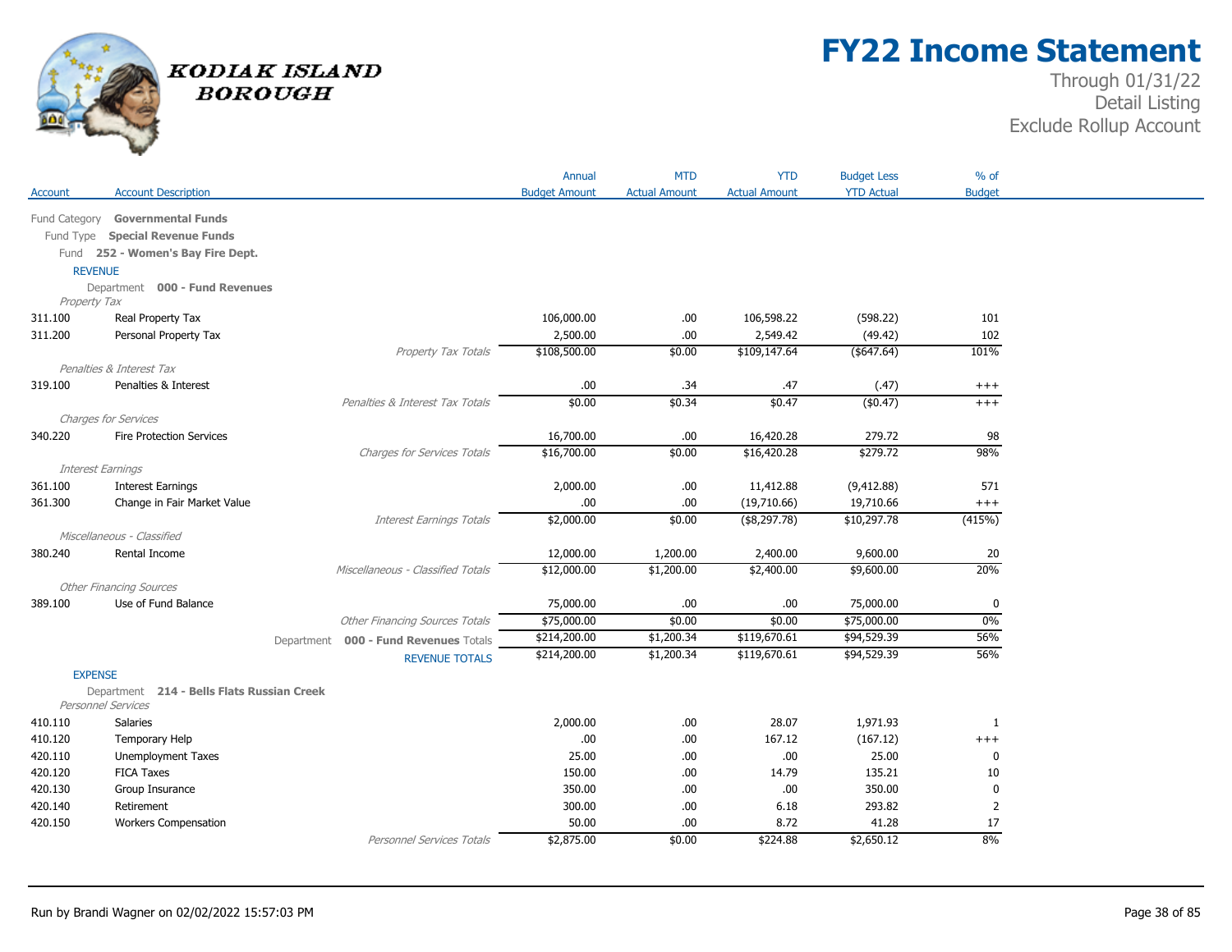# FY22 Income Statement

Through 01/31/22
Detail Listing
Exclude Rollup Account

KODIAK ISLAND BOROUGH

| Account | Account Description | Annual Budget Amount | MTD Actual Amount | YTD Actual Amount | Budget Less YTD Actual | % of Budget |
|---|---|---|---|---|---|---|
| Fund Category | **Governmental Funds** | | | | | |
| Fund Type | **Special Revenue Funds** | | | | | |
| Fund | **252 - Women's Bay Fire Dept.** | | | | | |
| REVENUE | | | | | | |
| Department | **000 - Fund Revenues** | | | | | |
| *Property Tax* | | | | | | |
| 311.100 | Real Property Tax | 106,000.00 | .00 | 106,598.22 | (598.22) | 101 |
| 311.200 | Personal Property Tax | 2,500.00 | .00 | 2,549.42 | (49.42) | 102 |
| | *Property Tax Totals* | $108,500.00 | $0.00 | $109,147.64 | ($647.64) | 101% |
| *Penalties & Interest Tax* | | | | | | |
| 319.100 | Penalties & Interest | .00 | .34 | .47 | (.47) | +++ |
| | *Penalties & Interest Tax Totals* | $0.00 | $0.34 | $0.47 | ($0.47) | +++ |
| *Charges for Services* | | | | | | |
| 340.220 | Fire Protection Services | 16,700.00 | .00 | 16,420.28 | 279.72 | 98 |
| | *Charges for Services Totals* | $16,700.00 | $0.00 | $16,420.28 | $279.72 | 98% |
| *Interest Earnings* | | | | | | |
| 361.100 | Interest Earnings | 2,000.00 | .00 | 11,412.88 | (9,412.88) | 571 |
| 361.300 | Change in Fair Market Value | .00 | .00 | (19,710.66) | 19,710.66 | +++ |
| | *Interest Earnings Totals* | $2,000.00 | $0.00 | ($8,297.78) | $10,297.78 | (415%) |
| *Miscellaneous - Classified* | | | | | | |
| 380.240 | Rental Income | 12,000.00 | 1,200.00 | 2,400.00 | 9,600.00 | 20 |
| | *Miscellaneous - Classified Totals* | $12,000.00 | $1,200.00 | $2,400.00 | $9,600.00 | 20% |
| *Other Financing Sources* | | | | | | |
| 389.100 | Use of Fund Balance | 75,000.00 | .00 | .00 | 75,000.00 | 0 |
| | *Other Financing Sources Totals* | $75,000.00 | $0.00 | $0.00 | $75,000.00 | 0% |
| | Department **000 - Fund Revenues** Totals | $214,200.00 | $1,200.34 | $119,670.61 | $94,529.39 | 56% |
| | REVENUE TOTALS | $214,200.00 | $1,200.34 | $119,670.61 | $94,529.39 | 56% |
| EXPENSE | | | | | | |
| Department | **214 - Bells Flats Russian Creek** | | | | | |
| *Personnel Services* | | | | | | |
| 410.110 | Salaries | 2,000.00 | .00 | 28.07 | 1,971.93 | 1 |
| 410.120 | Temporary Help | .00 | .00 | 167.12 | (167.12) | +++ |
| 420.110 | Unemployment Taxes | 25.00 | .00 | .00 | 25.00 | 0 |
| 420.120 | FICA Taxes | 150.00 | .00 | 14.79 | 135.21 | 10 |
| 420.130 | Group Insurance | 350.00 | .00 | .00 | 350.00 | 0 |
| 420.140 | Retirement | 300.00 | .00 | 6.18 | 293.82 | 2 |
| 420.150 | Workers Compensation | 50.00 | .00 | 8.72 | 41.28 | 17 |
| | *Personnel Services Totals* | $2,875.00 | $0.00 | $224.88 | $2,650.12 | 8% |

Run by Brandi Wagner on 02/02/2022 15:57:03 PM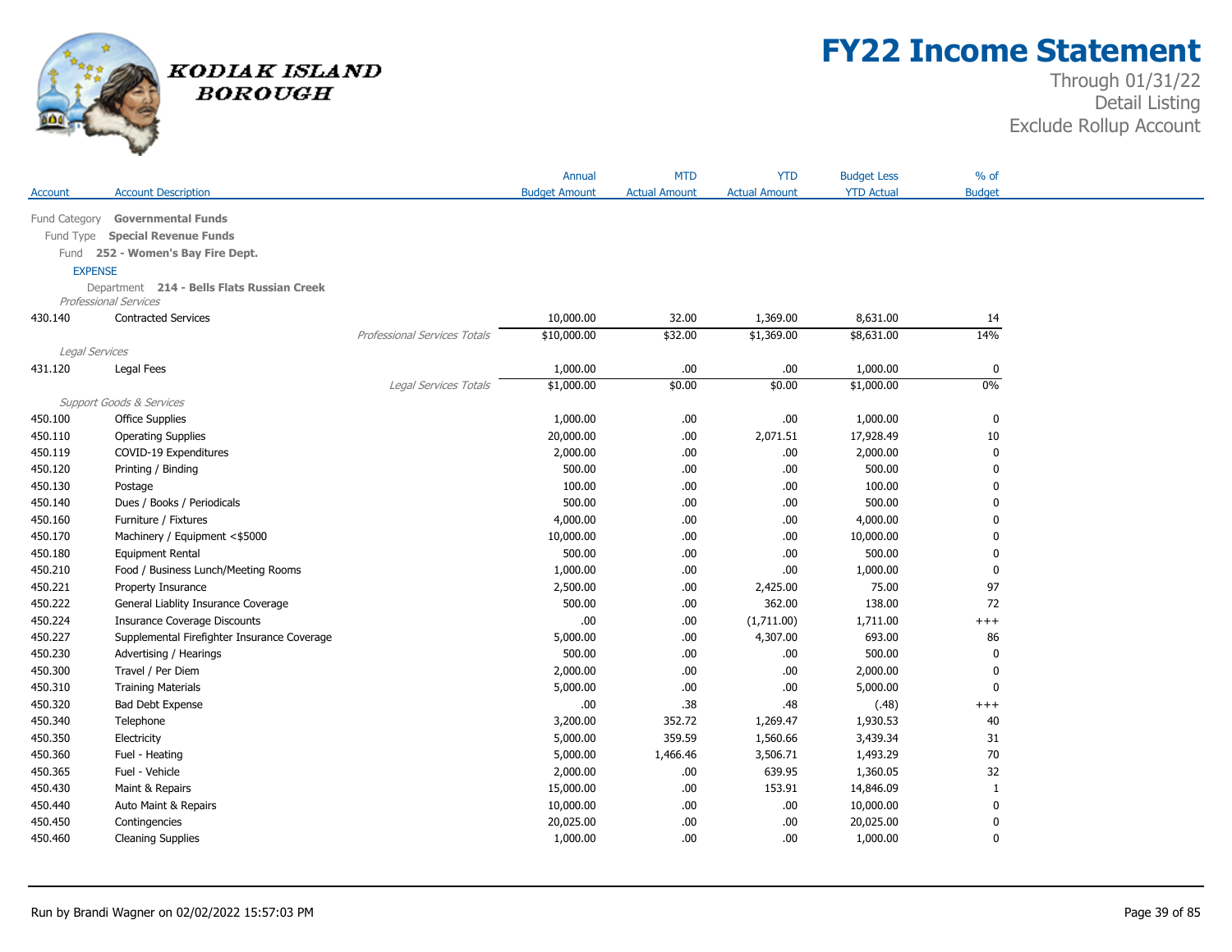# FY22 Income Statement

Through 01/31/22
Detail Listing
Exclude Rollup Account

KODIAK ISLAND BOROUGH

| Account | Account Description | | Annual Budget Amount | MTD Actual Amount | YTD Actual Amount | Budget Less YTD Actual | % of Budget |
|---|---|---|---|---|---|---|---|
| Fund Category **Governmental Funds** | | | | | | | |
| Fund Type **Special Revenue Funds** | | | | | | | |
| Fund **252 - Women's Bay Fire Dept.** | | | | | | | |
| EXPENSE | | | | | | | |
| Department **214 - Bells Flats Russian Creek** | | | | | | | |
| *Professional Services* | | | | | | | |
| 430.140 | Contracted Services | | 10,000.00 | 32.00 | 1,369.00 | 8,631.00 | 14 |
| | | *Professional Services Totals* | $10,000.00 | $32.00 | $1,369.00 | $8,631.00 | 14% |
| *Legal Services* | | | | | | | |
| 431.120 | Legal Fees | | 1,000.00 | .00 | .00 | 1,000.00 | 0 |
| | | *Legal Services Totals* | $1,000.00 | $0.00 | $0.00 | $1,000.00 | 0% |
| *Support Goods & Services* | | | | | | | |
| 450.100 | Office Supplies | | 1,000.00 | .00 | .00 | 1,000.00 | 0 |
| 450.110 | Operating Supplies | | 20,000.00 | .00 | 2,071.51 | 17,928.49 | 10 |
| 450.119 | COVID-19 Expenditures | | 2,000.00 | .00 | .00 | 2,000.00 | 0 |
| 450.120 | Printing / Binding | | 500.00 | .00 | .00 | 500.00 | 0 |
| 450.130 | Postage | | 100.00 | .00 | .00 | 100.00 | 0 |
| 450.140 | Dues / Books / Periodicals | | 500.00 | .00 | .00 | 500.00 | 0 |
| 450.160 | Furniture / Fixtures | | 4,000.00 | .00 | .00 | 4,000.00 | 0 |
| 450.170 | Machinery / Equipment <$5000 | | 10,000.00 | .00 | .00 | 10,000.00 | 0 |
| 450.180 | Equipment Rental | | 500.00 | .00 | .00 | 500.00 | 0 |
| 450.210 | Food / Business Lunch/Meeting Rooms | | 1,000.00 | .00 | .00 | 1,000.00 | 0 |
| 450.221 | Property Insurance | | 2,500.00 | .00 | 2,425.00 | 75.00 | 97 |
| 450.222 | General Liablity Insurance Coverage | | 500.00 | .00 | 362.00 | 138.00 | 72 |
| 450.224 | Insurance Coverage Discounts | | .00 | .00 | (1,711.00) | 1,711.00 | +++ |
| 450.227 | Supplemental Firefighter Insurance Coverage | | 5,000.00 | .00 | 4,307.00 | 693.00 | 86 |
| 450.230 | Advertising / Hearings | | 500.00 | .00 | .00 | 500.00 | 0 |
| 450.300 | Travel / Per Diem | | 2,000.00 | .00 | .00 | 2,000.00 | 0 |
| 450.310 | Training Materials | | 5,000.00 | .00 | .00 | 5,000.00 | 0 |
| 450.320 | Bad Debt Expense | | .00 | .38 | .48 | (.48) | +++ |
| 450.340 | Telephone | | 3,200.00 | 352.72 | 1,269.47 | 1,930.53 | 40 |
| 450.350 | Electricity | | 5,000.00 | 359.59 | 1,560.66 | 3,439.34 | 31 |
| 450.360 | Fuel - Heating | | 5,000.00 | 1,466.46 | 3,506.71 | 1,493.29 | 70 |
| 450.365 | Fuel - Vehicle | | 2,000.00 | .00 | 639.95 | 1,360.05 | 32 |
| 450.430 | Maint & Repairs | | 15,000.00 | .00 | 153.91 | 14,846.09 | 1 |
| 450.440 | Auto Maint & Repairs | | 10,000.00 | .00 | .00 | 10,000.00 | 0 |
| 450.450 | Contingencies | | 20,025.00 | .00 | .00 | 20,025.00 | 0 |
| 450.460 | Cleaning Supplies | | 1,000.00 | .00 | .00 | 1,000.00 | 0 |

Run by Brandi Wagner on 02/02/2022 15:57:03 PM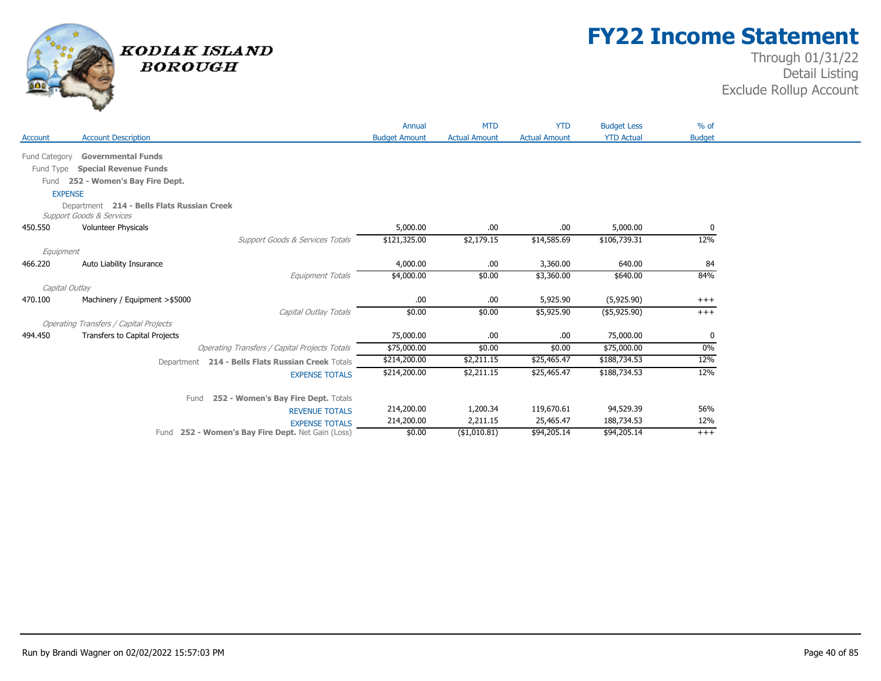# FY22 Income Statement

Through 01/31/22
Detail Listing
Exclude Rollup Account

KODIAK ISLAND BOROUGH

| Account | Account Description | Annual Budget Amount | MTD Actual Amount | YTD Actual Amount | Budget Less YTD Actual | % of Budget |
|---|---|---|---|---|---|---|
| Fund Category | **Governmental Funds** | | | | | |
| Fund Type | **Special Revenue Funds** | | | | | |
| Fund | **252 - Women's Bay Fire Dept.** | | | | | |
| EXPENSE | | | | | | |
| Department | **214 - Bells Flats Russian Creek** | | | | | |
| *Support Goods & Services* | | | | | | |
| 450.550 | Volunteer Physicals | 5,000.00 | .00 | .00 | 5,000.00 | 0 |
| | *Support Goods & Services Totals* | $121,325.00 | $2,179.15 | $14,585.69 | $106,739.31 | 12% |
| *Equipment* | | | | | | |
| 466.220 | Auto Liability Insurance | 4,000.00 | .00 | 3,360.00 | 640.00 | 84 |
| | *Equipment Totals* | $4,000.00 | $0.00 | $3,360.00 | $640.00 | 84% |
| *Capital Outlay* | | | | | | |
| 470.100 | Machinery / Equipment >$5000 | .00 | .00 | 5,925.90 | (5,925.90) | +++ |
| | *Capital Outlay Totals* | $0.00 | $0.00 | $5,925.90 | ($5,925.90) | +++ |
| *Operating Transfers / Capital Projects* | | | | | | |
| 494.450 | Transfers to Capital Projects | 75,000.00 | .00 | .00 | 75,000.00 | 0 |
| | *Operating Transfers / Capital Projects Totals* | $75,000.00 | $0.00 | $0.00 | $75,000.00 | 0% |
| | Department **214 - Bells Flats Russian Creek** Totals | $214,200.00 | $2,211.15 | $25,465.47 | $188,734.53 | 12% |
| | EXPENSE TOTALS | $214,200.00 | $2,211.15 | $25,465.47 | $188,734.53 | 12% |
| | Fund **252 - Women's Bay Fire Dept.** Totals | | | | | |
| | REVENUE TOTALS | 214,200.00 | 1,200.34 | 119,670.61 | 94,529.39 | 56% |
| | EXPENSE TOTALS | 214,200.00 | 2,211.15 | 25,465.47 | 188,734.53 | 12% |
| | Fund **252 - Women's Bay Fire Dept.** Net Gain (Loss) | $0.00 | ($1,010.81) | $94,205.14 | $94,205.14 | +++ |

Run by Brandi Wagner on 02/02/2022 15:57:03 PM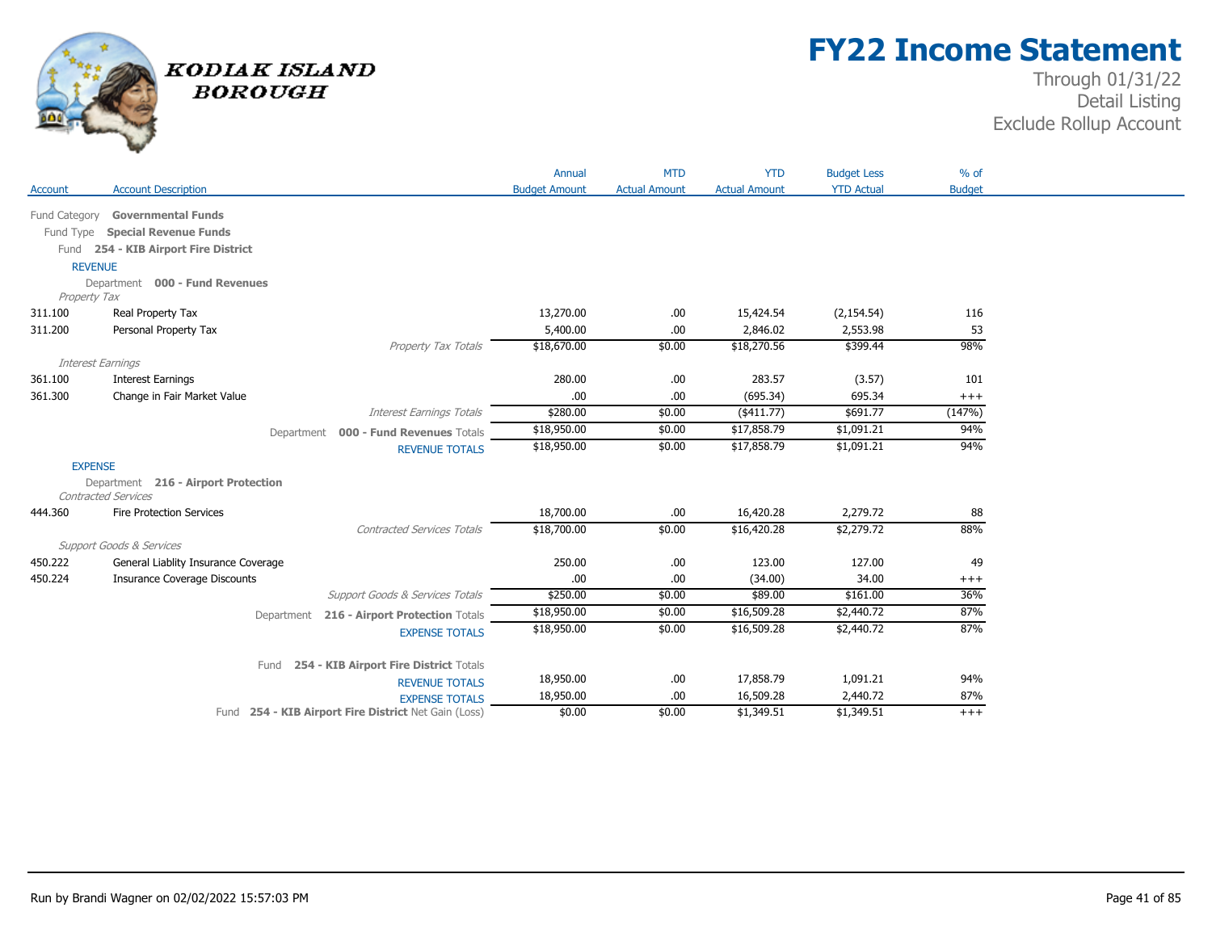# FY22 Income Statement

Through 01/31/22
Detail Listing
Exclude Rollup Account

KODIAK ISLAND BOROUGH

| Account | Account Description | Annual Budget Amount | MTD Actual Amount | YTD Actual Amount | Budget Less YTD Actual | % of Budget |
|---|---|---|---|---|---|---|
| **Fund Category** | **Governmental Funds** | | | | | |
| **Fund Type** | **Special Revenue Funds** | | | | | |
| **Fund** | **254 - KIB Airport Fire District** | | | | | |
| REVENUE | | | | | | |
| **Department** | **000 - Fund Revenues** | | | | | |
| *Property Tax* | | | | | | |
| 311.100 | Real Property Tax | 13,270.00 | .00 | 15,424.54 | (2,154.54) | 116 |
| 311.200 | Personal Property Tax | 5,400.00 | .00 | 2,846.02 | 2,553.98 | 53 |
| | *Property Tax Totals* | $18,670.00 | $0.00 | $18,270.56 | $399.44 | 98% |
| *Interest Earnings* | | | | | | |
| 361.100 | Interest Earnings | 280.00 | .00 | 283.57 | (3.57) | 101 |
| 361.300 | Change in Fair Market Value | .00 | .00 | (695.34) | 695.34 | +++ |
| | *Interest Earnings Totals* | $280.00 | $0.00 | ($411.77) | $691.77 | (147%) |
| | Department **000 - Fund Revenues** Totals | $18,950.00 | $0.00 | $17,858.79 | $1,091.21 | 94% |
| | REVENUE TOTALS | $18,950.00 | $0.00 | $17,858.79 | $1,091.21 | 94% |
| EXPENSE | | | | | | |
| **Department** | **216 - Airport Protection** | | | | | |
| *Contracted Services* | | | | | | |
| 444.360 | Fire Protection Services | 18,700.00 | .00 | 16,420.28 | 2,279.72 | 88 |
| | *Contracted Services Totals* | $18,700.00 | $0.00 | $16,420.28 | $2,279.72 | 88% |
| *Support Goods & Services* | | | | | | |
| 450.222 | General Liablity Insurance Coverage | 250.00 | .00 | 123.00 | 127.00 | 49 |
| 450.224 | Insurance Coverage Discounts | .00 | .00 | (34.00) | 34.00 | +++ |
| | *Support Goods & Services Totals* | $250.00 | $0.00 | $89.00 | $161.00 | 36% |
| | Department **216 - Airport Protection** Totals | $18,950.00 | $0.00 | $16,509.28 | $2,440.72 | 87% |
| | EXPENSE TOTALS | $18,950.00 | $0.00 | $16,509.28 | $2,440.72 | 87% |
| | Fund **254 - KIB Airport Fire District** Totals | | | | | |
| | REVENUE TOTALS | 18,950.00 | .00 | 17,858.79 | 1,091.21 | 94% |
| | EXPENSE TOTALS | 18,950.00 | .00 | 16,509.28 | 2,440.72 | 87% |
| | Fund **254 - KIB Airport Fire District** Net Gain (Loss) | $0.00 | $0.00 | $1,349.51 | $1,349.51 | +++ |

Run by Brandi Wagner on 02/02/2022 15:57:03 PM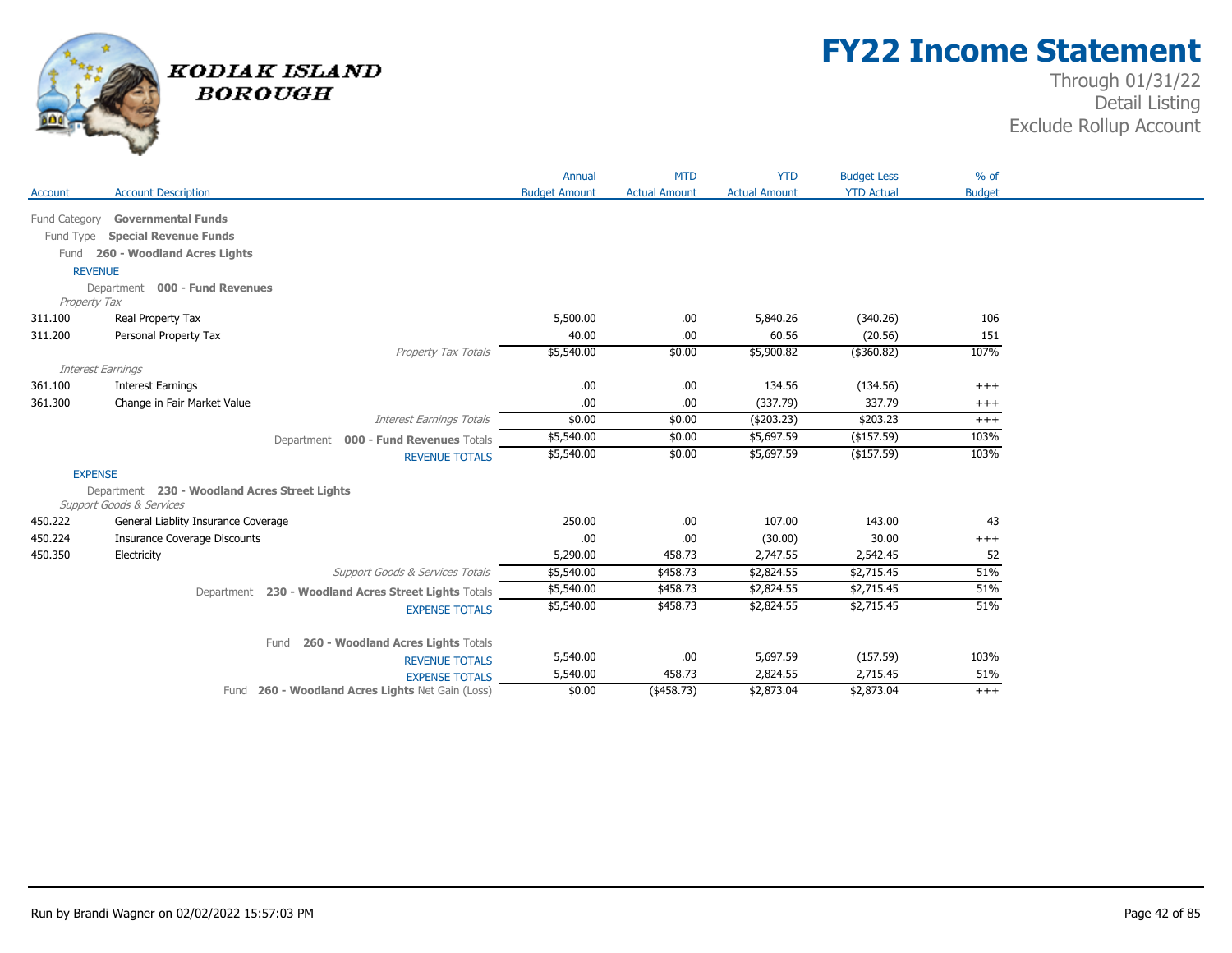# FY22 Income Statement

Through 01/31/22
Detail Listing
Exclude Rollup Account

KODIAK ISLAND BOROUGH

| Account | Account Description | Annual Budget Amount | MTD Actual Amount | YTD Actual Amount | Budget Less YTD Actual | % of Budget |
|---|---|---|---|---|---|---|
| Fund Category **Governmental Funds** | | | | | | |
| Fund Type **Special Revenue Funds** | | | | | | |
| Fund **260 - Woodland Acres Lights** | | | | | | |
| REVENUE | | | | | | |
| Department **000 - Fund Revenues** | | | | | | |
| *Property Tax* | | | | | | |
| 311.100 | Real Property Tax | 5,500.00 | .00 | 5,840.26 | (340.26) | 106 |
| 311.200 | Personal Property Tax | 40.00 | .00 | 60.56 | (20.56) | 151 |
| | *Property Tax Totals* | $5,540.00 | $0.00 | $5,900.82 | ($360.82) | 107% |
| *Interest Earnings* | | | | | | |
| 361.100 | Interest Earnings | .00 | .00 | 134.56 | (134.56) | +++ |
| 361.300 | Change in Fair Market Value | .00 | .00 | (337.79) | 337.79 | +++ |
| | *Interest Earnings Totals* | $0.00 | $0.00 | ($203.23) | $203.23 | +++ |
| | Department **000 - Fund Revenues** Totals | $5,540.00 | $0.00 | $5,697.59 | ($157.59) | 103% |
| | REVENUE TOTALS | $5,540.00 | $0.00 | $5,697.59 | ($157.59) | 103% |
| EXPENSE | | | | | | |
| Department **230 - Woodland Acres Street Lights** | | | | | | |
| *Support Goods & Services* | | | | | | |
| 450.222 | General Liablity Insurance Coverage | 250.00 | .00 | 107.00 | 143.00 | 43 |
| 450.224 | Insurance Coverage Discounts | .00 | .00 | (30.00) | 30.00 | +++ |
| 450.350 | Electricity | 5,290.00 | 458.73 | 2,747.55 | 2,542.45 | 52 |
| | *Support Goods & Services Totals* | $5,540.00 | $458.73 | $2,824.55 | $2,715.45 | 51% |
| | Department **230 - Woodland Acres Street Lights** Totals | $5,540.00 | $458.73 | $2,824.55 | $2,715.45 | 51% |
| | EXPENSE TOTALS | $5,540.00 | $458.73 | $2,824.55 | $2,715.45 | 51% |
| | Fund **260 - Woodland Acres Lights** Totals | | | | | |
| | REVENUE TOTALS | 5,540.00 | .00 | 5,697.59 | (157.59) | 103% |
| | EXPENSE TOTALS | 5,540.00 | 458.73 | 2,824.55 | 2,715.45 | 51% |
| | Fund **260 - Woodland Acres Lights** Net Gain (Loss) | $0.00 | ($458.73) | $2,873.04 | $2,873.04 | +++ |

Run by Brandi Wagner on 02/02/2022 15:57:03 PM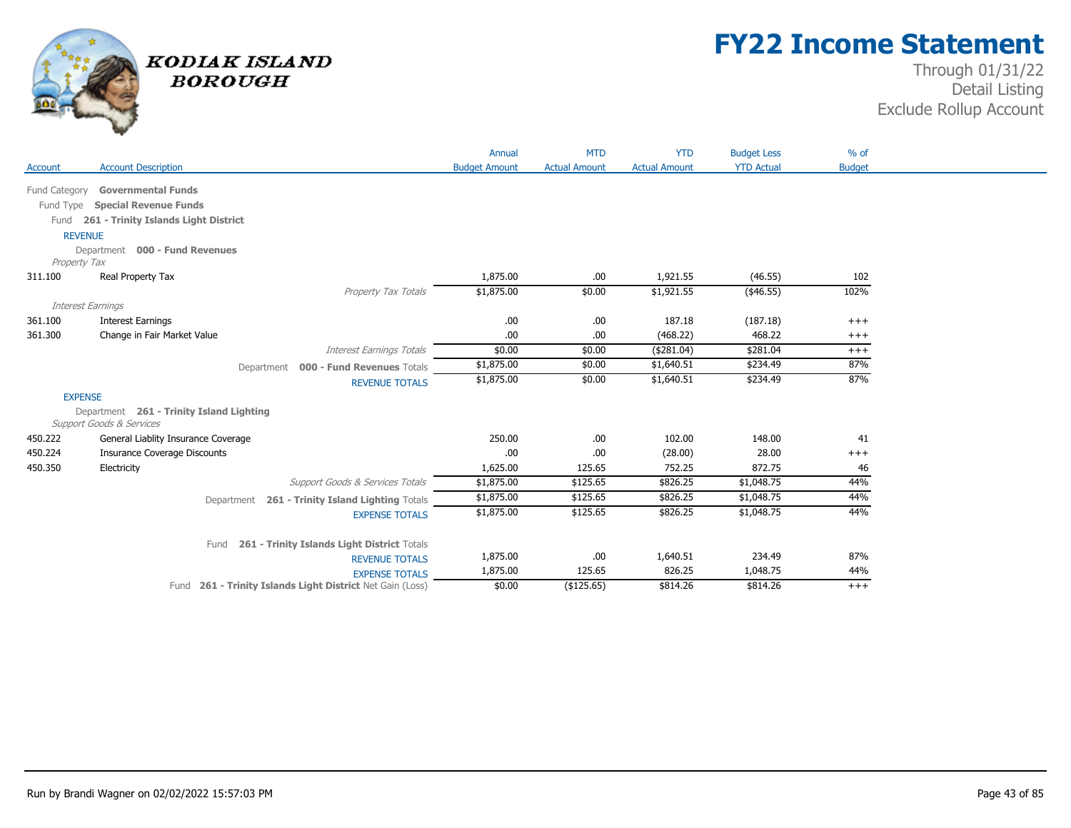# FY22 Income Statement

Through 01/31/22
Detail Listing
Exclude Rollup Account

KODIAK ISLAND BOROUGH

| Account | Account Description | Annual Budget Amount | MTD Actual Amount | YTD Actual Amount | Budget Less YTD Actual | % of Budget |
|---|---|---|---|---|---|---|
| Fund Category | **Governmental Funds** | | | | | |
| Fund Type | **Special Revenue Funds** | | | | | |
| Fund | **261 - Trinity Islands Light District** | | | | | |
| REVENUE | | | | | | |
| Department | **000 - Fund Revenues** | | | | | |
| *Property Tax* | | | | | | |
| 311.100 | Real Property Tax | 1,875.00 | .00 | 1,921.55 | (46.55) | 102 |
| | *Property Tax Totals* | $1,875.00 | $0.00 | $1,921.55 | ($46.55) | 102% |
| *Interest Earnings* | | | | | | |
| 361.100 | Interest Earnings | .00 | .00 | 187.18 | (187.18) | +++ |
| 361.300 | Change in Fair Market Value | .00 | .00 | (468.22) | 468.22 | +++ |
| | *Interest Earnings Totals* | $0.00 | $0.00 | ($281.04) | $281.04 | +++ |
| | Department **000 - Fund Revenues** Totals | $1,875.00 | $0.00 | $1,640.51 | $234.49 | 87% |
| | REVENUE TOTALS | $1,875.00 | $0.00 | $1,640.51 | $234.49 | 87% |
| EXPENSE | | | | | | |
| Department | **261 - Trinity Island Lighting** | | | | | |
| *Support Goods & Services* | | | | | | |
| 450.222 | General Liablity Insurance Coverage | 250.00 | .00 | 102.00 | 148.00 | 41 |
| 450.224 | Insurance Coverage Discounts | .00 | .00 | (28.00) | 28.00 | +++ |
| 450.350 | Electricity | 1,625.00 | 125.65 | 752.25 | 872.75 | 46 |
| | *Support Goods & Services Totals* | $1,875.00 | $125.65 | $826.25 | $1,048.75 | 44% |
| | Department **261 - Trinity Island Lighting** Totals | $1,875.00 | $125.65 | $826.25 | $1,048.75 | 44% |
| | EXPENSE TOTALS | $1,875.00 | $125.65 | $826.25 | $1,048.75 | 44% |
| | Fund **261 - Trinity Islands Light District** Totals | | | | | |
| | REVENUE TOTALS | 1,875.00 | .00 | 1,640.51 | 234.49 | 87% |
| | EXPENSE TOTALS | 1,875.00 | 125.65 | 826.25 | 1,048.75 | 44% |
| | Fund **261 - Trinity Islands Light District** Net Gain (Loss) | $0.00 | ($125.65) | $814.26 | $814.26 | +++ |

Run by Brandi Wagner on 02/02/2022 15:57:03 PM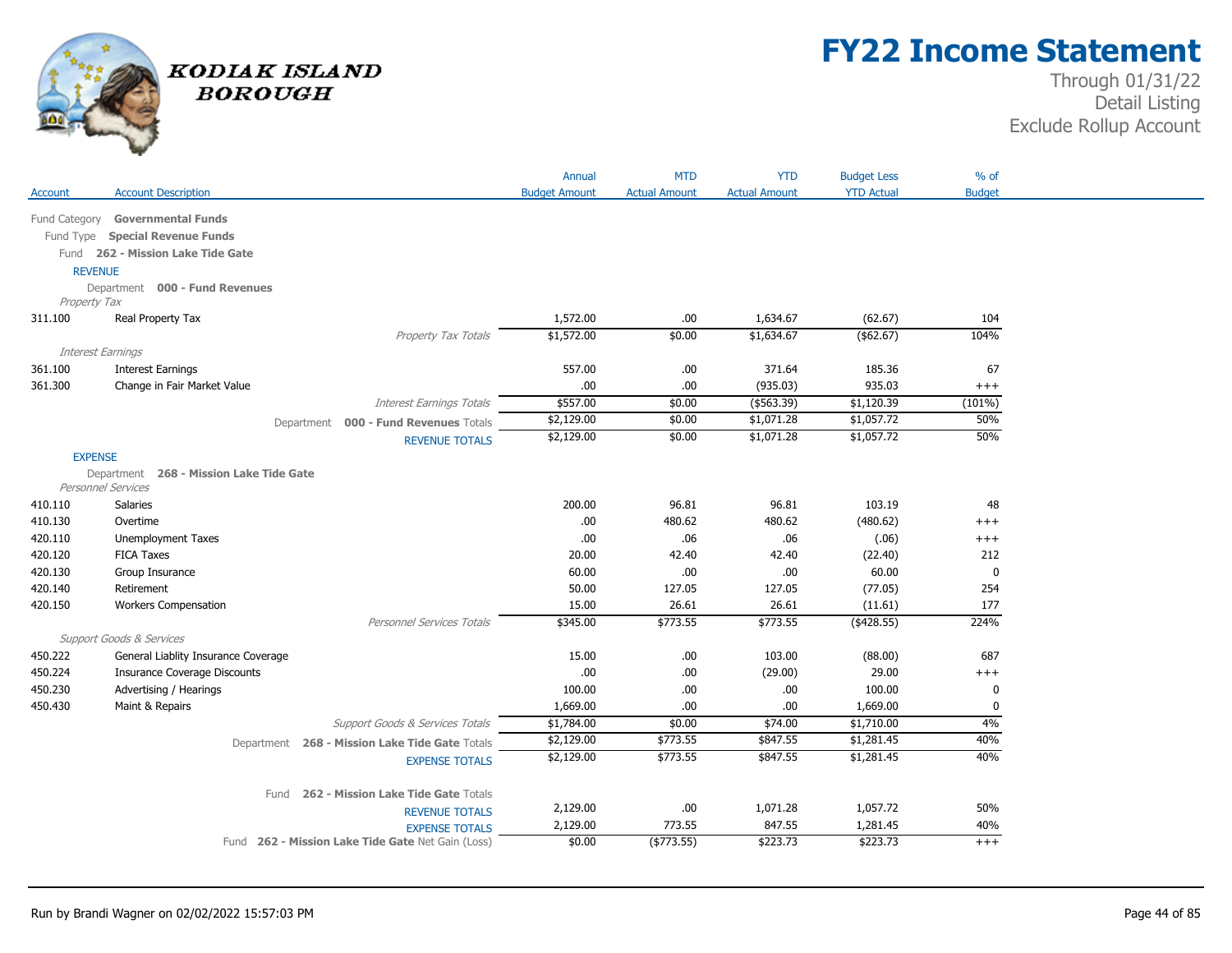# FY22 Income Statement

Through 01/31/22
Detail Listing
Exclude Rollup Account

KODIAK ISLAND BOROUGH

| Account | Account Description | Annual Budget Amount | MTD Actual Amount | YTD Actual Amount | Budget Less YTD Actual | % of Budget |
|---|---|---|---|---|---|---|
| Fund Category | **Governmental Funds** | | | | | |
| Fund Type | **Special Revenue Funds** | | | | | |
| Fund | **262 - Mission Lake Tide Gate** | | | | | |
| REVENUE | | | | | | |
| Department | **000 - Fund Revenues** | | | | | |
| *Property Tax* | | | | | | |
| 311.100 | Real Property Tax | 1,572.00 | .00 | 1,634.67 | (62.67) | 104 |
| | *Property Tax Totals* | $1,572.00 | $0.00 | $1,634.67 | ($62.67) | 104% |
| *Interest Earnings* | | | | | | |
| 361.100 | Interest Earnings | 557.00 | .00 | 371.64 | 185.36 | 67 |
| 361.300 | Change in Fair Market Value | .00 | .00 | (935.03) | 935.03 | +++ |
| | *Interest Earnings Totals* | $557.00 | $0.00 | ($563.39) | $1,120.39 | (101%) |
| | Department **000 - Fund Revenues** Totals | $2,129.00 | $0.00 | $1,071.28 | $1,057.72 | 50% |
| | REVENUE TOTALS | $2,129.00 | $0.00 | $1,071.28 | $1,057.72 | 50% |
| EXPENSE | | | | | | |
| Department | **268 - Mission Lake Tide Gate** | | | | | |
| *Personnel Services* | | | | | | |
| 410.110 | Salaries | 200.00 | 96.81 | 96.81 | 103.19 | 48 |
| 410.130 | Overtime | .00 | 480.62 | 480.62 | (480.62) | +++ |
| 420.110 | Unemployment Taxes | .00 | .06 | .06 | (.06) | +++ |
| 420.120 | FICA Taxes | 20.00 | 42.40 | 42.40 | (22.40) | 212 |
| 420.130 | Group Insurance | 60.00 | .00 | .00 | 60.00 | 0 |
| 420.140 | Retirement | 50.00 | 127.05 | 127.05 | (77.05) | 254 |
| 420.150 | Workers Compensation | 15.00 | 26.61 | 26.61 | (11.61) | 177 |
| | *Personnel Services Totals* | $345.00 | $773.55 | $773.55 | ($428.55) | 224% |
| *Support Goods & Services* | | | | | | |
| 450.222 | General Liablity Insurance Coverage | 15.00 | .00 | 103.00 | (88.00) | 687 |
| 450.224 | Insurance Coverage Discounts | .00 | .00 | (29.00) | 29.00 | +++ |
| 450.230 | Advertising / Hearings | 100.00 | .00 | .00 | 100.00 | 0 |
| 450.430 | Maint & Repairs | 1,669.00 | .00 | .00 | 1,669.00 | 0 |
| | *Support Goods & Services Totals* | $1,784.00 | $0.00 | $74.00 | $1,710.00 | 4% |
| | Department **268 - Mission Lake Tide Gate** Totals | $2,129.00 | $773.55 | $847.55 | $1,281.45 | 40% |
| | EXPENSE TOTALS | $2,129.00 | $773.55 | $847.55 | $1,281.45 | 40% |
| | Fund **262 - Mission Lake Tide Gate** Totals | | | | | |
| | REVENUE TOTALS | 2,129.00 | .00 | 1,071.28 | 1,057.72 | 50% |
| | EXPENSE TOTALS | 2,129.00 | 773.55 | 847.55 | 1,281.45 | 40% |
| | Fund **262 - Mission Lake Tide Gate** Net Gain (Loss) | $0.00 | ($773.55) | $223.73 | $223.73 | +++ |

Run by Brandi Wagner on 02/02/2022 15:57:03 PM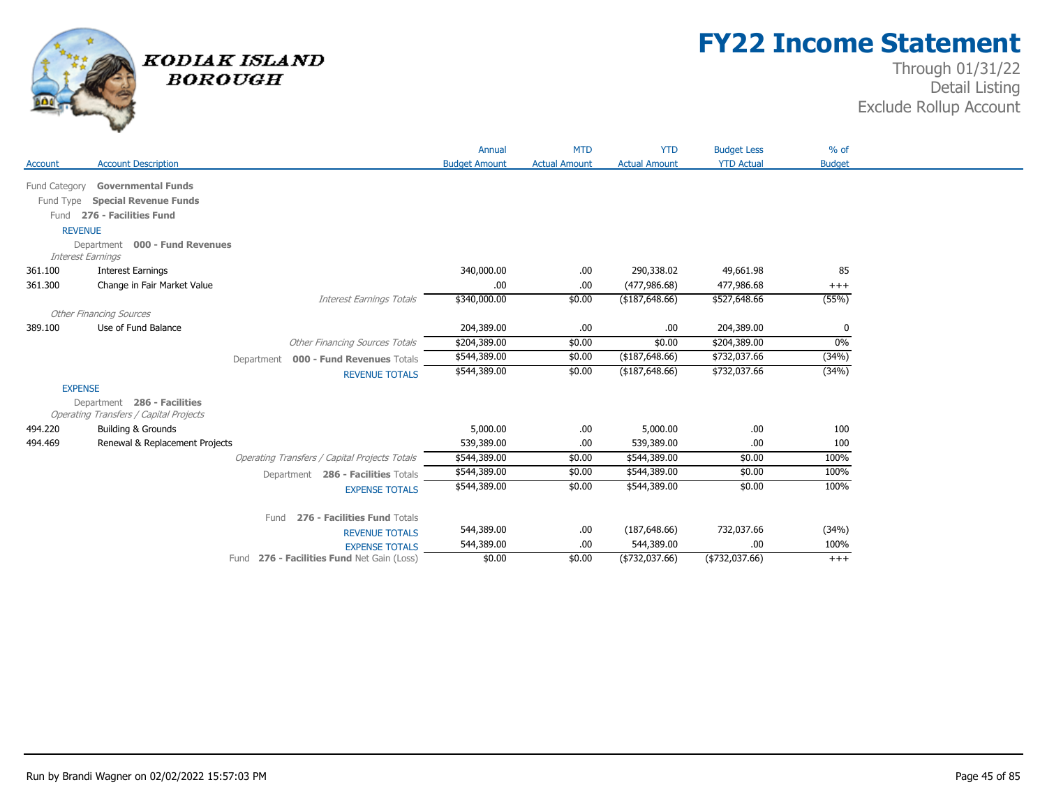# FY22 Income Statement

Through 01/31/22
Detail Listing
Exclude Rollup Account

KODIAK ISLAND BOROUGH

| Account | Account Description | Annual Budget Amount | MTD Actual Amount | YTD Actual Amount | Budget Less YTD Actual | % of Budget |
|---|---|---|---|---|---|---|
| Fund Category | **Governmental Funds** | | | | | |
| Fund Type | **Special Revenue Funds** | | | | | |
| Fund | **276 - Facilities Fund** | | | | | |
| REVENUE | | | | | | |
| Department | **000 - Fund Revenues** | | | | | |
| *Interest Earnings* | | | | | | |
| 361.100 | Interest Earnings | 340,000.00 | .00 | 290,338.02 | 49,661.98 | 85 |
| 361.300 | Change in Fair Market Value | .00 | .00 | (477,986.68) | 477,986.68 | +++ |
| | *Interest Earnings Totals* | $340,000.00 | $0.00 | ($187,648.66) | $527,648.66 | (55%) |
| *Other Financing Sources* | | | | | | |
| 389.100 | Use of Fund Balance | 204,389.00 | .00 | .00 | 204,389.00 | 0 |
| | *Other Financing Sources Totals* | $204,389.00 | $0.00 | $0.00 | $204,389.00 | 0% |
| | Department **000 - Fund Revenues** Totals | $544,389.00 | $0.00 | ($187,648.66) | $732,037.66 | (34%) |
| | REVENUE TOTALS | $544,389.00 | $0.00 | ($187,648.66) | $732,037.66 | (34%) |
| EXPENSE | | | | | | |
| Department | **286 - Facilities** | | | | | |
| *Operating Transfers / Capital Projects* | | | | | | |
| 494.220 | Building & Grounds | 5,000.00 | .00 | 5,000.00 | .00 | 100 |
| 494.469 | Renewal & Replacement Projects | 539,389.00 | .00 | 539,389.00 | .00 | 100 |
| | *Operating Transfers / Capital Projects Totals* | $544,389.00 | $0.00 | $544,389.00 | $0.00 | 100% |
| | Department **286 - Facilities** Totals | $544,389.00 | $0.00 | $544,389.00 | $0.00 | 100% |
| | EXPENSE TOTALS | $544,389.00 | $0.00 | $544,389.00 | $0.00 | 100% |
| | Fund **276 - Facilities Fund** Totals | | | | | |
| | REVENUE TOTALS | 544,389.00 | .00 | (187,648.66) | 732,037.66 | (34%) |
| | EXPENSE TOTALS | 544,389.00 | .00 | 544,389.00 | .00 | 100% |
| | Fund **276 - Facilities Fund** Net Gain (Loss) | $0.00 | $0.00 | ($732,037.66) | ($732,037.66) | +++ |

Run by Brandi Wagner on 02/02/2022 15:57:03 PM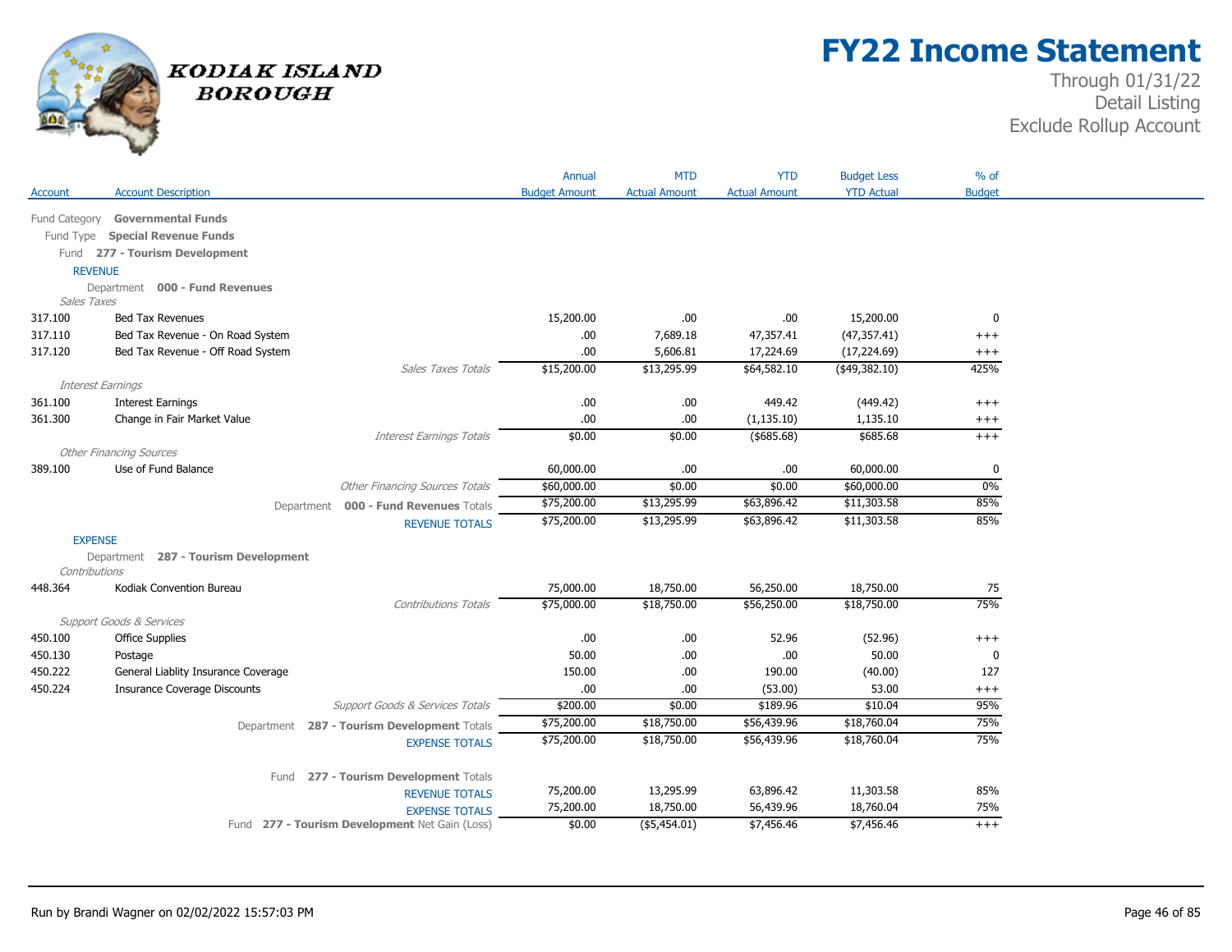# FY22 Income Statement

KODIAK ISLAND BOROUGH

Through 01/31/22
Detail Listing
Exclude Rollup Account

| Account | Account Description | Annual Budget Amount | MTD Actual Amount | YTD Actual Amount | Budget Less YTD Actual | % of Budget |
|---|---|---|---|---|---|---|
| Fund Category | **Governmental Funds** | | | | | |
| Fund Type | **Special Revenue Funds** | | | | | |
| Fund | **277 - Tourism Development** | | | | | |
| REVENUE | | | | | | |
| Department | **000 - Fund Revenues** | | | | | |
| *Sales Taxes* | | | | | | |
| 317.100 | Bed Tax Revenues | 15,200.00 | .00 | .00 | 15,200.00 | 0 |
| 317.110 | Bed Tax Revenue - On Road System | .00 | 7,689.18 | 47,357.41 | (47,357.41) | +++ |
| 317.120 | Bed Tax Revenue - Off Road System | .00 | 5,606.81 | 17,224.69 | (17,224.69) | +++ |
| | *Sales Taxes Totals* | $15,200.00 | $13,295.99 | $64,582.10 | ($49,382.10) | 425% |
| *Interest Earnings* | | | | | | |
| 361.100 | Interest Earnings | .00 | .00 | 449.42 | (449.42) | +++ |
| 361.300 | Change in Fair Market Value | .00 | .00 | (1,135.10) | 1,135.10 | +++ |
| | *Interest Earnings Totals* | $0.00 | $0.00 | ($685.68) | $685.68 | +++ |
| *Other Financing Sources* | | | | | | |
| 389.100 | Use of Fund Balance | 60,000.00 | .00 | .00 | 60,000.00 | 0 |
| | *Other Financing Sources Totals* | $60,000.00 | $0.00 | $0.00 | $60,000.00 | 0% |
| | Department **000 - Fund Revenues** Totals | $75,200.00 | $13,295.99 | $63,896.42 | $11,303.58 | 85% |
| | REVENUE TOTALS | $75,200.00 | $13,295.99 | $63,896.42 | $11,303.58 | 85% |
| EXPENSE | | | | | | |
| Department | **287 - Tourism Development** | | | | | |
| *Contributions* | | | | | | |
| 448.364 | Kodiak Convention Bureau | 75,000.00 | 18,750.00 | 56,250.00 | 18,750.00 | 75 |
| | *Contributions Totals* | $75,000.00 | $18,750.00 | $56,250.00 | $18,750.00 | 75% |
| *Support Goods & Services* | | | | | | |
| 450.100 | Office Supplies | .00 | .00 | 52.96 | (52.96) | +++ |
| 450.130 | Postage | 50.00 | .00 | .00 | 50.00 | 0 |
| 450.222 | General Liablity Insurance Coverage | 150.00 | .00 | 190.00 | (40.00) | 127 |
| 450.224 | Insurance Coverage Discounts | .00 | .00 | (53.00) | 53.00 | +++ |
| | *Support Goods & Services Totals* | $200.00 | $0.00 | $189.96 | $10.04 | 95% |
| | Department **287 - Tourism Development** Totals | $75,200.00 | $18,750.00 | $56,439.96 | $18,760.04 | 75% |
| | EXPENSE TOTALS | $75,200.00 | $18,750.00 | $56,439.96 | $18,760.04 | 75% |
| | Fund **277 - Tourism Development** Totals | | | | | |
| | REVENUE TOTALS | 75,200.00 | 13,295.99 | 63,896.42 | 11,303.58 | 85% |
| | EXPENSE TOTALS | 75,200.00 | 18,750.00 | 56,439.96 | 18,760.04 | 75% |
| | Fund **277 - Tourism Development** Net Gain (Loss) | $0.00 | ($5,454.01) | $7,456.46 | $7,456.46 | +++ |

Run by Brandi Wagner on 02/02/2022 15:57:03 PM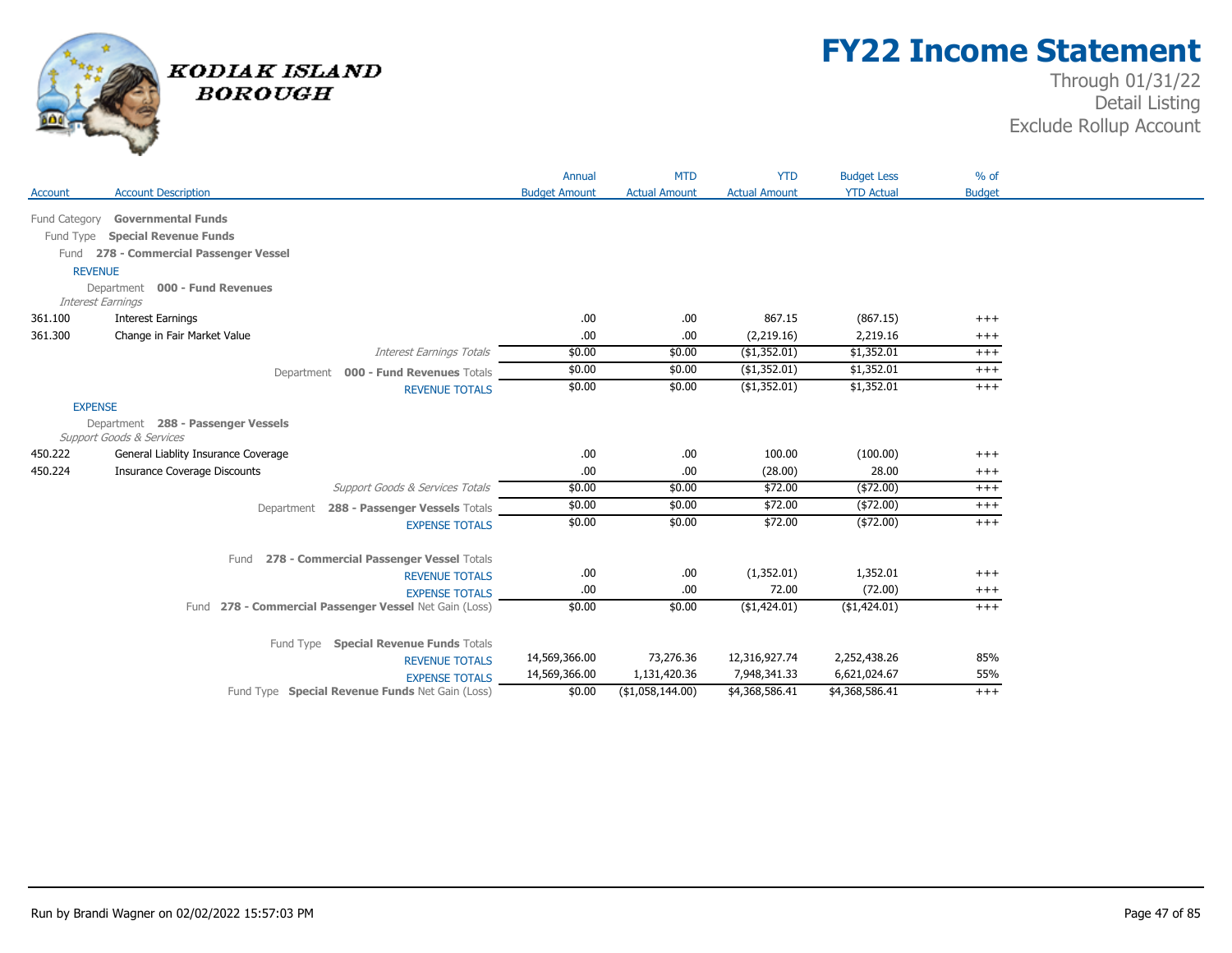# FY22 Income Statement

Through 01/31/22
Detail Listing
Exclude Rollup Account

KODIAK ISLAND BOROUGH

| Account | Account Description | Annual Budget Amount | MTD Actual Amount | YTD Actual Amount | Budget Less YTD Actual | % of Budget |
|---|---|---|---|---|---|---|
| Fund Category | **Governmental Funds** | | | | | |
| Fund Type | **Special Revenue Funds** | | | | | |
| Fund | **278 - Commercial Passenger Vessel** | | | | | |
| REVENUE | | | | | | |
| Department | **000 - Fund Revenues** | | | | | |
| *Interest Earnings* | | | | | | |
| 361.100 | Interest Earnings | .00 | .00 | 867.15 | (867.15) | +++ |
| 361.300 | Change in Fair Market Value | .00 | .00 | (2,219.16) | 2,219.16 | +++ |
| | *Interest Earnings Totals* | $0.00 | $0.00 | ($1,352.01) | $1,352.01 | +++ |
| | Department **000 - Fund Revenues** Totals | $0.00 | $0.00 | ($1,352.01) | $1,352.01 | +++ |
| | REVENUE TOTALS | $0.00 | $0.00 | ($1,352.01) | $1,352.01 | +++ |
| EXPENSE | | | | | | |
| Department | **288 - Passenger Vessels** | | | | | |
| *Support Goods & Services* | | | | | | |
| 450.222 | General Liablity Insurance Coverage | .00 | .00 | 100.00 | (100.00) | +++ |
| 450.224 | Insurance Coverage Discounts | .00 | .00 | (28.00) | 28.00 | +++ |
| | *Support Goods & Services Totals* | $0.00 | $0.00 | $72.00 | ($72.00) | +++ |
| | Department **288 - Passenger Vessels** Totals | $0.00 | $0.00 | $72.00 | ($72.00) | +++ |
| | EXPENSE TOTALS | $0.00 | $0.00 | $72.00 | ($72.00) | +++ |
| | Fund **278 - Commercial Passenger Vessel** Totals | | | | | |
| | REVENUE TOTALS | .00 | .00 | (1,352.01) | 1,352.01 | +++ |
| | EXPENSE TOTALS | .00 | .00 | 72.00 | (72.00) | +++ |
| | Fund **278 - Commercial Passenger Vessel** Net Gain (Loss) | $0.00 | $0.00 | ($1,424.01) | ($1,424.01) | +++ |
| | Fund Type **Special Revenue Funds** Totals | | | | | |
| | REVENUE TOTALS | 14,569,366.00 | 73,276.36 | 12,316,927.74 | 2,252,438.26 | 85% |
| | EXPENSE TOTALS | 14,569,366.00 | 1,131,420.36 | 7,948,341.33 | 6,621,024.67 | 55% |
| | Fund Type **Special Revenue Funds** Net Gain (Loss) | $0.00 | ($1,058,144.00) | $4,368,586.41 | $4,368,586.41 | +++ |

Run by Brandi Wagner on 02/02/2022 15:57:03 PM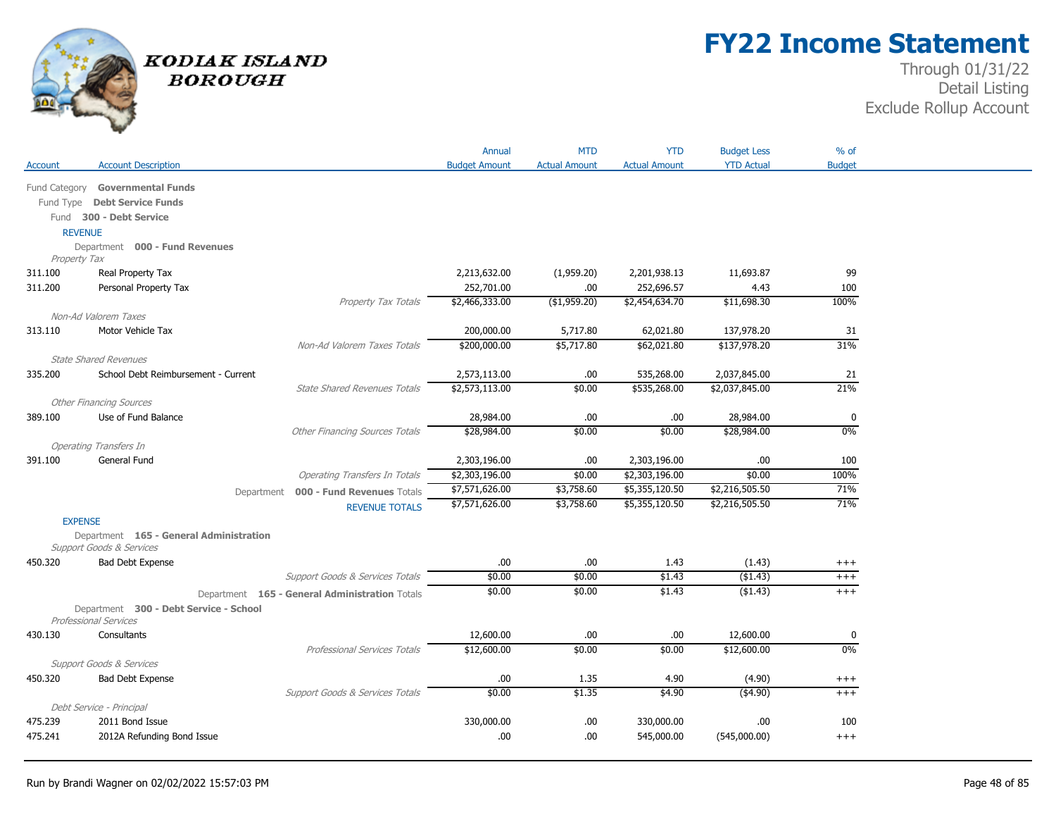# FY22 Income Statement

KODIAK ISLAND BOROUGH

Through 01/31/22
Detail Listing
Exclude Rollup Account

| Account | Account Description | Annual Budget Amount | MTD Actual Amount | YTD Actual Amount | Budget Less YTD Actual | % of Budget |
|---|---|---|---|---|---|---|
| Fund Category **Governmental Funds** | | | | | | |
| Fund Type **Debt Service Funds** | | | | | | |
| Fund **300 - Debt Service** | | | | | | |
| REVENUE | | | | | | |
| Department **000 - Fund Revenues** | | | | | | |
| *Property Tax* | | | | | | |
| 311.100 | Real Property Tax | 2,213,632.00 | (1,959.20) | 2,201,938.13 | 11,693.87 | 99 |
| 311.200 | Personal Property Tax | 252,701.00 | .00 | 252,696.57 | 4.43 | 100 |
| | *Property Tax Totals* | $2,466,333.00 | ($1,959.20) | $2,454,634.70 | $11,698.30 | 100% |
| *Non-Ad Valorem Taxes* | | | | | | |
| 313.110 | Motor Vehicle Tax | 200,000.00 | 5,717.80 | 62,021.80 | 137,978.20 | 31 |
| | *Non-Ad Valorem Taxes Totals* | $200,000.00 | $5,717.80 | $62,021.80 | $137,978.20 | 31% |
| *State Shared Revenues* | | | | | | |
| 335.200 | School Debt Reimbursement - Current | 2,573,113.00 | .00 | 535,268.00 | 2,037,845.00 | 21 |
| | *State Shared Revenues Totals* | $2,573,113.00 | $0.00 | $535,268.00 | $2,037,845.00 | 21% |
| *Other Financing Sources* | | | | | | |
| 389.100 | Use of Fund Balance | 28,984.00 | .00 | .00 | 28,984.00 | 0 |
| | *Other Financing Sources Totals* | $28,984.00 | $0.00 | $0.00 | $28,984.00 | 0% |
| *Operating Transfers In* | | | | | | |
| 391.100 | General Fund | 2,303,196.00 | .00 | 2,303,196.00 | .00 | 100 |
| | *Operating Transfers In Totals* | $2,303,196.00 | $0.00 | $2,303,196.00 | $0.00 | 100% |
| | Department **000 - Fund Revenues** Totals | $7,571,626.00 | $3,758.60 | $5,355,120.50 | $2,216,505.50 | 71% |
| | REVENUE TOTALS | $7,571,626.00 | $3,758.60 | $5,355,120.50 | $2,216,505.50 | 71% |
| EXPENSE | | | | | | |
| Department **165 - General Administration** | | | | | | |
| *Support Goods & Services* | | | | | | |
| 450.320 | Bad Debt Expense | .00 | .00 | 1.43 | (1.43) | +++ |
| | *Support Goods & Services Totals* | $0.00 | $0.00 | $1.43 | ($1.43) | +++ |
| | Department **165 - General Administration** Totals | $0.00 | $0.00 | $1.43 | ($1.43) | +++ |
| Department **300 - Debt Service - School** | | | | | | |
| *Professional Services* | | | | | | |
| 430.130 | Consultants | 12,600.00 | .00 | .00 | 12,600.00 | 0 |
| | *Professional Services Totals* | $12,600.00 | $0.00 | $0.00 | $12,600.00 | 0% |
| *Support Goods & Services* | | | | | | |
| 450.320 | Bad Debt Expense | .00 | 1.35 | 4.90 | (4.90) | +++ |
| | *Support Goods & Services Totals* | $0.00 | $1.35 | $4.90 | ($4.90) | +++ |
| *Debt Service - Principal* | | | | | | |
| 475.239 | 2011 Bond Issue | 330,000.00 | .00 | 330,000.00 | .00 | 100 |
| 475.241 | 2012A Refunding Bond Issue | .00 | .00 | 545,000.00 | (545,000.00) | +++ |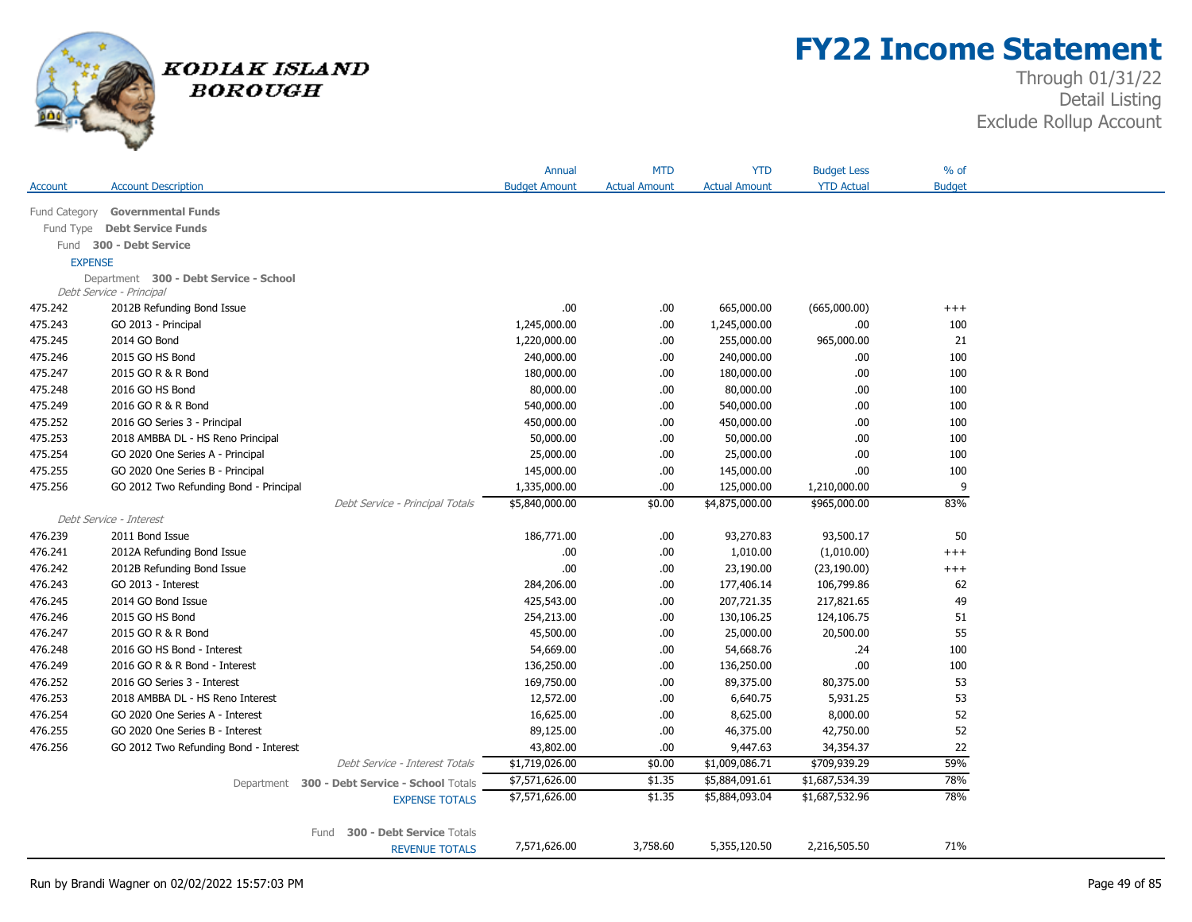# FY22 Income Statement

Through 01/31/22
Detail Listing
Exclude Rollup Account

KODIAK ISLAND BOROUGH

| Account | Account Description | Annual Budget Amount | MTD Actual Amount | YTD Actual Amount | Budget Less YTD Actual | % of Budget |
|---|---|---|---|---|---|---|
| Fund Category **Governmental Funds** | | | | | | |
| Fund Type **Debt Service Funds** | | | | | | |
| Fund **300 - Debt Service** | | | | | | |
| EXPENSE | | | | | | |
| Department **300 - Debt Service - School** | | | | | | |
| *Debt Service - Principal* | | | | | | |
| 475.242 | 2012B Refunding Bond Issue | .00 | .00 | 665,000.00 | (665,000.00) | +++ |
| 475.243 | GO 2013 - Principal | 1,245,000.00 | .00 | 1,245,000.00 | .00 | 100 |
| 475.245 | 2014 GO Bond | 1,220,000.00 | .00 | 255,000.00 | 965,000.00 | 21 |
| 475.246 | 2015 GO HS Bond | 240,000.00 | .00 | 240,000.00 | .00 | 100 |
| 475.247 | 2015 GO R & R Bond | 180,000.00 | .00 | 180,000.00 | .00 | 100 |
| 475.248 | 2016 GO HS Bond | 80,000.00 | .00 | 80,000.00 | .00 | 100 |
| 475.249 | 2016 GO R & R Bond | 540,000.00 | .00 | 540,000.00 | .00 | 100 |
| 475.252 | 2016 GO Series 3 - Principal | 450,000.00 | .00 | 450,000.00 | .00 | 100 |
| 475.253 | 2018 AMBBA DL - HS Reno Principal | 50,000.00 | .00 | 50,000.00 | .00 | 100 |
| 475.254 | GO 2020 One Series A - Principal | 25,000.00 | .00 | 25,000.00 | .00 | 100 |
| 475.255 | GO 2020 One Series B - Principal | 145,000.00 | .00 | 145,000.00 | .00 | 100 |
| 475.256 | GO 2012 Two Refunding Bond - Principal | 1,335,000.00 | .00 | 125,000.00 | 1,210,000.00 | 9 |
| | *Debt Service - Principal Totals* | $5,840,000.00 | $0.00 | $4,875,000.00 | $965,000.00 | 83% |
| *Debt Service - Interest* | | | | | | |
| 476.239 | 2011 Bond Issue | 186,771.00 | .00 | 93,270.83 | 93,500.17 | 50 |
| 476.241 | 2012A Refunding Bond Issue | .00 | .00 | 1,010.00 | (1,010.00) | +++ |
| 476.242 | 2012B Refunding Bond Issue | .00 | .00 | 23,190.00 | (23,190.00) | +++ |
| 476.243 | GO 2013 - Interest | 284,206.00 | .00 | 177,406.14 | 106,799.86 | 62 |
| 476.245 | 2014 GO Bond Issue | 425,543.00 | .00 | 207,721.35 | 217,821.65 | 49 |
| 476.246 | 2015 GO HS Bond | 254,213.00 | .00 | 130,106.25 | 124,106.75 | 51 |
| 476.247 | 2015 GO R & R Bond | 45,500.00 | .00 | 25,000.00 | 20,500.00 | 55 |
| 476.248 | 2016 GO HS Bond - Interest | 54,669.00 | .00 | 54,668.76 | .24 | 100 |
| 476.249 | 2016 GO R & R Bond - Interest | 136,250.00 | .00 | 136,250.00 | .00 | 100 |
| 476.252 | 2016 GO Series 3 - Interest | 169,750.00 | .00 | 89,375.00 | 80,375.00 | 53 |
| 476.253 | 2018 AMBBA DL - HS Reno Interest | 12,572.00 | .00 | 6,640.75 | 5,931.25 | 53 |
| 476.254 | GO 2020 One Series A - Interest | 16,625.00 | .00 | 8,625.00 | 8,000.00 | 52 |
| 476.255 | GO 2020 One Series B - Interest | 89,125.00 | .00 | 46,375.00 | 42,750.00 | 52 |
| 476.256 | GO 2012 Two Refunding Bond - Interest | 43,802.00 | .00 | 9,447.63 | 34,354.37 | 22 |
| | *Debt Service - Interest Totals* | $1,719,026.00 | $0.00 | $1,009,086.71 | $709,939.29 | 59% |
| | Department **300 - Debt Service - School** Totals | $7,571,626.00 | $1.35 | $5,884,091.61 | $1,687,534.39 | 78% |
| | EXPENSE TOTALS | $7,571,626.00 | $1.35 | $5,884,093.04 | $1,687,532.96 | 78% |
| | Fund **300 - Debt Service** Totals | | | | | |
| | REVENUE TOTALS | 7,571,626.00 | 3,758.60 | 5,355,120.50 | 2,216,505.50 | 71% |

Run by Brandi Wagner on 02/02/2022 15:57:03 PM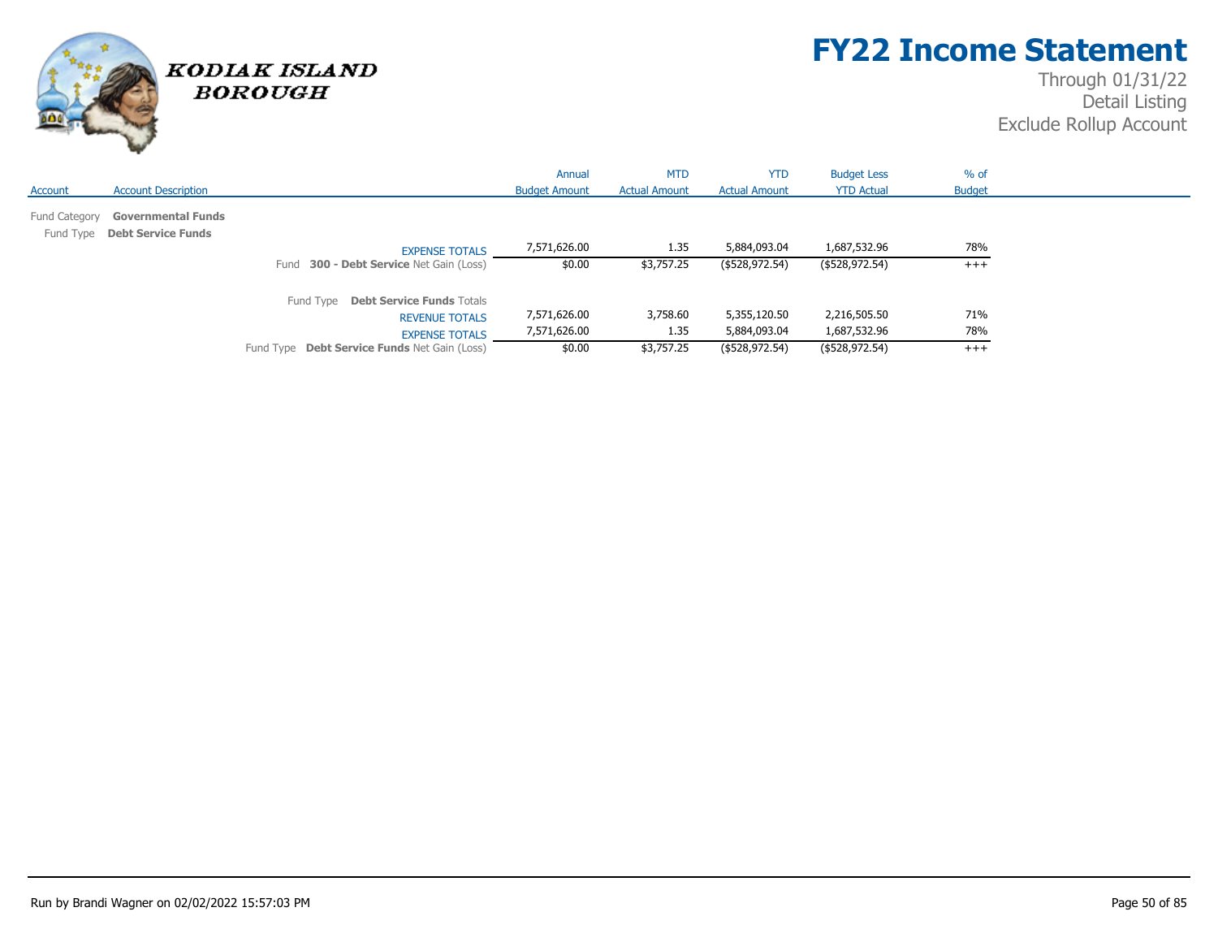# FY22 Income Statement

Through 01/31/22
Detail Listing
Exclude Rollup Account

KODIAK ISLAND BOROUGH

| Account | Account Description | Annual Budget Amount | MTD Actual Amount | YTD Actual Amount | Budget Less YTD Actual | % of Budget |
|---|---|---|---|---|---|---|
| Fund Category | **Governmental Funds** | | | | | |
| Fund Type | **Debt Service Funds** | | | | | |
| | EXPENSE TOTALS | 7,571,626.00 | 1.35 | 5,884,093.04 | 1,687,532.96 | 78% |
| | Fund **300 - Debt Service** Net Gain (Loss) | $0.00 | $3,757.25 | ($528,972.54) | ($528,972.54) | +++ |
| | Fund Type **Debt Service Funds** Totals | | | | | |
| | REVENUE TOTALS | 7,571,626.00 | 3,758.60 | 5,355,120.50 | 2,216,505.50 | 71% |
| | EXPENSE TOTALS | 7,571,626.00 | 1.35 | 5,884,093.04 | 1,687,532.96 | 78% |
| | Fund Type **Debt Service Funds** Net Gain (Loss) | $0.00 | $3,757.25 | ($528,972.54) | ($528,972.54) | +++ |

Run by Brandi Wagner on 02/02/2022 15:57:03 PM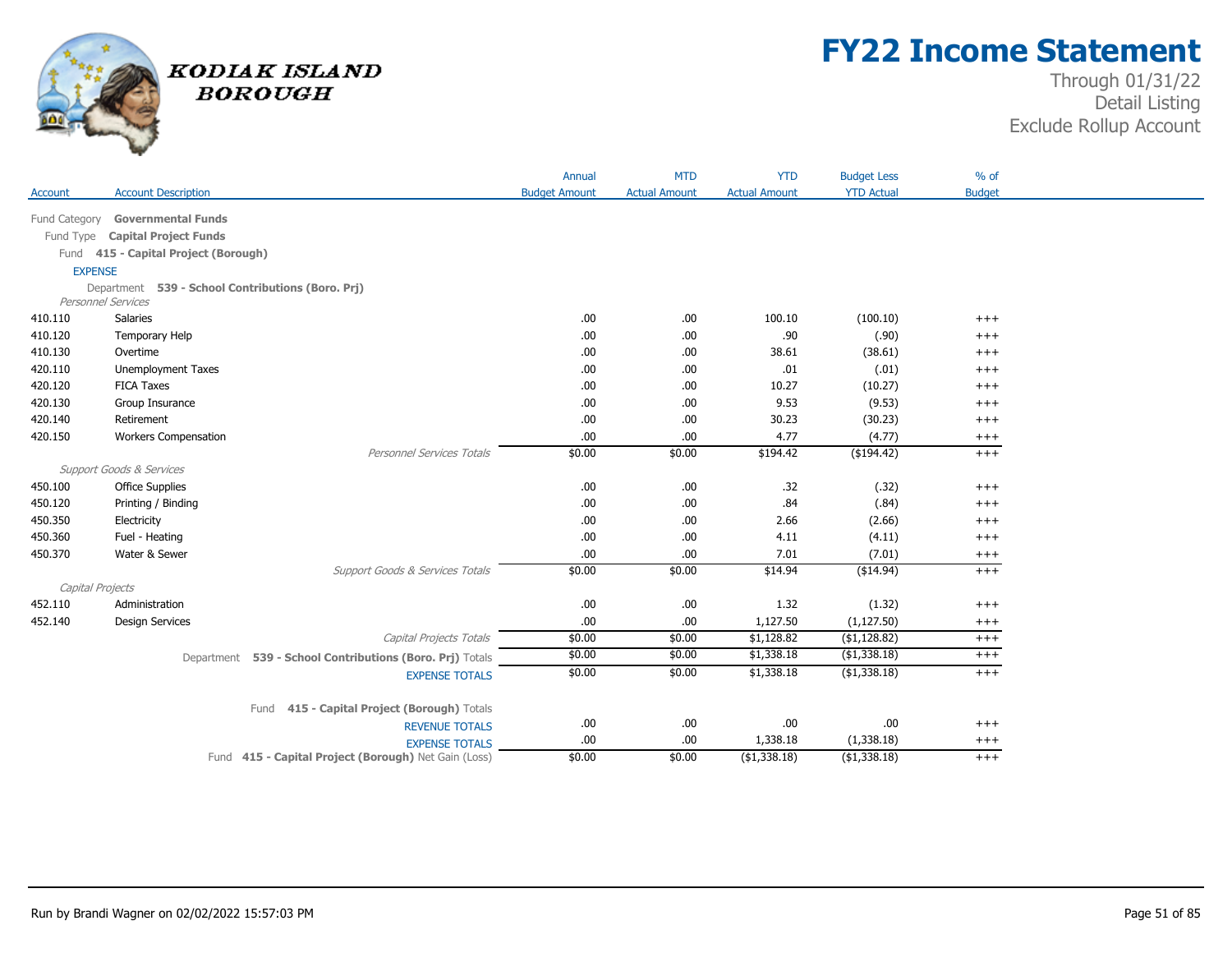# FY22 Income Statement

Through 01/31/22
Detail Listing
Exclude Rollup Account

KODIAK ISLAND BOROUGH

| Account | Account Description | Annual Budget Amount | MTD Actual Amount | YTD Actual Amount | Budget Less YTD Actual | % of Budget |
|---|---|---|---|---|---|---|
| Fund Category | **Governmental Funds** | | | | | |
| Fund Type | **Capital Project Funds** | | | | | |
| Fund | **415 - Capital Project (Borough)** | | | | | |
| EXPENSE | | | | | | |
| Department | **539 - School Contributions (Boro. Prj)** | | | | | |
| *Personnel Services* | | | | | | |
| 410.110 | Salaries | .00 | .00 | 100.10 | (100.10) | +++ |
| 410.120 | Temporary Help | .00 | .00 | .90 | (.90) | +++ |
| 410.130 | Overtime | .00 | .00 | 38.61 | (38.61) | +++ |
| 420.110 | Unemployment Taxes | .00 | .00 | .01 | (.01) | +++ |
| 420.120 | FICA Taxes | .00 | .00 | 10.27 | (10.27) | +++ |
| 420.130 | Group Insurance | .00 | .00 | 9.53 | (9.53) | +++ |
| 420.140 | Retirement | .00 | .00 | 30.23 | (30.23) | +++ |
| 420.150 | Workers Compensation | .00 | .00 | 4.77 | (4.77) | +++ |
| | *Personnel Services Totals* | $0.00 | $0.00 | $194.42 | ($194.42) | +++ |
| *Support Goods & Services* | | | | | | |
| 450.100 | Office Supplies | .00 | .00 | .32 | (.32) | +++ |
| 450.120 | Printing / Binding | .00 | .00 | .84 | (.84) | +++ |
| 450.350 | Electricity | .00 | .00 | 2.66 | (2.66) | +++ |
| 450.360 | Fuel - Heating | .00 | .00 | 4.11 | (4.11) | +++ |
| 450.370 | Water & Sewer | .00 | .00 | 7.01 | (7.01) | +++ |
| | *Support Goods & Services Totals* | $0.00 | $0.00 | $14.94 | ($14.94) | +++ |
| *Capital Projects* | | | | | | |
| 452.110 | Administration | .00 | .00 | 1.32 | (1.32) | +++ |
| 452.140 | Design Services | .00 | .00 | 1,127.50 | (1,127.50) | +++ |
| | *Capital Projects Totals* | $0.00 | $0.00 | $1,128.82 | ($1,128.82) | +++ |
| | Department **539 - School Contributions (Boro. Prj)** Totals | $0.00 | $0.00 | $1,338.18 | ($1,338.18) | +++ |
| | EXPENSE TOTALS | $0.00 | $0.00 | $1,338.18 | ($1,338.18) | +++ |
| | Fund **415 - Capital Project (Borough)** Totals | | | | | |
| | REVENUE TOTALS | .00 | .00 | .00 | .00 | +++ |
| | EXPENSE TOTALS | .00 | .00 | 1,338.18 | (1,338.18) | +++ |
| | Fund **415 - Capital Project (Borough)** Net Gain (Loss) | $0.00 | $0.00 | ($1,338.18) | ($1,338.18) | +++ |

Run by Brandi Wagner on 02/02/2022 15:57:03 PM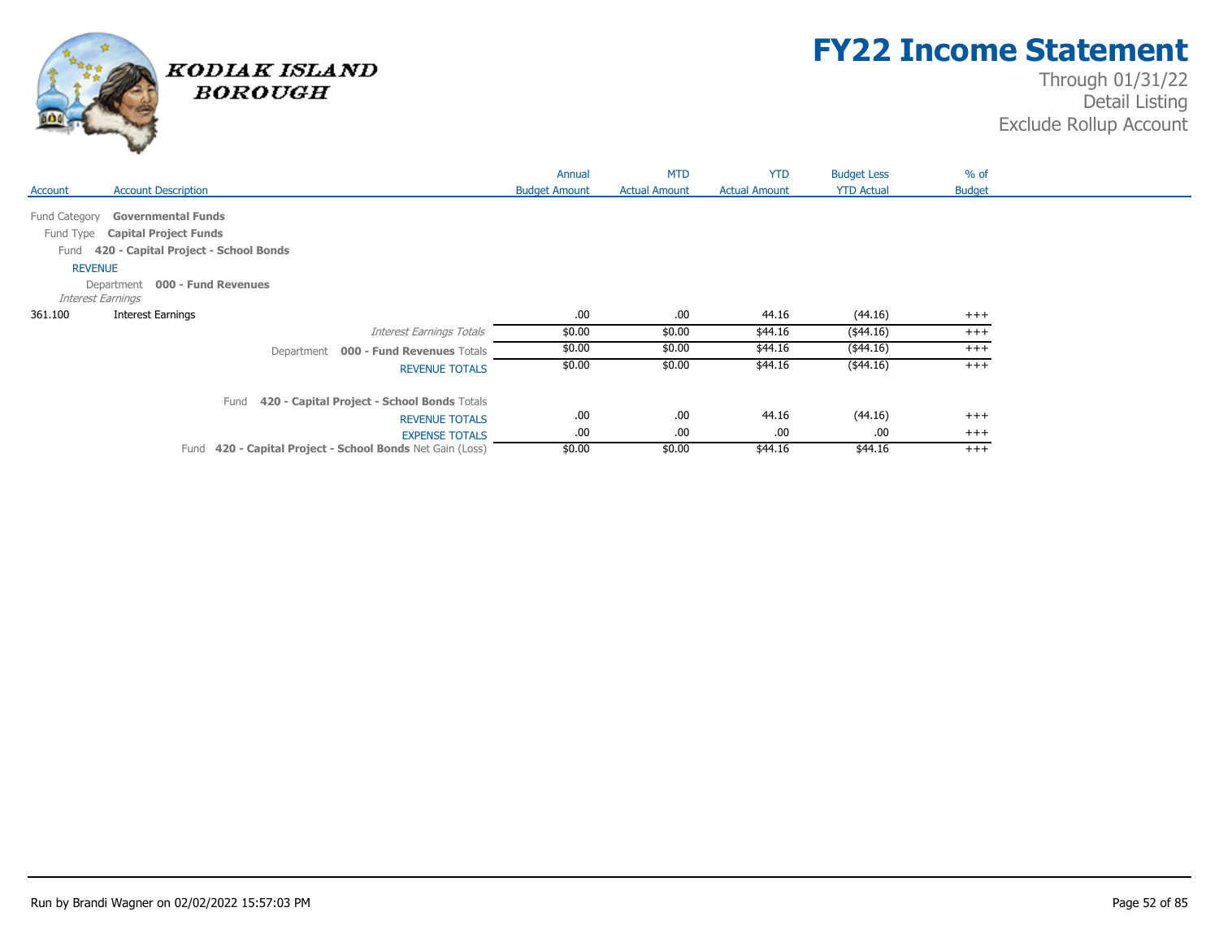# FY22 Income Statement

Through 01/31/22
Detail Listing
Exclude Rollup Account

KODIAK ISLAND BOROUGH

| Account | Account Description | Annual Budget Amount | MTD Actual Amount | YTD Actual Amount | Budget Less YTD Actual | % of Budget |
|---|---|---|---|---|---|---|
| Fund Category | **Governmental Funds** | | | | | |
| Fund Type | **Capital Project Funds** | | | | | |
| Fund | **420 - Capital Project - School Bonds** | | | | | |
| REVENUE | | | | | | |
| Department | **000 - Fund Revenues** | | | | | |
| *Interest Earnings* | | | | | | |
| 361.100 | Interest Earnings | .00 | .00 | 44.16 | (44.16) | +++ |
| | *Interest Earnings Totals* | $0.00 | $0.00 | $44.16 | ($44.16) | +++ |
| | Department **000 - Fund Revenues** Totals | $0.00 | $0.00 | $44.16 | ($44.16) | +++ |
| | REVENUE TOTALS | $0.00 | $0.00 | $44.16 | ($44.16) | +++ |
| | Fund **420 - Capital Project - School Bonds** Totals | | | | | |
| | REVENUE TOTALS | .00 | .00 | 44.16 | (44.16) | +++ |
| | EXPENSE TOTALS | .00 | .00 | .00 | .00 | +++ |
| | Fund **420 - Capital Project - School Bonds** Net Gain (Loss) | $0.00 | $0.00 | $44.16 | $44.16 | +++ |

Run by Brandi Wagner on 02/02/2022 15:57:03 PM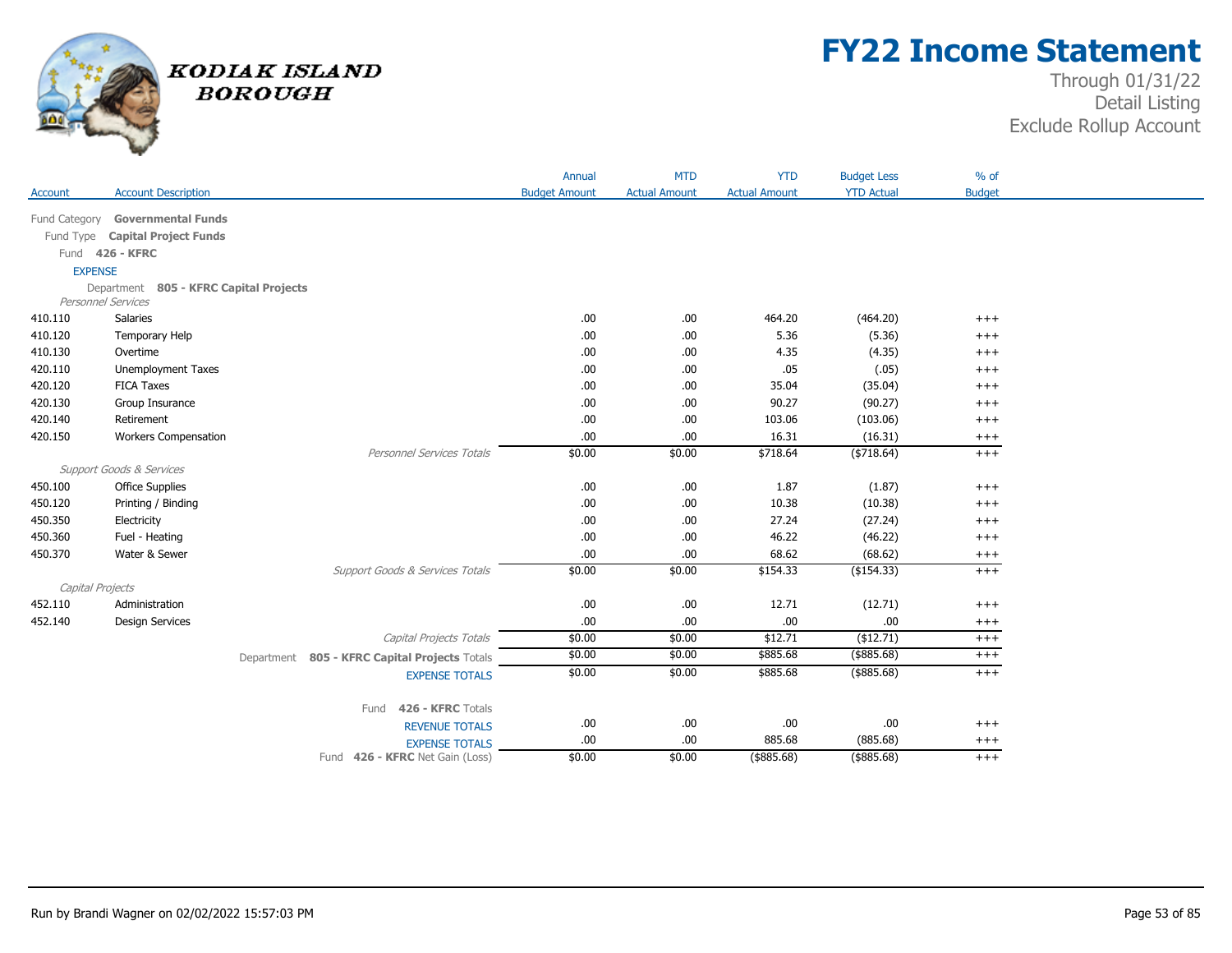# FY22 Income Statement

Through 01/31/22
Detail Listing
Exclude Rollup Account

KODIAK ISLAND BOROUGH

| Account | Account Description | Annual Budget Amount | MTD Actual Amount | YTD Actual Amount | Budget Less YTD Actual | % of Budget |
|---|---|---|---|---|---|---|
| Fund Category | **Governmental Funds** | | | | | |
| Fund Type | **Capital Project Funds** | | | | | |
| Fund | **426 - KFRC** | | | | | |
| EXPENSE | | | | | | |
| Department | **805 - KFRC Capital Projects** | | | | | |
| *Personnel Services* | | | | | | |
| 410.110 | Salaries | .00 | .00 | 464.20 | (464.20) | +++ |
| 410.120 | Temporary Help | .00 | .00 | 5.36 | (5.36) | +++ |
| 410.130 | Overtime | .00 | .00 | 4.35 | (4.35) | +++ |
| 420.110 | Unemployment Taxes | .00 | .00 | .05 | (.05) | +++ |
| 420.120 | FICA Taxes | .00 | .00 | 35.04 | (35.04) | +++ |
| 420.130 | Group Insurance | .00 | .00 | 90.27 | (90.27) | +++ |
| 420.140 | Retirement | .00 | .00 | 103.06 | (103.06) | +++ |
| 420.150 | Workers Compensation | .00 | .00 | 16.31 | (16.31) | +++ |
| | *Personnel Services Totals* | $0.00 | $0.00 | $718.64 | ($718.64) | +++ |
| *Support Goods & Services* | | | | | | |
| 450.100 | Office Supplies | .00 | .00 | 1.87 | (1.87) | +++ |
| 450.120 | Printing / Binding | .00 | .00 | 10.38 | (10.38) | +++ |
| 450.350 | Electricity | .00 | .00 | 27.24 | (27.24) | +++ |
| 450.360 | Fuel - Heating | .00 | .00 | 46.22 | (46.22) | +++ |
| 450.370 | Water & Sewer | .00 | .00 | 68.62 | (68.62) | +++ |
| | *Support Goods & Services Totals* | $0.00 | $0.00 | $154.33 | ($154.33) | +++ |
| *Capital Projects* | | | | | | |
| 452.110 | Administration | .00 | .00 | 12.71 | (12.71) | +++ |
| 452.140 | Design Services | .00 | .00 | .00 | .00 | +++ |
| | *Capital Projects Totals* | $0.00 | $0.00 | $12.71 | ($12.71) | +++ |
| | Department **805 - KFRC Capital Projects** Totals | $0.00 | $0.00 | $885.68 | ($885.68) | +++ |
| | EXPENSE TOTALS | $0.00 | $0.00 | $885.68 | ($885.68) | +++ |
| | Fund **426 - KFRC** Totals | | | | | |
| | REVENUE TOTALS | .00 | .00 | .00 | .00 | +++ |
| | EXPENSE TOTALS | .00 | .00 | 885.68 | (885.68) | +++ |
| | Fund **426 - KFRC** Net Gain (Loss) | $0.00 | $0.00 | ($885.68) | ($885.68) | +++ |

Run by Brandi Wagner on 02/02/2022 15:57:03 PM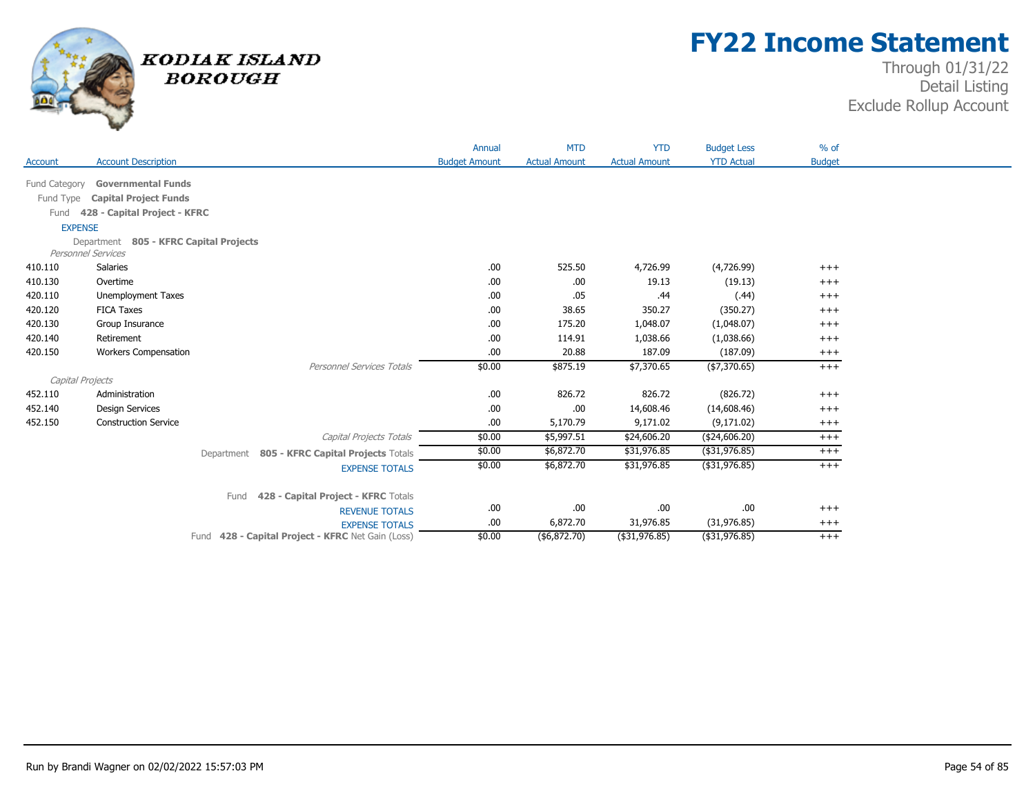# FY22 Income Statement

Through 01/31/22
Detail Listing
Exclude Rollup Account

KODIAK ISLAND BOROUGH

| Account | Account Description | Annual Budget Amount | MTD Actual Amount | YTD Actual Amount | Budget Less YTD Actual | % of Budget |
|---|---|---|---|---|---|---|
| Fund Category | **Governmental Funds** | | | | | |
| Fund Type | **Capital Project Funds** | | | | | |
| Fund | **428 - Capital Project - KFRC** | | | | | |
| EXPENSE | | | | | | |
| Department | **805 - KFRC Capital Projects** | | | | | |
| *Personnel Services* | | | | | | |
| 410.110 | Salaries | .00 | 525.50 | 4,726.99 | (4,726.99) | +++ |
| 410.130 | Overtime | .00 | .00 | 19.13 | (19.13) | +++ |
| 420.110 | Unemployment Taxes | .00 | .05 | .44 | (.44) | +++ |
| 420.120 | FICA Taxes | .00 | 38.65 | 350.27 | (350.27) | +++ |
| 420.130 | Group Insurance | .00 | 175.20 | 1,048.07 | (1,048.07) | +++ |
| 420.140 | Retirement | .00 | 114.91 | 1,038.66 | (1,038.66) | +++ |
| 420.150 | Workers Compensation | .00 | 20.88 | 187.09 | (187.09) | +++ |
| | *Personnel Services Totals* | $0.00 | $875.19 | $7,370.65 | ($7,370.65) | +++ |
| *Capital Projects* | | | | | | |
| 452.110 | Administration | .00 | 826.72 | 826.72 | (826.72) | +++ |
| 452.140 | Design Services | .00 | .00 | 14,608.46 | (14,608.46) | +++ |
| 452.150 | Construction Service | .00 | 5,170.79 | 9,171.02 | (9,171.02) | +++ |
| | *Capital Projects Totals* | $0.00 | $5,997.51 | $24,606.20 | ($24,606.20) | +++ |
| | Department **805 - KFRC Capital Projects** Totals | $0.00 | $6,872.70 | $31,976.85 | ($31,976.85) | +++ |
| | EXPENSE TOTALS | $0.00 | $6,872.70 | $31,976.85 | ($31,976.85) | +++ |
| | Fund **428 - Capital Project - KFRC** Totals | | | | | |
| | REVENUE TOTALS | .00 | .00 | .00 | .00 | +++ |
| | EXPENSE TOTALS | .00 | 6,872.70 | 31,976.85 | (31,976.85) | +++ |
| | Fund **428 - Capital Project - KFRC** Net Gain (Loss) | $0.00 | ($6,872.70) | ($31,976.85) | ($31,976.85) | +++ |

Run by Brandi Wagner on 02/02/2022 15:57:03 PM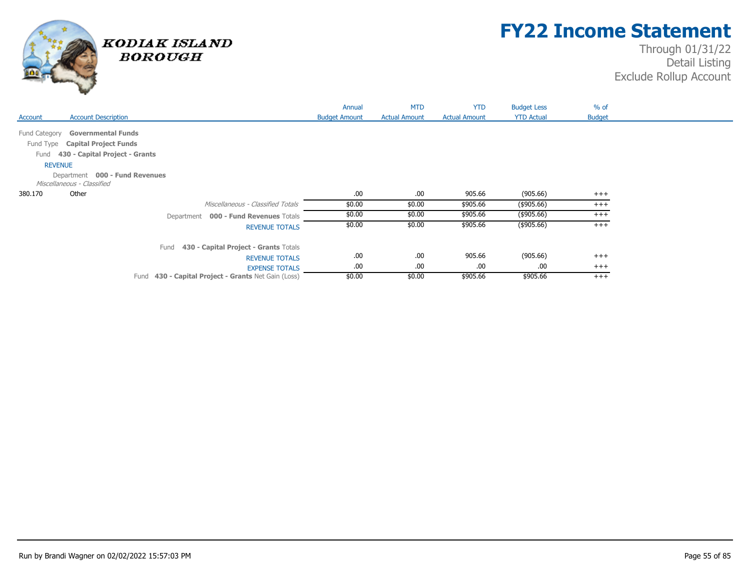# FY22 Income Statement

Through 01/31/22
Detail Listing
Exclude Rollup Account

KODIAK ISLAND BOROUGH

| Account | Account Description | Annual Budget Amount | MTD Actual Amount | YTD Actual Amount | Budget Less YTD Actual | % of Budget |
|---|---|---|---|---|---|---|
| Fund Category | **Governmental Funds** | | | | | |
| Fund Type | **Capital Project Funds** | | | | | |
| Fund | **430 - Capital Project - Grants** | | | | | |
| REVENUE | | | | | | |
| Department | **000 - Fund Revenues** | | | | | |
| *Miscellaneous - Classified* | | | | | | |
| 380.170 | Other | .00 | .00 | 905.66 | (905.66) | +++ |
| | *Miscellaneous - Classified Totals* | $0.00 | $0.00 | $905.66 | ($905.66) | +++ |
| | Department **000 - Fund Revenues** Totals | $0.00 | $0.00 | $905.66 | ($905.66) | +++ |
| | REVENUE TOTALS | $0.00 | $0.00 | $905.66 | ($905.66) | +++ |
| | Fund **430 - Capital Project - Grants** Totals | | | | | |
| | REVENUE TOTALS | .00 | .00 | 905.66 | (905.66) | +++ |
| | EXPENSE TOTALS | .00 | .00 | .00 | .00 | +++ |
| | Fund **430 - Capital Project - Grants** Net Gain (Loss) | $0.00 | $0.00 | $905.66 | $905.66 | +++ |

Run by Brandi Wagner on 02/02/2022 15:57:03 PM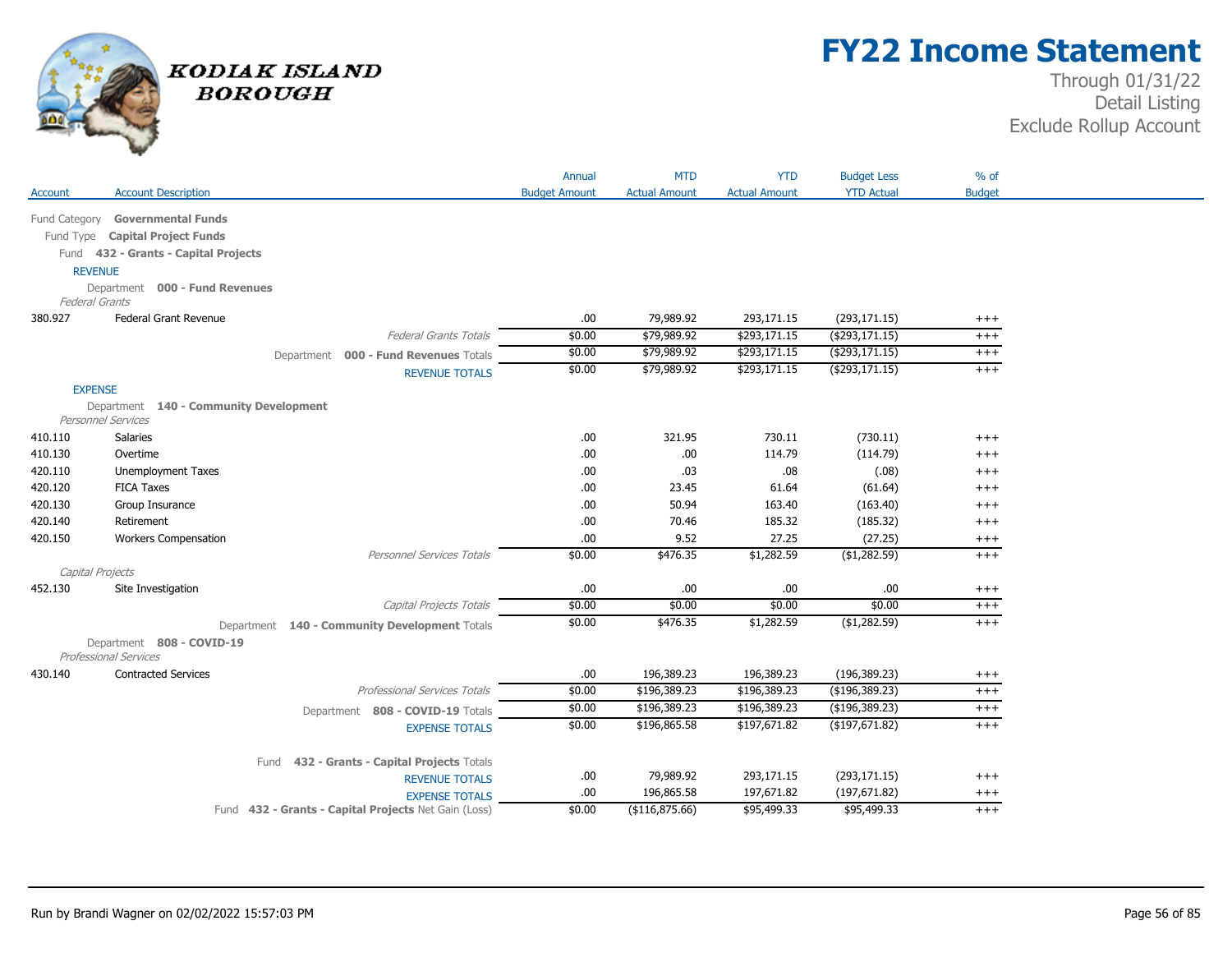# FY22 Income Statement

Through 01/31/22
Detail Listing
Exclude Rollup Account

KODIAK ISLAND BOROUGH

| Account | Account Description | Annual Budget Amount | MTD Actual Amount | YTD Actual Amount | Budget Less YTD Actual | % of Budget |
|---|---|---|---|---|---|---|
| Fund Category **Governmental Funds** | | | | | | |
| Fund Type **Capital Project Funds** | | | | | | |
| Fund **432 - Grants - Capital Projects** | | | | | | |
| REVENUE | | | | | | |
| Department **000 - Fund Revenues** | | | | | | |
| *Federal Grants* | | | | | | |
| 380.927 | Federal Grant Revenue | .00 | 79,989.92 | 293,171.15 | (293,171.15) | +++ |
| | *Federal Grants Totals* | $0.00 | $79,989.92 | $293,171.15 | ($293,171.15) | +++ |
| | Department **000 - Fund Revenues** Totals | $0.00 | $79,989.92 | $293,171.15 | ($293,171.15) | +++ |
| | REVENUE TOTALS | $0.00 | $79,989.92 | $293,171.15 | ($293,171.15) | +++ |
| EXPENSE | | | | | | |
| Department **140 - Community Development** | | | | | | |
| *Personnel Services* | | | | | | |
| 410.110 | Salaries | .00 | 321.95 | 730.11 | (730.11) | +++ |
| 410.130 | Overtime | .00 | .00 | 114.79 | (114.79) | +++ |
| 420.110 | Unemployment Taxes | .00 | .03 | .08 | (.08) | +++ |
| 420.120 | FICA Taxes | .00 | 23.45 | 61.64 | (61.64) | +++ |
| 420.130 | Group Insurance | .00 | 50.94 | 163.40 | (163.40) | +++ |
| 420.140 | Retirement | .00 | 70.46 | 185.32 | (185.32) | +++ |
| 420.150 | Workers Compensation | .00 | 9.52 | 27.25 | (27.25) | +++ |
| | *Personnel Services Totals* | $0.00 | $476.35 | $1,282.59 | ($1,282.59) | +++ |
| *Capital Projects* | | | | | | |
| 452.130 | Site Investigation | .00 | .00 | .00 | .00 | +++ |
| | *Capital Projects Totals* | $0.00 | $0.00 | $0.00 | $0.00 | +++ |
| | Department **140 - Community Development** Totals | $0.00 | $476.35 | $1,282.59 | ($1,282.59) | +++ |
| Department **808 - COVID-19** | | | | | | |
| *Professional Services* | | | | | | |
| 430.140 | Contracted Services | .00 | 196,389.23 | 196,389.23 | (196,389.23) | +++ |
| | *Professional Services Totals* | $0.00 | $196,389.23 | $196,389.23 | ($196,389.23) | +++ |
| | Department **808 - COVID-19** Totals | $0.00 | $196,389.23 | $196,389.23 | ($196,389.23) | +++ |
| | EXPENSE TOTALS | $0.00 | $196,865.58 | $197,671.82 | ($197,671.82) | +++ |
| | Fund **432 - Grants - Capital Projects** Totals | | | | | |
| | REVENUE TOTALS | .00 | 79,989.92 | 293,171.15 | (293,171.15) | +++ |
| | EXPENSE TOTALS | .00 | 196,865.58 | 197,671.82 | (197,671.82) | +++ |
| | Fund **432 - Grants - Capital Projects** Net Gain (Loss) | $0.00 | ($116,875.66) | $95,499.33 | $95,499.33 | +++ |

Run by Brandi Wagner on 02/02/2022 15:57:03 PM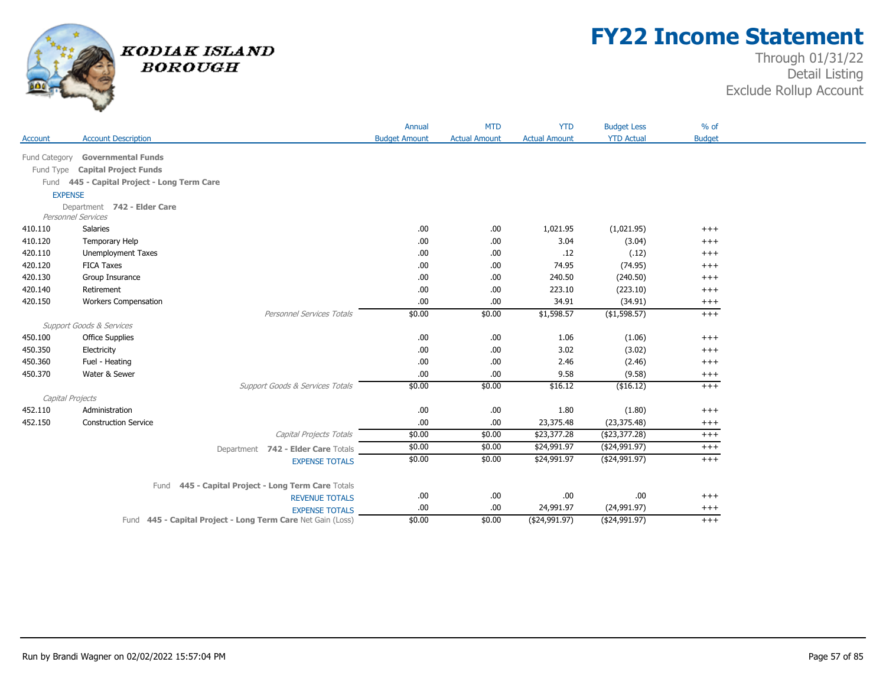# FY22 Income Statement

Through 01/31/22
Detail Listing
Exclude Rollup Account

KODIAK ISLAND BOROUGH

| Account | Account Description | Annual Budget Amount | MTD Actual Amount | YTD Actual Amount | Budget Less YTD Actual | % of Budget |
|---|---|---|---|---|---|---|
| Fund Category | **Governmental Funds** | | | | | |
| Fund Type | **Capital Project Funds** | | | | | |
| Fund | **445 - Capital Project - Long Term Care** | | | | | |
| EXPENSE | | | | | | |
| Department | **742 - Elder Care** | | | | | |
| *Personnel Services* | | | | | | |
| 410.110 | Salaries | .00 | .00 | 1,021.95 | (1,021.95) | +++ |
| 410.120 | Temporary Help | .00 | .00 | 3.04 | (3.04) | +++ |
| 420.110 | Unemployment Taxes | .00 | .00 | .12 | (.12) | +++ |
| 420.120 | FICA Taxes | .00 | .00 | 74.95 | (74.95) | +++ |
| 420.130 | Group Insurance | .00 | .00 | 240.50 | (240.50) | +++ |
| 420.140 | Retirement | .00 | .00 | 223.10 | (223.10) | +++ |
| 420.150 | Workers Compensation | .00 | .00 | 34.91 | (34.91) | +++ |
| | *Personnel Services Totals* | $0.00 | $0.00 | $1,598.57 | ($1,598.57) | +++ |
| *Support Goods & Services* | | | | | | |
| 450.100 | Office Supplies | .00 | .00 | 1.06 | (1.06) | +++ |
| 450.350 | Electricity | .00 | .00 | 3.02 | (3.02) | +++ |
| 450.360 | Fuel - Heating | .00 | .00 | 2.46 | (2.46) | +++ |
| 450.370 | Water & Sewer | .00 | .00 | 9.58 | (9.58) | +++ |
| | *Support Goods & Services Totals* | $0.00 | $0.00 | $16.12 | ($16.12) | +++ |
| *Capital Projects* | | | | | | |
| 452.110 | Administration | .00 | .00 | 1.80 | (1.80) | +++ |
| 452.150 | Construction Service | .00 | .00 | 23,375.48 | (23,375.48) | +++ |
| | *Capital Projects Totals* | $0.00 | $0.00 | $23,377.28 | ($23,377.28) | +++ |
| | Department **742 - Elder Care** Totals | $0.00 | $0.00 | $24,991.97 | ($24,991.97) | +++ |
| | EXPENSE TOTALS | $0.00 | $0.00 | $24,991.97 | ($24,991.97) | +++ |
| | Fund **445 - Capital Project - Long Term Care** Totals | | | | | |
| | REVENUE TOTALS | .00 | .00 | .00 | .00 | +++ |
| | EXPENSE TOTALS | .00 | .00 | 24,991.97 | (24,991.97) | +++ |
| | Fund **445 - Capital Project - Long Term Care** Net Gain (Loss) | $0.00 | $0.00 | ($24,991.97) | ($24,991.97) | +++ |

Run by Brandi Wagner on 02/02/2022 15:57:04 PM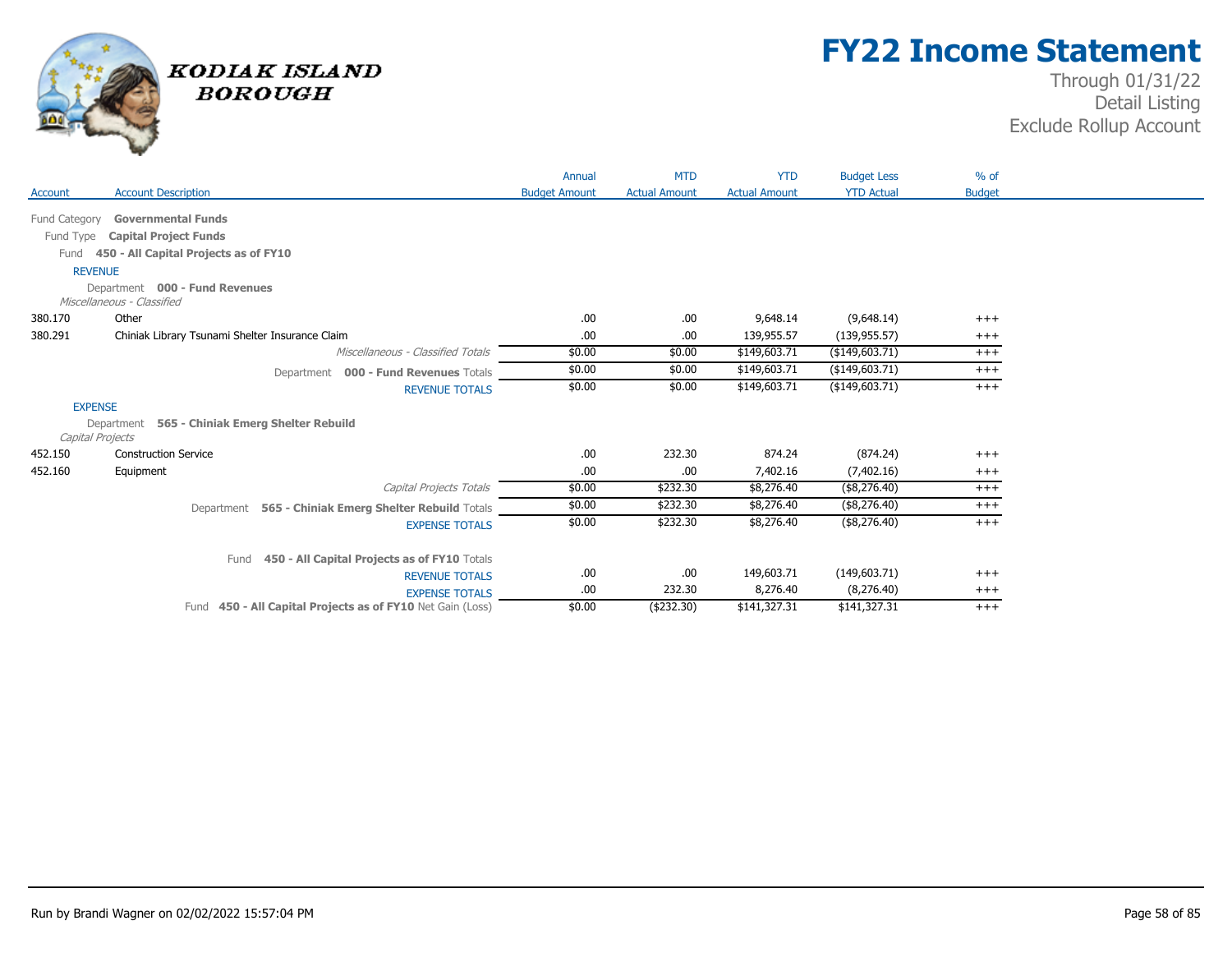# FY22 Income Statement

Through 01/31/22
Detail Listing
Exclude Rollup Account

KODIAK ISLAND BOROUGH

| Account | Account Description | Annual Budget Amount | MTD Actual Amount | YTD Actual Amount | Budget Less YTD Actual | % of Budget |
|---|---|---|---|---|---|---|
| Fund Category | **Governmental Funds** | | | | | |
| Fund Type | **Capital Project Funds** | | | | | |
| Fund | **450 - All Capital Projects as of FY10** | | | | | |
| REVENUE | | | | | | |
| Department | **000 - Fund Revenues** | | | | | |
| *Miscellaneous - Classified* | | | | | | |
| 380.170 | Other | .00 | .00 | 9,648.14 | (9,648.14) | +++ |
| 380.291 | Chiniak Library Tsunami Shelter Insurance Claim | .00 | .00 | 139,955.57 | (139,955.57) | +++ |
| | *Miscellaneous - Classified Totals* | $0.00 | $0.00 | $149,603.71 | ($149,603.71) | +++ |
| | Department **000 - Fund Revenues** Totals | $0.00 | $0.00 | $149,603.71 | ($149,603.71) | +++ |
| | REVENUE TOTALS | $0.00 | $0.00 | $149,603.71 | ($149,603.71) | +++ |
| EXPENSE | | | | | | |
| Department | **565 - Chiniak Emerg Shelter Rebuild** | | | | | |
| *Capital Projects* | | | | | | |
| 452.150 | Construction Service | .00 | 232.30 | 874.24 | (874.24) | +++ |
| 452.160 | Equipment | .00 | .00 | 7,402.16 | (7,402.16) | +++ |
| | *Capital Projects Totals* | $0.00 | $232.30 | $8,276.40 | ($8,276.40) | +++ |
| | Department **565 - Chiniak Emerg Shelter Rebuild** Totals | $0.00 | $232.30 | $8,276.40 | ($8,276.40) | +++ |
| | EXPENSE TOTALS | $0.00 | $232.30 | $8,276.40 | ($8,276.40) | +++ |
| | Fund **450 - All Capital Projects as of FY10** Totals | | | | | |
| | REVENUE TOTALS | .00 | .00 | 149,603.71 | (149,603.71) | +++ |
| | EXPENSE TOTALS | .00 | 232.30 | 8,276.40 | (8,276.40) | +++ |
| | Fund **450 - All Capital Projects as of FY10** Net Gain (Loss) | $0.00 | ($232.30) | $141,327.31 | $141,327.31 | +++ |

Run by Brandi Wagner on 02/02/2022 15:57:04 PM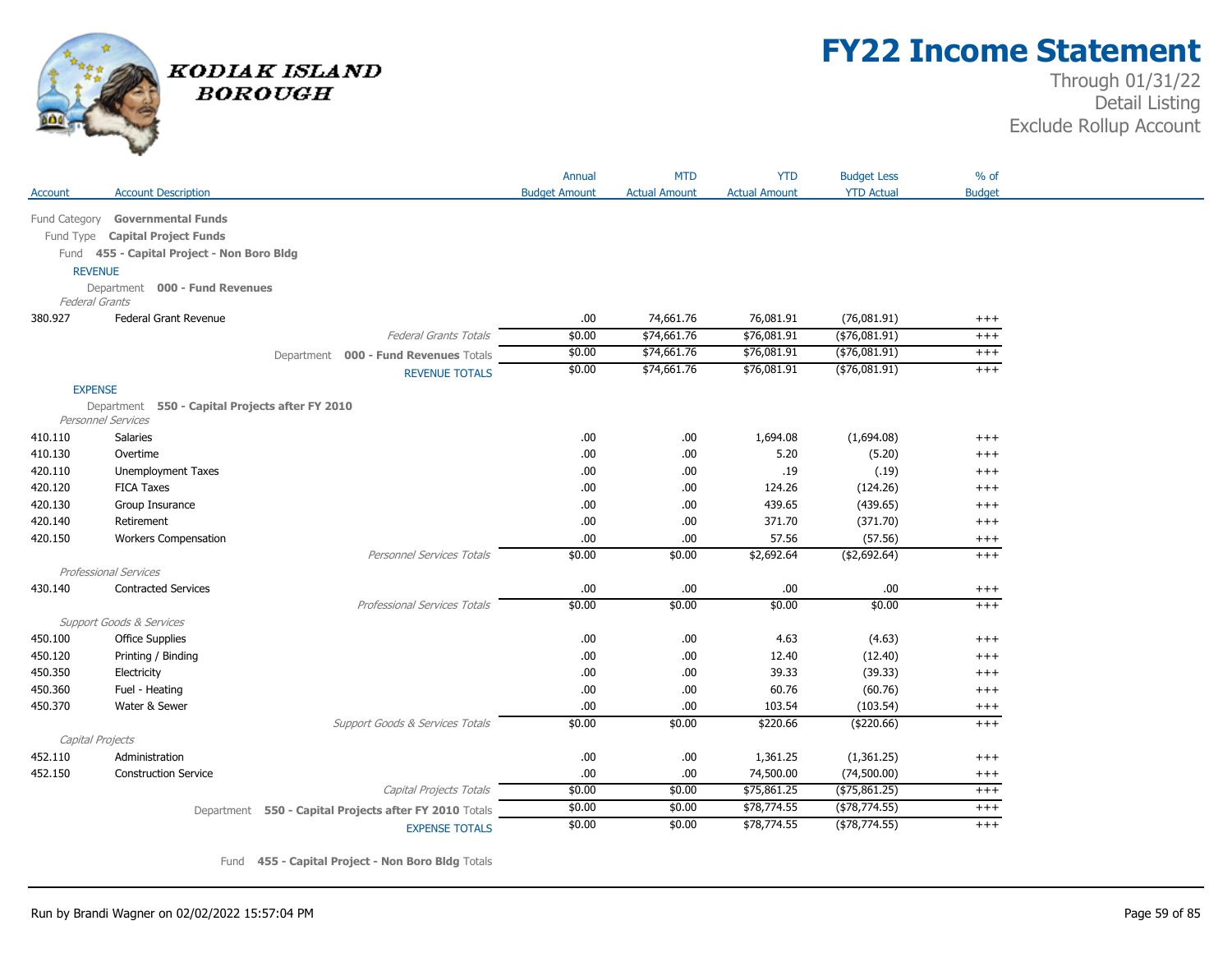# FY22 Income Statement

Through 01/31/22
Detail Listing
Exclude Rollup Account

KODIAK ISLAND BOROUGH

| Account | Account Description | Annual Budget Amount | MTD Actual Amount | YTD Actual Amount | Budget Less YTD Actual | % of Budget |
|---|---|---|---|---|---|---|
| Fund Category | **Governmental Funds** | | | | | |
| Fund Type | **Capital Project Funds** | | | | | |
| Fund | **455 - Capital Project - Non Boro Bldg** | | | | | |
| REVENUE | | | | | | |
| Department | **000 - Fund Revenues** | | | | | |
| *Federal Grants* | | | | | | |
| 380.927 | Federal Grant Revenue | .00 | 74,661.76 | 76,081.91 | (76,081.91) | +++ |
| | *Federal Grants Totals* | $0.00 | $74,661.76 | $76,081.91 | ($76,081.91) | +++ |
| | Department **000 - Fund Revenues** Totals | $0.00 | $74,661.76 | $76,081.91 | ($76,081.91) | +++ |
| | REVENUE TOTALS | $0.00 | $74,661.76 | $76,081.91 | ($76,081.91) | +++ |
| EXPENSE | | | | | | |
| Department | **550 - Capital Projects after FY 2010** | | | | | |
| *Personnel Services* | | | | | | |
| 410.110 | Salaries | .00 | .00 | 1,694.08 | (1,694.08) | +++ |
| 410.130 | Overtime | .00 | .00 | 5.20 | (5.20) | +++ |
| 420.110 | Unemployment Taxes | .00 | .00 | .19 | (.19) | +++ |
| 420.120 | FICA Taxes | .00 | .00 | 124.26 | (124.26) | +++ |
| 420.130 | Group Insurance | .00 | .00 | 439.65 | (439.65) | +++ |
| 420.140 | Retirement | .00 | .00 | 371.70 | (371.70) | +++ |
| 420.150 | Workers Compensation | .00 | .00 | 57.56 | (57.56) | +++ |
| | *Personnel Services Totals* | $0.00 | $0.00 | $2,692.64 | ($2,692.64) | +++ |
| *Professional Services* | | | | | | |
| 430.140 | Contracted Services | .00 | .00 | .00 | .00 | +++ |
| | *Professional Services Totals* | $0.00 | $0.00 | $0.00 | $0.00 | +++ |
| *Support Goods & Services* | | | | | | |
| 450.100 | Office Supplies | .00 | .00 | 4.63 | (4.63) | +++ |
| 450.120 | Printing / Binding | .00 | .00 | 12.40 | (12.40) | +++ |
| 450.350 | Electricity | .00 | .00 | 39.33 | (39.33) | +++ |
| 450.360 | Fuel - Heating | .00 | .00 | 60.76 | (60.76) | +++ |
| 450.370 | Water & Sewer | .00 | .00 | 103.54 | (103.54) | +++ |
| | *Support Goods & Services Totals* | $0.00 | $0.00 | $220.66 | ($220.66) | +++ |
| *Capital Projects* | | | | | | |
| 452.110 | Administration | .00 | .00 | 1,361.25 | (1,361.25) | +++ |
| 452.150 | Construction Service | .00 | .00 | 74,500.00 | (74,500.00) | +++ |
| | *Capital Projects Totals* | $0.00 | $0.00 | $75,861.25 | ($75,861.25) | +++ |
| | Department **550 - Capital Projects after FY 2010** Totals | $0.00 | $0.00 | $78,774.55 | ($78,774.55) | +++ |
| | EXPENSE TOTALS | $0.00 | $0.00 | $78,774.55 | ($78,774.55) | +++ |
| | Fund **455 - Capital Project - Non Boro Bldg** Totals | | | | | |

Run by Brandi Wagner on 02/02/2022 15:57:04 PM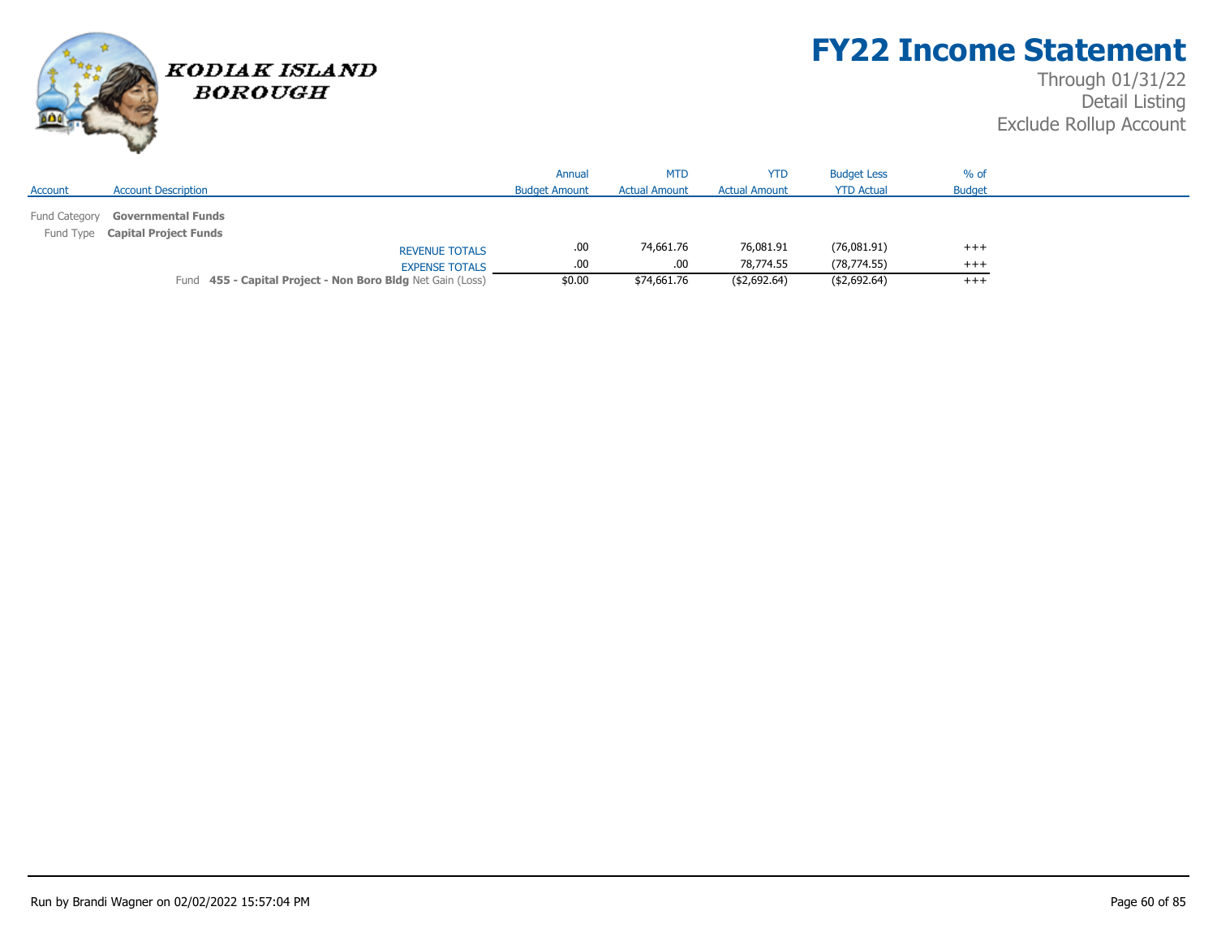# FY22 Income Statement

Through 01/31/22
Detail Listing
Exclude Rollup Account

KODIAK ISLAND BOROUGH

| Account | Account Description | Annual Budget Amount | MTD Actual Amount | YTD Actual Amount | Budget Less YTD Actual | % of Budget |
|---|---|---|---|---|---|---|
| Fund Category | **Governmental Funds** | | | | | |
| Fund Type | **Capital Project Funds** | | | | | |
| | REVENUE TOTALS | .00 | 74,661.76 | 76,081.91 | (76,081.91) | +++ |
| | EXPENSE TOTALS | .00 | .00 | 78,774.55 | (78,774.55) | +++ |
| | Fund **455 - Capital Project - Non Boro Bldg** Net Gain (Loss) | $0.00 | $74,661.76 | ($2,692.64) | ($2,692.64) | +++ |

Run by Brandi Wagner on 02/02/2022 15:57:04 PM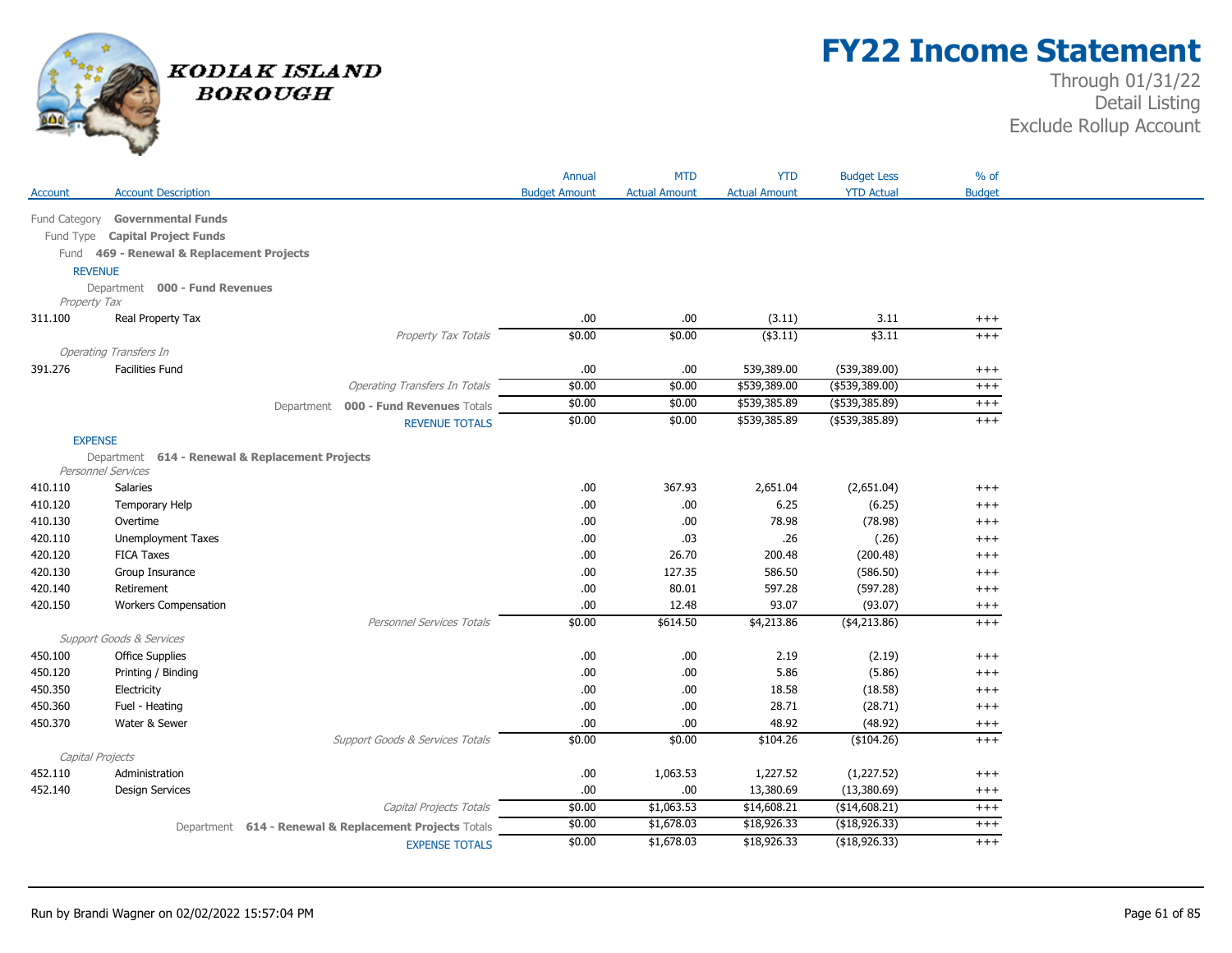# KODIAK ISLAND BOROUGH

# FY22 Income Statement

Through 01/31/22
Detail Listing
Exclude Rollup Account

| Account | Account Description | Annual Budget Amount | MTD Actual Amount | YTD Actual Amount | Budget Less YTD Actual | % of Budget |
|---|---|---|---|---|---|---|
| Fund Category **Governmental Funds** | | | | | | |
| Fund Type **Capital Project Funds** | | | | | | |
| Fund **469 - Renewal & Replacement Projects** | | | | | | |
| REVENUE | | | | | | |
| Department **000 - Fund Revenues** | | | | | | |
| *Property Tax* | | | | | | |
| 311.100 | Real Property Tax | .00 | .00 | (3.11) | 3.11 | +++ |
| | *Property Tax Totals* | $0.00 | $0.00 | ($3.11) | $3.11 | +++ |
| *Operating Transfers In* | | | | | | |
| 391.276 | Facilities Fund | .00 | .00 | 539,389.00 | (539,389.00) | +++ |
| | *Operating Transfers In Totals* | $0.00 | $0.00 | $539,389.00 | ($539,389.00) | +++ |
| | Department **000 - Fund Revenues** Totals | $0.00 | $0.00 | $539,385.89 | ($539,385.89) | +++ |
| | REVENUE TOTALS | $0.00 | $0.00 | $539,385.89 | ($539,385.89) | +++ |
| EXPENSE | | | | | | |
| Department **614 - Renewal & Replacement Projects** | | | | | | |
| *Personnel Services* | | | | | | |
| 410.110 | Salaries | .00 | 367.93 | 2,651.04 | (2,651.04) | +++ |
| 410.120 | Temporary Help | .00 | .00 | 6.25 | (6.25) | +++ |
| 410.130 | Overtime | .00 | .00 | 78.98 | (78.98) | +++ |
| 420.110 | Unemployment Taxes | .00 | .03 | .26 | (.26) | +++ |
| 420.120 | FICA Taxes | .00 | 26.70 | 200.48 | (200.48) | +++ |
| 420.130 | Group Insurance | .00 | 127.35 | 586.50 | (586.50) | +++ |
| 420.140 | Retirement | .00 | 80.01 | 597.28 | (597.28) | +++ |
| 420.150 | Workers Compensation | .00 | 12.48 | 93.07 | (93.07) | +++ |
| | *Personnel Services Totals* | $0.00 | $614.50 | $4,213.86 | ($4,213.86) | +++ |
| *Support Goods & Services* | | | | | | |
| 450.100 | Office Supplies | .00 | .00 | 2.19 | (2.19) | +++ |
| 450.120 | Printing / Binding | .00 | .00 | 5.86 | (5.86) | +++ |
| 450.350 | Electricity | .00 | .00 | 18.58 | (18.58) | +++ |
| 450.360 | Fuel - Heating | .00 | .00 | 28.71 | (28.71) | +++ |
| 450.370 | Water & Sewer | .00 | .00 | 48.92 | (48.92) | +++ |
| | *Support Goods & Services Totals* | $0.00 | $0.00 | $104.26 | ($104.26) | +++ |
| *Capital Projects* | | | | | | |
| 452.110 | Administration | .00 | 1,063.53 | 1,227.52 | (1,227.52) | +++ |
| 452.140 | Design Services | .00 | .00 | 13,380.69 | (13,380.69) | +++ |
| | *Capital Projects Totals* | $0.00 | $1,063.53 | $14,608.21 | ($14,608.21) | +++ |
| | Department **614 - Renewal & Replacement Projects** Totals | $0.00 | $1,678.03 | $18,926.33 | ($18,926.33) | +++ |
| | EXPENSE TOTALS | $0.00 | $1,678.03 | $18,926.33 | ($18,926.33) | +++ |

Run by Brandi Wagner on 02/02/2022 15:57:04 PM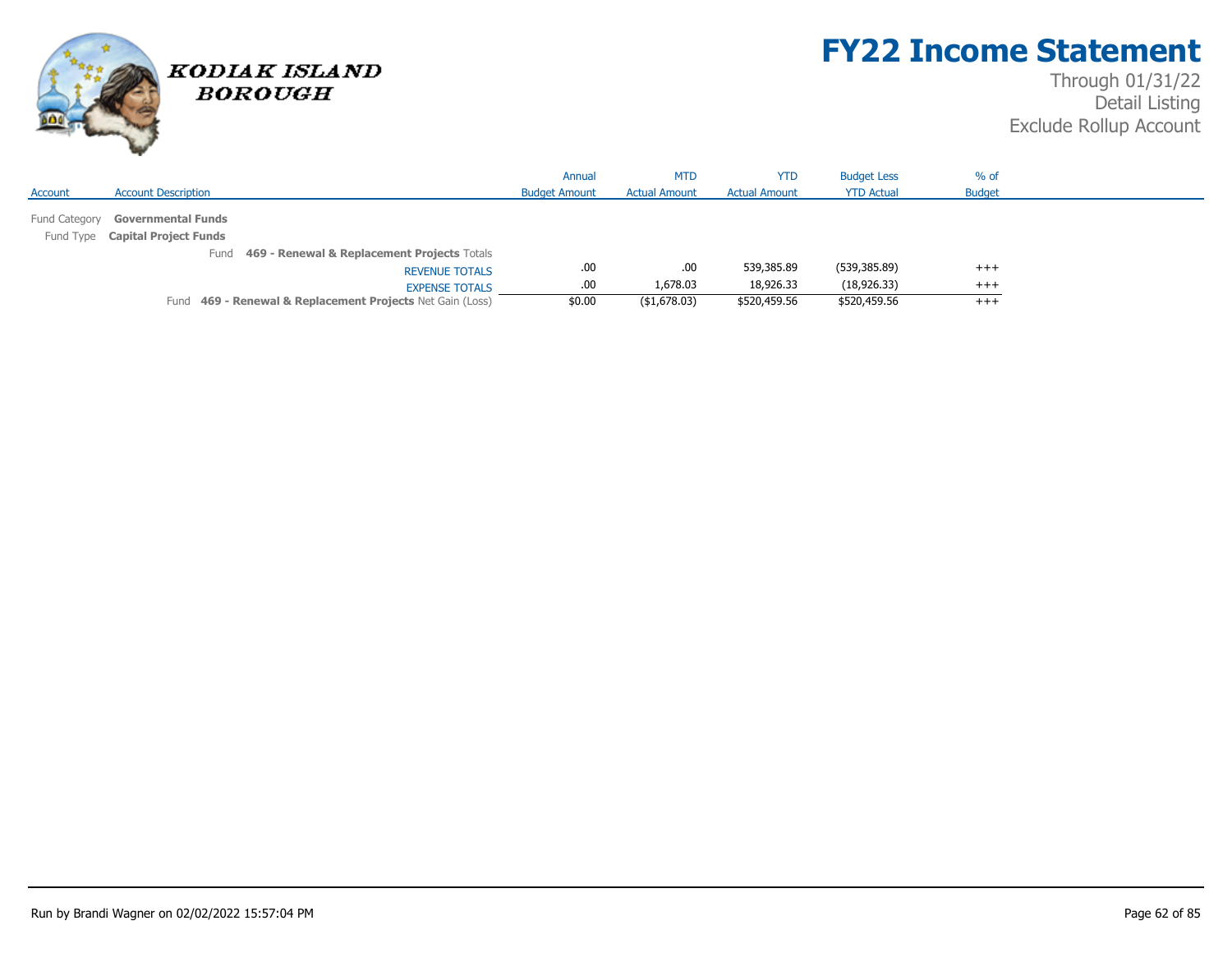# FY22 Income Statement

Through 01/31/22
Detail Listing
Exclude Rollup Account

KODIAK ISLAND BOROUGH

| Account | Account Description | Annual Budget Amount | MTD Actual Amount | YTD Actual Amount | Budget Less YTD Actual | % of Budget |
|---|---|---|---|---|---|---|
| Fund Category | **Governmental Funds** | | | | | |
| Fund Type | **Capital Project Funds** | | | | | |
| | Fund **469 - Renewal & Replacement Projects** Totals | | | | | |
| | REVENUE TOTALS | .00 | .00 | 539,385.89 | (539,385.89) | +++ |
| | EXPENSE TOTALS | .00 | 1,678.03 | 18,926.33 | (18,926.33) | +++ |
| | Fund **469 - Renewal & Replacement Projects** Net Gain (Loss) | $0.00 | ($1,678.03) | $520,459.56 | $520,459.56 | +++ |

Run by Brandi Wagner on 02/02/2022 15:57:04 PM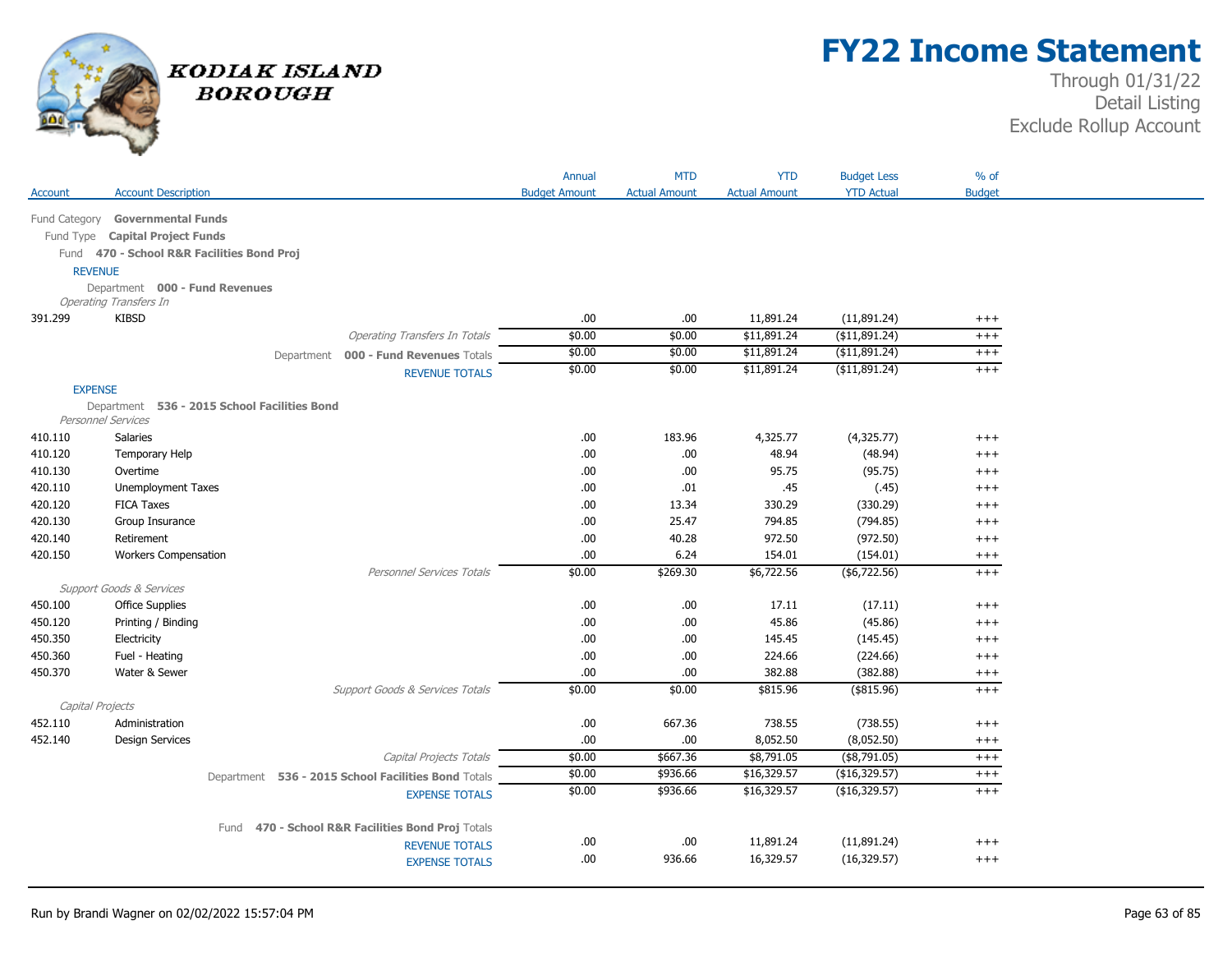# FY22 Income Statement

Through 01/31/22
Detail Listing
Exclude Rollup Account

KODIAK ISLAND BOROUGH

| Account | Account Description | Annual Budget Amount | MTD Actual Amount | YTD Actual Amount | Budget Less YTD Actual | % of Budget |
|---|---|---|---|---|---|---|
| Fund Category **Governmental Funds** | | | | | | |
| Fund Type **Capital Project Funds** | | | | | | |
| Fund **470 - School R&R Facilities Bond Proj** | | | | | | |
| REVENUE | | | | | | |
| Department **000 - Fund Revenues** | | | | | | |
| *Operating Transfers In* | | | | | | |
| 391.299 | KIBSD | .00 | .00 | 11,891.24 | (11,891.24) | +++ |
| | *Operating Transfers In Totals* | $0.00 | $0.00 | $11,891.24 | ($11,891.24) | +++ |
| | Department **000 - Fund Revenues** Totals | $0.00 | $0.00 | $11,891.24 | ($11,891.24) | +++ |
| | REVENUE TOTALS | $0.00 | $0.00 | $11,891.24 | ($11,891.24) | +++ |
| EXPENSE | | | | | | |
| Department **536 - 2015 School Facilities Bond** | | | | | | |
| *Personnel Services* | | | | | | |
| 410.110 | Salaries | .00 | 183.96 | 4,325.77 | (4,325.77) | +++ |
| 410.120 | Temporary Help | .00 | .00 | 48.94 | (48.94) | +++ |
| 410.130 | Overtime | .00 | .00 | 95.75 | (95.75) | +++ |
| 420.110 | Unemployment Taxes | .00 | .01 | .45 | (.45) | +++ |
| 420.120 | FICA Taxes | .00 | 13.34 | 330.29 | (330.29) | +++ |
| 420.130 | Group Insurance | .00 | 25.47 | 794.85 | (794.85) | +++ |
| 420.140 | Retirement | .00 | 40.28 | 972.50 | (972.50) | +++ |
| 420.150 | Workers Compensation | .00 | 6.24 | 154.01 | (154.01) | +++ |
| | *Personnel Services Totals* | $0.00 | $269.30 | $6,722.56 | ($6,722.56) | +++ |
| *Support Goods & Services* | | | | | | |
| 450.100 | Office Supplies | .00 | .00 | 17.11 | (17.11) | +++ |
| 450.120 | Printing / Binding | .00 | .00 | 45.86 | (45.86) | +++ |
| 450.350 | Electricity | .00 | .00 | 145.45 | (145.45) | +++ |
| 450.360 | Fuel - Heating | .00 | .00 | 224.66 | (224.66) | +++ |
| 450.370 | Water & Sewer | .00 | .00 | 382.88 | (382.88) | +++ |
| | *Support Goods & Services Totals* | $0.00 | $0.00 | $815.96 | ($815.96) | +++ |
| *Capital Projects* | | | | | | |
| 452.110 | Administration | .00 | 667.36 | 738.55 | (738.55) | +++ |
| 452.140 | Design Services | .00 | .00 | 8,052.50 | (8,052.50) | +++ |
| | *Capital Projects Totals* | $0.00 | $667.36 | $8,791.05 | ($8,791.05) | +++ |
| | Department **536 - 2015 School Facilities Bond** Totals | $0.00 | $936.66 | $16,329.57 | ($16,329.57) | +++ |
| | EXPENSE TOTALS | $0.00 | $936.66 | $16,329.57 | ($16,329.57) | +++ |
| | Fund **470 - School R&R Facilities Bond Proj** Totals | | | | | |
| | REVENUE TOTALS | .00 | .00 | 11,891.24 | (11,891.24) | +++ |
| | EXPENSE TOTALS | .00 | 936.66 | 16,329.57 | (16,329.57) | +++ |

Run by Brandi Wagner on 02/02/2022 15:57:04 PM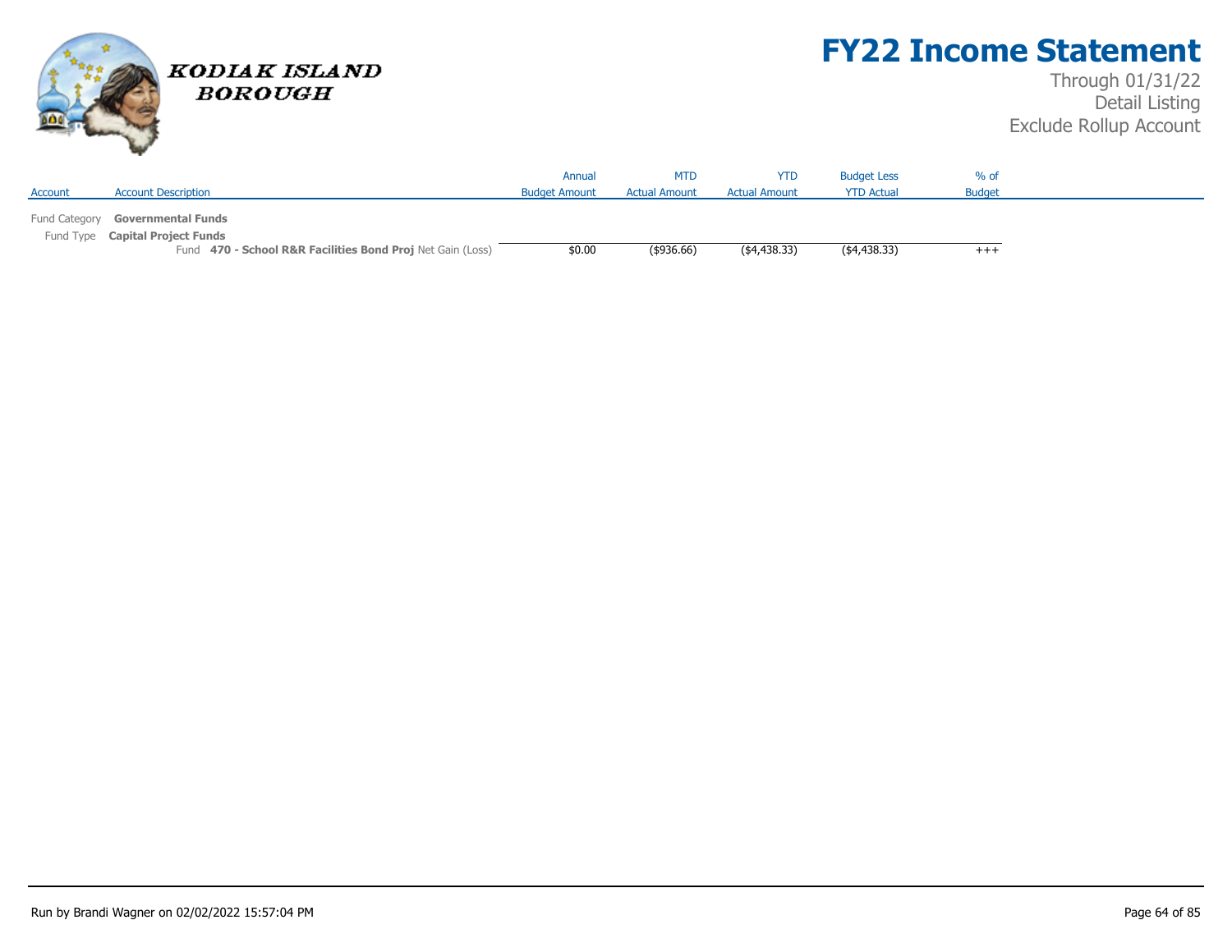# FY22 Income Statement

Through 01/31/22
Detail Listing
Exclude Rollup Account

KODIAK ISLAND BOROUGH

| Account | Account Description | Annual Budget Amount | MTD Actual Amount | YTD Actual Amount | Budget Less YTD Actual | % of Budget |
|---|---|---|---|---|---|---|
| Fund Category | **Governmental Funds** | | | | | |
| Fund Type | **Capital Project Funds** | | | | | |
| | Fund **470 - School R&R Facilities Bond Proj** Net Gain (Loss) | $0.00 | ($936.66) | ($4,438.33) | ($4,438.33) | +++ |

Run by Brandi Wagner on 02/02/2022 15:57:04 PM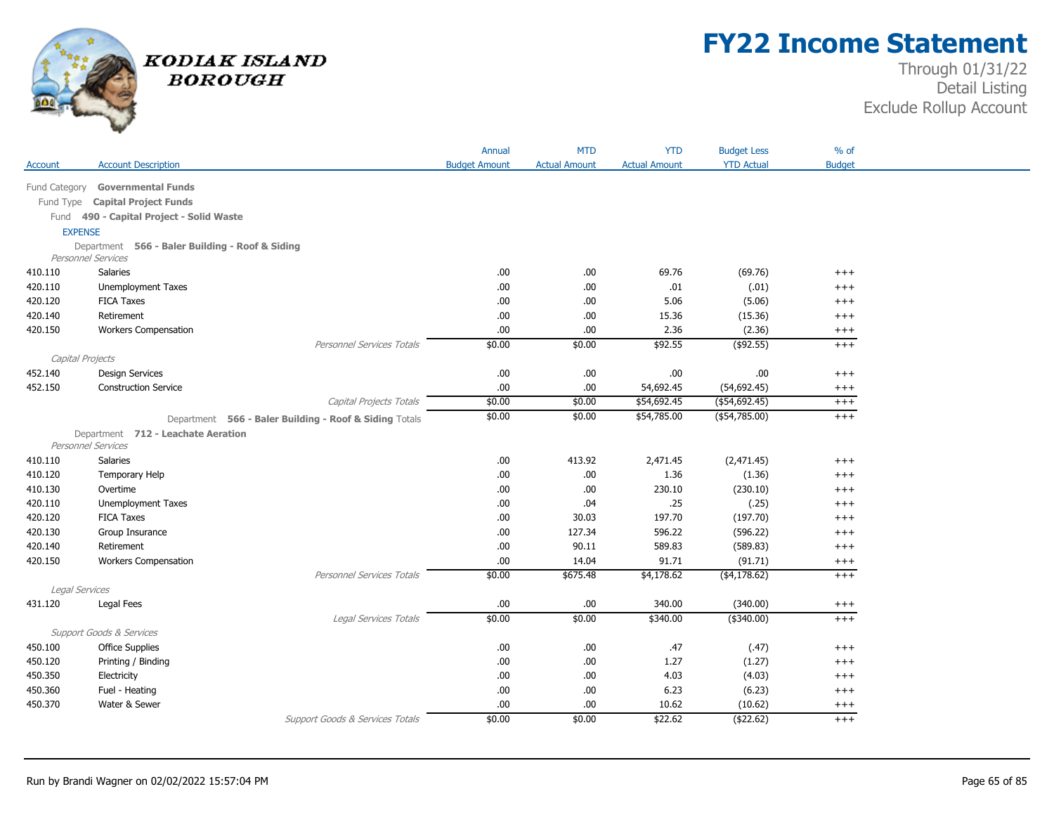# FY22 Income Statement

Through 01/31/22
Detail Listing
Exclude Rollup Account

KODIAK ISLAND BOROUGH

| Account | Account Description | Annual Budget Amount | MTD Actual Amount | YTD Actual Amount | Budget Less YTD Actual | % of Budget |
|---|---|---|---|---|---|---|
| Fund Category | **Governmental Funds** | | | | | |
| Fund Type | **Capital Project Funds** | | | | | |
| Fund | **490 - Capital Project - Solid Waste** | | | | | |
| EXPENSE | | | | | | |
| Department | **566 - Baler Building - Roof & Siding** | | | | | |
| *Personnel Services* | | | | | | |
| 410.110 | Salaries | .00 | .00 | 69.76 | (69.76) | +++ |
| 420.110 | Unemployment Taxes | .00 | .00 | .01 | (.01) | +++ |
| 420.120 | FICA Taxes | .00 | .00 | 5.06 | (5.06) | +++ |
| 420.140 | Retirement | .00 | .00 | 15.36 | (15.36) | +++ |
| 420.150 | Workers Compensation | .00 | .00 | 2.36 | (2.36) | +++ |
| | *Personnel Services Totals* | $0.00 | $0.00 | $92.55 | ($92.55) | +++ |
| *Capital Projects* | | | | | | |
| 452.140 | Design Services | .00 | .00 | .00 | .00 | +++ |
| 452.150 | Construction Service | .00 | .00 | 54,692.45 | (54,692.45) | +++ |
| | *Capital Projects Totals* | $0.00 | $0.00 | $54,692.45 | ($54,692.45) | +++ |
| | Department **566 - Baler Building - Roof & Siding** Totals | $0.00 | $0.00 | $54,785.00 | ($54,785.00) | +++ |
| Department | **712 - Leachate Aeration** | | | | | |
| *Personnel Services* | | | | | | |
| 410.110 | Salaries | .00 | 413.92 | 2,471.45 | (2,471.45) | +++ |
| 410.120 | Temporary Help | .00 | .00 | 1.36 | (1.36) | +++ |
| 410.130 | Overtime | .00 | .00 | 230.10 | (230.10) | +++ |
| 420.110 | Unemployment Taxes | .00 | .04 | .25 | (.25) | +++ |
| 420.120 | FICA Taxes | .00 | 30.03 | 197.70 | (197.70) | +++ |
| 420.130 | Group Insurance | .00 | 127.34 | 596.22 | (596.22) | +++ |
| 420.140 | Retirement | .00 | 90.11 | 589.83 | (589.83) | +++ |
| 420.150 | Workers Compensation | .00 | 14.04 | 91.71 | (91.71) | +++ |
| | *Personnel Services Totals* | $0.00 | $675.48 | $4,178.62 | ($4,178.62) | +++ |
| *Legal Services* | | | | | | |
| 431.120 | Legal Fees | .00 | .00 | 340.00 | (340.00) | +++ |
| | *Legal Services Totals* | $0.00 | $0.00 | $340.00 | ($340.00) | +++ |
| *Support Goods & Services* | | | | | | |
| 450.100 | Office Supplies | .00 | .00 | .47 | (.47) | +++ |
| 450.120 | Printing / Binding | .00 | .00 | 1.27 | (1.27) | +++ |
| 450.350 | Electricity | .00 | .00 | 4.03 | (4.03) | +++ |
| 450.360 | Fuel - Heating | .00 | .00 | 6.23 | (6.23) | +++ |
| 450.370 | Water & Sewer | .00 | .00 | 10.62 | (10.62) | +++ |
| | *Support Goods & Services Totals* | $0.00 | $0.00 | $22.62 | ($22.62) | +++ |

Run by Brandi Wagner on 02/02/2022 15:57:04 PM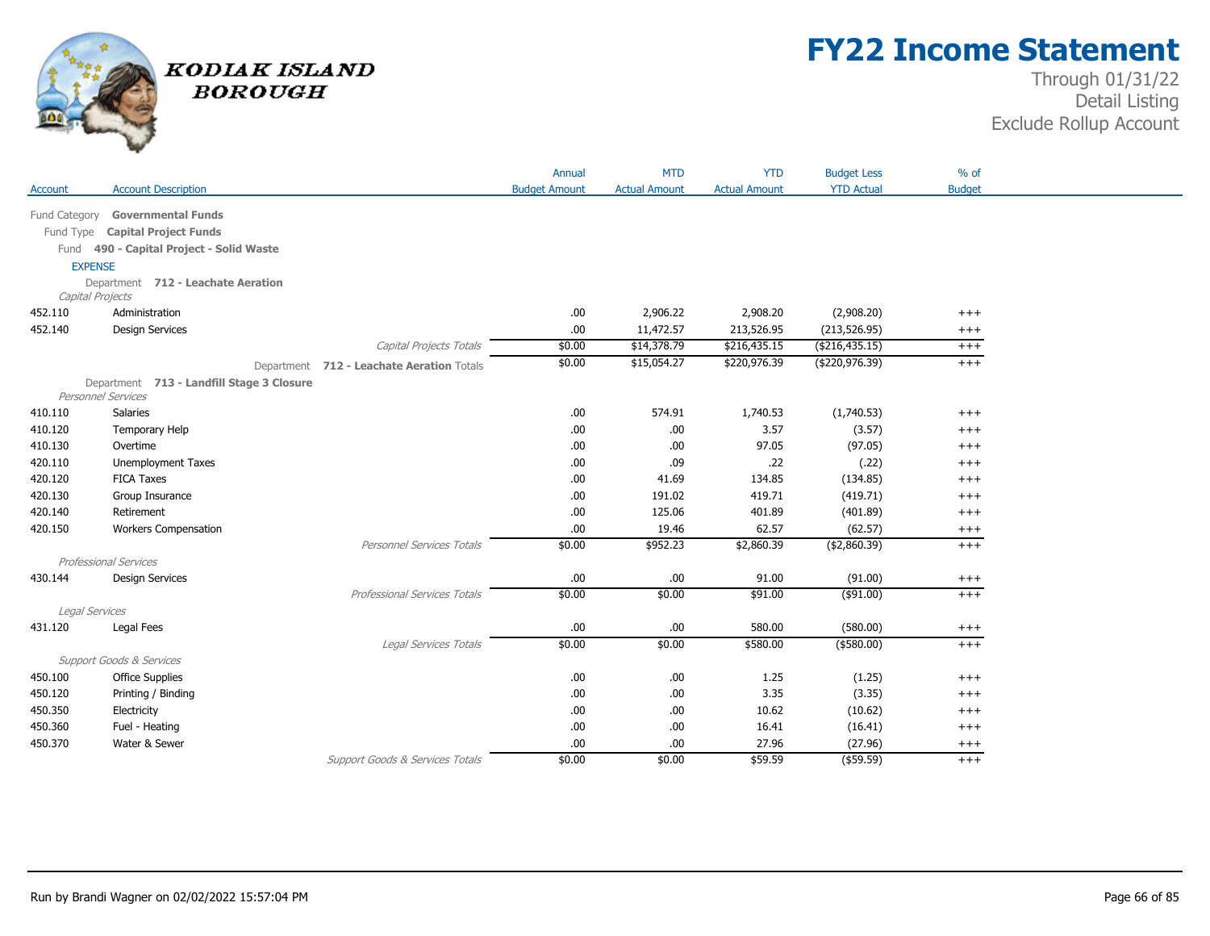KODIAK ISLAND BOROUGH

# FY22 Income Statement

Through 01/31/22
Detail Listing
Exclude Rollup Account

| Account | Account Description | | Annual Budget Amount | MTD Actual Amount | YTD Actual Amount | Budget Less YTD Actual | % of Budget |
|---|---|---|---|---|---|---|---|
| Fund Category | **Governmental Funds** | | | | | | |
| Fund Type | **Capital Project Funds** | | | | | | |
| Fund | **490 - Capital Project - Solid Waste** | | | | | | |
| **EXPENSE** | | | | | | | |
| Department | **712 - Leachate Aeration** | | | | | | |
| *Capital Projects* | | | | | | | |
| 452.110 | Administration | | .00 | 2,906.22 | 2,908.20 | (2,908.20) | +++ |
| 452.140 | Design Services | | .00 | 11,472.57 | 213,526.95 | (213,526.95) | +++ |
| | | *Capital Projects Totals* | $0.00 | $14,378.79 | $216,435.15 | ($216,435.15) | +++ |
| | | Department **712 - Leachate Aeration** Totals | $0.00 | $15,054.27 | $220,976.39 | ($220,976.39) | +++ |
| Department | **713 - Landfill Stage 3 Closure** | | | | | | |
| *Personnel Services* | | | | | | | |
| 410.110 | Salaries | | .00 | 574.91 | 1,740.53 | (1,740.53) | +++ |
| 410.120 | Temporary Help | | .00 | .00 | 3.57 | (3.57) | +++ |
| 410.130 | Overtime | | .00 | .00 | 97.05 | (97.05) | +++ |
| 420.110 | Unemployment Taxes | | .00 | .09 | .22 | (.22) | +++ |
| 420.120 | FICA Taxes | | .00 | 41.69 | 134.85 | (134.85) | +++ |
| 420.130 | Group Insurance | | .00 | 191.02 | 419.71 | (419.71) | +++ |
| 420.140 | Retirement | | .00 | 125.06 | 401.89 | (401.89) | +++ |
| 420.150 | Workers Compensation | | .00 | 19.46 | 62.57 | (62.57) | +++ |
| | | *Personnel Services Totals* | $0.00 | $952.23 | $2,860.39 | ($2,860.39) | +++ |
| *Professional Services* | | | | | | | |
| 430.144 | Design Services | | .00 | .00 | 91.00 | (91.00) | +++ |
| | | *Professional Services Totals* | $0.00 | $0.00 | $91.00 | ($91.00) | +++ |
| *Legal Services* | | | | | | | |
| 431.120 | Legal Fees | | .00 | .00 | 580.00 | (580.00) | +++ |
| | | *Legal Services Totals* | $0.00 | $0.00 | $580.00 | ($580.00) | +++ |
| *Support Goods & Services* | | | | | | | |
| 450.100 | Office Supplies | | .00 | .00 | 1.25 | (1.25) | +++ |
| 450.120 | Printing / Binding | | .00 | .00 | 3.35 | (3.35) | +++ |
| 450.350 | Electricity | | .00 | .00 | 10.62 | (10.62) | +++ |
| 450.360 | Fuel - Heating | | .00 | .00 | 16.41 | (16.41) | +++ |
| 450.370 | Water & Sewer | | .00 | .00 | 27.96 | (27.96) | +++ |
| | | *Support Goods & Services Totals* | $0.00 | $0.00 | $59.59 | ($59.59) | +++ |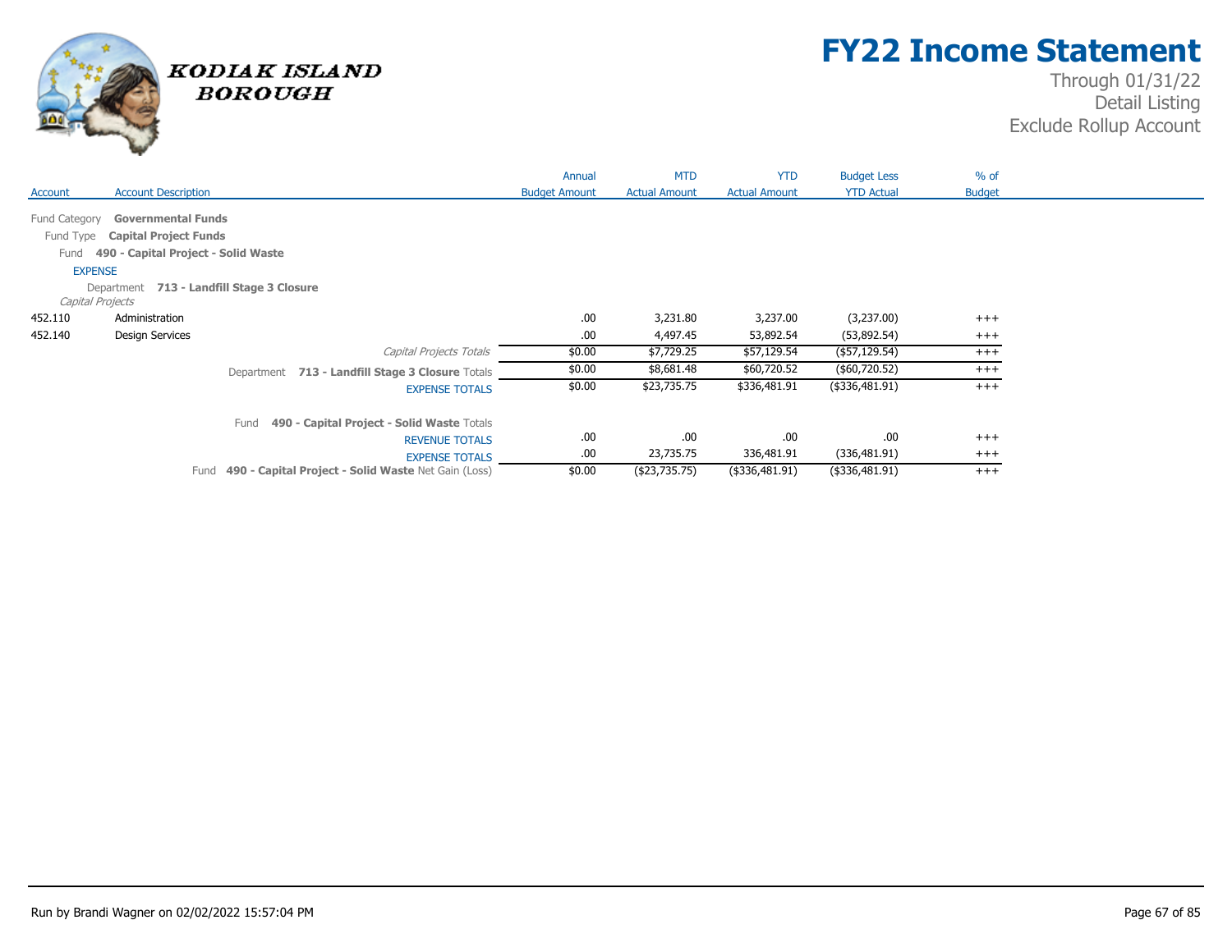# FY22 Income Statement

Through 01/31/22
Detail Listing
Exclude Rollup Account

KODIAK ISLAND BOROUGH

| Account | Account Description | Annual Budget Amount | MTD Actual Amount | YTD Actual Amount | Budget Less YTD Actual | % of Budget |
|---|---|---|---|---|---|---|
| Fund Category | **Governmental Funds** | | | | | |
| Fund Type | **Capital Project Funds** | | | | | |
| Fund | **490 - Capital Project - Solid Waste** | | | | | |
| EXPENSE | | | | | | |
| Department | **713 - Landfill Stage 3 Closure** | | | | | |
| *Capital Projects* | | | | | | |
| 452.110 | Administration | .00 | 3,231.80 | 3,237.00 | (3,237.00) | +++ |
| 452.140 | Design Services | .00 | 4,497.45 | 53,892.54 | (53,892.54) | +++ |
| | *Capital Projects Totals* | $0.00 | $7,729.25 | $57,129.54 | ($57,129.54) | +++ |
| | Department **713 - Landfill Stage 3 Closure** Totals | $0.00 | $8,681.48 | $60,720.52 | ($60,720.52) | +++ |
| | EXPENSE TOTALS | $0.00 | $23,735.75 | $336,481.91 | ($336,481.91) | +++ |
| | Fund **490 - Capital Project - Solid Waste** Totals | | | | | |
| | REVENUE TOTALS | .00 | .00 | .00 | .00 | +++ |
| | EXPENSE TOTALS | .00 | 23,735.75 | 336,481.91 | (336,481.91) | +++ |
| | Fund **490 - Capital Project - Solid Waste** Net Gain (Loss) | $0.00 | ($23,735.75) | ($336,481.91) | ($336,481.91) | +++ |

Run by Brandi Wagner on 02/02/2022 15:57:04 PM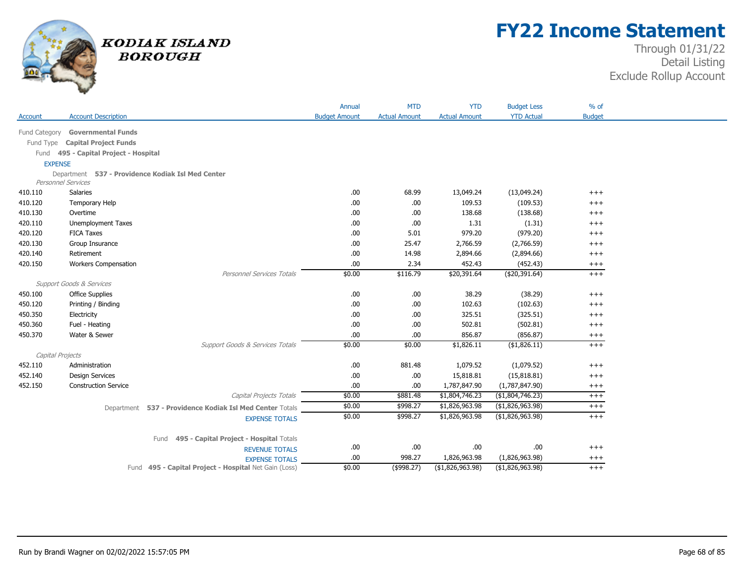# FY22 Income Statement

Through 01/31/22
Detail Listing
Exclude Rollup Account

KODIAK ISLAND BOROUGH

| Account | Account Description | Annual Budget Amount | MTD Actual Amount | YTD Actual Amount | Budget Less YTD Actual | % of Budget |
|---|---|---|---|---|---|---|
| Fund Category | **Governmental Funds** | | | | | |
| Fund Type | **Capital Project Funds** | | | | | |
| Fund | **495 - Capital Project - Hospital** | | | | | |
| EXPENSE | | | | | | |
| Department | **537 - Providence Kodiak Isl Med Center** | | | | | |
| *Personnel Services* | | | | | | |
| 410.110 | Salaries | .00 | 68.99 | 13,049.24 | (13,049.24) | +++ |
| 410.120 | Temporary Help | .00 | .00 | 109.53 | (109.53) | +++ |
| 410.130 | Overtime | .00 | .00 | 138.68 | (138.68) | +++ |
| 420.110 | Unemployment Taxes | .00 | .00 | 1.31 | (1.31) | +++ |
| 420.120 | FICA Taxes | .00 | 5.01 | 979.20 | (979.20) | +++ |
| 420.130 | Group Insurance | .00 | 25.47 | 2,766.59 | (2,766.59) | +++ |
| 420.140 | Retirement | .00 | 14.98 | 2,894.66 | (2,894.66) | +++ |
| 420.150 | Workers Compensation | .00 | 2.34 | 452.43 | (452.43) | +++ |
| | *Personnel Services Totals* | $0.00 | $116.79 | $20,391.64 | ($20,391.64) | +++ |
| *Support Goods & Services* | | | | | | |
| 450.100 | Office Supplies | .00 | .00 | 38.29 | (38.29) | +++ |
| 450.120 | Printing / Binding | .00 | .00 | 102.63 | (102.63) | +++ |
| 450.350 | Electricity | .00 | .00 | 325.51 | (325.51) | +++ |
| 450.360 | Fuel - Heating | .00 | .00 | 502.81 | (502.81) | +++ |
| 450.370 | Water & Sewer | .00 | .00 | 856.87 | (856.87) | +++ |
| | *Support Goods & Services Totals* | $0.00 | $0.00 | $1,826.11 | ($1,826.11) | +++ |
| *Capital Projects* | | | | | | |
| 452.110 | Administration | .00 | 881.48 | 1,079.52 | (1,079.52) | +++ |
| 452.140 | Design Services | .00 | .00 | 15,818.81 | (15,818.81) | +++ |
| 452.150 | Construction Service | .00 | .00 | 1,787,847.90 | (1,787,847.90) | +++ |
| | *Capital Projects Totals* | $0.00 | $881.48 | $1,804,746.23 | ($1,804,746.23) | +++ |
| | Department **537 - Providence Kodiak Isl Med Center** Totals | $0.00 | $998.27 | $1,826,963.98 | ($1,826,963.98) | +++ |
| | EXPENSE TOTALS | $0.00 | $998.27 | $1,826,963.98 | ($1,826,963.98) | +++ |
| | Fund **495 - Capital Project - Hospital** Totals | | | | | |
| | REVENUE TOTALS | .00 | .00 | .00 | .00 | +++ |
| | EXPENSE TOTALS | .00 | 998.27 | 1,826,963.98 | (1,826,963.98) | +++ |
| | Fund **495 - Capital Project - Hospital** Net Gain (Loss) | $0.00 | ($998.27) | ($1,826,963.98) | ($1,826,963.98) | +++ |

Run by Brandi Wagner on 02/02/2022 15:57:05 PM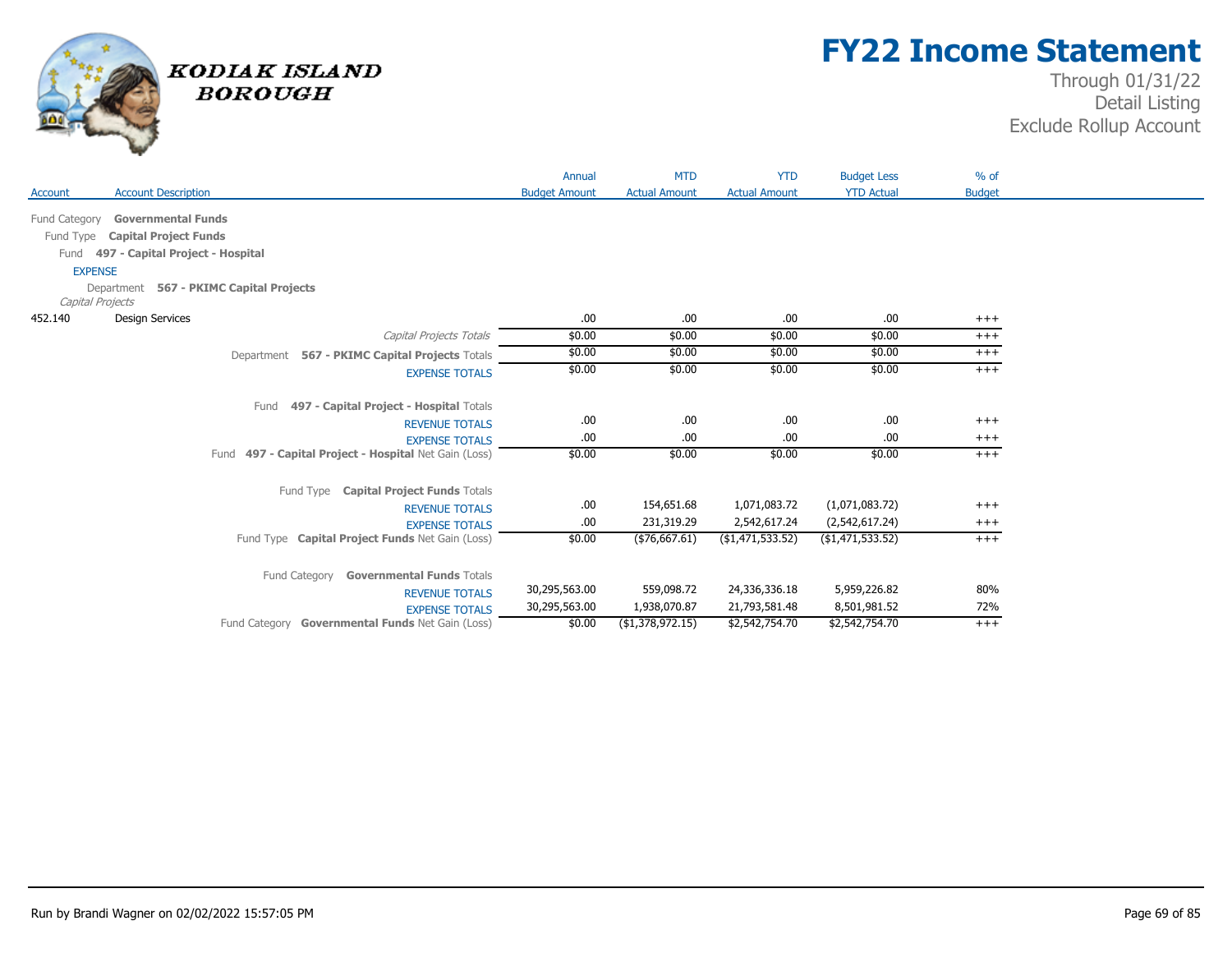# FY22 Income Statement

Through 01/31/22
Detail Listing
Exclude Rollup Account

KODIAK ISLAND BOROUGH

| Account | Account Description | Annual Budget Amount | MTD Actual Amount | YTD Actual Amount | Budget Less YTD Actual | % of Budget |
|---|---|---|---|---|---|---|
| Fund Category | **Governmental Funds** | | | | | |
| Fund Type | **Capital Project Funds** | | | | | |
| Fund | **497 - Capital Project - Hospital** | | | | | |
| EXPENSE | | | | | | |
| Department | **567 - PKIMC Capital Projects** | | | | | |
| *Capital Projects* | | | | | | |
| 452.140 | Design Services | .00 | .00 | .00 | .00 | +++ |
| | *Capital Projects Totals* | $0.00 | $0.00 | $0.00 | $0.00 | +++ |
| | Department **567 - PKIMC Capital Projects** Totals | $0.00 | $0.00 | $0.00 | $0.00 | +++ |
| | EXPENSE TOTALS | $0.00 | $0.00 | $0.00 | $0.00 | +++ |
| | Fund **497 - Capital Project - Hospital** Totals | | | | | |
| | REVENUE TOTALS | .00 | .00 | .00 | .00 | +++ |
| | EXPENSE TOTALS | .00 | .00 | .00 | .00 | +++ |
| | Fund **497 - Capital Project - Hospital** Net Gain (Loss) | $0.00 | $0.00 | $0.00 | $0.00 | +++ |
| | Fund Type **Capital Project Funds** Totals | | | | | |
| | REVENUE TOTALS | .00 | 154,651.68 | 1,071,083.72 | (1,071,083.72) | +++ |
| | EXPENSE TOTALS | .00 | 231,319.29 | 2,542,617.24 | (2,542,617.24) | +++ |
| | Fund Type **Capital Project Funds** Net Gain (Loss) | $0.00 | ($76,667.61) | ($1,471,533.52) | ($1,471,533.52) | +++ |
| | Fund Category **Governmental Funds** Totals | | | | | |
| | REVENUE TOTALS | 30,295,563.00 | 559,098.72 | 24,336,336.18 | 5,959,226.82 | 80% |
| | EXPENSE TOTALS | 30,295,563.00 | 1,938,070.87 | 21,793,581.48 | 8,501,981.52 | 72% |
| | Fund Category **Governmental Funds** Net Gain (Loss) | $0.00 | ($1,378,972.15) | $2,542,754.70 | $2,542,754.70 | +++ |

Run by Brandi Wagner on 02/02/2022 15:57:05 PM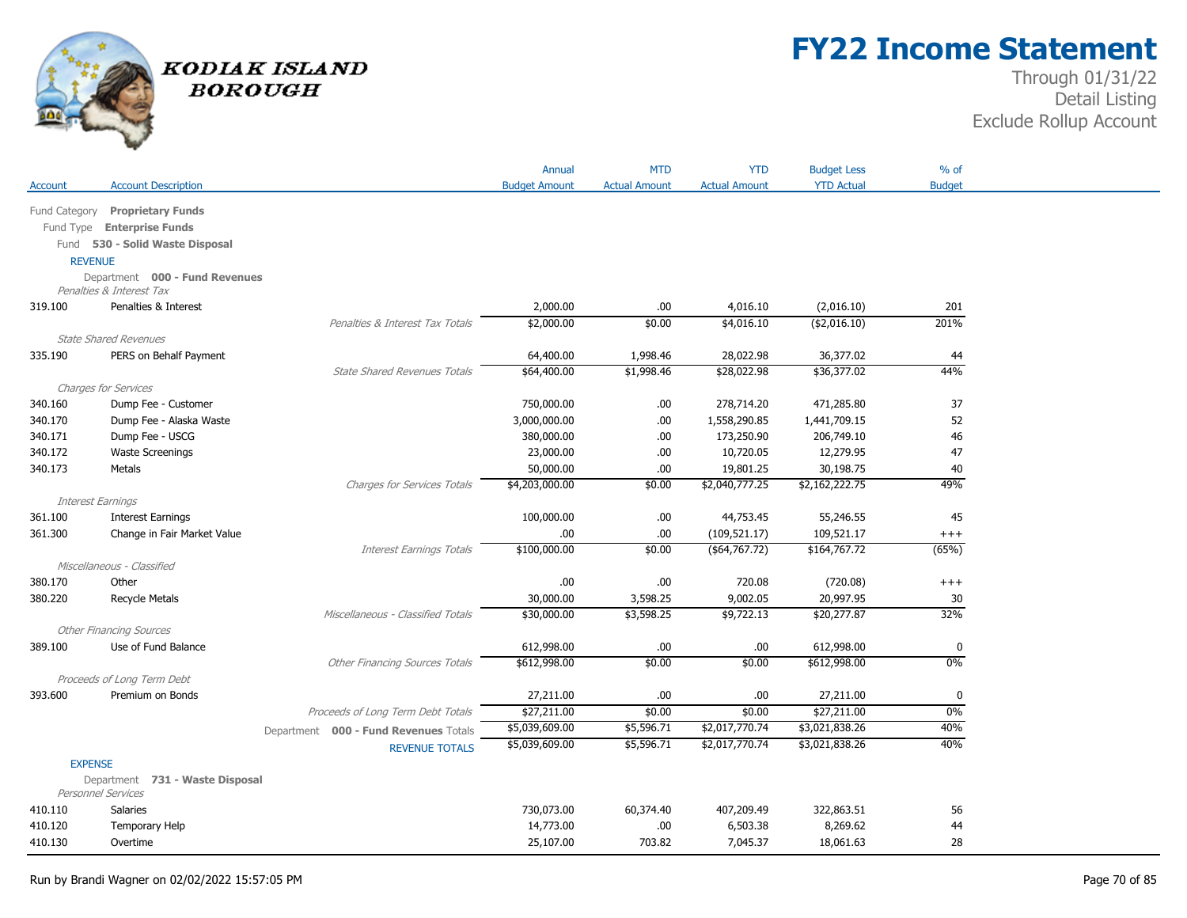# FY22 Income Statement

Through 01/31/22
Detail Listing
Exclude Rollup Account

KODIAK ISLAND BOROUGH

| Account | Account Description | Annual Budget Amount | MTD Actual Amount | YTD Actual Amount | Budget Less YTD Actual | % of Budget |
|---|---|---|---|---|---|---|
| Fund Category **Proprietary Funds** | | | | | | |
| Fund Type **Enterprise Funds** | | | | | | |
| Fund **530 - Solid Waste Disposal** | | | | | | |
| REVENUE | | | | | | |
| Department **000 - Fund Revenues** | | | | | | |
| *Penalties & Interest Tax* | | | | | | |
| 319.100 | Penalties & Interest | 2,000.00 | .00 | 4,016.10 | (2,016.10) | 201 |
| | *Penalties & Interest Tax Totals* | $2,000.00 | $0.00 | $4,016.10 | ($2,016.10) | 201% |
| *State Shared Revenues* | | | | | | |
| 335.190 | PERS on Behalf Payment | 64,400.00 | 1,998.46 | 28,022.98 | 36,377.02 | 44 |
| | *State Shared Revenues Totals* | $64,400.00 | $1,998.46 | $28,022.98 | $36,377.02 | 44% |
| *Charges for Services* | | | | | | |
| 340.160 | Dump Fee - Customer | 750,000.00 | .00 | 278,714.20 | 471,285.80 | 37 |
| 340.170 | Dump Fee - Alaska Waste | 3,000,000.00 | .00 | 1,558,290.85 | 1,441,709.15 | 52 |
| 340.171 | Dump Fee - USCG | 380,000.00 | .00 | 173,250.90 | 206,749.10 | 46 |
| 340.172 | Waste Screenings | 23,000.00 | .00 | 10,720.05 | 12,279.95 | 47 |
| 340.173 | Metals | 50,000.00 | .00 | 19,801.25 | 30,198.75 | 40 |
| | *Charges for Services Totals* | $4,203,000.00 | $0.00 | $2,040,777.25 | $2,162,222.75 | 49% |
| *Interest Earnings* | | | | | | |
| 361.100 | Interest Earnings | 100,000.00 | .00 | 44,753.45 | 55,246.55 | 45 |
| 361.300 | Change in Fair Market Value | .00 | .00 | (109,521.17) | 109,521.17 | +++ |
| | *Interest Earnings Totals* | $100,000.00 | $0.00 | ($64,767.72) | $164,767.72 | (65%) |
| *Miscellaneous - Classified* | | | | | | |
| 380.170 | Other | .00 | .00 | 720.08 | (720.08) | +++ |
| 380.220 | Recycle Metals | 30,000.00 | 3,598.25 | 9,002.05 | 20,997.95 | 30 |
| | *Miscellaneous - Classified Totals* | $30,000.00 | $3,598.25 | $9,722.13 | $20,277.87 | 32% |
| *Other Financing Sources* | | | | | | |
| 389.100 | Use of Fund Balance | 612,998.00 | .00 | .00 | 612,998.00 | 0 |
| | *Other Financing Sources Totals* | $612,998.00 | $0.00 | $0.00 | $612,998.00 | 0% |
| *Proceeds of Long Term Debt* | | | | | | |
| 393.600 | Premium on Bonds | 27,211.00 | .00 | .00 | 27,211.00 | 0 |
| | *Proceeds of Long Term Debt Totals* | $27,211.00 | $0.00 | $0.00 | $27,211.00 | 0% |
| | Department **000 - Fund Revenues** Totals | $5,039,609.00 | $5,596.71 | $2,017,770.74 | $3,021,838.26 | 40% |
| | REVENUE TOTALS | $5,039,609.00 | $5,596.71 | $2,017,770.74 | $3,021,838.26 | 40% |
| EXPENSE | | | | | | |
| Department **731 - Waste Disposal** | | | | | | |
| *Personnel Services* | | | | | | |
| 410.110 | Salaries | 730,073.00 | 60,374.40 | 407,209.49 | 322,863.51 | 56 |
| 410.120 | Temporary Help | 14,773.00 | .00 | 6,503.38 | 8,269.62 | 44 |
| 410.130 | Overtime | 25,107.00 | 703.82 | 7,045.37 | 18,061.63 | 28 |

Run by Brandi Wagner on 02/02/2022 15:57:05 PM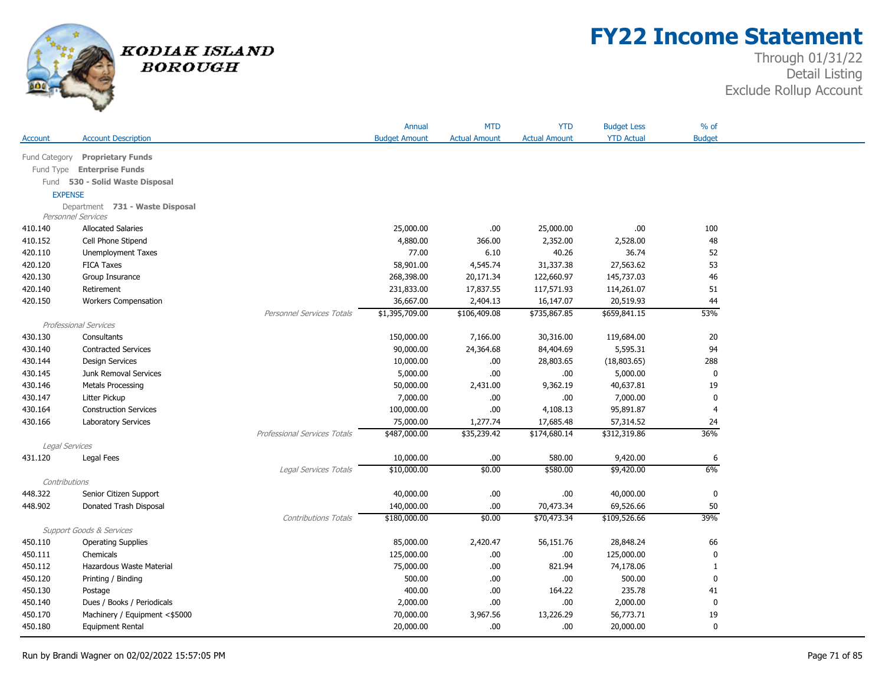# FY22 Income Statement

Through 01/31/22
Detail Listing
Exclude Rollup Account

KODIAK ISLAND BOROUGH

| Account | Account Description | | Annual Budget Amount | MTD Actual Amount | YTD Actual Amount | Budget Less YTD Actual | % of Budget |
|---|---|---|---|---|---|---|---|
| Fund Category **Proprietary Funds** | | | | | | | |
| Fund Type **Enterprise Funds** | | | | | | | |
| Fund **530 - Solid Waste Disposal** | | | | | | | |
| EXPENSE | | | | | | | |
| Department **731 - Waste Disposal** | | | | | | | |
| *Personnel Services* | | | | | | | |
| 410.140 | Allocated Salaries | | 25,000.00 | .00 | 25,000.00 | .00 | 100 |
| 410.152 | Cell Phone Stipend | | 4,880.00 | 366.00 | 2,352.00 | 2,528.00 | 48 |
| 420.110 | Unemployment Taxes | | 77.00 | 6.10 | 40.26 | 36.74 | 52 |
| 420.120 | FICA Taxes | | 58,901.00 | 4,545.74 | 31,337.38 | 27,563.62 | 53 |
| 420.130 | Group Insurance | | 268,398.00 | 20,171.34 | 122,660.97 | 145,737.03 | 46 |
| 420.140 | Retirement | | 231,833.00 | 17,837.55 | 117,571.93 | 114,261.07 | 51 |
| 420.150 | Workers Compensation | | 36,667.00 | 2,404.13 | 16,147.07 | 20,519.93 | 44 |
| | | *Personnel Services Totals* | $1,395,709.00 | $106,409.08 | $735,867.85 | $659,841.15 | 53% |
| *Professional Services* | | | | | | | |
| 430.130 | Consultants | | 150,000.00 | 7,166.00 | 30,316.00 | 119,684.00 | 20 |
| 430.140 | Contracted Services | | 90,000.00 | 24,364.68 | 84,404.69 | 5,595.31 | 94 |
| 430.144 | Design Services | | 10,000.00 | .00 | 28,803.65 | (18,803.65) | 288 |
| 430.145 | Junk Removal Services | | 5,000.00 | .00 | .00 | 5,000.00 | 0 |
| 430.146 | Metals Processing | | 50,000.00 | 2,431.00 | 9,362.19 | 40,637.81 | 19 |
| 430.147 | Litter Pickup | | 7,000.00 | .00 | .00 | 7,000.00 | 0 |
| 430.164 | Construction Services | | 100,000.00 | .00 | 4,108.13 | 95,891.87 | 4 |
| 430.166 | Laboratory Services | | 75,000.00 | 1,277.74 | 17,685.48 | 57,314.52 | 24 |
| | | *Professional Services Totals* | $487,000.00 | $35,239.42 | $174,680.14 | $312,319.86 | 36% |
| *Legal Services* | | | | | | | |
| 431.120 | Legal Fees | | 10,000.00 | .00 | 580.00 | 9,420.00 | 6 |
| | | *Legal Services Totals* | $10,000.00 | $0.00 | $580.00 | $9,420.00 | 6% |
| *Contributions* | | | | | | | |
| 448.322 | Senior Citizen Support | | 40,000.00 | .00 | .00 | 40,000.00 | 0 |
| 448.902 | Donated Trash Disposal | | 140,000.00 | .00 | 70,473.34 | 69,526.66 | 50 |
| | | *Contributions Totals* | $180,000.00 | $0.00 | $70,473.34 | $109,526.66 | 39% |
| *Support Goods & Services* | | | | | | | |
| 450.110 | Operating Supplies | | 85,000.00 | 2,420.47 | 56,151.76 | 28,848.24 | 66 |
| 450.111 | Chemicals | | 125,000.00 | .00 | .00 | 125,000.00 | 0 |
| 450.112 | Hazardous Waste Material | | 75,000.00 | .00 | 821.94 | 74,178.06 | 1 |
| 450.120 | Printing / Binding | | 500.00 | .00 | .00 | 500.00 | 0 |
| 450.130 | Postage | | 400.00 | .00 | 164.22 | 235.78 | 41 |
| 450.140 | Dues / Books / Periodicals | | 2,000.00 | .00 | .00 | 2,000.00 | 0 |
| 450.170 | Machinery / Equipment <$5000 | | 70,000.00 | 3,967.56 | 13,226.29 | 56,773.71 | 19 |
| 450.180 | Equipment Rental | | 20,000.00 | .00 | .00 | 20,000.00 | 0 |

Run by Brandi Wagner on 02/02/2022 15:57:05 PM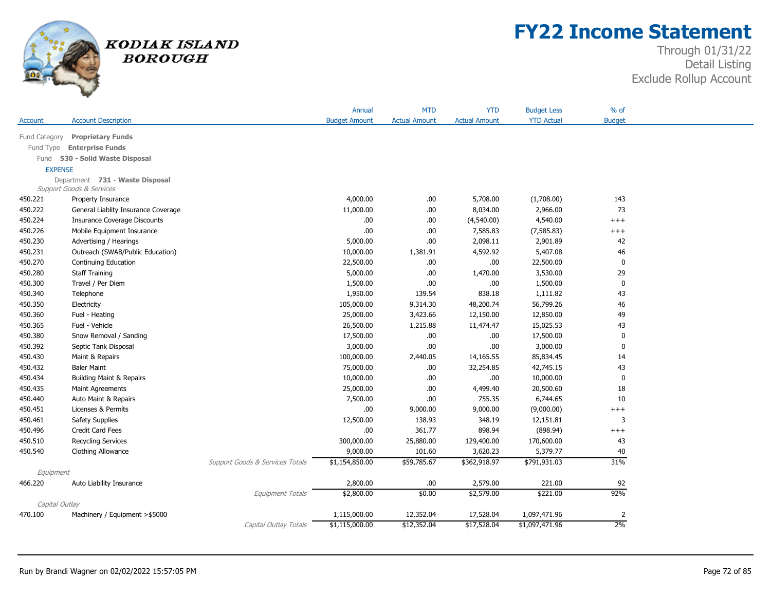# FY22 Income Statement

Through 01/31/22
Detail Listing
Exclude Rollup Account

KODIAK ISLAND BOROUGH

| Account | Account Description | Annual Budget Amount | MTD Actual Amount | YTD Actual Amount | Budget Less YTD Actual | % of Budget |
|---|---|---|---|---|---|---|
| Fund Category | **Proprietary Funds** | | | | | |
| Fund Type | **Enterprise Funds** | | | | | |
| Fund | **530 - Solid Waste Disposal** | | | | | |
| EXPENSE | | | | | | |
| Department | **731 - Waste Disposal** | | | | | |
| *Support Goods & Services* | | | | | | |
| 450.221 | Property Insurance | 4,000.00 | .00 | 5,708.00 | (1,708.00) | 143 |
| 450.222 | General Liablity Insurance Coverage | 11,000.00 | .00 | 8,034.00 | 2,966.00 | 73 |
| 450.224 | Insurance Coverage Discounts | .00 | .00 | (4,540.00) | 4,540.00 | +++ |
| 450.226 | Mobile Equipment Insurance | .00 | .00 | 7,585.83 | (7,585.83) | +++ |
| 450.230 | Advertising / Hearings | 5,000.00 | .00 | 2,098.11 | 2,901.89 | 42 |
| 450.231 | Outreach (SWAB/Public Education) | 10,000.00 | 1,381.91 | 4,592.92 | 5,407.08 | 46 |
| 450.270 | Continuing Education | 22,500.00 | .00 | .00 | 22,500.00 | 0 |
| 450.280 | Staff Training | 5,000.00 | .00 | 1,470.00 | 3,530.00 | 29 |
| 450.300 | Travel / Per Diem | 1,500.00 | .00 | .00 | 1,500.00 | 0 |
| 450.340 | Telephone | 1,950.00 | 139.54 | 838.18 | 1,111.82 | 43 |
| 450.350 | Electricity | 105,000.00 | 9,314.30 | 48,200.74 | 56,799.26 | 46 |
| 450.360 | Fuel - Heating | 25,000.00 | 3,423.66 | 12,150.00 | 12,850.00 | 49 |
| 450.365 | Fuel - Vehicle | 26,500.00 | 1,215.88 | 11,474.47 | 15,025.53 | 43 |
| 450.380 | Snow Removal / Sanding | 17,500.00 | .00 | .00 | 17,500.00 | 0 |
| 450.392 | Septic Tank Disposal | 3,000.00 | .00 | .00 | 3,000.00 | 0 |
| 450.430 | Maint & Repairs | 100,000.00 | 2,440.05 | 14,165.55 | 85,834.45 | 14 |
| 450.432 | Baler Maint | 75,000.00 | .00 | 32,254.85 | 42,745.15 | 43 |
| 450.434 | Building Maint & Repairs | 10,000.00 | .00 | .00 | 10,000.00 | 0 |
| 450.435 | Maint Agreements | 25,000.00 | .00 | 4,499.40 | 20,500.60 | 18 |
| 450.440 | Auto Maint & Repairs | 7,500.00 | .00 | 755.35 | 6,744.65 | 10 |
| 450.451 | Licenses & Permits | .00 | 9,000.00 | 9,000.00 | (9,000.00) | +++ |
| 450.461 | Safety Supplies | 12,500.00 | 138.93 | 348.19 | 12,151.81 | 3 |
| 450.496 | Credit Card Fees | .00 | 361.77 | 898.94 | (898.94) | +++ |
| 450.510 | Recycling Services | 300,000.00 | 25,880.00 | 129,400.00 | 170,600.00 | 43 |
| 450.540 | Clothing Allowance | 9,000.00 | 101.60 | 3,620.23 | 5,379.77 | 40 |
| | *Support Goods & Services Totals* | $1,154,850.00 | $59,785.67 | $362,918.97 | $791,931.03 | 31% |
| *Equipment* | | | | | | |
| 466.220 | Auto Liability Insurance | 2,800.00 | .00 | 2,579.00 | 221.00 | 92 |
| | *Equipment Totals* | $2,800.00 | $0.00 | $2,579.00 | $221.00 | 92% |
| *Capital Outlay* | | | | | | |
| 470.100 | Machinery / Equipment >$5000 | 1,115,000.00 | 12,352.04 | 17,528.04 | 1,097,471.96 | 2 |
| | *Capital Outlay Totals* | $1,115,000.00 | $12,352.04 | $17,528.04 | $1,097,471.96 | 2% |

Run by Brandi Wagner on 02/02/2022 15:57:05 PM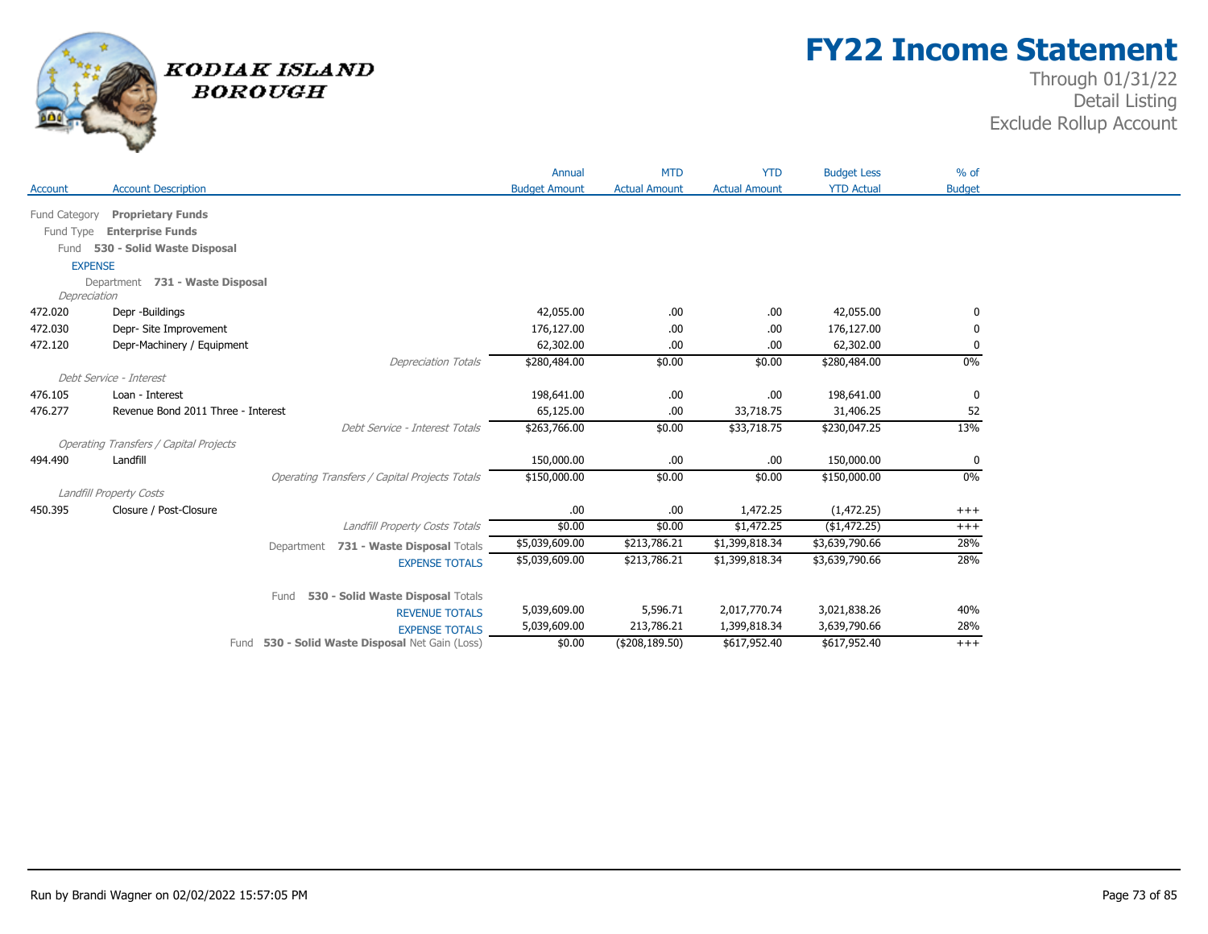# FY22 Income Statement

Through 01/31/22
Detail Listing
Exclude Rollup Account

KODIAK ISLAND BOROUGH

| Account | Account Description | Annual Budget Amount | MTD Actual Amount | YTD Actual Amount | Budget Less YTD Actual | % of Budget |
|---|---|---|---|---|---|---|
| Fund Category | **Proprietary Funds** | | | | | |
| Fund Type | **Enterprise Funds** | | | | | |
| Fund | **530 - Solid Waste Disposal** | | | | | |
| EXPENSE | | | | | | |
| Department | **731 - Waste Disposal** | | | | | |
| *Depreciation* | | | | | | |
| 472.020 | Depr -Buildings | 42,055.00 | .00 | .00 | 42,055.00 | 0 |
| 472.030 | Depr- Site Improvement | 176,127.00 | .00 | .00 | 176,127.00 | 0 |
| 472.120 | Depr-Machinery / Equipment | 62,302.00 | .00 | .00 | 62,302.00 | 0 |
| | *Depreciation Totals* | $280,484.00 | $0.00 | $0.00 | $280,484.00 | 0% |
| *Debt Service - Interest* | | | | | | |
| 476.105 | Loan - Interest | 198,641.00 | .00 | .00 | 198,641.00 | 0 |
| 476.277 | Revenue Bond 2011 Three - Interest | 65,125.00 | .00 | 33,718.75 | 31,406.25 | 52 |
| | *Debt Service - Interest Totals* | $263,766.00 | $0.00 | $33,718.75 | $230,047.25 | 13% |
| *Operating Transfers / Capital Projects* | | | | | | |
| 494.490 | Landfill | 150,000.00 | .00 | .00 | 150,000.00 | 0 |
| | *Operating Transfers / Capital Projects Totals* | $150,000.00 | $0.00 | $0.00 | $150,000.00 | 0% |
| *Landfill Property Costs* | | | | | | |
| 450.395 | Closure / Post-Closure | .00 | .00 | 1,472.25 | (1,472.25) | +++ |
| | *Landfill Property Costs Totals* | $0.00 | $0.00 | $1,472.25 | ($1,472.25) | +++ |
| | Department **731 - Waste Disposal** Totals | $5,039,609.00 | $213,786.21 | $1,399,818.34 | $3,639,790.66 | 28% |
| | EXPENSE TOTALS | $5,039,609.00 | $213,786.21 | $1,399,818.34 | $3,639,790.66 | 28% |
| | Fund **530 - Solid Waste Disposal** Totals | | | | | |
| | REVENUE TOTALS | 5,039,609.00 | 5,596.71 | 2,017,770.74 | 3,021,838.26 | 40% |
| | EXPENSE TOTALS | 5,039,609.00 | 213,786.21 | 1,399,818.34 | 3,639,790.66 | 28% |
| | Fund **530 - Solid Waste Disposal** Net Gain (Loss) | $0.00 | ($208,189.50) | $617,952.40 | $617,952.40 | +++ |

Run by Brandi Wagner on 02/02/2022 15:57:05 PM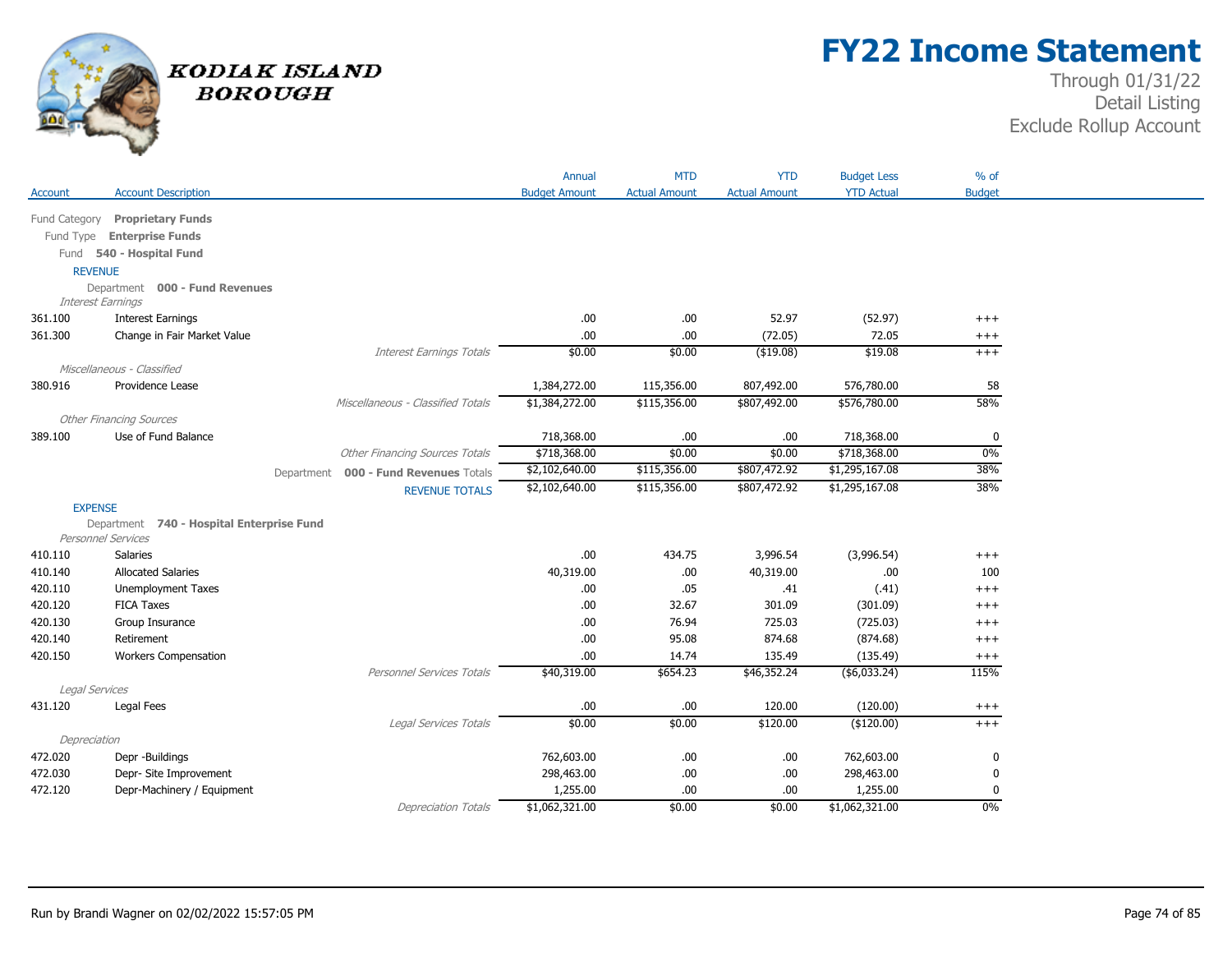# FY22 Income Statement

Through 01/31/22
Detail Listing
Exclude Rollup Account

KODIAK ISLAND BOROUGH

| Account | Account Description | Annual Budget Amount | MTD Actual Amount | YTD Actual Amount | Budget Less YTD Actual | % of Budget |
|---|---|---|---|---|---|---|
| Fund Category **Proprietary Funds** | | | | | | |
| Fund Type **Enterprise Funds** | | | | | | |
| Fund **540 - Hospital Fund** | | | | | | |
| REVENUE | | | | | | |
| Department **000 - Fund Revenues** | | | | | | |
| *Interest Earnings* | | | | | | |
| 361.100 | Interest Earnings | .00 | .00 | 52.97 | (52.97) | +++ |
| 361.300 | Change in Fair Market Value | .00 | .00 | (72.05) | 72.05 | +++ |
| | *Interest Earnings Totals* | $0.00 | $0.00 | ($19.08) | $19.08 | +++ |
| *Miscellaneous - Classified* | | | | | | |
| 380.916 | Providence Lease | 1,384,272.00 | 115,356.00 | 807,492.00 | 576,780.00 | 58 |
| | *Miscellaneous - Classified Totals* | $1,384,272.00 | $115,356.00 | $807,492.00 | $576,780.00 | 58% |
| *Other Financing Sources* | | | | | | |
| 389.100 | Use of Fund Balance | 718,368.00 | .00 | .00 | 718,368.00 | 0 |
| | *Other Financing Sources Totals* | $718,368.00 | $0.00 | $0.00 | $718,368.00 | 0% |
| | Department **000 - Fund Revenues** Totals | $2,102,640.00 | $115,356.00 | $807,472.92 | $1,295,167.08 | 38% |
| | REVENUE TOTALS | $2,102,640.00 | $115,356.00 | $807,472.92 | $1,295,167.08 | 38% |
| EXPENSE | | | | | | |
| Department **740 - Hospital Enterprise Fund** | | | | | | |
| *Personnel Services* | | | | | | |
| 410.110 | Salaries | .00 | 434.75 | 3,996.54 | (3,996.54) | +++ |
| 410.140 | Allocated Salaries | 40,319.00 | .00 | 40,319.00 | .00 | 100 |
| 420.110 | Unemployment Taxes | .00 | .05 | .41 | (.41) | +++ |
| 420.120 | FICA Taxes | .00 | 32.67 | 301.09 | (301.09) | +++ |
| 420.130 | Group Insurance | .00 | 76.94 | 725.03 | (725.03) | +++ |
| 420.140 | Retirement | .00 | 95.08 | 874.68 | (874.68) | +++ |
| 420.150 | Workers Compensation | .00 | 14.74 | 135.49 | (135.49) | +++ |
| | *Personnel Services Totals* | $40,319.00 | $654.23 | $46,352.24 | ($6,033.24) | 115% |
| *Legal Services* | | | | | | |
| 431.120 | Legal Fees | .00 | .00 | 120.00 | (120.00) | +++ |
| | *Legal Services Totals* | $0.00 | $0.00 | $120.00 | ($120.00) | +++ |
| *Depreciation* | | | | | | |
| 472.020 | Depr -Buildings | 762,603.00 | .00 | .00 | 762,603.00 | 0 |
| 472.030 | Depr- Site Improvement | 298,463.00 | .00 | .00 | 298,463.00 | 0 |
| 472.120 | Depr-Machinery / Equipment | 1,255.00 | .00 | .00 | 1,255.00 | 0 |
| | *Depreciation Totals* | $1,062,321.00 | $0.00 | $0.00 | $1,062,321.00 | 0% |

Run by Brandi Wagner on 02/02/2022 15:57:05 PM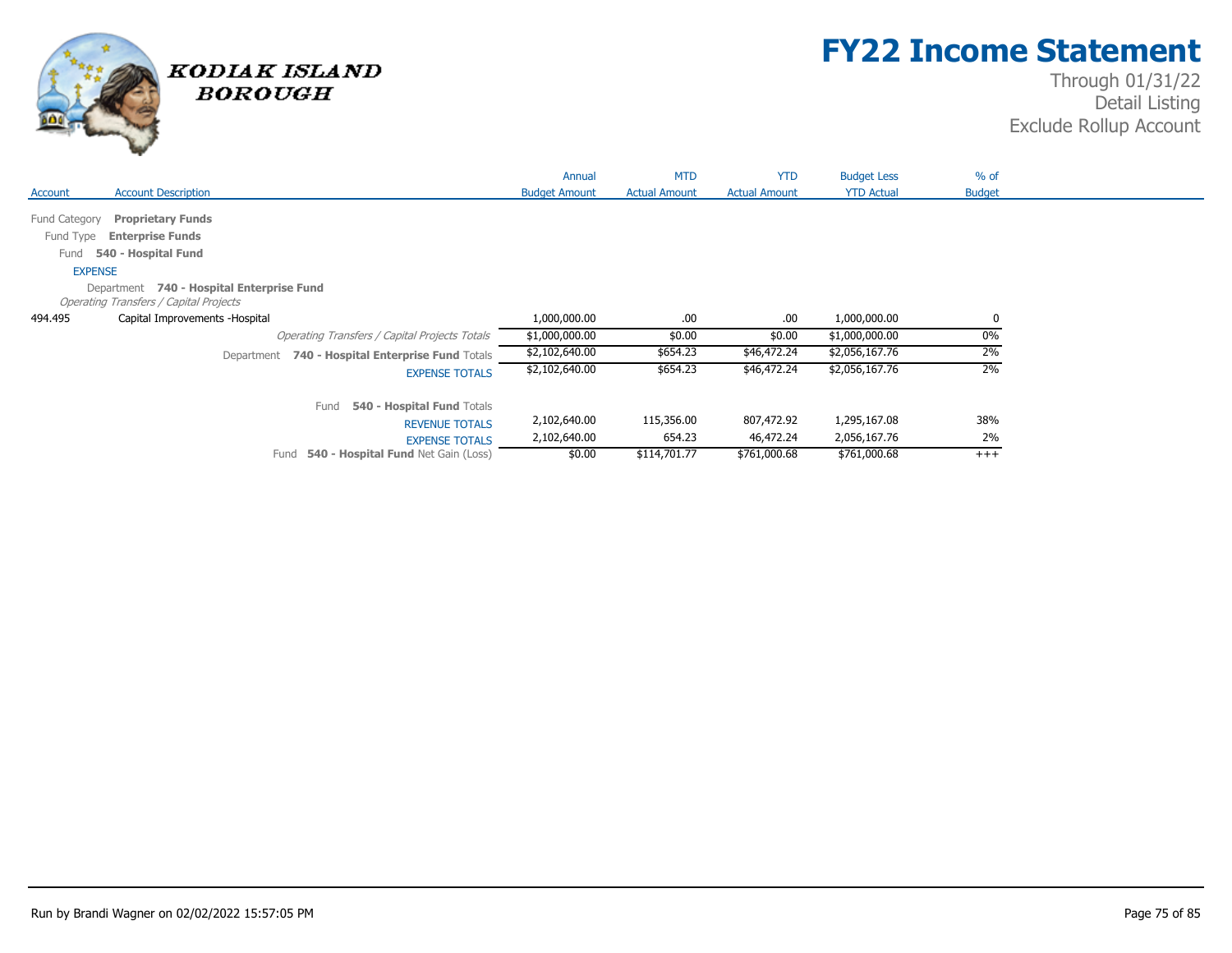# FY22 Income Statement

Through 01/31/22
Detail Listing
Exclude Rollup Account

| Account | Account Description | Annual Budget Amount | MTD Actual Amount | YTD Actual Amount | Budget Less YTD Actual | % of Budget |
|---|---|---|---|---|---|---|
| Fund Category | **Proprietary Funds** | | | | | |
| Fund Type | **Enterprise Funds** | | | | | |
| Fund | **540 - Hospital Fund** | | | | | |
| EXPENSE | | | | | | |
| Department | **740 - Hospital Enterprise Fund** | | | | | |
| *Operating Transfers / Capital Projects* | | | | | | |
| 494.495 | Capital Improvements -Hospital | 1,000,000.00 | .00 | .00 | 1,000,000.00 | 0 |
| | *Operating Transfers / Capital Projects Totals* | $1,000,000.00 | $0.00 | $0.00 | $1,000,000.00 | 0% |
| | Department **740 - Hospital Enterprise Fund** Totals | $2,102,640.00 | $654.23 | $46,472.24 | $2,056,167.76 | 2% |
| | EXPENSE TOTALS | $2,102,640.00 | $654.23 | $46,472.24 | $2,056,167.76 | 2% |
| | Fund **540 - Hospital Fund** Totals | | | | | |
| | REVENUE TOTALS | 2,102,640.00 | 115,356.00 | 807,472.92 | 1,295,167.08 | 38% |
| | EXPENSE TOTALS | 2,102,640.00 | 654.23 | 46,472.24 | 2,056,167.76 | 2% |
| | Fund **540 - Hospital Fund** Net Gain (Loss) | $0.00 | $114,701.77 | $761,000.68 | $761,000.68 | +++ |

Run by Brandi Wagner on 02/02/2022 15:57:05 PM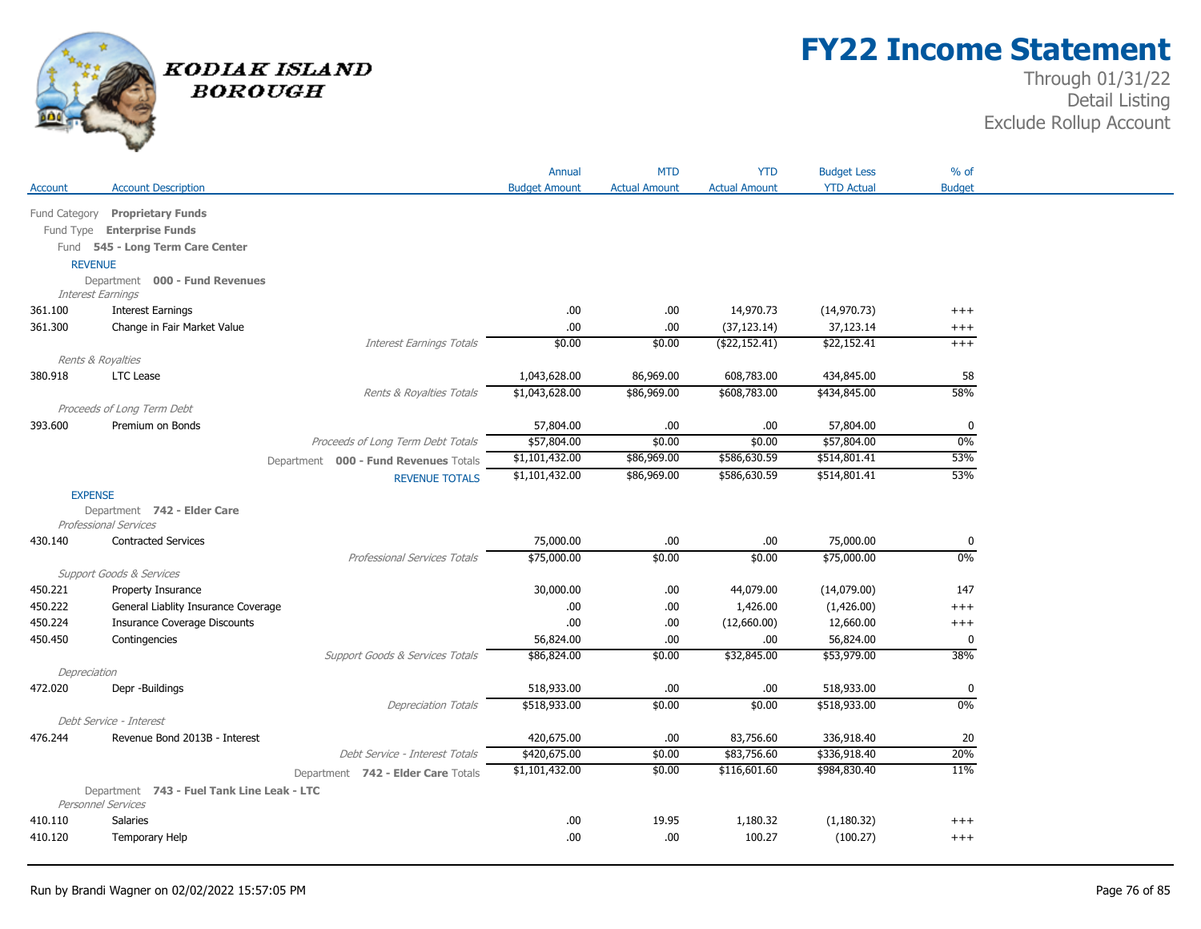# FY22 Income Statement

Through 01/31/22
Detail Listing
Exclude Rollup Account

**KODIAK ISLAND BOROUGH**

| Account | Account Description | Annual Budget Amount | MTD Actual Amount | YTD Actual Amount | Budget Less YTD Actual | % of Budget |
|---|---|---|---|---|---|---|
| Fund Category **Proprietary Funds** | | | | | | |
| Fund Type **Enterprise Funds** | | | | | | |
| Fund **545 - Long Term Care Center** | | | | | | |
| REVENUE | | | | | | |
| Department **000 - Fund Revenues** | | | | | | |
| *Interest Earnings* | | | | | | |
| 361.100 | Interest Earnings | .00 | .00 | 14,970.73 | (14,970.73) | +++ |
| 361.300 | Change in Fair Market Value | .00 | .00 | (37,123.14) | 37,123.14 | +++ |
| | *Interest Earnings Totals* | $0.00 | $0.00 | ($22,152.41) | $22,152.41 | +++ |
| *Rents & Royalties* | | | | | | |
| 380.918 | LTC Lease | 1,043,628.00 | 86,969.00 | 608,783.00 | 434,845.00 | 58 |
| | *Rents & Royalties Totals* | $1,043,628.00 | $86,969.00 | $608,783.00 | $434,845.00 | 58% |
| *Proceeds of Long Term Debt* | | | | | | |
| 393.600 | Premium on Bonds | 57,804.00 | .00 | .00 | 57,804.00 | 0 |
| | *Proceeds of Long Term Debt Totals* | $57,804.00 | $0.00 | $0.00 | $57,804.00 | 0% |
| | Department **000 - Fund Revenues** Totals | $1,101,432.00 | $86,969.00 | $586,630.59 | $514,801.41 | 53% |
| | REVENUE TOTALS | $1,101,432.00 | $86,969.00 | $586,630.59 | $514,801.41 | 53% |
| EXPENSE | | | | | | |
| Department **742 - Elder Care** | | | | | | |
| *Professional Services* | | | | | | |
| 430.140 | Contracted Services | 75,000.00 | .00 | .00 | 75,000.00 | 0 |
| | *Professional Services Totals* | $75,000.00 | $0.00 | $0.00 | $75,000.00 | 0% |
| *Support Goods & Services* | | | | | | |
| 450.221 | Property Insurance | 30,000.00 | .00 | 44,079.00 | (14,079.00) | 147 |
| 450.222 | General Liablity Insurance Coverage | .00 | .00 | 1,426.00 | (1,426.00) | +++ |
| 450.224 | Insurance Coverage Discounts | .00 | .00 | (12,660.00) | 12,660.00 | +++ |
| 450.450 | Contingencies | 56,824.00 | .00 | .00 | 56,824.00 | 0 |
| | *Support Goods & Services Totals* | $86,824.00 | $0.00 | $32,845.00 | $53,979.00 | 38% |
| *Depreciation* | | | | | | |
| 472.020 | Depr -Buildings | 518,933.00 | .00 | .00 | 518,933.00 | 0 |
| | *Depreciation Totals* | $518,933.00 | $0.00 | $0.00 | $518,933.00 | 0% |
| *Debt Service - Interest* | | | | | | |
| 476.244 | Revenue Bond 2013B - Interest | 420,675.00 | .00 | 83,756.60 | 336,918.40 | 20 |
| | *Debt Service - Interest Totals* | $420,675.00 | $0.00 | $83,756.60 | $336,918.40 | 20% |
| | Department **742 - Elder Care** Totals | $1,101,432.00 | $0.00 | $116,601.60 | $984,830.40 | 11% |
| Department **743 - Fuel Tank Line Leak - LTC** | | | | | | |
| *Personnel Services* | | | | | | |
| 410.110 | Salaries | .00 | 19.95 | 1,180.32 | (1,180.32) | +++ |
| 410.120 | Temporary Help | .00 | .00 | 100.27 | (100.27) | +++ |

Run by Brandi Wagner on 02/02/2022 15:57:05 PM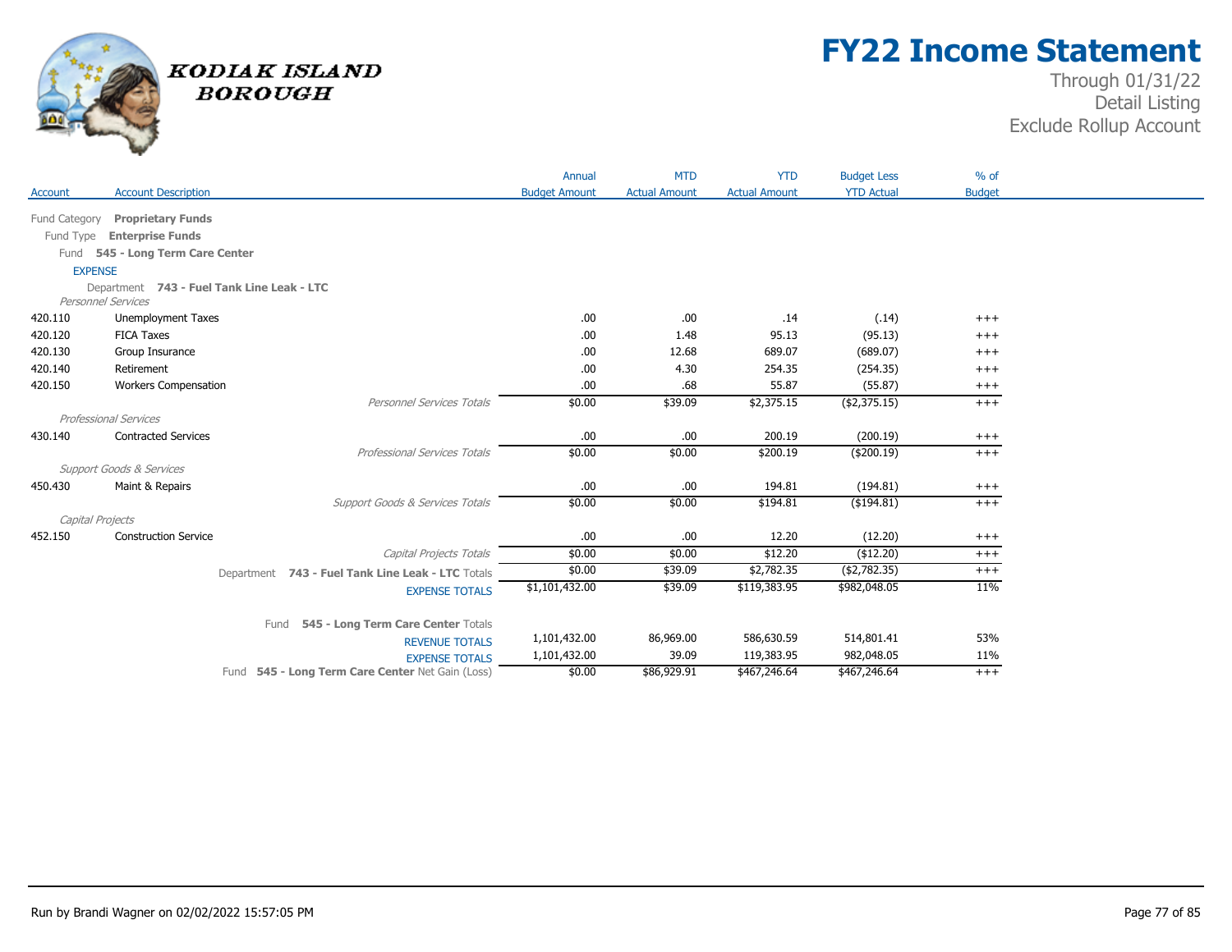# Kodiak Island Borough

# FY22 Income Statement

Through 01/31/22
Detail Listing
Exclude Rollup Account

| Account | Account Description | Annual Budget Amount | MTD Actual Amount | YTD Actual Amount | Budget Less YTD Actual | % of Budget |
|---|---|---|---|---|---|---|
| Fund Category **Proprietary Funds** | | | | | | |
| Fund Type **Enterprise Funds** | | | | | | |
| Fund **545 - Long Term Care Center** | | | | | | |
| EXPENSE | | | | | | |
| Department **743 - Fuel Tank Line Leak - LTC** | | | | | | |
| *Personnel Services* | | | | | | |
| 420.110 | Unemployment Taxes | .00 | .00 | .14 | (.14) | +++ |
| 420.120 | FICA Taxes | .00 | 1.48 | 95.13 | (95.13) | +++ |
| 420.130 | Group Insurance | .00 | 12.68 | 689.07 | (689.07) | +++ |
| 420.140 | Retirement | .00 | 4.30 | 254.35 | (254.35) | +++ |
| 420.150 | Workers Compensation | .00 | .68 | 55.87 | (55.87) | +++ |
| | *Personnel Services Totals* | $0.00 | $39.09 | $2,375.15 | ($2,375.15) | +++ |
| *Professional Services* | | | | | | |
| 430.140 | Contracted Services | .00 | .00 | 200.19 | (200.19) | +++ |
| | *Professional Services Totals* | $0.00 | $0.00 | $200.19 | ($200.19) | +++ |
| *Support Goods & Services* | | | | | | |
| 450.430 | Maint & Repairs | .00 | .00 | 194.81 | (194.81) | +++ |
| | *Support Goods & Services Totals* | $0.00 | $0.00 | $194.81 | ($194.81) | +++ |
| *Capital Projects* | | | | | | |
| 452.150 | Construction Service | .00 | .00 | 12.20 | (12.20) | +++ |
| | *Capital Projects Totals* | $0.00 | $0.00 | $12.20 | ($12.20) | +++ |
| | Department **743 - Fuel Tank Line Leak - LTC** Totals | $0.00 | $39.09 | $2,782.35 | ($2,782.35) | +++ |
| | EXPENSE TOTALS | $1,101,432.00 | $39.09 | $119,383.95 | $982,048.05 | 11% |
| | Fund **545 - Long Term Care Center** Totals | | | | | |
| | REVENUE TOTALS | 1,101,432.00 | 86,969.00 | 586,630.59 | 514,801.41 | 53% |
| | EXPENSE TOTALS | 1,101,432.00 | 39.09 | 119,383.95 | 982,048.05 | 11% |
| | Fund **545 - Long Term Care Center** Net Gain (Loss) | $0.00 | $86,929.91 | $467,246.64 | $467,246.64 | +++ |

Run by Brandi Wagner on 02/02/2022 15:57:05 PM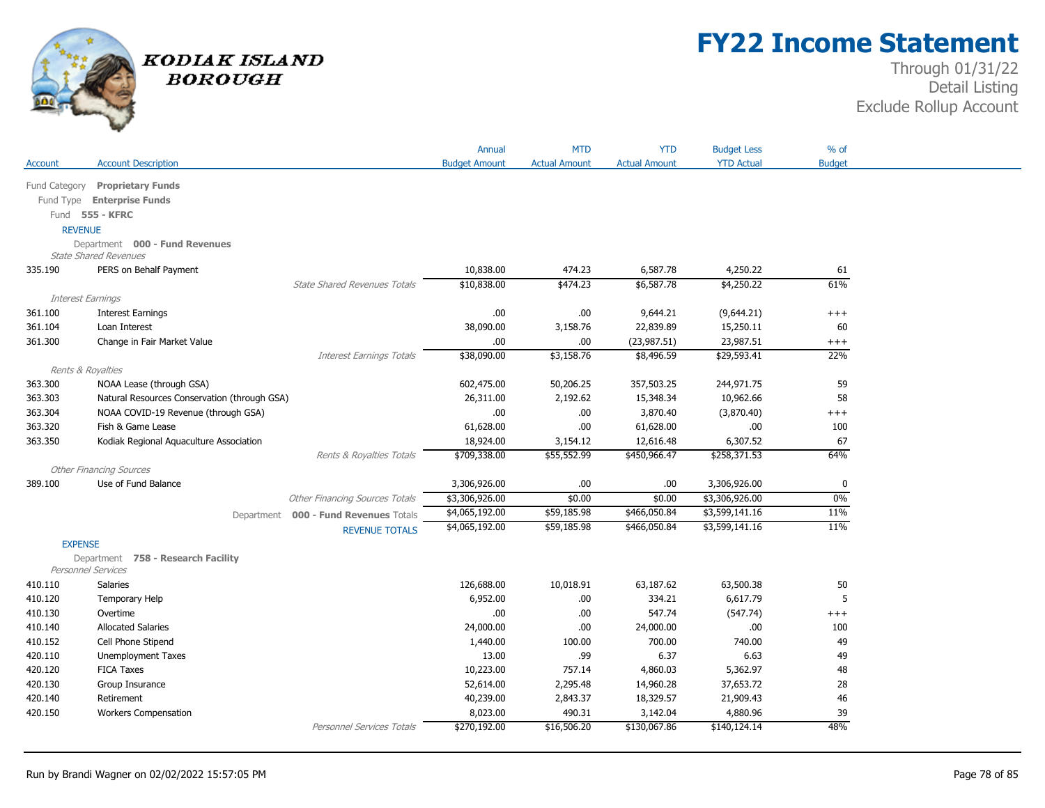# FY22 Income Statement

Kodiak Island Borough

Through 01/31/22
Detail Listing
Exclude Rollup Account

| Account | Account Description | Annual Budget Amount | MTD Actual Amount | YTD Actual Amount | Budget Less YTD Actual | % of Budget |
|---|---|---|---|---|---|---|
| Fund Category **Proprietary Funds** | | | | | | |
| Fund Type **Enterprise Funds** | | | | | | |
| Fund **555 - KFRC** | | | | | | |
| REVENUE | | | | | | |
| Department **000 - Fund Revenues** | | | | | | |
| *State Shared Revenues* | | | | | | |
| 335.190 | PERS on Behalf Payment | 10,838.00 | 474.23 | 6,587.78 | 4,250.22 | 61 |
| | *State Shared Revenues Totals* | $10,838.00 | $474.23 | $6,587.78 | $4,250.22 | 61% |
| *Interest Earnings* | | | | | | |
| 361.100 | Interest Earnings | .00 | .00 | 9,644.21 | (9,644.21) | +++ |
| 361.104 | Loan Interest | 38,090.00 | 3,158.76 | 22,839.89 | 15,250.11 | 60 |
| 361.300 | Change in Fair Market Value | .00 | .00 | (23,987.51) | 23,987.51 | +++ |
| | *Interest Earnings Totals* | $38,090.00 | $3,158.76 | $8,496.59 | $29,593.41 | 22% |
| *Rents & Royalties* | | | | | | |
| 363.300 | NOAA Lease (through GSA) | 602,475.00 | 50,206.25 | 357,503.25 | 244,971.75 | 59 |
| 363.303 | Natural Resources Conservation (through GSA) | 26,311.00 | 2,192.62 | 15,348.34 | 10,962.66 | 58 |
| 363.304 | NOAA COVID-19 Revenue (through GSA) | .00 | .00 | 3,870.40 | (3,870.40) | +++ |
| 363.320 | Fish & Game Lease | 61,628.00 | .00 | 61,628.00 | .00 | 100 |
| 363.350 | Kodiak Regional Aquaculture Association | 18,924.00 | 3,154.12 | 12,616.48 | 6,307.52 | 67 |
| | *Rents & Royalties Totals* | $709,338.00 | $55,552.99 | $450,966.47 | $258,371.53 | 64% |
| *Other Financing Sources* | | | | | | |
| 389.100 | Use of Fund Balance | 3,306,926.00 | .00 | .00 | 3,306,926.00 | 0 |
| | *Other Financing Sources Totals* | $3,306,926.00 | $0.00 | $0.00 | $3,306,926.00 | 0% |
| | Department **000 - Fund Revenues** Totals | $4,065,192.00 | $59,185.98 | $466,050.84 | $3,599,141.16 | 11% |
| | REVENUE TOTALS | $4,065,192.00 | $59,185.98 | $466,050.84 | $3,599,141.16 | 11% |
| EXPENSE | | | | | | |
| Department **758 - Research Facility** | | | | | | |
| *Personnel Services* | | | | | | |
| 410.110 | Salaries | 126,688.00 | 10,018.91 | 63,187.62 | 63,500.38 | 50 |
| 410.120 | Temporary Help | 6,952.00 | .00 | 334.21 | 6,617.79 | 5 |
| 410.130 | Overtime | .00 | .00 | 547.74 | (547.74) | +++ |
| 410.140 | Allocated Salaries | 24,000.00 | .00 | 24,000.00 | .00 | 100 |
| 410.152 | Cell Phone Stipend | 1,440.00 | 100.00 | 700.00 | 740.00 | 49 |
| 420.110 | Unemployment Taxes | 13.00 | .99 | 6.37 | 6.63 | 49 |
| 420.120 | FICA Taxes | 10,223.00 | 757.14 | 4,860.03 | 5,362.97 | 48 |
| 420.130 | Group Insurance | 52,614.00 | 2,295.48 | 14,960.28 | 37,653.72 | 28 |
| 420.140 | Retirement | 40,239.00 | 2,843.37 | 18,329.57 | 21,909.43 | 46 |
| 420.150 | Workers Compensation | 8,023.00 | 490.31 | 3,142.04 | 4,880.96 | 39 |
| | *Personnel Services Totals* | $270,192.00 | $16,506.20 | $130,067.86 | $140,124.14 | 48% |

Run by Brandi Wagner on 02/02/2022 15:57:05 PM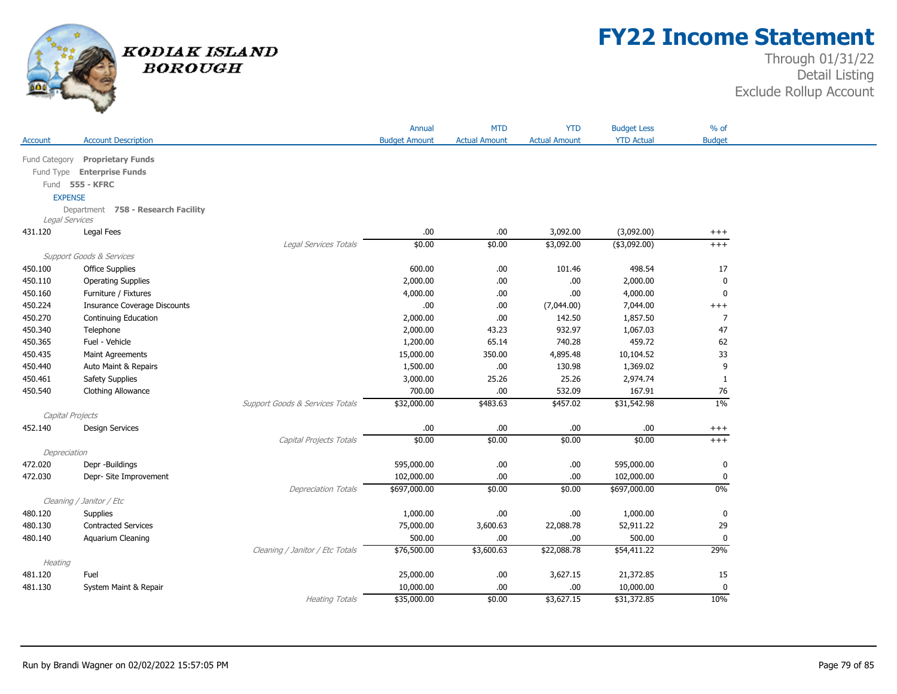# FY22 Income Statement

Through 01/31/22
Detail Listing
Exclude Rollup Account

KODIAK ISLAND BOROUGH

| Account | Account Description | | Annual Budget Amount | MTD Actual Amount | YTD Actual Amount | Budget Less YTD Actual | % of Budget |
|---|---|---|---|---|---|---|---|
| Fund Category | **Proprietary Funds** | | | | | | |
| Fund Type | **Enterprise Funds** | | | | | | |
| Fund | **555 - KFRC** | | | | | | |
| EXPENSE | | | | | | | |
| Department | **758 - Research Facility** | | | | | | |
| *Legal Services* | | | | | | | |
| 431.120 | Legal Fees | | .00 | .00 | 3,092.00 | (3,092.00) | +++ |
| | | *Legal Services Totals* | $0.00 | $0.00 | $3,092.00 | ($3,092.00) | +++ |
| *Support Goods & Services* | | | | | | | |
| 450.100 | Office Supplies | | 600.00 | .00 | 101.46 | 498.54 | 17 |
| 450.110 | Operating Supplies | | 2,000.00 | .00 | .00 | 2,000.00 | 0 |
| 450.160 | Furniture / Fixtures | | 4,000.00 | .00 | .00 | 4,000.00 | 0 |
| 450.224 | Insurance Coverage Discounts | | .00 | .00 | (7,044.00) | 7,044.00 | +++ |
| 450.270 | Continuing Education | | 2,000.00 | .00 | 142.50 | 1,857.50 | 7 |
| 450.340 | Telephone | | 2,000.00 | 43.23 | 932.97 | 1,067.03 | 47 |
| 450.365 | Fuel - Vehicle | | 1,200.00 | 65.14 | 740.28 | 459.72 | 62 |
| 450.435 | Maint Agreements | | 15,000.00 | 350.00 | 4,895.48 | 10,104.52 | 33 |
| 450.440 | Auto Maint & Repairs | | 1,500.00 | .00 | 130.98 | 1,369.02 | 9 |
| 450.461 | Safety Supplies | | 3,000.00 | 25.26 | 25.26 | 2,974.74 | 1 |
| 450.540 | Clothing Allowance | | 700.00 | .00 | 532.09 | 167.91 | 76 |
| | | *Support Goods & Services Totals* | $32,000.00 | $483.63 | $457.02 | $31,542.98 | 1% |
| *Capital Projects* | | | | | | | |
| 452.140 | Design Services | | .00 | .00 | .00 | .00 | +++ |
| | | *Capital Projects Totals* | $0.00 | $0.00 | $0.00 | $0.00 | +++ |
| *Depreciation* | | | | | | | |
| 472.020 | Depr -Buildings | | 595,000.00 | .00 | .00 | 595,000.00 | 0 |
| 472.030 | Depr- Site Improvement | | 102,000.00 | .00 | .00 | 102,000.00 | 0 |
| | | *Depreciation Totals* | $697,000.00 | $0.00 | $0.00 | $697,000.00 | 0% |
| *Cleaning / Janitor / Etc* | | | | | | | |
| 480.120 | Supplies | | 1,000.00 | .00 | .00 | 1,000.00 | 0 |
| 480.130 | Contracted Services | | 75,000.00 | 3,600.63 | 22,088.78 | 52,911.22 | 29 |
| 480.140 | Aquarium Cleaning | | 500.00 | .00 | .00 | 500.00 | 0 |
| | | *Cleaning / Janitor / Etc Totals* | $76,500.00 | $3,600.63 | $22,088.78 | $54,411.22 | 29% |
| *Heating* | | | | | | | |
| 481.120 | Fuel | | 25,000.00 | .00 | 3,627.15 | 21,372.85 | 15 |
| 481.130 | System Maint & Repair | | 10,000.00 | .00 | .00 | 10,000.00 | 0 |
| | | *Heating Totals* | $35,000.00 | $0.00 | $3,627.15 | $31,372.85 | 10% |

Run by Brandi Wagner on 02/02/2022 15:57:05 PM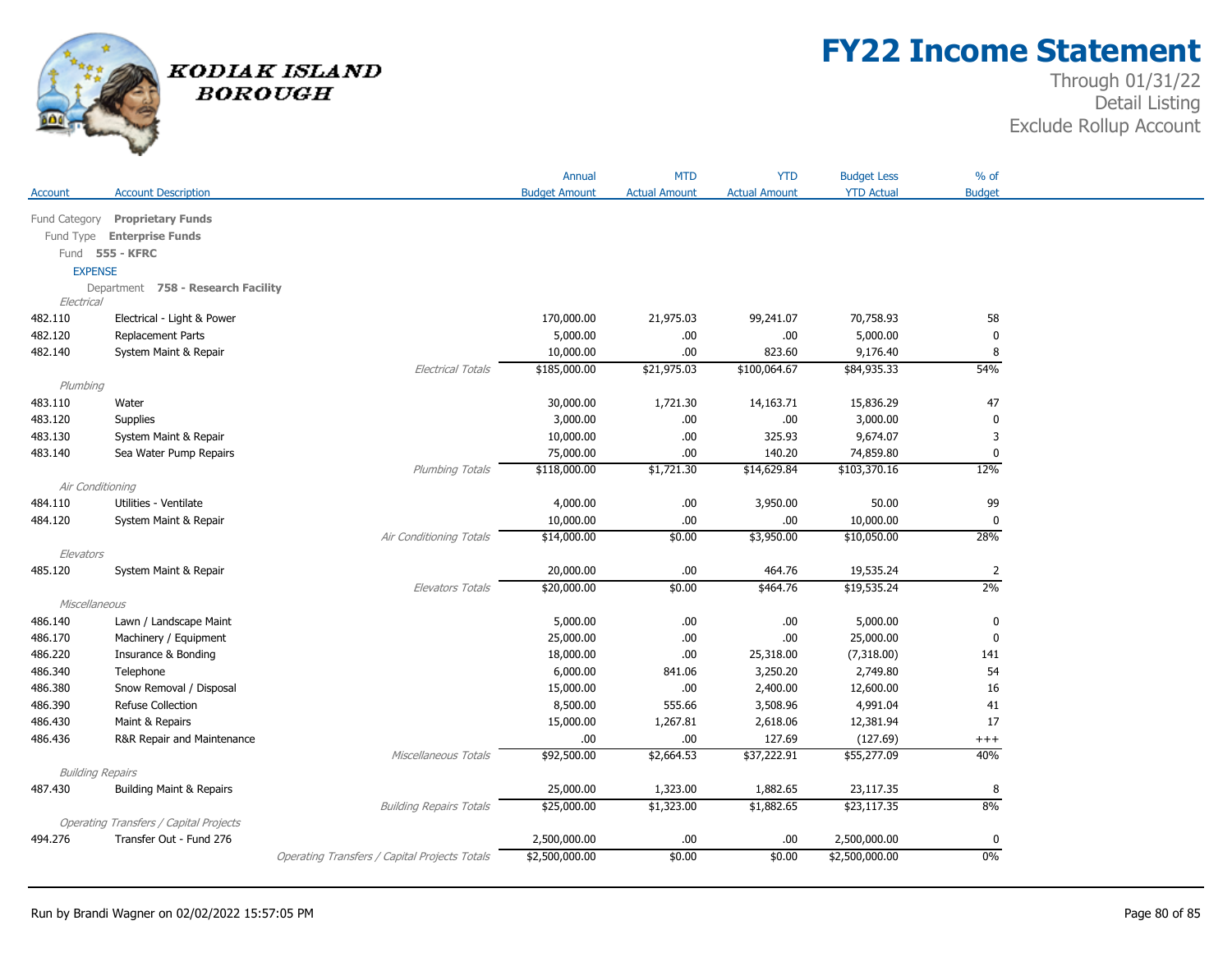# FY22 Income Statement

Through 01/31/22
Detail Listing
Exclude Rollup Account

KODIAK ISLAND BOROUGH

| Account | Account Description | Annual Budget Amount | MTD Actual Amount | YTD Actual Amount | Budget Less YTD Actual | % of Budget |
|---|---|---|---|---|---|---|
| Fund Category **Proprietary Funds** | | | | | | |
| Fund Type **Enterprise Funds** | | | | | | |
| Fund **555 - KFRC** | | | | | | |
| EXPENSE | | | | | | |
| Department **758 - Research Facility** | | | | | | |
| *Electrical* | | | | | | |
| 482.110 | Electrical - Light & Power | 170,000.00 | 21,975.03 | 99,241.07 | 70,758.93 | 58 |
| 482.120 | Replacement Parts | 5,000.00 | .00 | .00 | 5,000.00 | 0 |
| 482.140 | System Maint & Repair | 10,000.00 | .00 | 823.60 | 9,176.40 | 8 |
| | *Electrical Totals* | $185,000.00 | $21,975.03 | $100,064.67 | $84,935.33 | 54% |
| *Plumbing* | | | | | | |
| 483.110 | Water | 30,000.00 | 1,721.30 | 14,163.71 | 15,836.29 | 47 |
| 483.120 | Supplies | 3,000.00 | .00 | .00 | 3,000.00 | 0 |
| 483.130 | System Maint & Repair | 10,000.00 | .00 | 325.93 | 9,674.07 | 3 |
| 483.140 | Sea Water Pump Repairs | 75,000.00 | .00 | 140.20 | 74,859.80 | 0 |
| | *Plumbing Totals* | $118,000.00 | $1,721.30 | $14,629.84 | $103,370.16 | 12% |
| *Air Conditioning* | | | | | | |
| 484.110 | Utilities - Ventilate | 4,000.00 | .00 | 3,950.00 | 50.00 | 99 |
| 484.120 | System Maint & Repair | 10,000.00 | .00 | .00 | 10,000.00 | 0 |
| | *Air Conditioning Totals* | $14,000.00 | $0.00 | $3,950.00 | $10,050.00 | 28% |
| *Elevators* | | | | | | |
| 485.120 | System Maint & Repair | 20,000.00 | .00 | 464.76 | 19,535.24 | 2 |
| | *Elevators Totals* | $20,000.00 | $0.00 | $464.76 | $19,535.24 | 2% |
| *Miscellaneous* | | | | | | |
| 486.140 | Lawn / Landscape Maint | 5,000.00 | .00 | .00 | 5,000.00 | 0 |
| 486.170 | Machinery / Equipment | 25,000.00 | .00 | .00 | 25,000.00 | 0 |
| 486.220 | Insurance & Bonding | 18,000.00 | .00 | 25,318.00 | (7,318.00) | 141 |
| 486.340 | Telephone | 6,000.00 | 841.06 | 3,250.20 | 2,749.80 | 54 |
| 486.380 | Snow Removal / Disposal | 15,000.00 | .00 | 2,400.00 | 12,600.00 | 16 |
| 486.390 | Refuse Collection | 8,500.00 | 555.66 | 3,508.96 | 4,991.04 | 41 |
| 486.430 | Maint & Repairs | 15,000.00 | 1,267.81 | 2,618.06 | 12,381.94 | 17 |
| 486.436 | R&R Repair and Maintenance | .00 | .00 | 127.69 | (127.69) | +++ |
| | *Miscellaneous Totals* | $92,500.00 | $2,664.53 | $37,222.91 | $55,277.09 | 40% |
| *Building Repairs* | | | | | | |
| 487.430 | Building Maint & Repairs | 25,000.00 | 1,323.00 | 1,882.65 | 23,117.35 | 8 |
| | *Building Repairs Totals* | $25,000.00 | $1,323.00 | $1,882.65 | $23,117.35 | 8% |
| *Operating Transfers / Capital Projects* | | | | | | |
| 494.276 | Transfer Out - Fund 276 | 2,500,000.00 | .00 | .00 | 2,500,000.00 | 0 |
| | *Operating Transfers / Capital Projects Totals* | $2,500,000.00 | $0.00 | $0.00 | $2,500,000.00 | 0% |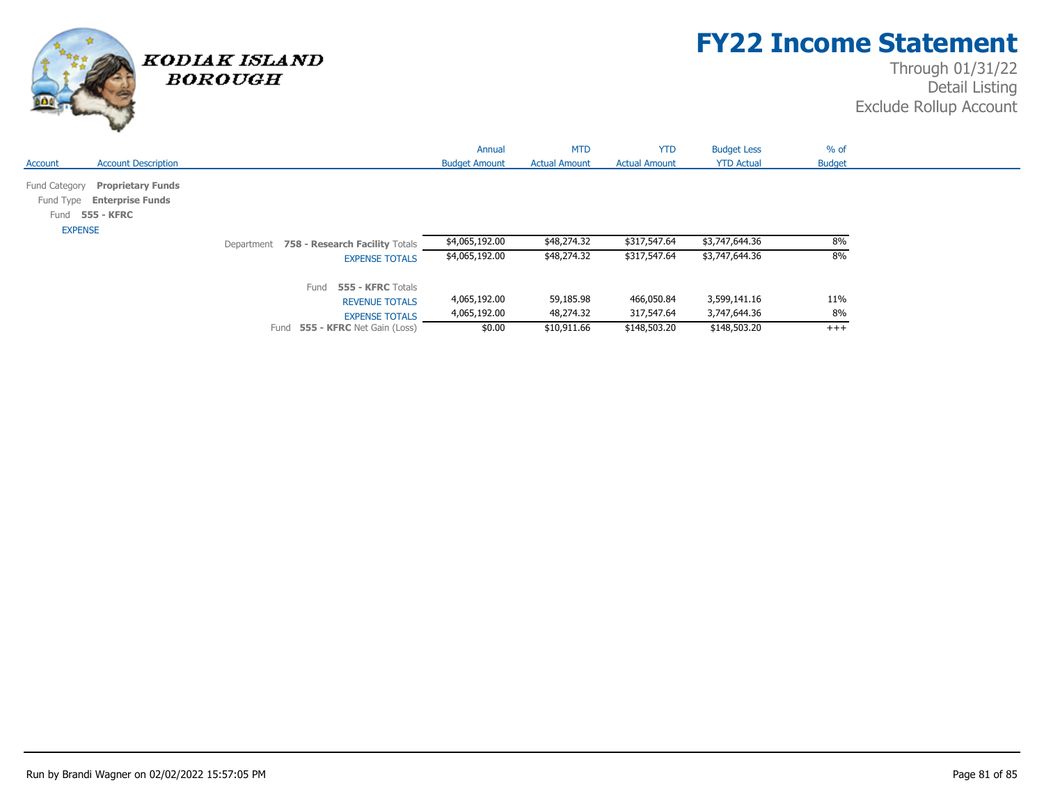# FY22 Income Statement

Through 01/31/22
Detail Listing
Exclude Rollup Account

KODIAK ISLAND BOROUGH

| Account | Account Description | Annual Budget Amount | MTD Actual Amount | YTD Actual Amount | Budget Less YTD Actual | % of Budget |
|---|---|---|---|---|---|---|
| Fund Category **Proprietary Funds** | | | | | | |
| Fund Type **Enterprise Funds** | | | | | | |
| Fund **555 - KFRC** | | | | | | |
| EXPENSE | | | | | | |
| | Department **758 - Research Facility** Totals | $4,065,192.00 | $48,274.32 | $317,547.64 | $3,747,644.36 | 8% |
| | EXPENSE TOTALS | $4,065,192.00 | $48,274.32 | $317,547.64 | $3,747,644.36 | 8% |
| | Fund **555 - KFRC** Totals | | | | | |
| | REVENUE TOTALS | 4,065,192.00 | 59,185.98 | 466,050.84 | 3,599,141.16 | 11% |
| | EXPENSE TOTALS | 4,065,192.00 | 48,274.32 | 317,547.64 | 3,747,644.36 | 8% |
| | Fund **555 - KFRC** Net Gain (Loss) | $0.00 | $10,911.66 | $148,503.20 | $148,503.20 | +++ |

Run by Brandi Wagner on 02/02/2022 15:57:05 PM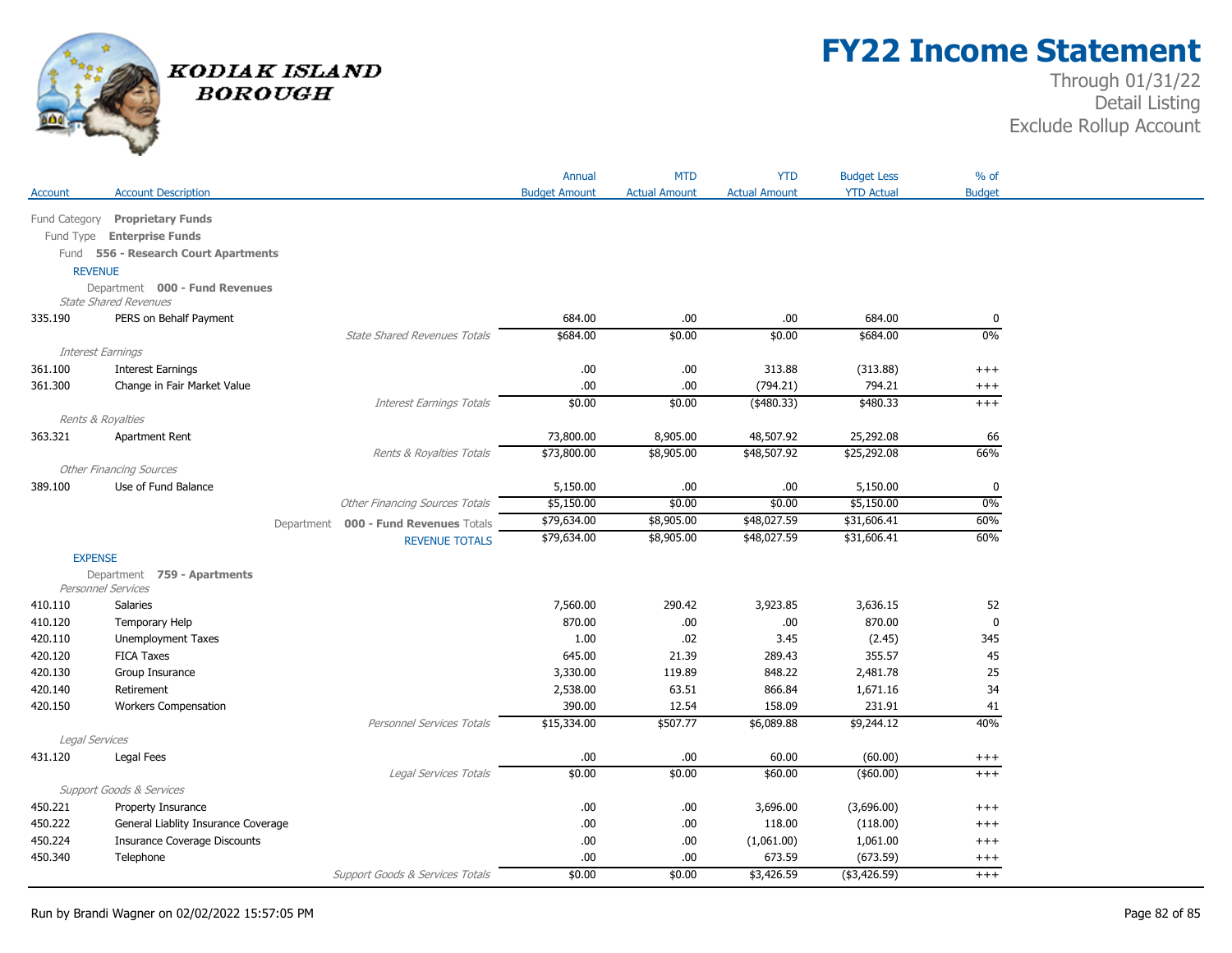# FY22 Income Statement

Through 01/31/22
Detail Listing
Exclude Rollup Account

KODIAK ISLAND BOROUGH

| Account | Account Description | Annual Budget Amount | MTD Actual Amount | YTD Actual Amount | Budget Less YTD Actual | % of Budget |
|---|---|---|---|---|---|---|
| Fund Category **Proprietary Funds** | | | | | | |
| Fund Type **Enterprise Funds** | | | | | | |
| Fund **556 - Research Court Apartments** | | | | | | |
| REVENUE | | | | | | |
| Department **000 - Fund Revenues** | | | | | | |
| *State Shared Revenues* | | | | | | |
| 335.190 | PERS on Behalf Payment | 684.00 | .00 | .00 | 684.00 | 0 |
| | *State Shared Revenues Totals* | $684.00 | $0.00 | $0.00 | $684.00 | 0% |
| *Interest Earnings* | | | | | | |
| 361.100 | Interest Earnings | .00 | .00 | 313.88 | (313.88) | +++ |
| 361.300 | Change in Fair Market Value | .00 | .00 | (794.21) | 794.21 | +++ |
| | *Interest Earnings Totals* | $0.00 | $0.00 | ($480.33) | $480.33 | +++ |
| *Rents & Royalties* | | | | | | |
| 363.321 | Apartment Rent | 73,800.00 | 8,905.00 | 48,507.92 | 25,292.08 | 66 |
| | *Rents & Royalties Totals* | $73,800.00 | $8,905.00 | $48,507.92 | $25,292.08 | 66% |
| *Other Financing Sources* | | | | | | |
| 389.100 | Use of Fund Balance | 5,150.00 | .00 | .00 | 5,150.00 | 0 |
| | *Other Financing Sources Totals* | $5,150.00 | $0.00 | $0.00 | $5,150.00 | 0% |
| | Department **000 - Fund Revenues** Totals | $79,634.00 | $8,905.00 | $48,027.59 | $31,606.41 | 60% |
| | REVENUE TOTALS | $79,634.00 | $8,905.00 | $48,027.59 | $31,606.41 | 60% |
| EXPENSE | | | | | | |
| Department **759 - Apartments** | | | | | | |
| *Personnel Services* | | | | | | |
| 410.110 | Salaries | 7,560.00 | 290.42 | 3,923.85 | 3,636.15 | 52 |
| 410.120 | Temporary Help | 870.00 | .00 | .00 | 870.00 | 0 |
| 420.110 | Unemployment Taxes | 1.00 | .02 | 3.45 | (2.45) | 345 |
| 420.120 | FICA Taxes | 645.00 | 21.39 | 289.43 | 355.57 | 45 |
| 420.130 | Group Insurance | 3,330.00 | 119.89 | 848.22 | 2,481.78 | 25 |
| 420.140 | Retirement | 2,538.00 | 63.51 | 866.84 | 1,671.16 | 34 |
| 420.150 | Workers Compensation | 390.00 | 12.54 | 158.09 | 231.91 | 41 |
| | *Personnel Services Totals* | $15,334.00 | $507.77 | $6,089.88 | $9,244.12 | 40% |
| *Legal Services* | | | | | | |
| 431.120 | Legal Fees | .00 | .00 | 60.00 | (60.00) | +++ |
| | *Legal Services Totals* | $0.00 | $0.00 | $60.00 | ($60.00) | +++ |
| *Support Goods & Services* | | | | | | |
| 450.221 | Property Insurance | .00 | .00 | 3,696.00 | (3,696.00) | +++ |
| 450.222 | General Liablity Insurance Coverage | .00 | .00 | 118.00 | (118.00) | +++ |
| 450.224 | Insurance Coverage Discounts | .00 | .00 | (1,061.00) | 1,061.00 | +++ |
| 450.340 | Telephone | .00 | .00 | 673.59 | (673.59) | +++ |
| | *Support Goods & Services Totals* | $0.00 | $0.00 | $3,426.59 | ($3,426.59) | +++ |

Run by Brandi Wagner on 02/02/2022 15:57:05 PM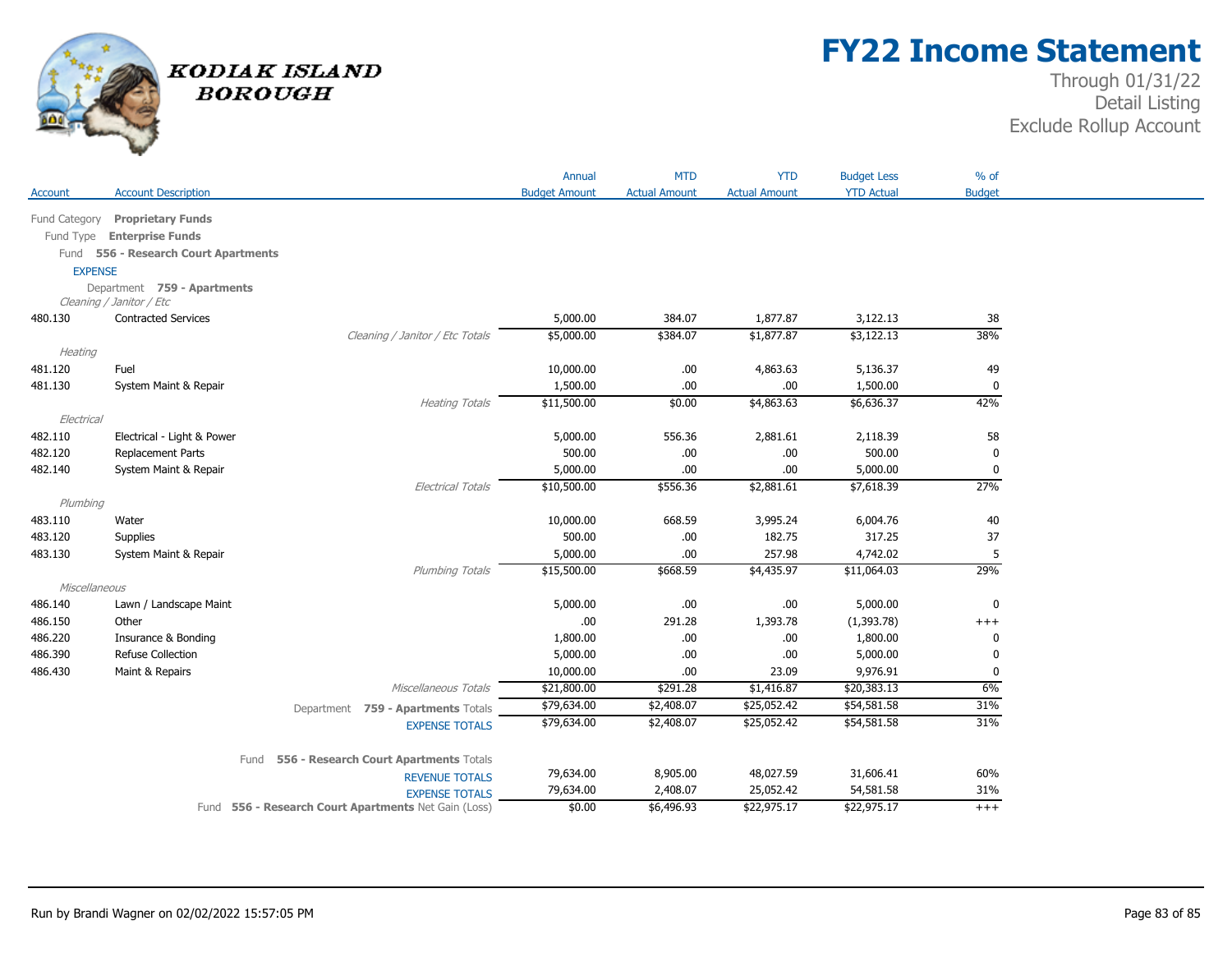# FY22 Income Statement

Through 01/31/22
Detail Listing
Exclude Rollup Account

KODIAK ISLAND BOROUGH

| Account | Account Description | Annual Budget Amount | MTD Actual Amount | YTD Actual Amount | Budget Less YTD Actual | % of Budget |
|---|---|---|---|---|---|---|
| Fund Category **Proprietary Funds** | | | | | | |
| Fund Type **Enterprise Funds** | | | | | | |
| Fund **556 - Research Court Apartments** | | | | | | |
| EXPENSE | | | | | | |
| Department **759 - Apartments** | | | | | | |
| *Cleaning / Janitor / Etc* | | | | | | |
| 480.130 | Contracted Services | 5,000.00 | 384.07 | 1,877.87 | 3,122.13 | 38 |
| | *Cleaning / Janitor / Etc Totals* | $5,000.00 | $384.07 | $1,877.87 | $3,122.13 | 38% |
| *Heating* | | | | | | |
| 481.120 | Fuel | 10,000.00 | .00 | 4,863.63 | 5,136.37 | 49 |
| 481.130 | System Maint & Repair | 1,500.00 | .00 | .00 | 1,500.00 | 0 |
| | *Heating Totals* | $11,500.00 | $0.00 | $4,863.63 | $6,636.37 | 42% |
| *Electrical* | | | | | | |
| 482.110 | Electrical - Light & Power | 5,000.00 | 556.36 | 2,881.61 | 2,118.39 | 58 |
| 482.120 | Replacement Parts | 500.00 | .00 | .00 | 500.00 | 0 |
| 482.140 | System Maint & Repair | 5,000.00 | .00 | .00 | 5,000.00 | 0 |
| | *Electrical Totals* | $10,500.00 | $556.36 | $2,881.61 | $7,618.39 | 27% |
| *Plumbing* | | | | | | |
| 483.110 | Water | 10,000.00 | 668.59 | 3,995.24 | 6,004.76 | 40 |
| 483.120 | Supplies | 500.00 | .00 | 182.75 | 317.25 | 37 |
| 483.130 | System Maint & Repair | 5,000.00 | .00 | 257.98 | 4,742.02 | 5 |
| | *Plumbing Totals* | $15,500.00 | $668.59 | $4,435.97 | $11,064.03 | 29% |
| *Miscellaneous* | | | | | | |
| 486.140 | Lawn / Landscape Maint | 5,000.00 | .00 | .00 | 5,000.00 | 0 |
| 486.150 | Other | .00 | 291.28 | 1,393.78 | (1,393.78) | +++ |
| 486.220 | Insurance & Bonding | 1,800.00 | .00 | .00 | 1,800.00 | 0 |
| 486.390 | Refuse Collection | 5,000.00 | .00 | .00 | 5,000.00 | 0 |
| 486.430 | Maint & Repairs | 10,000.00 | .00 | 23.09 | 9,976.91 | 0 |
| | *Miscellaneous Totals* | $21,800.00 | $291.28 | $1,416.87 | $20,383.13 | 6% |
| | Department **759 - Apartments** Totals | $79,634.00 | $2,408.07 | $25,052.42 | $54,581.58 | 31% |
| | EXPENSE TOTALS | $79,634.00 | $2,408.07 | $25,052.42 | $54,581.58 | 31% |
| | Fund **556 - Research Court Apartments** Totals | | | | | |
| | REVENUE TOTALS | 79,634.00 | 8,905.00 | 48,027.59 | 31,606.41 | 60% |
| | EXPENSE TOTALS | 79,634.00 | 2,408.07 | 25,052.42 | 54,581.58 | 31% |
| | Fund **556 - Research Court Apartments** Net Gain (Loss) | $0.00 | $6,496.93 | $22,975.17 | $22,975.17 | +++ |

Run by Brandi Wagner on 02/02/2022 15:57:05 PM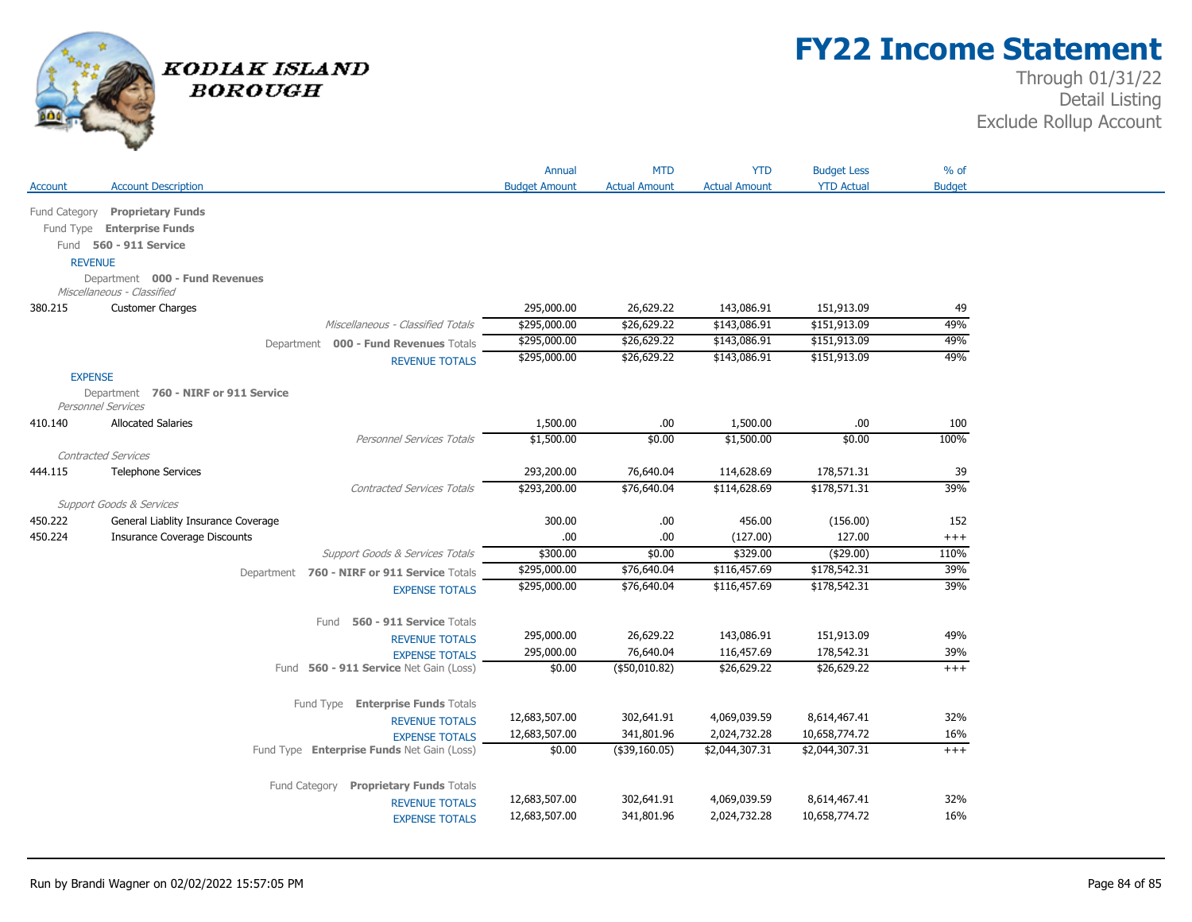# FY22 Income Statement

Through 01/31/22
Detail Listing
Exclude Rollup Account

KODIAK ISLAND BOROUGH

| Account | Account Description | Annual Budget Amount | MTD Actual Amount | YTD Actual Amount | Budget Less YTD Actual | % of Budget |
|---|---|---|---|---|---|---|
| Fund Category **Proprietary Funds** | | | | | | |
| Fund Type **Enterprise Funds** | | | | | | |
| Fund **560 - 911 Service** | | | | | | |
| REVENUE | | | | | | |
| Department **000 - Fund Revenues** | | | | | | |
| *Miscellaneous - Classified* | | | | | | |
| 380.215 | Customer Charges | 295,000.00 | 26,629.22 | 143,086.91 | 151,913.09 | 49 |
| | *Miscellaneous - Classified Totals* | $295,000.00 | $26,629.22 | $143,086.91 | $151,913.09 | 49% |
| | Department **000 - Fund Revenues** Totals | $295,000.00 | $26,629.22 | $143,086.91 | $151,913.09 | 49% |
| | REVENUE TOTALS | $295,000.00 | $26,629.22 | $143,086.91 | $151,913.09 | 49% |
| EXPENSE | | | | | | |
| Department **760 - NIRF or 911 Service** | | | | | | |
| *Personnel Services* | | | | | | |
| 410.140 | Allocated Salaries | 1,500.00 | .00 | 1,500.00 | .00 | 100 |
| | *Personnel Services Totals* | $1,500.00 | $0.00 | $1,500.00 | $0.00 | 100% |
| *Contracted Services* | | | | | | |
| 444.115 | Telephone Services | 293,200.00 | 76,640.04 | 114,628.69 | 178,571.31 | 39 |
| | *Contracted Services Totals* | $293,200.00 | $76,640.04 | $114,628.69 | $178,571.31 | 39% |
| *Support Goods & Services* | | | | | | |
| 450.222 | General Liablity Insurance Coverage | 300.00 | .00 | 456.00 | (156.00) | 152 |
| 450.224 | Insurance Coverage Discounts | .00 | .00 | (127.00) | 127.00 | +++ |
| | *Support Goods & Services Totals* | $300.00 | $0.00 | $329.00 | ($29.00) | 110% |
| | Department **760 - NIRF or 911 Service** Totals | $295,000.00 | $76,640.04 | $116,457.69 | $178,542.31 | 39% |
| | EXPENSE TOTALS | $295,000.00 | $76,640.04 | $116,457.69 | $178,542.31 | 39% |
| | Fund **560 - 911 Service** Totals | | | | | |
| | REVENUE TOTALS | 295,000.00 | 26,629.22 | 143,086.91 | 151,913.09 | 49% |
| | EXPENSE TOTALS | 295,000.00 | 76,640.04 | 116,457.69 | 178,542.31 | 39% |
| | Fund **560 - 911 Service** Net Gain (Loss) | $0.00 | ($50,010.82) | $26,629.22 | $26,629.22 | +++ |
| | Fund Type **Enterprise Funds** Totals | | | | | |
| | REVENUE TOTALS | 12,683,507.00 | 302,641.91 | 4,069,039.59 | 8,614,467.41 | 32% |
| | EXPENSE TOTALS | 12,683,507.00 | 341,801.96 | 2,024,732.28 | 10,658,774.72 | 16% |
| | Fund Type **Enterprise Funds** Net Gain (Loss) | $0.00 | ($39,160.05) | $2,044,307.31 | $2,044,307.31 | +++ |
| | Fund Category **Proprietary Funds** Totals | | | | | |
| | REVENUE TOTALS | 12,683,507.00 | 302,641.91 | 4,069,039.59 | 8,614,467.41 | 32% |
| | EXPENSE TOTALS | 12,683,507.00 | 341,801.96 | 2,024,732.28 | 10,658,774.72 | 16% |

Run by Brandi Wagner on 02/02/2022 15:57:05 PM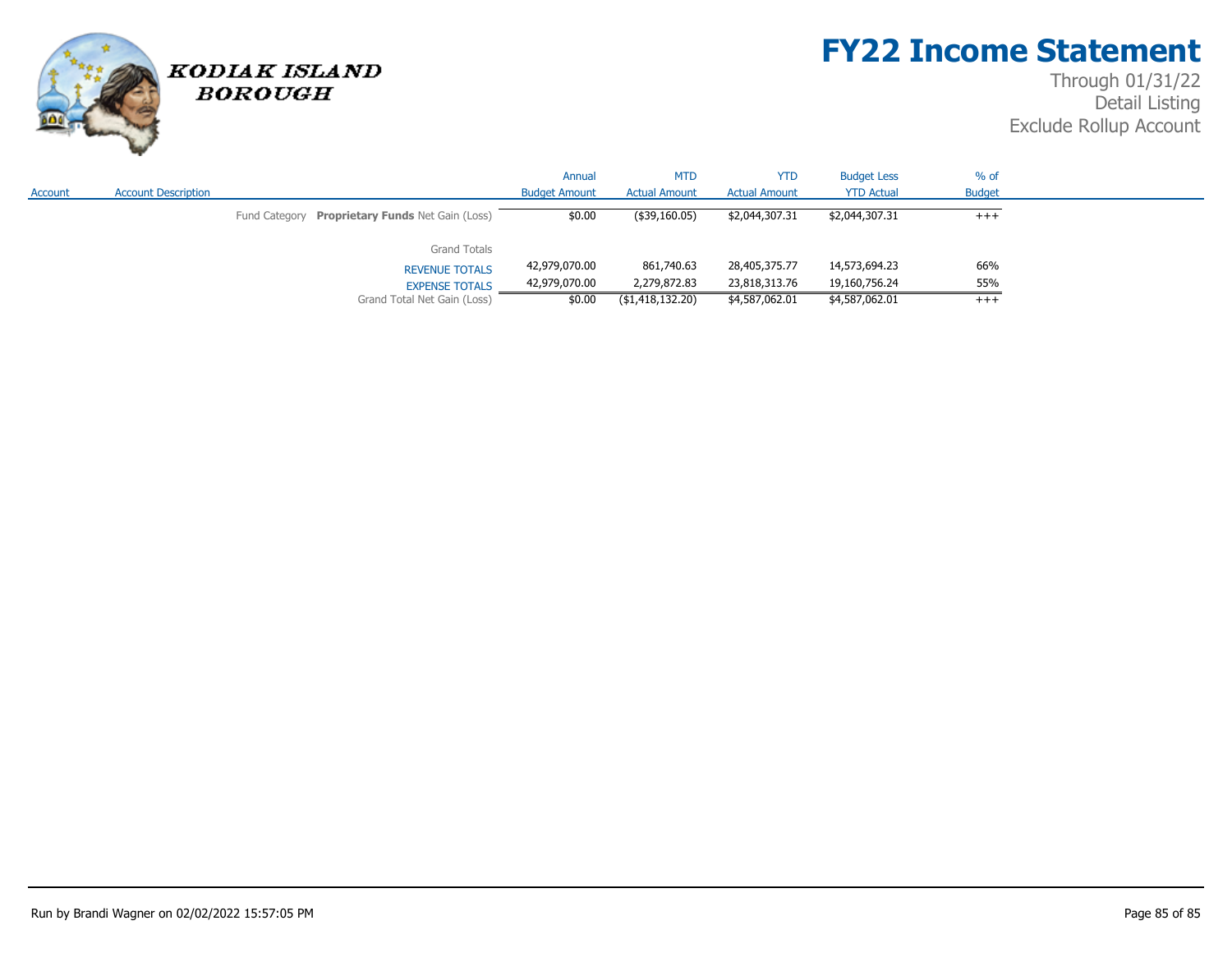# FY22 Income Statement

Through 01/31/22
Detail Listing
Exclude Rollup Account

| Account | Account Description | Annual Budget Amount | MTD Actual Amount | YTD Actual Amount | Budget Less YTD Actual | % of Budget |
|---|---|---|---|---|---|---|
| | Fund Category **Proprietary Funds** Net Gain (Loss) | $0.00 | ($39,160.05) | $2,044,307.31 | $2,044,307.31 | +++ |
| | Grand Totals | | | | | |
| | REVENUE TOTALS | 42,979,070.00 | 861,740.63 | 28,405,375.77 | 14,573,694.23 | 66% |
| | EXPENSE TOTALS | 42,979,070.00 | 2,279,872.83 | 23,818,313.76 | 19,160,756.24 | 55% |
| | Grand Total Net Gain (Loss) | $0.00 | ($1,418,132.20) | $4,587,062.01 | $4,587,062.01 | +++ |

Run by Brandi Wagner on 02/02/2022 15:57:05 PM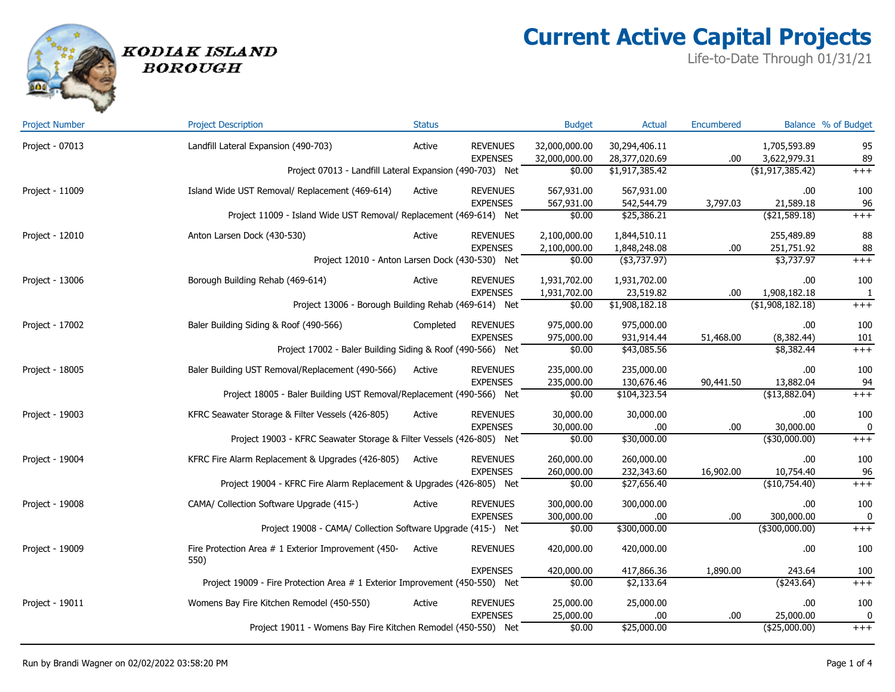KODIAK ISLAND BOROUGH

# Current Active Capital Projects

Life-to-Date Through 01/31/21

| Project Number | Project Description | Status | | Budget | Actual | Encumbered | Balance | % of Budget |
|---|---|---|---|---|---|---|---|---|
| Project - 07013 | Landfill Lateral Expansion (490-703) | Active | REVENUES | 32,000,000.00 | 30,294,406.11 | | 1,705,593.89 | 95 |
| | | | EXPENSES | 32,000,000.00 | 28,377,020.69 | .00 | 3,622,979.31 | 89 |
| | Project 07013 - Landfill Lateral Expansion (490-703) Net | | | $0.00 | $1,917,385.42 | | ($1,917,385.42) | +++ |
| Project - 11009 | Island Wide UST Removal/ Replacement (469-614) | Active | REVENUES | 567,931.00 | 567,931.00 | | .00 | 100 |
| | | | EXPENSES | 567,931.00 | 542,544.79 | 3,797.03 | 21,589.18 | 96 |
| | Project 11009 - Island Wide UST Removal/ Replacement (469-614) Net | | | $0.00 | $25,386.21 | | ($21,589.18) | +++ |
| Project - 12010 | Anton Larsen Dock (430-530) | Active | REVENUES | 2,100,000.00 | 1,844,510.11 | | 255,489.89 | 88 |
| | | | EXPENSES | 2,100,000.00 | 1,848,248.08 | .00 | 251,751.92 | 88 |
| | Project 12010 - Anton Larsen Dock (430-530) Net | | | $0.00 | ($3,737.97) | | $3,737.97 | +++ |
| Project - 13006 | Borough Building Rehab (469-614) | Active | REVENUES | 1,931,702.00 | 1,931,702.00 | | .00 | 100 |
| | | | EXPENSES | 1,931,702.00 | 23,519.82 | .00 | 1,908,182.18 | 1 |
| | Project 13006 - Borough Building Rehab (469-614) Net | | | $0.00 | $1,908,182.18 | | ($1,908,182.18) | +++ |
| Project - 17002 | Baler Building Siding & Roof (490-566) | Completed | REVENUES | 975,000.00 | 975,000.00 | | .00 | 100 |
| | | | EXPENSES | 975,000.00 | 931,914.44 | 51,468.00 | (8,382.44) | 101 |
| | Project 17002 - Baler Building Siding & Roof (490-566) Net | | | $0.00 | $43,085.56 | | $8,382.44 | +++ |
| Project - 18005 | Baler Building UST Removal/Replacement (490-566) | Active | REVENUES | 235,000.00 | 235,000.00 | | .00 | 100 |
| | | | EXPENSES | 235,000.00 | 130,676.46 | 90,441.50 | 13,882.04 | 94 |
| | Project 18005 - Baler Building UST Removal/Replacement (490-566) Net | | | $0.00 | $104,323.54 | | ($13,882.04) | +++ |
| Project - 19003 | KFRC Seawater Storage & Filter Vessels (426-805) | Active | REVENUES | 30,000.00 | 30,000.00 | | .00 | 100 |
| | | | EXPENSES | 30,000.00 | .00 | .00 | 30,000.00 | 0 |
| | Project 19003 - KFRC Seawater Storage & Filter Vessels (426-805) Net | | | $0.00 | $30,000.00 | | ($30,000.00) | +++ |
| Project - 19004 | KFRC Fire Alarm Replacement & Upgrades (426-805) | Active | REVENUES | 260,000.00 | 260,000.00 | | .00 | 100 |
| | | | EXPENSES | 260,000.00 | 232,343.60 | 16,902.00 | 10,754.40 | 96 |
| | Project 19004 - KFRC Fire Alarm Replacement & Upgrades (426-805) Net | | | $0.00 | $27,656.40 | | ($10,754.40) | +++ |
| Project - 19008 | CAMA/ Collection Software Upgrade (415-) | Active | REVENUES | 300,000.00 | 300,000.00 | | .00 | 100 |
| | | | EXPENSES | 300,000.00 | .00 | .00 | 300,000.00 | 0 |
| | Project 19008 - CAMA/ Collection Software Upgrade (415-) Net | | | $0.00 | $300,000.00 | | ($300,000.00) | +++ |
| Project - 19009 | Fire Protection Area # 1 Exterior Improvement (450-550) | Active | REVENUES | 420,000.00 | 420,000.00 | | .00 | 100 |
| | | | EXPENSES | 420,000.00 | 417,866.36 | 1,890.00 | 243.64 | 100 |
| | Project 19009 - Fire Protection Area # 1 Exterior Improvement (450-550) Net | | | $0.00 | $2,133.64 | | ($243.64) | +++ |
| Project - 19011 | Womens Bay Fire Kitchen Remodel (450-550) | Active | REVENUES | 25,000.00 | 25,000.00 | | .00 | 100 |
| | | | EXPENSES | 25,000.00 | .00 | .00 | 25,000.00 | 0 |
| | Project 19011 - Womens Bay Fire Kitchen Remodel (450-550) Net | | | $0.00 | $25,000.00 | | ($25,000.00) | +++ |

Run by Brandi Wagner on 02/02/2022 03:58:20 PM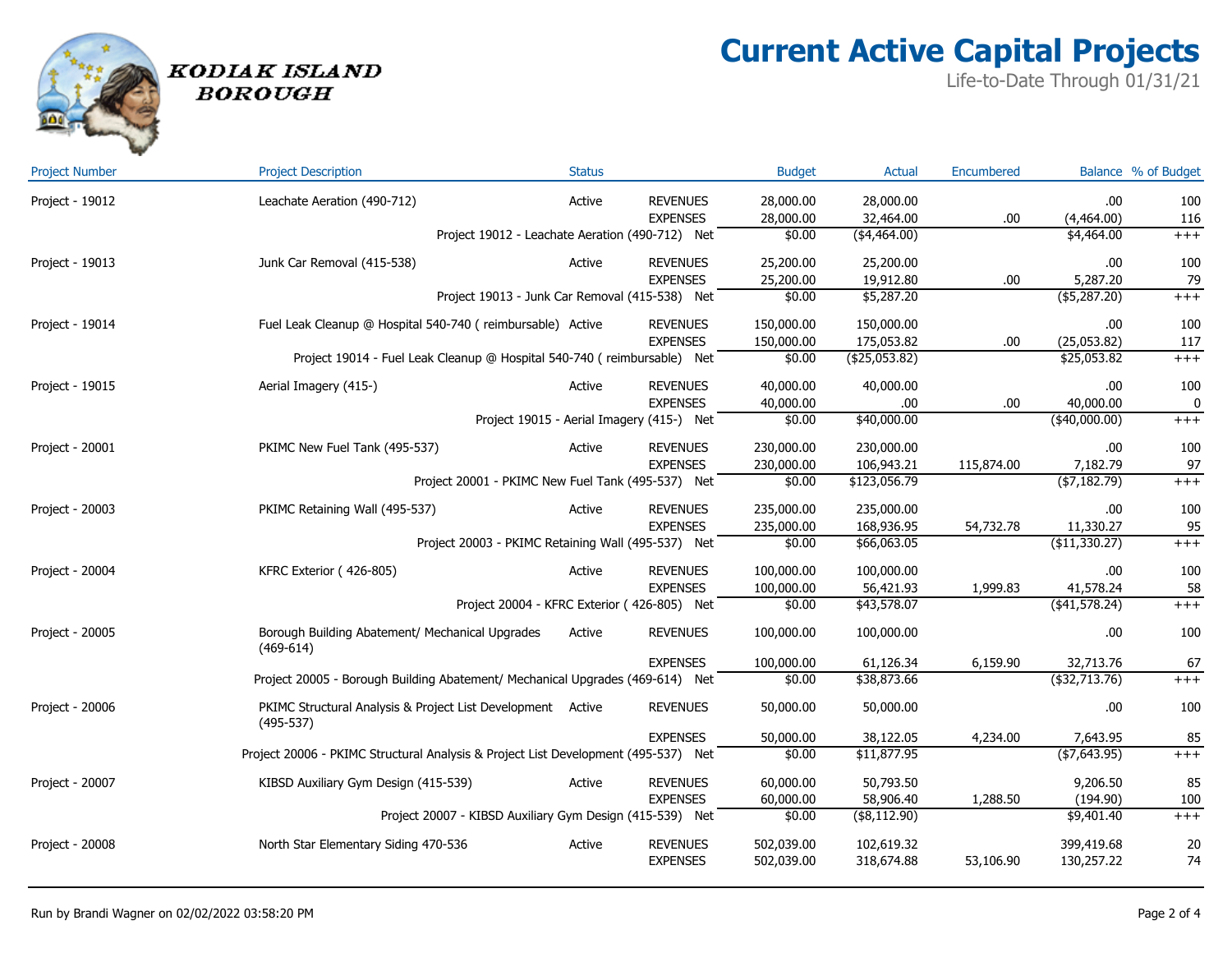KODIAK ISLAND BOROUGH

# Current Active Capital Projects

Life-to-Date Through 01/31/21

| Project Number | Project Description | Status | | Budget | Actual | Encumbered | Balance | % of Budget |
|---|---|---|---|---|---|---|---|---|
| Project - 19012 | Leachate Aeration (490-712) | Active | REVENUES | 28,000.00 | 28,000.00 | | .00 | 100 |
| | | | EXPENSES | 28,000.00 | 32,464.00 | .00 | (4,464.00) | 116 |
| | Project 19012 - Leachate Aeration (490-712) Net | | | $0.00 | ($4,464.00) | | $4,464.00 | +++ |
| Project - 19013 | Junk Car Removal (415-538) | Active | REVENUES | 25,200.00 | 25,200.00 | | .00 | 100 |
| | | | EXPENSES | 25,200.00 | 19,912.80 | .00 | 5,287.20 | 79 |
| | Project 19013 - Junk Car Removal (415-538) Net | | | $0.00 | $5,287.20 | | ($5,287.20) | +++ |
| Project - 19014 | Fuel Leak Cleanup @ Hospital 540-740 ( reimbursable) | Active | REVENUES | 150,000.00 | 150,000.00 | | .00 | 100 |
| | | | EXPENSES | 150,000.00 | 175,053.82 | .00 | (25,053.82) | 117 |
| | Project 19014 - Fuel Leak Cleanup @ Hospital 540-740 ( reimbursable) Net | | | $0.00 | ($25,053.82) | | $25,053.82 | +++ |
| Project - 19015 | Aerial Imagery (415-) | Active | REVENUES | 40,000.00 | 40,000.00 | | .00 | 100 |
| | | | EXPENSES | 40,000.00 | .00 | .00 | 40,000.00 | 0 |
| | Project 19015 - Aerial Imagery (415-) Net | | | $0.00 | $40,000.00 | | ($40,000.00) | +++ |
| Project - 20001 | PKIMC New Fuel Tank (495-537) | Active | REVENUES | 230,000.00 | 230,000.00 | | .00 | 100 |
| | | | EXPENSES | 230,000.00 | 106,943.21 | 115,874.00 | 7,182.79 | 97 |
| | Project 20001 - PKIMC New Fuel Tank (495-537) Net | | | $0.00 | $123,056.79 | | ($7,182.79) | +++ |
| Project - 20003 | PKIMC Retaining Wall (495-537) | Active | REVENUES | 235,000.00 | 235,000.00 | | .00 | 100 |
| | | | EXPENSES | 235,000.00 | 168,936.95 | 54,732.78 | 11,330.27 | 95 |
| | Project 20003 - PKIMC Retaining Wall (495-537) Net | | | $0.00 | $66,063.05 | | ($11,330.27) | +++ |
| Project - 20004 | KFRC Exterior ( 426-805) | Active | REVENUES | 100,000.00 | 100,000.00 | | .00 | 100 |
| | | | EXPENSES | 100,000.00 | 56,421.93 | 1,999.83 | 41,578.24 | 58 |
| | Project 20004 - KFRC Exterior ( 426-805) Net | | | $0.00 | $43,578.07 | | ($41,578.24) | +++ |
| Project - 20005 | Borough Building Abatement/ Mechanical Upgrades (469-614) | Active | REVENUES | 100,000.00 | 100,000.00 | | .00 | 100 |
| | | | EXPENSES | 100,000.00 | 61,126.34 | 6,159.90 | 32,713.76 | 67 |
| | Project 20005 - Borough Building Abatement/ Mechanical Upgrades (469-614) Net | | | $0.00 | $38,873.66 | | ($32,713.76) | +++ |
| Project - 20006 | PKIMC Structural Analysis & Project List Development (495-537) | Active | REVENUES | 50,000.00 | 50,000.00 | | .00 | 100 |
| | | | EXPENSES | 50,000.00 | 38,122.05 | 4,234.00 | 7,643.95 | 85 |
| | Project 20006 - PKIMC Structural Analysis & Project List Development (495-537) Net | | | $0.00 | $11,877.95 | | ($7,643.95) | +++ |
| Project - 20007 | KIBSD Auxiliary Gym Design (415-539) | Active | REVENUES | 60,000.00 | 50,793.50 | | 9,206.50 | 85 |
| | | | EXPENSES | 60,000.00 | 58,906.40 | 1,288.50 | (194.90) | 100 |
| | Project 20007 - KIBSD Auxiliary Gym Design (415-539) Net | | | $0.00 | ($8,112.90) | | $9,401.40 | +++ |
| Project - 20008 | North Star Elementary Siding 470-536 | Active | REVENUES | 502,039.00 | 102,619.32 | | 399,419.68 | 20 |
| | | | EXPENSES | 502,039.00 | 318,674.88 | 53,106.90 | 130,257.22 | 74 |

Run by Brandi Wagner on 02/02/2022 03:58:20 PM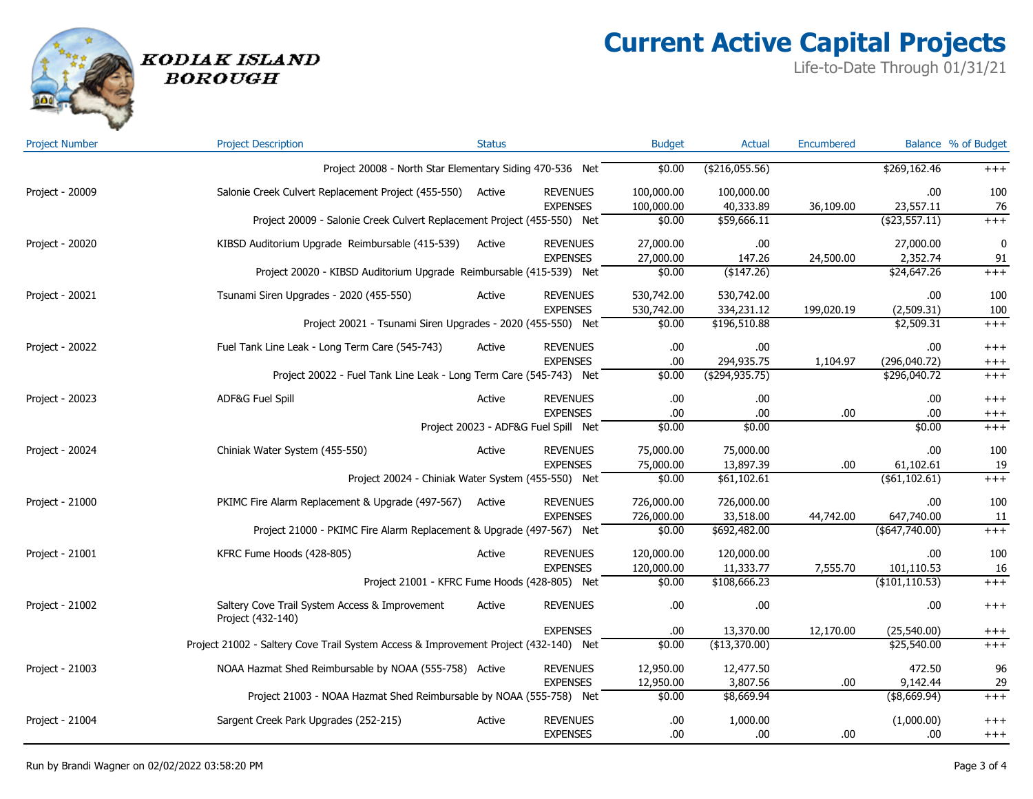**KODIAK ISLAND BOROUGH**

# Current Active Capital Projects

Life-to-Date Through 01/31/21

| Project Number | Project Description | Status | | Budget | Actual | Encumbered | Balance | % of Budget |
|---|---|---|---|---|---|---|---|---|
| | Project 20008 - North Star Elementary Siding 470-536 | | Net | $0.00 | ($216,055.56) | | $269,162.46 | +++ |
| Project - 20009 | Salonie Creek Culvert Replacement Project (455-550) | Active | REVENUES | 100,000.00 | 100,000.00 | | .00 | 100 |
| | | | EXPENSES | 100,000.00 | 40,333.89 | 36,109.00 | 23,557.11 | 76 |
| | Project 20009 - Salonie Creek Culvert Replacement Project (455-550) | | Net | $0.00 | $59,666.11 | | ($23,557.11) | +++ |
| Project - 20020 | KIBSD Auditorium Upgrade Reimbursable (415-539) | Active | REVENUES | 27,000.00 | .00 | | 27,000.00 | 0 |
| | | | EXPENSES | 27,000.00 | 147.26 | 24,500.00 | 2,352.74 | 91 |
| | Project 20020 - KIBSD Auditorium Upgrade Reimbursable (415-539) | | Net | $0.00 | ($147.26) | | $24,647.26 | +++ |
| Project - 20021 | Tsunami Siren Upgrades - 2020 (455-550) | Active | REVENUES | 530,742.00 | 530,742.00 | | .00 | 100 |
| | | | EXPENSES | 530,742.00 | 334,231.12 | 199,020.19 | (2,509.31) | 100 |
| | Project 20021 - Tsunami Siren Upgrades - 2020 (455-550) | | Net | $0.00 | $196,510.88 | | $2,509.31 | +++ |
| Project - 20022 | Fuel Tank Line Leak - Long Term Care (545-743) | Active | REVENUES | .00 | .00 | | .00 | +++ |
| | | | EXPENSES | .00 | 294,935.75 | 1,104.97 | (296,040.72) | +++ |
| | Project 20022 - Fuel Tank Line Leak - Long Term Care (545-743) | | Net | $0.00 | ($294,935.75) | | $296,040.72 | +++ |
| Project - 20023 | ADF&G Fuel Spill | Active | REVENUES | .00 | .00 | | .00 | +++ |
| | | | EXPENSES | .00 | .00 | .00 | .00 | +++ |
| | Project 20023 - ADF&G Fuel Spill | | Net | $0.00 | $0.00 | | $0.00 | +++ |
| Project - 20024 | Chiniak Water System (455-550) | Active | REVENUES | 75,000.00 | 75,000.00 | | .00 | 100 |
| | | | EXPENSES | 75,000.00 | 13,897.39 | .00 | 61,102.61 | 19 |
| | Project 20024 - Chiniak Water System (455-550) | | Net | $0.00 | $61,102.61 | | ($61,102.61) | +++ |
| Project - 21000 | PKIMC Fire Alarm Replacement & Upgrade (497-567) | Active | REVENUES | 726,000.00 | 726,000.00 | | .00 | 100 |
| | | | EXPENSES | 726,000.00 | 33,518.00 | 44,742.00 | 647,740.00 | 11 |
| | Project 21000 - PKIMC Fire Alarm Replacement & Upgrade (497-567) | | Net | $0.00 | $692,482.00 | | ($647,740.00) | +++ |
| Project - 21001 | KFRC Fume Hoods (428-805) | Active | REVENUES | 120,000.00 | 120,000.00 | | .00 | 100 |
| | | | EXPENSES | 120,000.00 | 11,333.77 | 7,555.70 | 101,110.53 | 16 |
| | Project 21001 - KFRC Fume Hoods (428-805) | | Net | $0.00 | $108,666.23 | | ($101,110.53) | +++ |
| Project - 21002 | Saltery Cove Trail System Access & Improvement Project (432-140) | Active | REVENUES | .00 | .00 | | .00 | +++ |
| | | | EXPENSES | .00 | 13,370.00 | 12,170.00 | (25,540.00) | +++ |
| | Project 21002 - Saltery Cove Trail System Access & Improvement Project (432-140) | | Net | $0.00 | ($13,370.00) | | $25,540.00 | +++ |
| Project - 21003 | NOAA Hazmat Shed Reimbursable by NOAA (555-758) | Active | REVENUES | 12,950.00 | 12,477.50 | | 472.50 | 96 |
| | | | EXPENSES | 12,950.00 | 3,807.56 | .00 | 9,142.44 | 29 |
| | Project 21003 - NOAA Hazmat Shed Reimbursable by NOAA (555-758) | | Net | $0.00 | $8,669.94 | | ($8,669.94) | +++ |
| Project - 21004 | Sargent Creek Park Upgrades (252-215) | Active | REVENUES | .00 | 1,000.00 | | (1,000.00) | +++ |
| | | | EXPENSES | .00 | .00 | .00 | .00 | +++ |

Run by Brandi Wagner on 02/02/2022 03:58:20 PM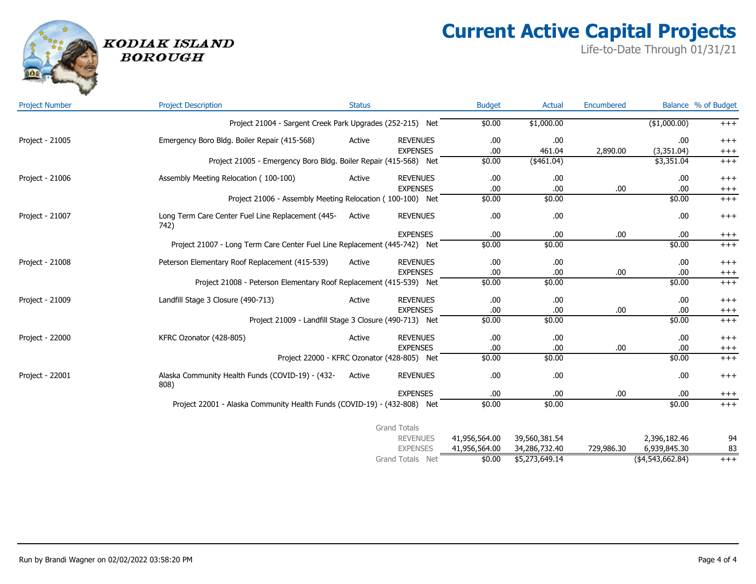KODIAK ISLAND BOROUGH

# Current Active Capital Projects

Life-to-Date Through 01/31/21

| Project Number | Project Description | Status | | Budget | Actual | Encumbered | Balance | % of Budget |
|---|---|---|---|---|---|---|---|---|
| | Project 21004 - Sargent Creek Park Upgrades (252-215) | | Net | $0.00 | $1,000.00 | | ($1,000.00) | +++ |
| Project - 21005 | Emergency Boro Bldg. Boiler Repair (415-568) | Active | REVENUES | .00 | .00 | | .00 | +++ |
| | | | EXPENSES | .00 | 461.04 | 2,890.00 | (3,351.04) | +++ |
| | Project 21005 - Emergency Boro Bldg. Boiler Repair (415-568) | | Net | $0.00 | ($461.04) | | $3,351.04 | +++ |
| Project - 21006 | Assembly Meeting Relocation ( 100-100) | Active | REVENUES | .00 | .00 | | .00 | +++ |
| | | | EXPENSES | .00 | .00 | .00 | .00 | +++ |
| | Project 21006 - Assembly Meeting Relocation ( 100-100) | | Net | $0.00 | $0.00 | | $0.00 | +++ |
| Project - 21007 | Long Term Care Center Fuel Line Replacement (445-742) | Active | REVENUES | .00 | .00 | | .00 | +++ |
| | | | EXPENSES | .00 | .00 | .00 | .00 | +++ |
| | Project 21007 - Long Term Care Center Fuel Line Replacement (445-742) | | Net | $0.00 | $0.00 | | $0.00 | +++ |
| Project - 21008 | Peterson Elementary Roof Replacement (415-539) | Active | REVENUES | .00 | .00 | | .00 | +++ |
| | | | EXPENSES | .00 | .00 | .00 | .00 | +++ |
| | Project 21008 - Peterson Elementary Roof Replacement (415-539) | | Net | $0.00 | $0.00 | | $0.00 | +++ |
| Project - 21009 | Landfill Stage 3 Closure (490-713) | Active | REVENUES | .00 | .00 | | .00 | +++ |
| | | | EXPENSES | .00 | .00 | .00 | .00 | +++ |
| | Project 21009 - Landfill Stage 3 Closure (490-713) | | Net | $0.00 | $0.00 | | $0.00 | +++ |
| Project - 22000 | KFRC Ozonator (428-805) | Active | REVENUES | .00 | .00 | | .00 | +++ |
| | | | EXPENSES | .00 | .00 | .00 | .00 | +++ |
| | Project 22000 - KFRC Ozonator (428-805) | | Net | $0.00 | $0.00 | | $0.00 | +++ |
| Project - 22001 | Alaska Community Health Funds (COVID-19) - (432-808) | Active | REVENUES | .00 | .00 | | .00 | +++ |
| | | | EXPENSES | .00 | .00 | .00 | .00 | +++ |
| | Project 22001 - Alaska Community Health Funds (COVID-19) - (432-808) | | Net | $0.00 | $0.00 | | $0.00 | +++ |
| | | Grand Totals | | | | | | |
| | | | REVENUES | 41,956,564.00 | 39,560,381.54 | | 2,396,182.46 | 94 |
| | | | EXPENSES | 41,956,564.00 | 34,286,732.40 | 729,986.30 | 6,939,845.30 | 83 |
| | | Grand Totals | Net | $0.00 | $5,273,649.14 | | ($4,543,662.84) | +++ |

Run by Brandi Wagner on 02/02/2022 03:58:20 PM